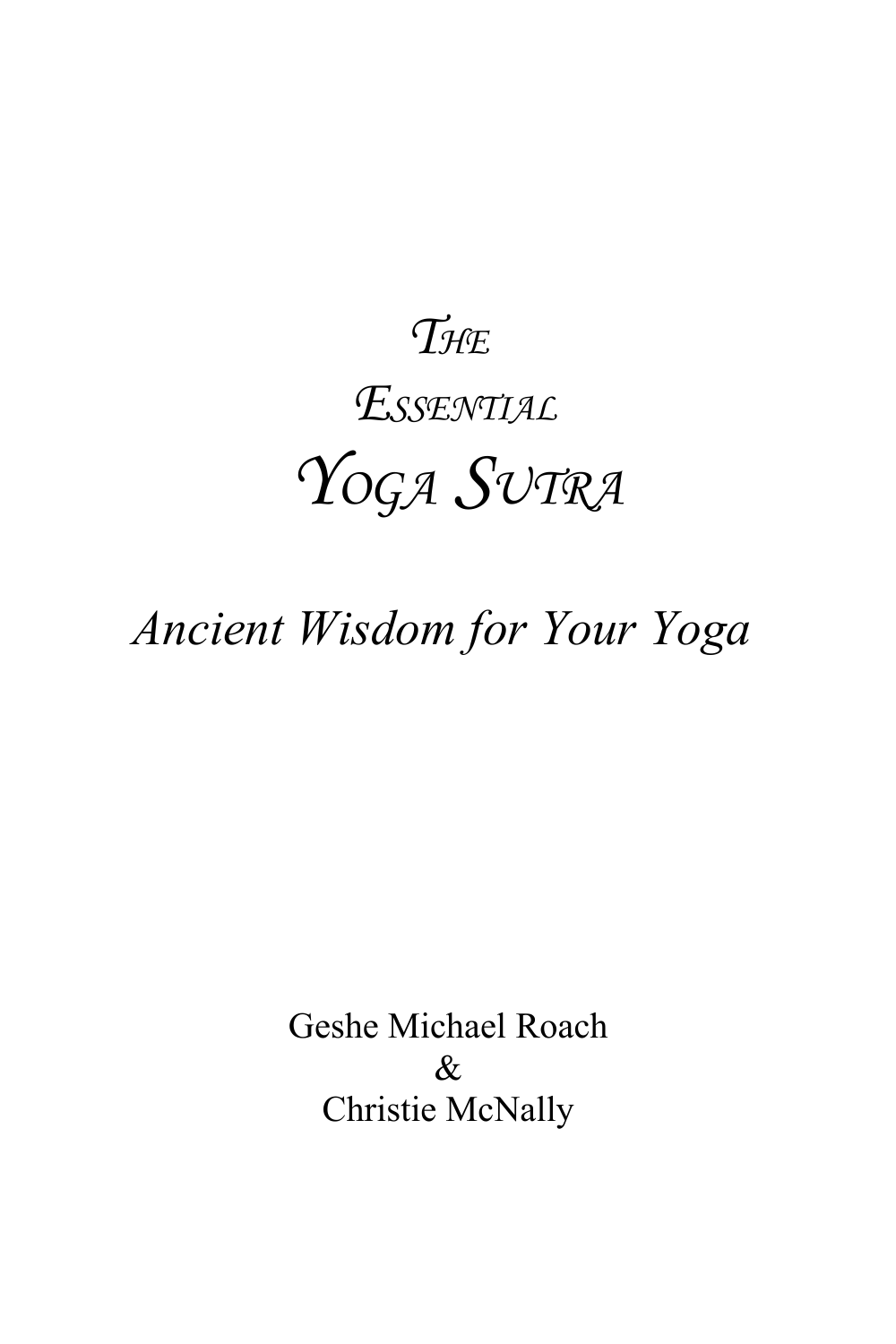# The Essential Yoga Sutra

*Ancient Wisdom for Your Yoga*

Geshe Michael Roach
&
Christie McNally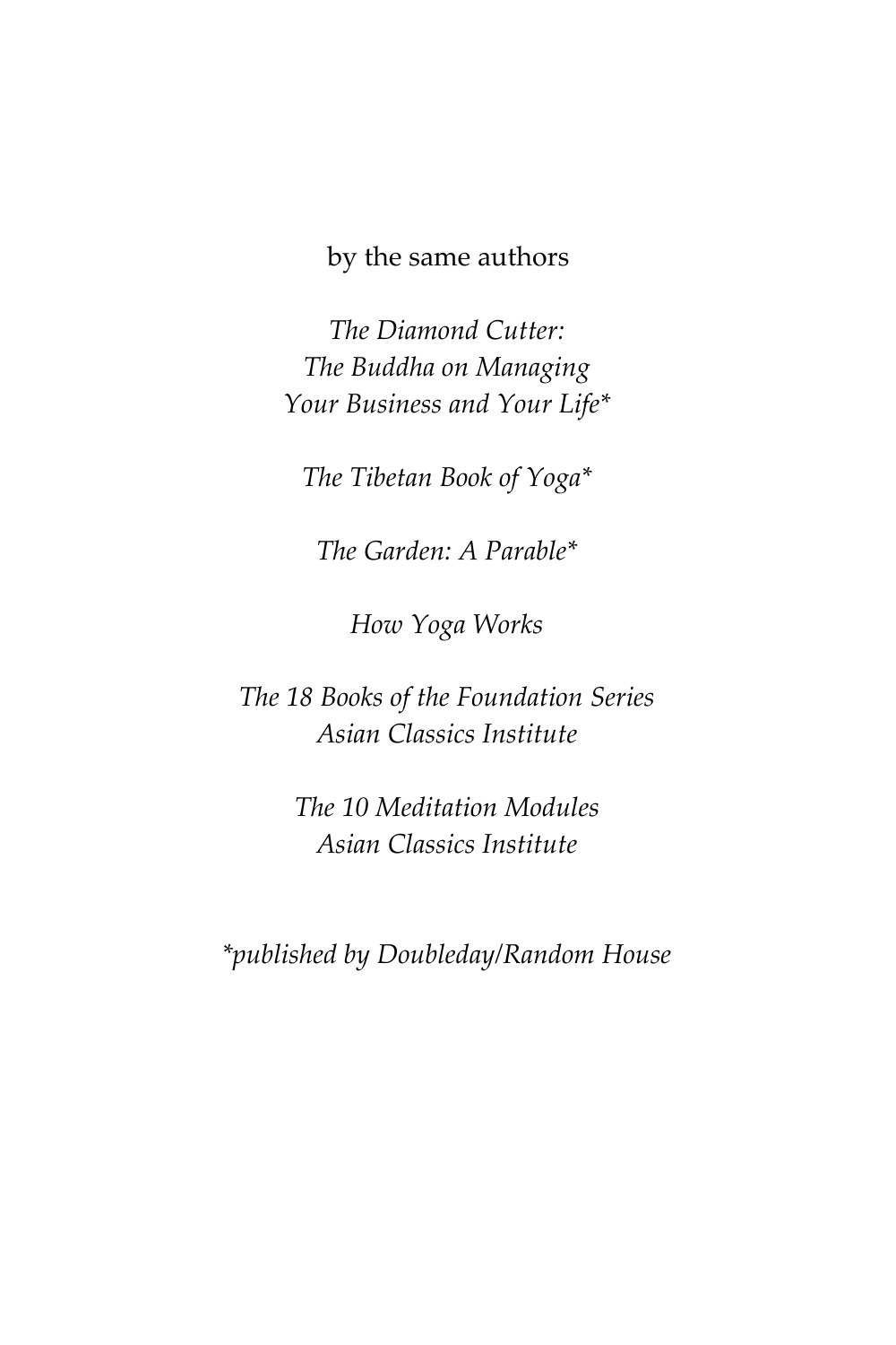by the same authors

*The Diamond Cutter:*
*The Buddha on Managing*
*Your Business and Your Life**

*The Tibetan Book of Yoga**

*The Garden: A Parable**

*How Yoga Works*

*The 18 Books of the Foundation Series*
*Asian Classics Institute*

*The 10 Meditation Modules*
*Asian Classics Institute*

**published by Doubleday/Random House*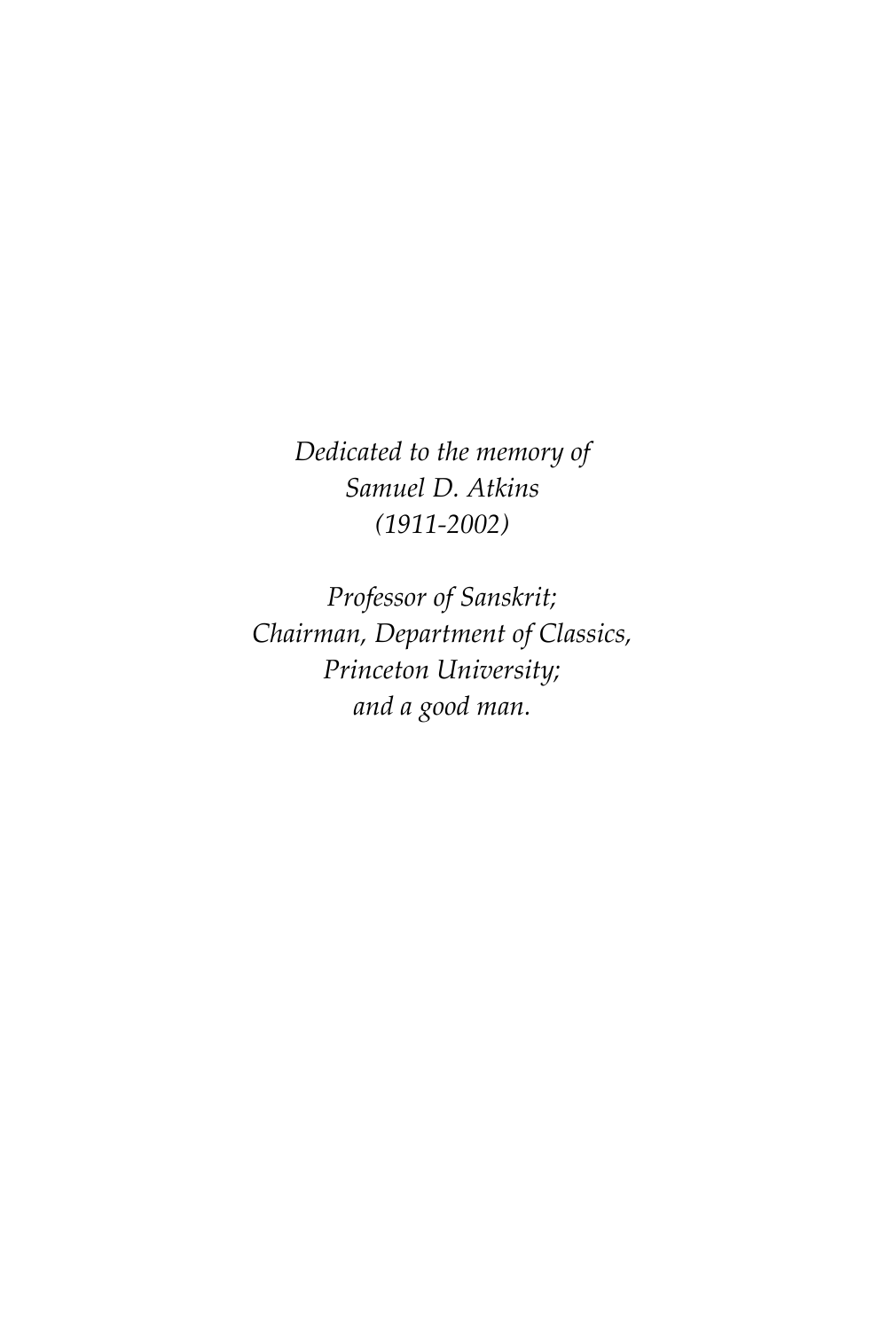*Dedicated to the memory of*
*Samuel D. Atkins*
*(1911-2002)*

*Professor of Sanskrit;*
*Chairman, Department of Classics,*
*Princeton University;*
*and a good man.*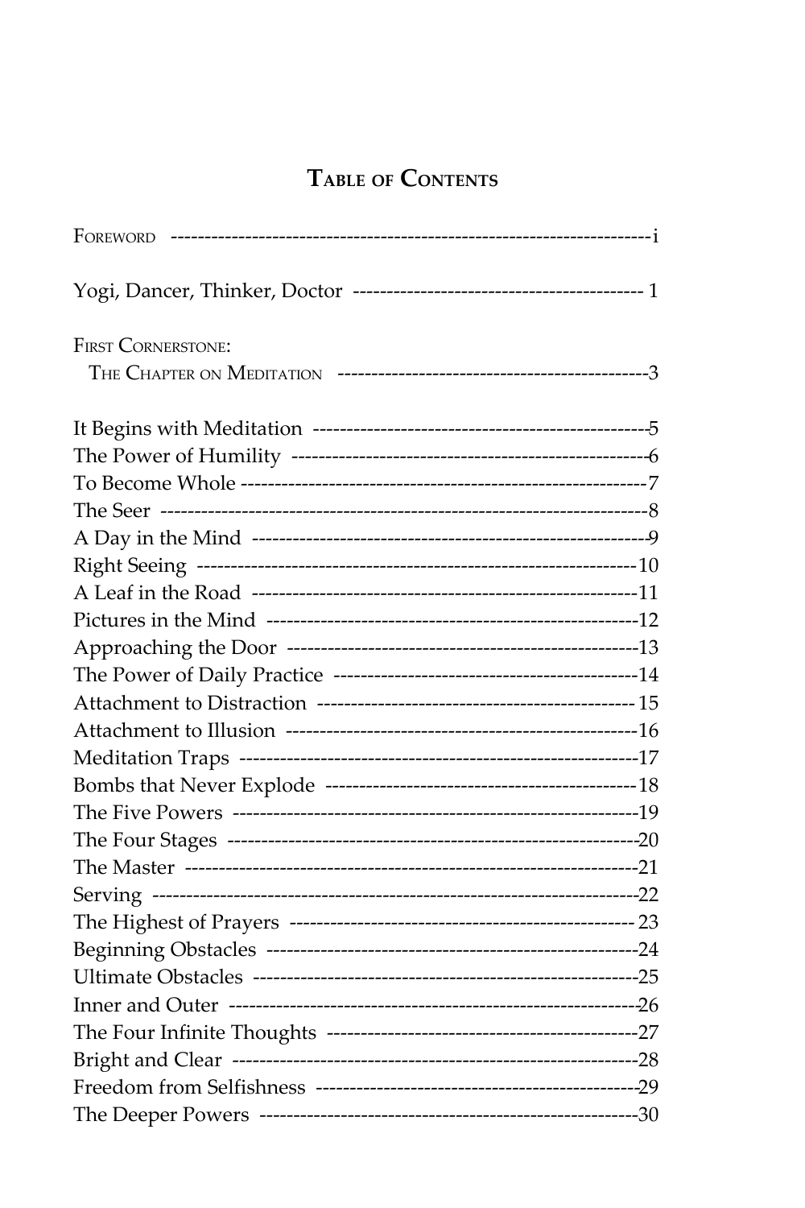# Table of Contents

Foreword ---------------------------------------------------------------------i

Yogi, Dancer, Thinker, Doctor ------------------------------------------ 1

First Cornerstone:
The Chapter on Meditation ---------------------------------------------3

It Begins with Meditation -------------------------------------------------5
The Power of Humility ----------------------------------------------------6
To Become Whole ---------------------------------------------------------7
The Seer ------------------------------------------------------------------8
A Day in the Mind --------------------------------------------------------9
Right Seeing ------------------------------------------------------------10
A Leaf in the Road -------------------------------------------------------11
Pictures in the Mind -----------------------------------------------------12
Approaching the Door ----------------------------------------------------13
The Power of Daily Practice ---------------------------------------------14
Attachment to Distraction ----------------------------------------------- 15
Attachment to Illusion ---------------------------------------------------16
Meditation Traps ---------------------------------------------------------17
Bombs that Never Explode ----------------------------------------------18
The Five Powers ----------------------------------------------------------19
The Four Stages ----------------------------------------------------------20
The Master ---------------------------------------------------------------21
Serving ------------------------------------------------------------------22
The Highest of Prayers -------------------------------------------------- 23
Beginning Obstacles ------------------------------------------------------24
Ultimate Obstacles -------------------------------------------------------25
Inner and Outer ----------------------------------------------------------26
The Four Infinite Thoughts ----------------------------------------------27
Bright and Clear ---------------------------------------------------------28
Freedom from Selfishness ------------------------------------------------29
The Deeper Powers ------------------------------------------------------30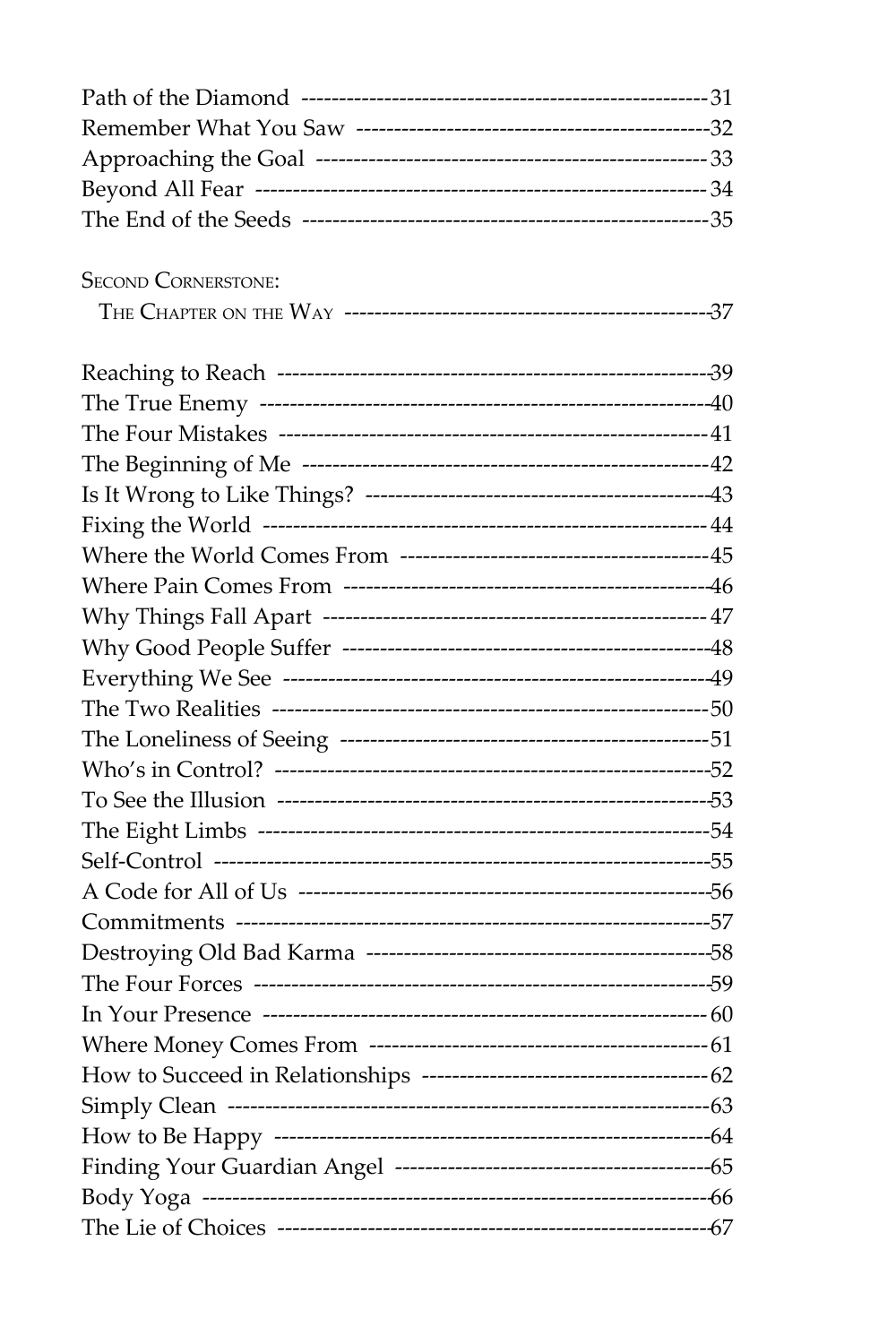Path of the Diamond ---------------------------------------------------- 31
Remember What You Saw ---------------------------------------------- 32
Approaching the Goal -------------------------------------------------- 33
Beyond All Fear ---------------------------------------------------------- 34
The End of the Seeds ---------------------------------------------------- 35

SECOND CORNERSTONE:
THE CHAPTER ON THE WAY ------------------------------------------------ 37

Reaching to Reach -------------------------------------------------------- 39
The True Enemy ----------------------------------------------------------- 40
The Four Mistakes -------------------------------------------------------- 41
The Beginning of Me ----------------------------------------------------- 42
Is It Wrong to Like Things? ---------------------------------------------- 43
Fixing the World ---------------------------------------------------------- 44
Where the World Comes From ----------------------------------------- 45
Where Pain Comes From ------------------------------------------------- 46
Why Things Fall Apart --------------------------------------------------- 47
Why Good People Suffer ------------------------------------------------ 48
Everything We See -------------------------------------------------------- 49
The Two Realities --------------------------------------------------------- 50
The Loneliness of Seeing ------------------------------------------------- 51
Who's in Control? --------------------------------------------------------- 52
To See the Illusion -------------------------------------------------------- 53
The Eight Limbs ----------------------------------------------------------- 54
Self-Control ---------------------------------------------------------------- 55
A Code for All of Us ------------------------------------------------------ 56
Commitments -------------------------------------------------------------- 57
Destroying Old Bad Karma -------------------------------------------- 58
The Four Forces ----------------------------------------------------------- 59
In Your Presence ---------------------------------------------------------- 60
Where Money Comes From --------------------------------------------- 61
How to Succeed in Relationships -------------------------------------- 62
Simply Clean --------------------------------------------------------------- 63
How to Be Happy ---------------------------------------------------------- 64
Finding Your Guardian Angel ----------------------------------------- 65
Body Yoga ------------------------------------------------------------------ 66
The Lie of Choices -------------------------------------------------------- 67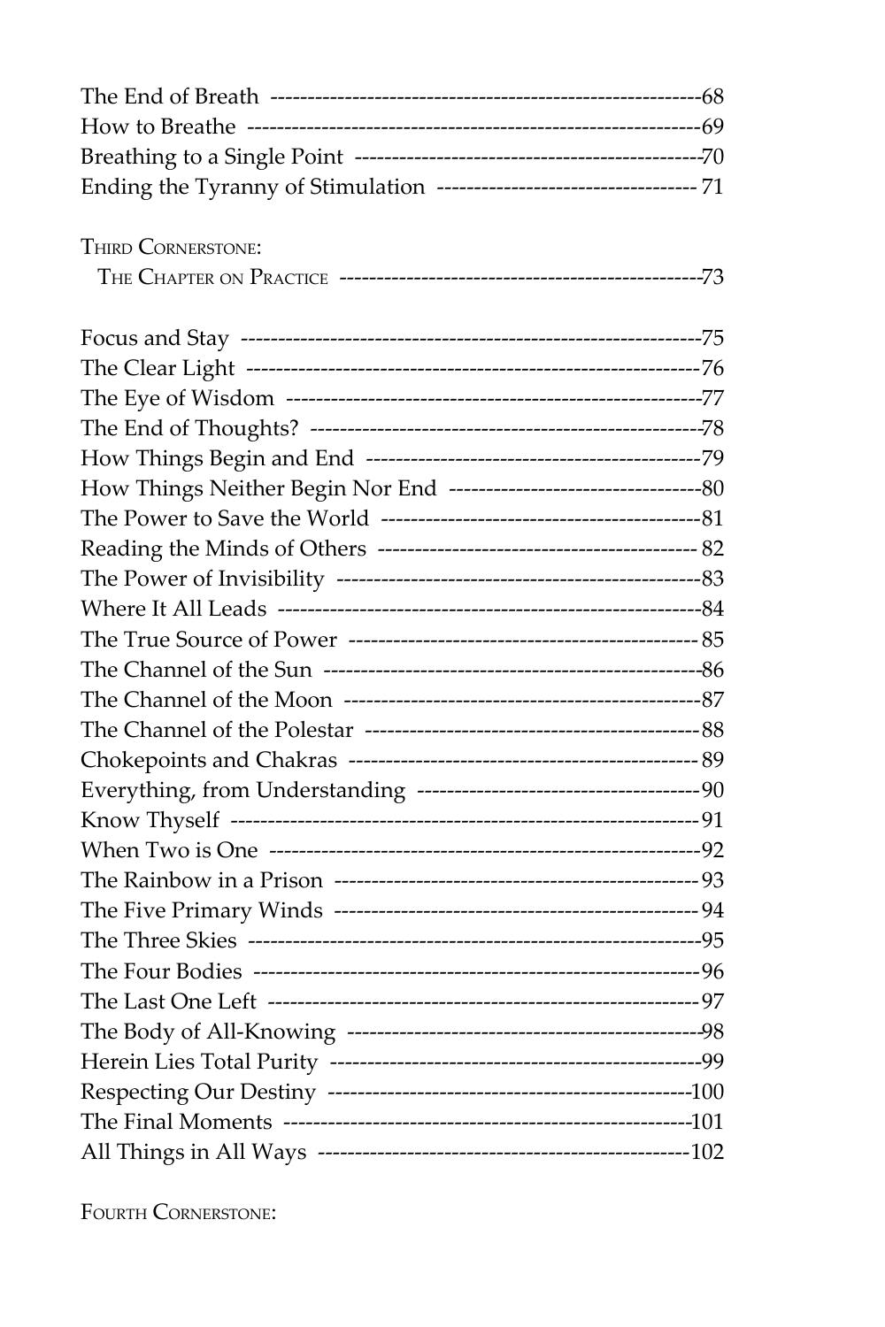The End of Breath ---------------------------------------------------------68
How to Breathe -------------------------------------------------------------69
Breathing to a Single Point ----------------------------------------------70
Ending the Tyranny of Stimulation ---------------------------------- 71

THIRD CORNERSTONE:
THE CHAPTER ON PRACTICE ------------------------------------------------73

Focus and Stay --------------------------------------------------------------75
The Clear Light -------------------------------------------------------------76
The Eye of Wisdom --------------------------------------------------------77
The End of Thoughts? ----------------------------------------------------78
How Things Begin and End --------------------------------------------79
How Things Neither Begin Nor End ---------------------------------80
The Power to Save the World -------------------------------------------81
Reading the Minds of Others ------------------------------------------- 82
The Power of Invisibility -----------------------------------------------83
Where It All Leads ---------------------------------------------------------84
The True Source of Power ----------------------------------------------- 85
The Channel of the Sun -------------------------------------------------86
The Channel of the Moon -----------------------------------------------87
The Channel of the Polestar --------------------------------------------88
Chokepoints and Chakras ----------------------------------------------- 89
Everything, from Understanding --------------------------------------90
Know Thyself ---------------------------------------------------------------91
When Two is One ----------------------------------------------------------92
The Rainbow in a Prison ------------------------------------------------ 93
The Five Primary Winds ------------------------------------------------ 94
The Three Skies ------------------------------------------------------------95
The Four Bodies -----------------------------------------------------------96
The Last One Left ---------------------------------------------------------97
The Body of All-Knowing ----------------------------------------------98
Herein Lies Total Purity -------------------------------------------------99
Respecting Our Destiny -----------------------------------------------100
The Final Moments -------------------------------------------------------101
All Things in All Ways -------------------------------------------------102

FOURTH CORNERSTONE: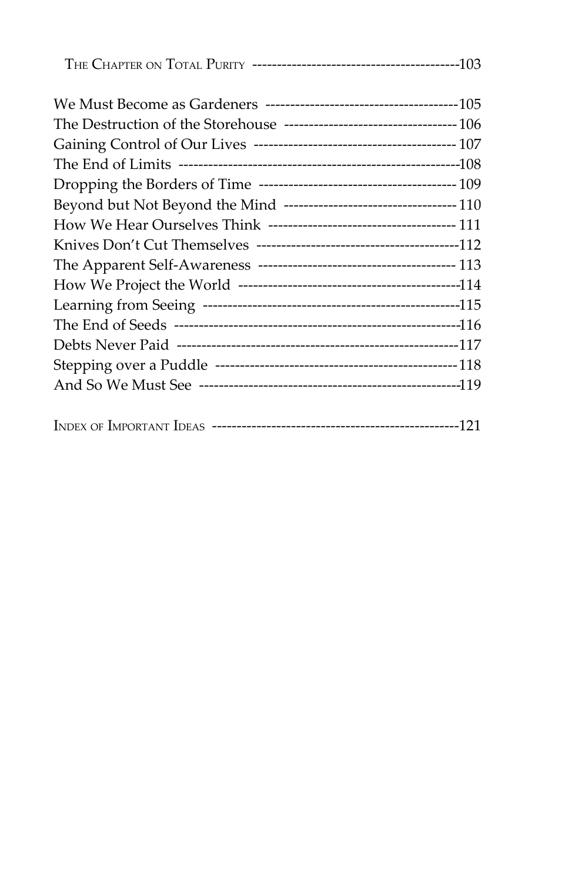The Chapter on Total Purity ------------------------------------------103

We Must Become as Gardeners ----------------------------------------105
The Destruction of the Storehouse -----------------------------------106
Gaining Control of Our Lives -----------------------------------------107
The End of Limits ---------------------------------------------------------108
Dropping the Borders of Time ----------------------------------------109
Beyond but Not Beyond the Mind -----------------------------------110
How We Hear Ourselves Think --------------------------------------111
Knives Don't Cut Themselves ------------------------------------------112
The Apparent Self-Awareness ----------------------------------------113
How We Project the World ---------------------------------------------114
Learning from Seeing ----------------------------------------------------115
The End of Seeds ----------------------------------------------------------116
Debts Never Paid ----------------------------------------------------------117
Stepping over a Puddle -------------------------------------------------118
And So We Must See -----------------------------------------------------119

Index of Important Ideas ---------------------------------------------------121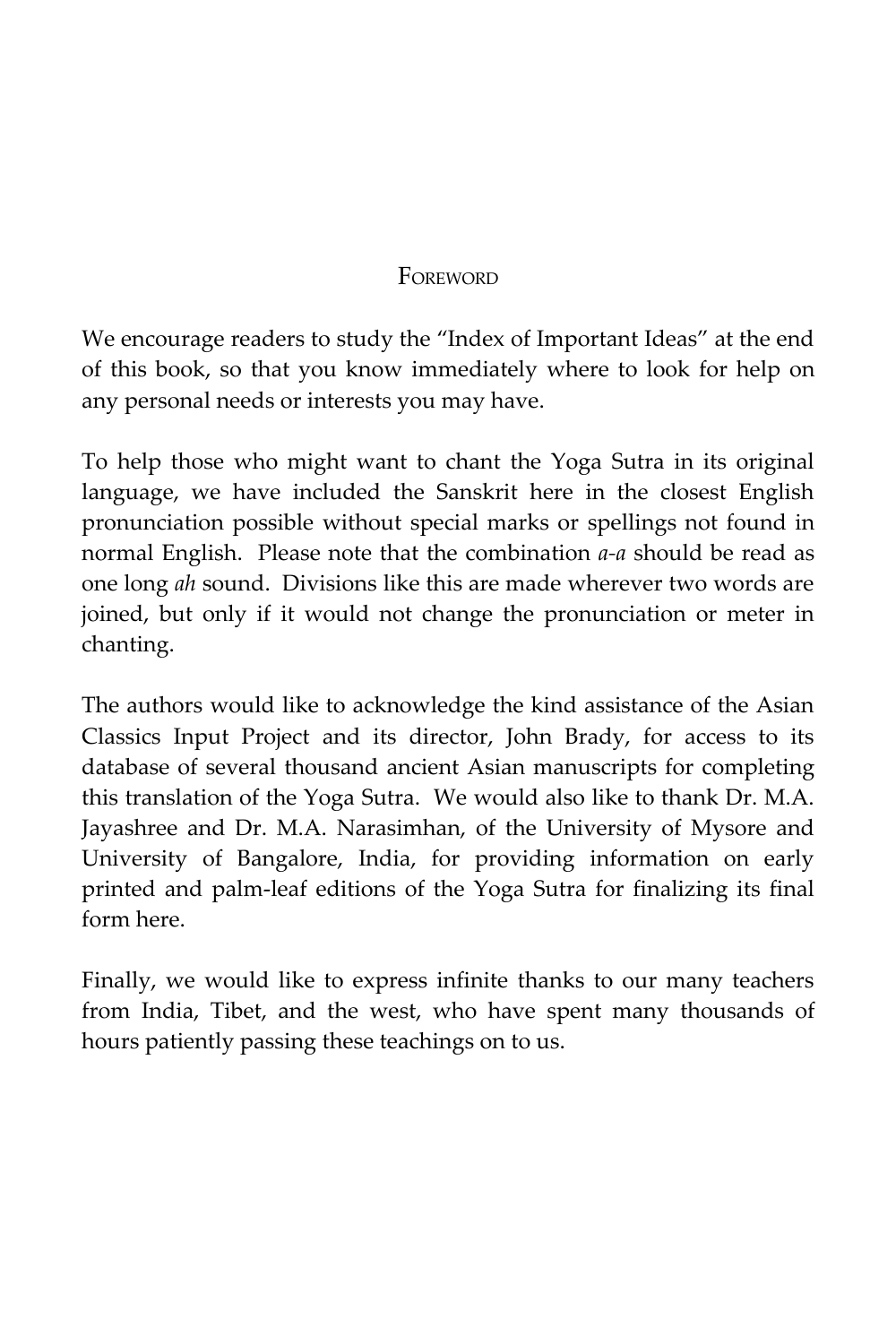## Foreword

We encourage readers to study the "Index of Important Ideas" at the end of this book, so that you know immediately where to look for help on any personal needs or interests you may have.

To help those who might want to chant the Yoga Sutra in its original language, we have included the Sanskrit here in the closest English pronunciation possible without special marks or spellings not found in normal English. Please note that the combination *a-a* should be read as one long *ah* sound. Divisions like this are made wherever two words are joined, but only if it would not change the pronunciation or meter in chanting.

The authors would like to acknowledge the kind assistance of the Asian Classics Input Project and its director, John Brady, for access to its database of several thousand ancient Asian manuscripts for completing this translation of the Yoga Sutra. We would also like to thank Dr. M.A. Jayashree and Dr. M.A. Narasimhan, of the University of Mysore and University of Bangalore, India, for providing information on early printed and palm-leaf editions of the Yoga Sutra for finalizing its final form here.

Finally, we would like to express infinite thanks to our many teachers from India, Tibet, and the west, who have spent many thousands of hours patiently passing these teachings on to us.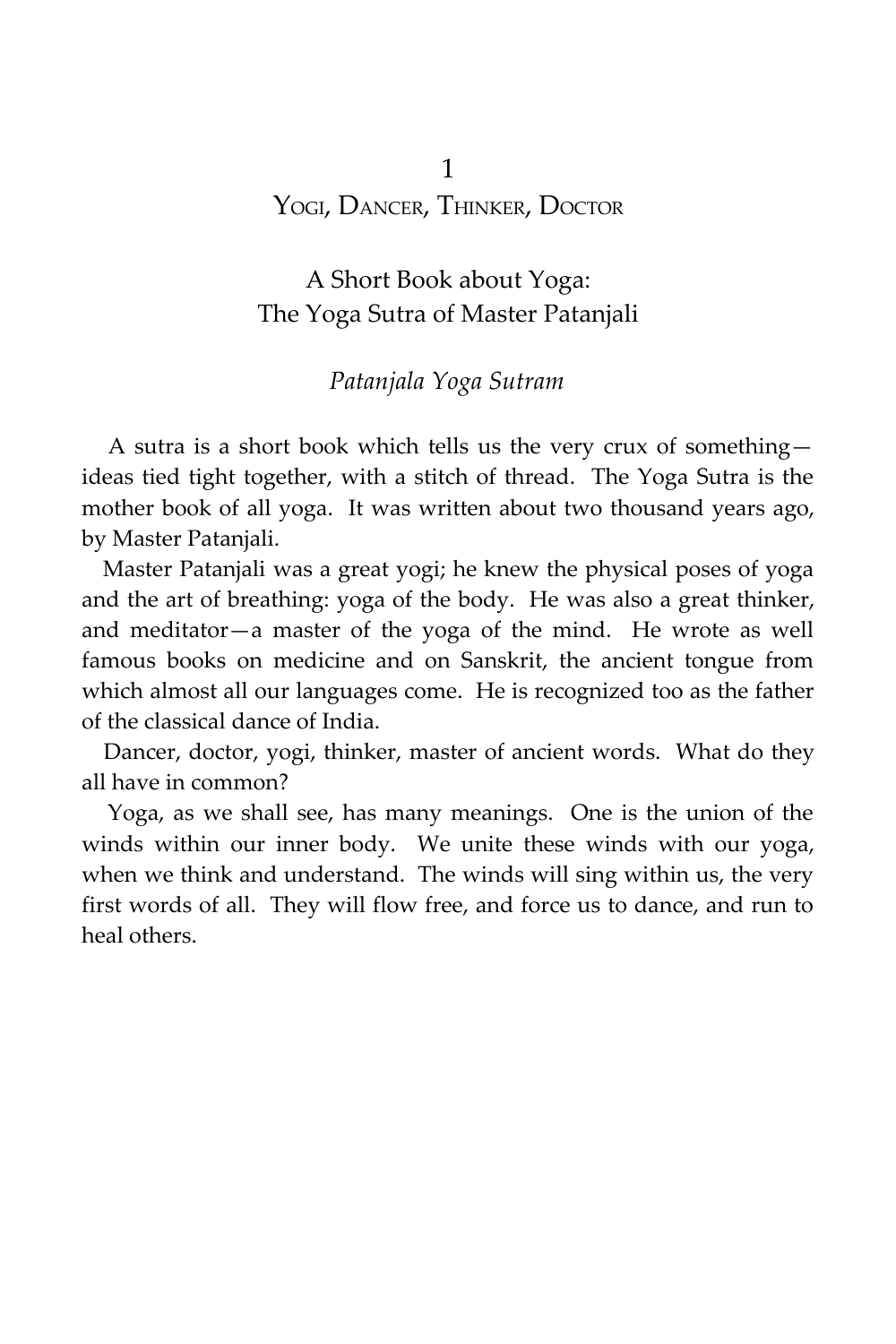# 1
# Yogi, Dancer, Thinker, Doctor

## A Short Book about Yoga: The Yoga Sutra of Master Patanjali

*Patanjala Yoga Sutram*

A sutra is a short book which tells us the very crux of something—ideas tied tight together, with a stitch of thread. The Yoga Sutra is the mother book of all yoga. It was written about two thousand years ago, by Master Patanjali.

Master Patanjali was a great yogi; he knew the physical poses of yoga and the art of breathing: yoga of the body. He was also a great thinker, and meditator—a master of the yoga of the mind. He wrote as well famous books on medicine and on Sanskrit, the ancient tongue from which almost all our languages come. He is recognized too as the father of the classical dance of India.

Dancer, doctor, yogi, thinker, master of ancient words. What do they all have in common?

Yoga, as we shall see, has many meanings. One is the union of the winds within our inner body. We unite these winds with our yoga, when we think and understand. The winds will sing within us, the very first words of all. They will flow free, and force us to dance, and run to heal others.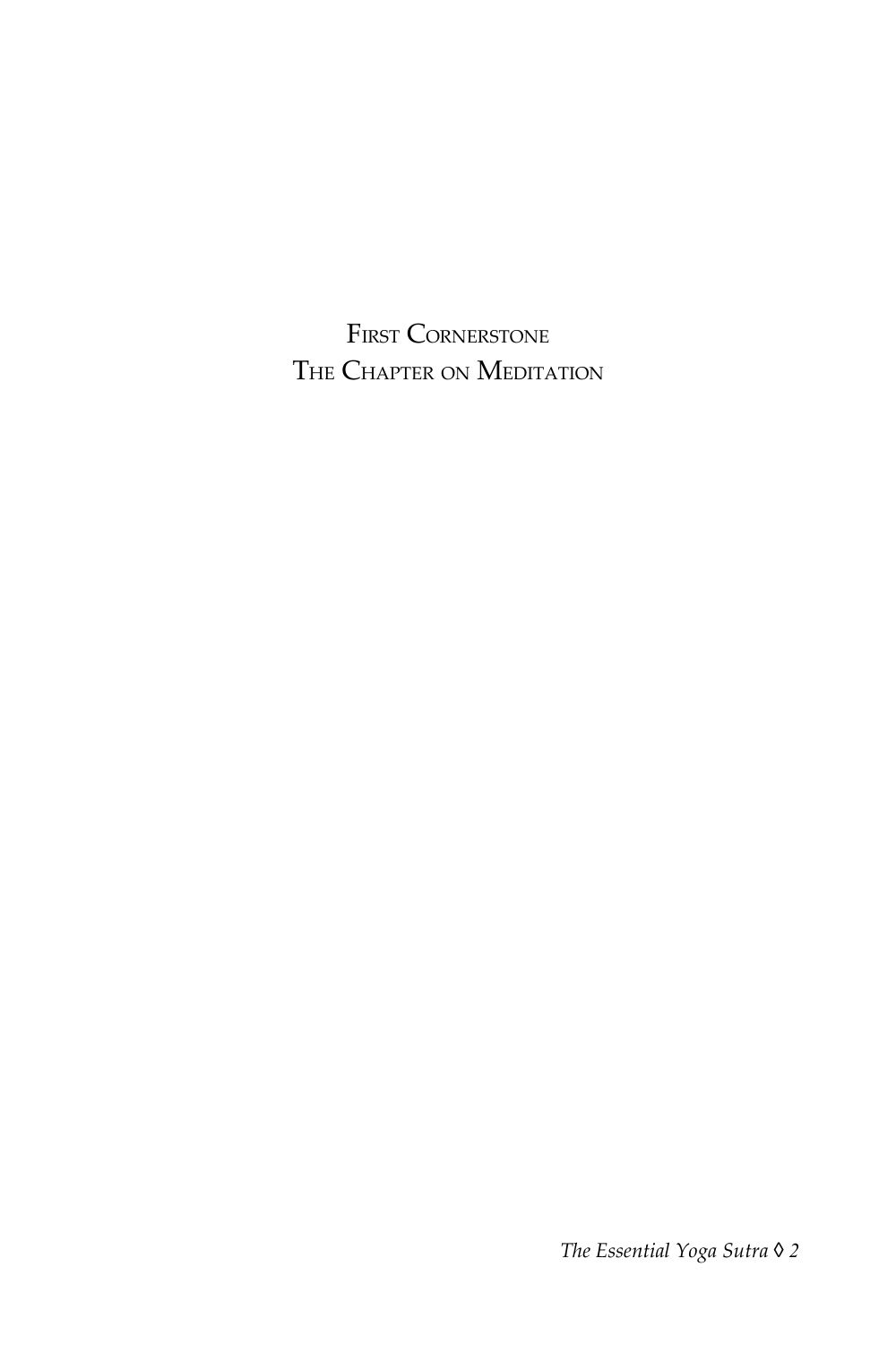# First Cornerstone
# The Chapter on Meditation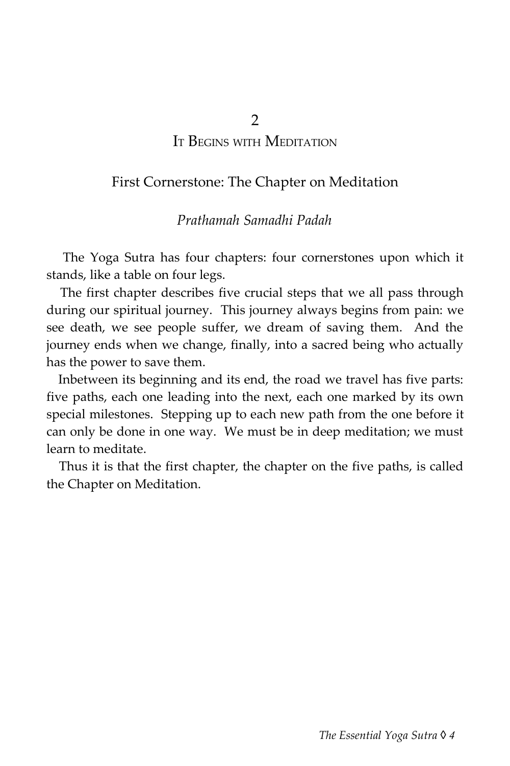# 2

# It Begins with Meditation

## First Cornerstone: The Chapter on Meditation

### *Prathamah Samadhi Padah*

The Yoga Sutra has four chapters: four cornerstones upon which it stands, like a table on four legs.

The first chapter describes five crucial steps that we all pass through during our spiritual journey. This journey always begins from pain: we see death, we see people suffer, we dream of saving them. And the journey ends when we change, finally, into a sacred being who actually has the power to save them.

Inbetween its beginning and its end, the road we travel has five parts: five paths, each one leading into the next, each one marked by its own special milestones. Stepping up to each new path from the one before it can only be done in one way. We must be in deep meditation; we must learn to meditate.

Thus it is that the first chapter, the chapter on the five paths, is called the Chapter on Meditation.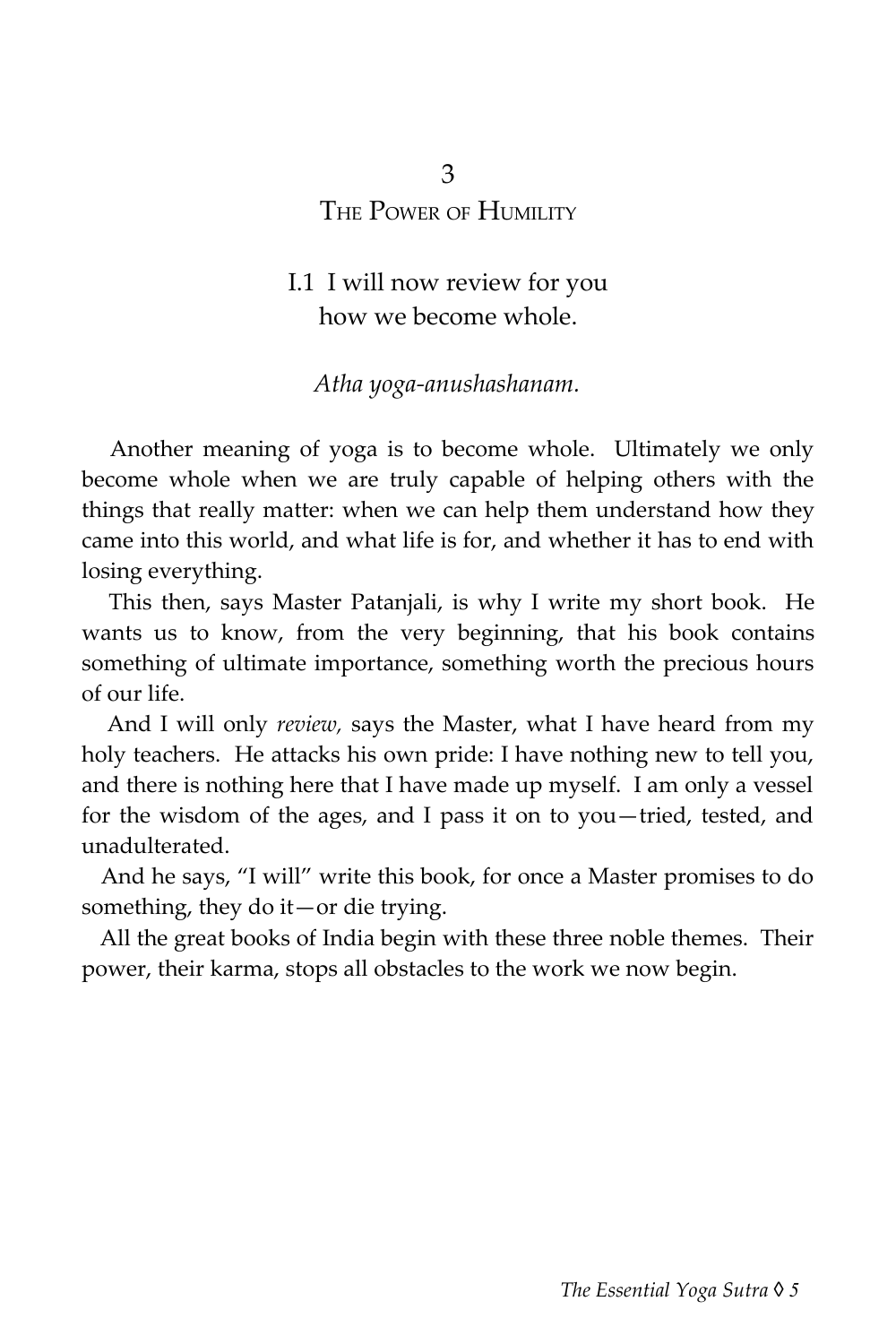## 3
## The Power of Humility

I.1 I will now review for you
how we become whole.

*Atha yoga-anushashanam.*

Another meaning of yoga is to become whole. Ultimately we only become whole when we are truly capable of helping others with the things that really matter: when we can help them understand how they came into this world, and what life is for, and whether it has to end with losing everything.

This then, says Master Patanjali, is why I write my short book. He wants us to know, from the very beginning, that his book contains something of ultimate importance, something worth the precious hours of our life.

And I will only *review,* says the Master, what I have heard from my holy teachers. He attacks his own pride: I have nothing new to tell you, and there is nothing here that I have made up myself. I am only a vessel for the wisdom of the ages, and I pass it on to you—tried, tested, and unadulterated.

And he says, "I will" write this book, for once a Master promises to do something, they do it—or die trying.

All the great books of India begin with these three noble themes. Their power, their karma, stops all obstacles to the work we now begin.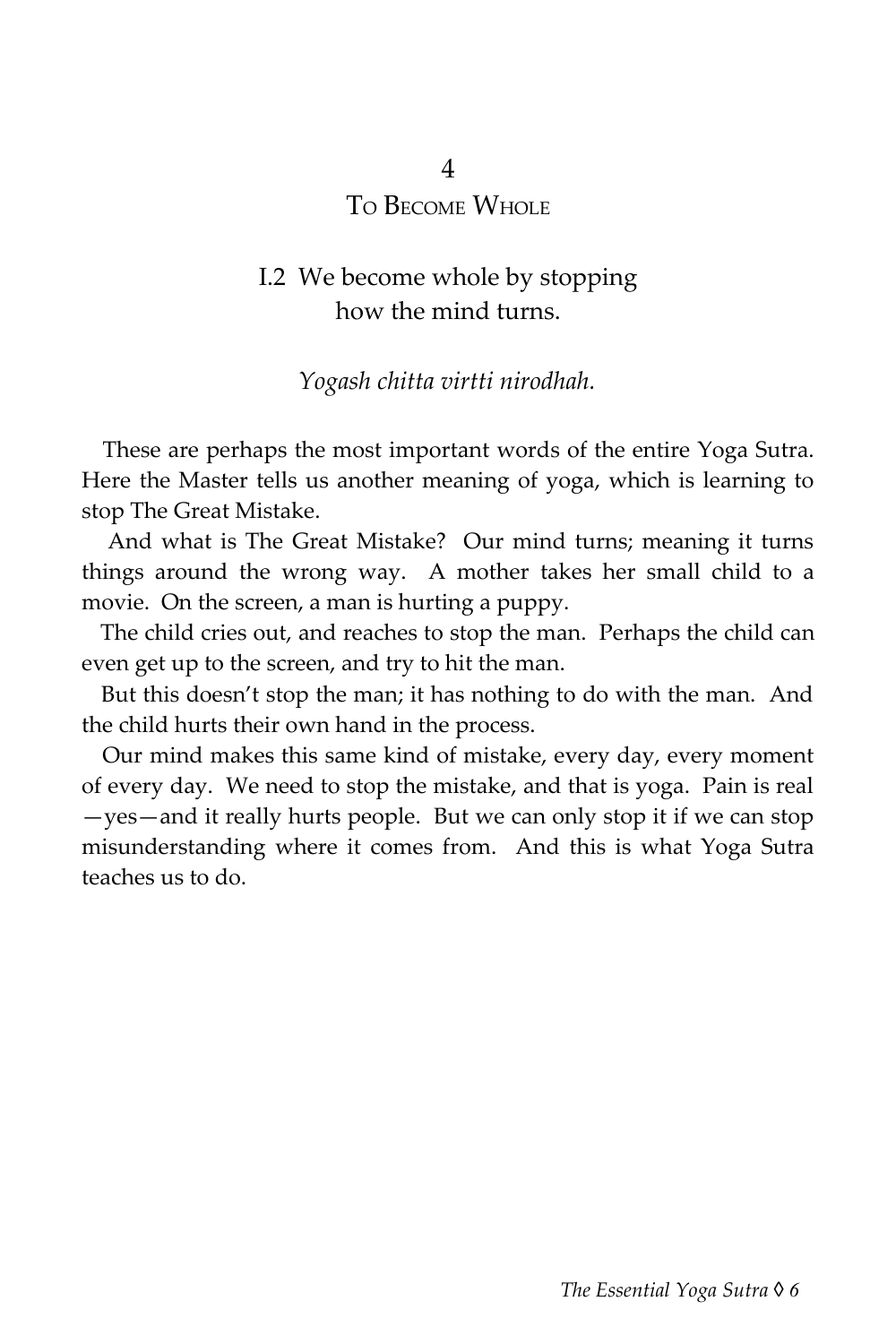## 4

## To Become Whole

### I.2 We become whole by stopping how the mind turns.

*Yogash chitta virtti nirodhah.*

These are perhaps the most important words of the entire Yoga Sutra. Here the Master tells us another meaning of yoga, which is learning to stop The Great Mistake.

And what is The Great Mistake? Our mind turns; meaning it turns things around the wrong way. A mother takes her small child to a movie. On the screen, a man is hurting a puppy.

The child cries out, and reaches to stop the man. Perhaps the child can even get up to the screen, and try to hit the man.

But this doesn't stop the man; it has nothing to do with the man. And the child hurts their own hand in the process.

Our mind makes this same kind of mistake, every day, every moment of every day. We need to stop the mistake, and that is yoga. Pain is real—yes—and it really hurts people. But we can only stop it if we can stop misunderstanding where it comes from. And this is what Yoga Sutra teaches us to do.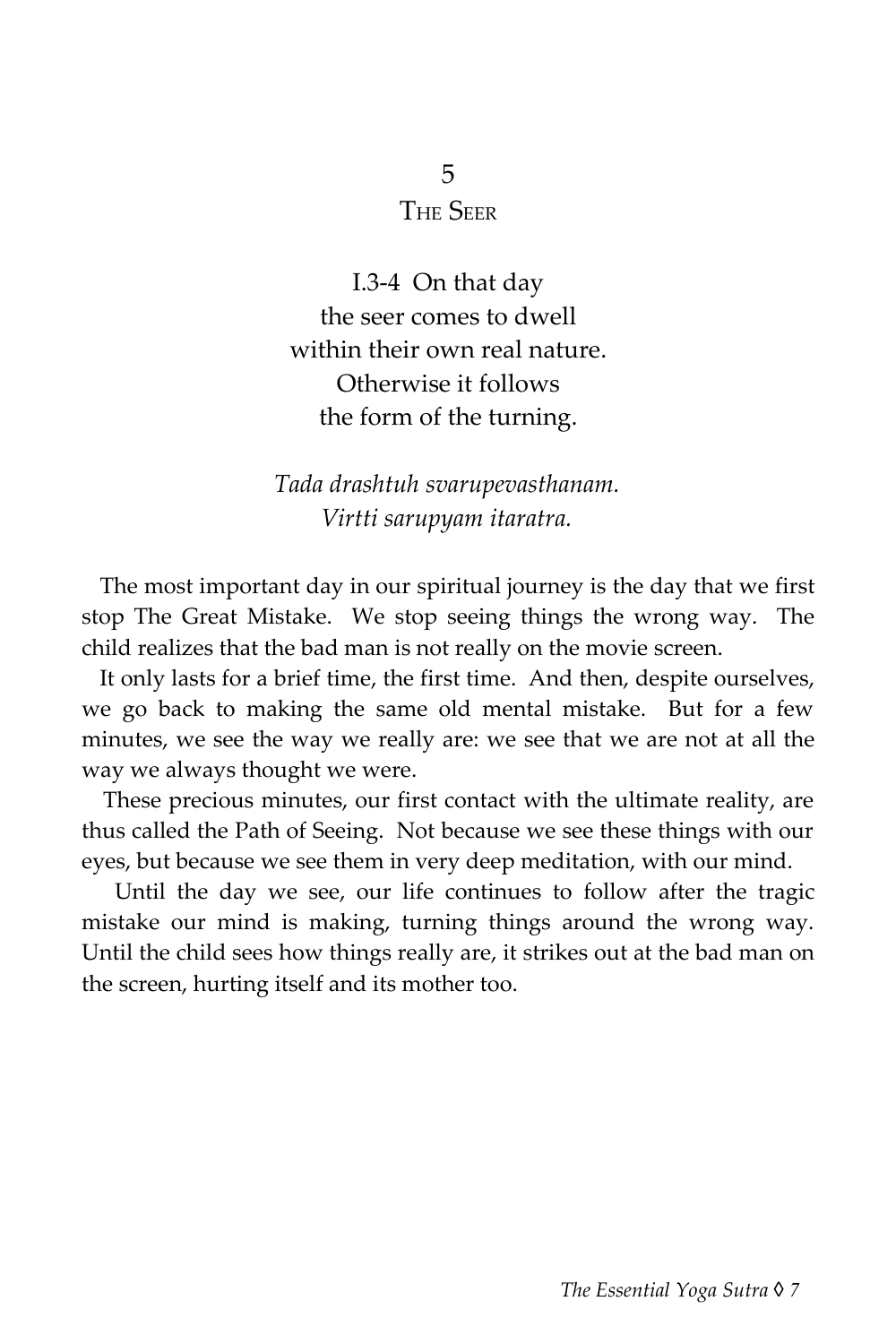## 5
## The Seer

I.3-4 On that day
the seer comes to dwell
within their own real nature.
Otherwise it follows
the form of the turning.

*Tada drashtuh svarupevasthanam.*
*Virtti sarupyam itaratra.*

The most important day in our spiritual journey is the day that we first stop The Great Mistake. We stop seeing things the wrong way. The child realizes that the bad man is not really on the movie screen.

It only lasts for a brief time, the first time. And then, despite ourselves, we go back to making the same old mental mistake. But for a few minutes, we see the way we really are: we see that we are not at all the way we always thought we were.

These precious minutes, our first contact with the ultimate reality, are thus called the Path of Seeing. Not because we see these things with our eyes, but because we see them in very deep meditation, with our mind.

Until the day we see, our life continues to follow after the tragic mistake our mind is making, turning things around the wrong way. Until the child sees how things really are, it strikes out at the bad man on the screen, hurting itself and its mother too.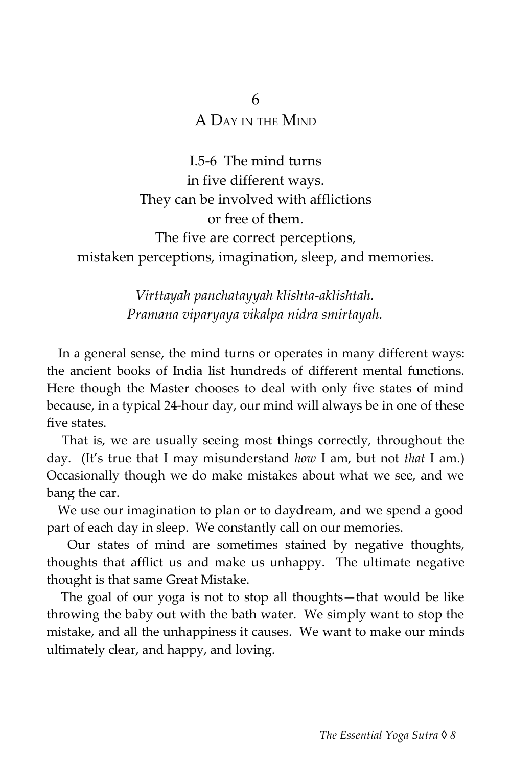# 6

## A Day in the Mind

I.5-6 The mind turns
in five different ways.
They can be involved with afflictions
or free of them.
The five are correct perceptions,
mistaken perceptions, imagination, sleep, and memories.

*Virttayah panchatayyah klishta-aklishtah.*
*Pramana viparyaya vikalpa nidra smirtayah.*

In a general sense, the mind turns or operates in many different ways: the ancient books of India list hundreds of different mental functions. Here though the Master chooses to deal with only five states of mind because, in a typical 24-hour day, our mind will always be in one of these five states.

That is, we are usually seeing most things correctly, throughout the day. (It's true that I may misunderstand *how* I am, but not *that* I am.) Occasionally though we do make mistakes about what we see, and we bang the car.

We use our imagination to plan or to daydream, and we spend a good part of each day in sleep. We constantly call on our memories.

Our states of mind are sometimes stained by negative thoughts, thoughts that afflict us and make us unhappy. The ultimate negative thought is that same Great Mistake.

The goal of our yoga is not to stop all thoughts—that would be like throwing the baby out with the bath water. We simply want to stop the mistake, and all the unhappiness it causes. We want to make our minds ultimately clear, and happy, and loving.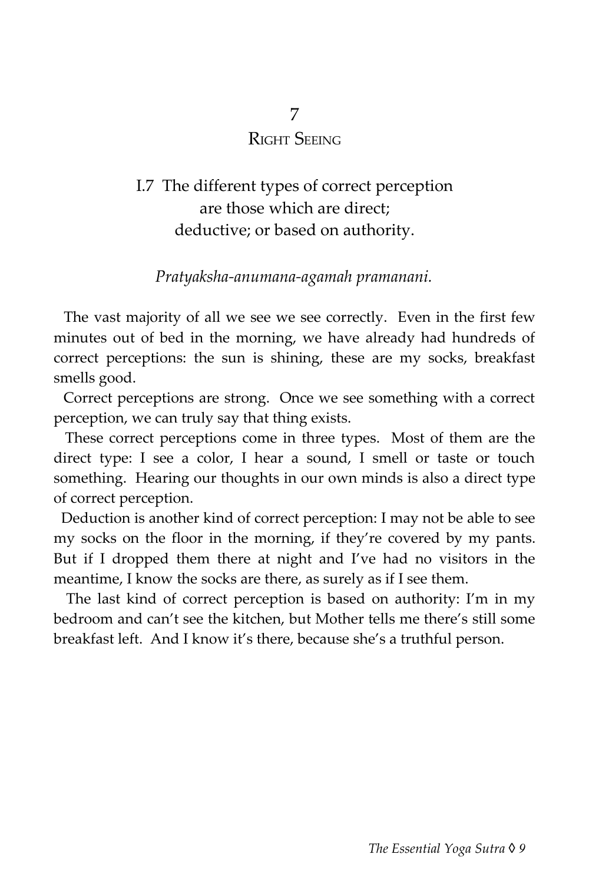# 7

## Right Seeing

I.7 The different types of correct perception
are those which are direct;
deductive; or based on authority.

*Pratyaksha-anumana-agamah pramanani.*

The vast majority of all we see we see correctly. Even in the first few minutes out of bed in the morning, we have already had hundreds of correct perceptions: the sun is shining, these are my socks, breakfast smells good.

Correct perceptions are strong. Once we see something with a correct perception, we can truly say that thing exists.

These correct perceptions come in three types. Most of them are the direct type: I see a color, I hear a sound, I smell or taste or touch something. Hearing our thoughts in our own minds is also a direct type of correct perception.

Deduction is another kind of correct perception: I may not be able to see my socks on the floor in the morning, if they're covered by my pants. But if I dropped them there at night and I've had no visitors in the meantime, I know the socks are there, as surely as if I see them.

The last kind of correct perception is based on authority: I'm in my bedroom and can't see the kitchen, but Mother tells me there's still some breakfast left. And I know it's there, because she's a truthful person.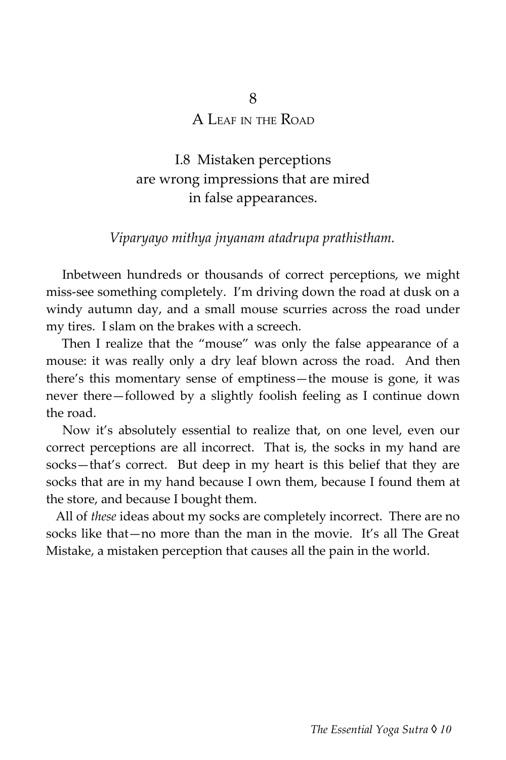## 8
## A Leaf in the Road

I.8 Mistaken perceptions
are wrong impressions that are mired
in false appearances.

*Viparyayo mithya jnyanam atadrupa prathistham.*

Inbetween hundreds or thousands of correct perceptions, we might miss-see something completely. I'm driving down the road at dusk on a windy autumn day, and a small mouse scurries across the road under my tires. I slam on the brakes with a screech.

Then I realize that the "mouse" was only the false appearance of a mouse: it was really only a dry leaf blown across the road. And then there's this momentary sense of emptiness—the mouse is gone, it was never there—followed by a slightly foolish feeling as I continue down the road.

Now it's absolutely essential to realize that, on one level, even our correct perceptions are all incorrect. That is, the socks in my hand are socks—that's correct. But deep in my heart is this belief that they are socks that are in my hand because I own them, because I found them at the store, and because I bought them.

All of *these* ideas about my socks are completely incorrect. There are no socks like that—no more than the man in the movie. It's all The Great Mistake, a mistaken perception that causes all the pain in the world.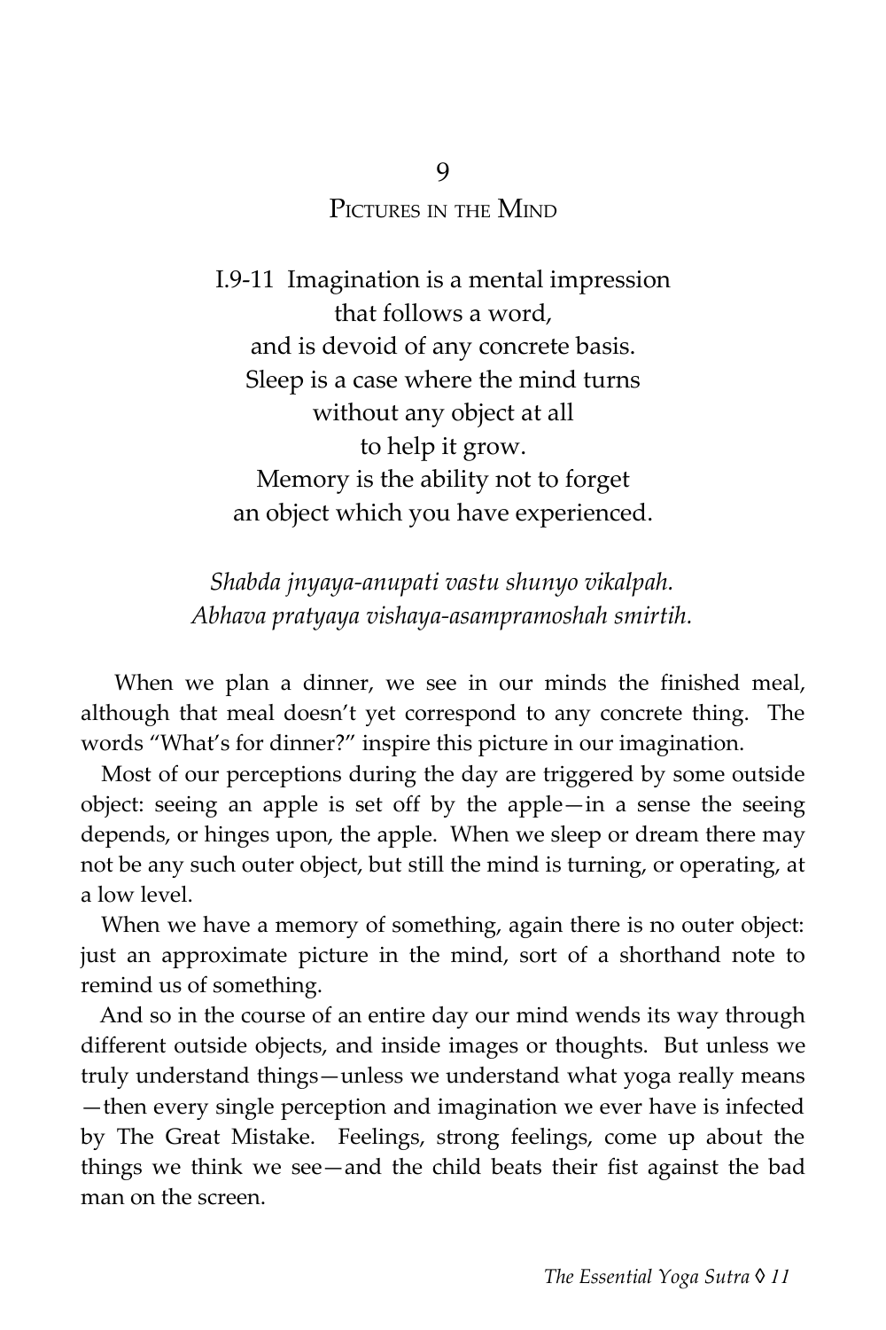## 9

## Pictures in the Mind

I.9-11 Imagination is a mental impression
that follows a word,
and is devoid of any concrete basis.
Sleep is a case where the mind turns
without any object at all
to help it grow.
Memory is the ability not to forget
an object which you have experienced.

*Shabda jnyaya-anupati vastu shunyo vikalpah.*
*Abhava pratyaya vishaya-asampramoshah smirtih.*

When we plan a dinner, we see in our minds the finished meal, although that meal doesn't yet correspond to any concrete thing. The words "What's for dinner?" inspire this picture in our imagination.

Most of our perceptions during the day are triggered by some outside object: seeing an apple is set off by the apple—in a sense the seeing depends, or hinges upon, the apple. When we sleep or dream there may not be any such outer object, but still the mind is turning, or operating, at a low level.

When we have a memory of something, again there is no outer object: just an approximate picture in the mind, sort of a shorthand note to remind us of something.

And so in the course of an entire day our mind wends its way through different outside objects, and inside images or thoughts. But unless we truly understand things—unless we understand what yoga really means—then every single perception and imagination we ever have is infected by The Great Mistake. Feelings, strong feelings, come up about the things we think we see—and the child beats their fist against the bad man on the screen.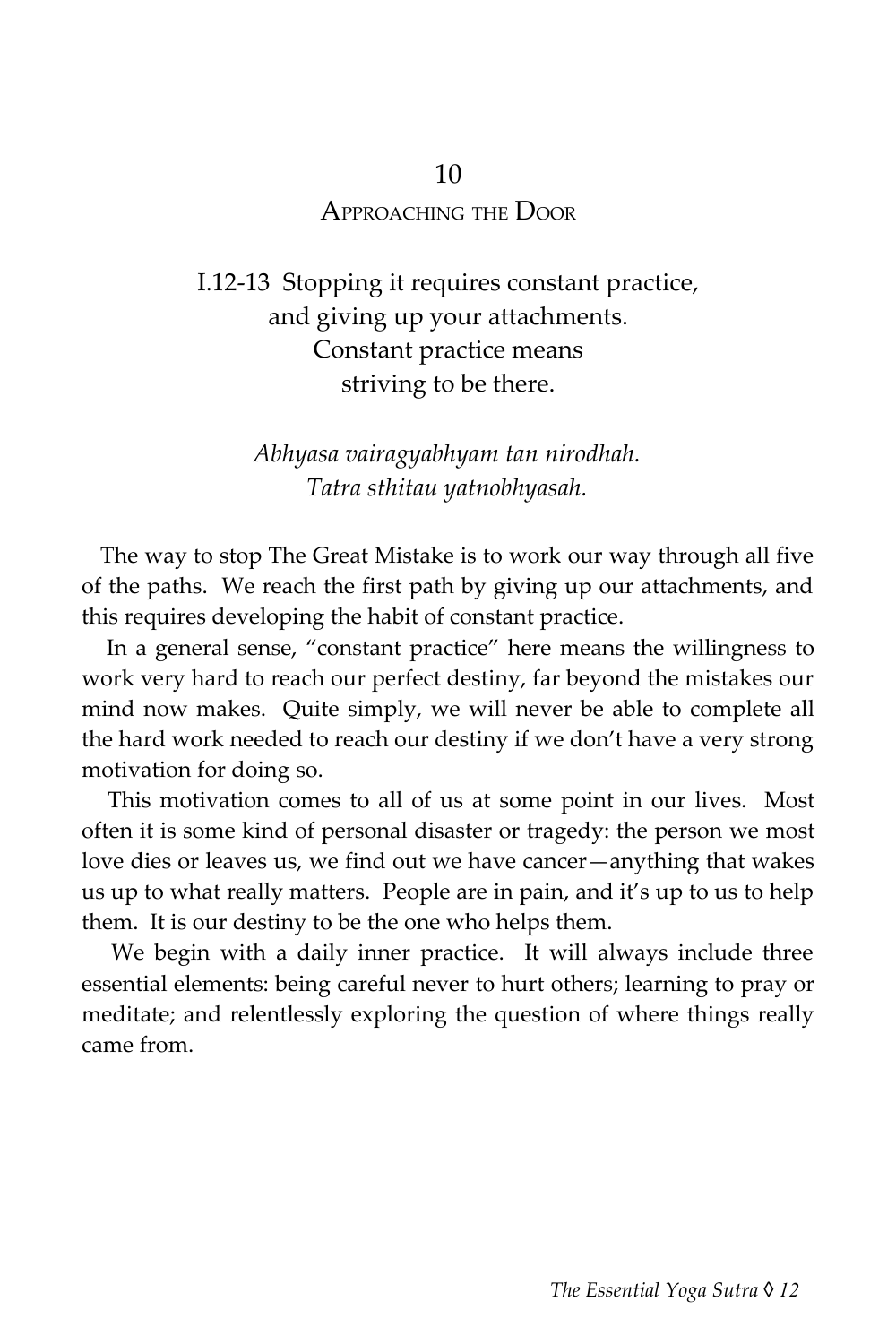# 10

## Approaching the Door

I.12-13 Stopping it requires constant practice,
and giving up your attachments.
Constant practice means
striving to be there.

*Abhyasa vairagyabhyam tan nirodhah.*
*Tatra sthitau yatnobhyasah.*

The way to stop The Great Mistake is to work our way through all five of the paths. We reach the first path by giving up our attachments, and this requires developing the habit of constant practice.

In a general sense, "constant practice" here means the willingness to work very hard to reach our perfect destiny, far beyond the mistakes our mind now makes. Quite simply, we will never be able to complete all the hard work needed to reach our destiny if we don't have a very strong motivation for doing so.

This motivation comes to all of us at some point in our lives. Most often it is some kind of personal disaster or tragedy: the person we most love dies or leaves us, we find out we have cancer—anything that wakes us up to what really matters. People are in pain, and it's up to us to help them. It is our destiny to be the one who helps them.

We begin with a daily inner practice. It will always include three essential elements: being careful never to hurt others; learning to pray or meditate; and relentlessly exploring the question of where things really came from.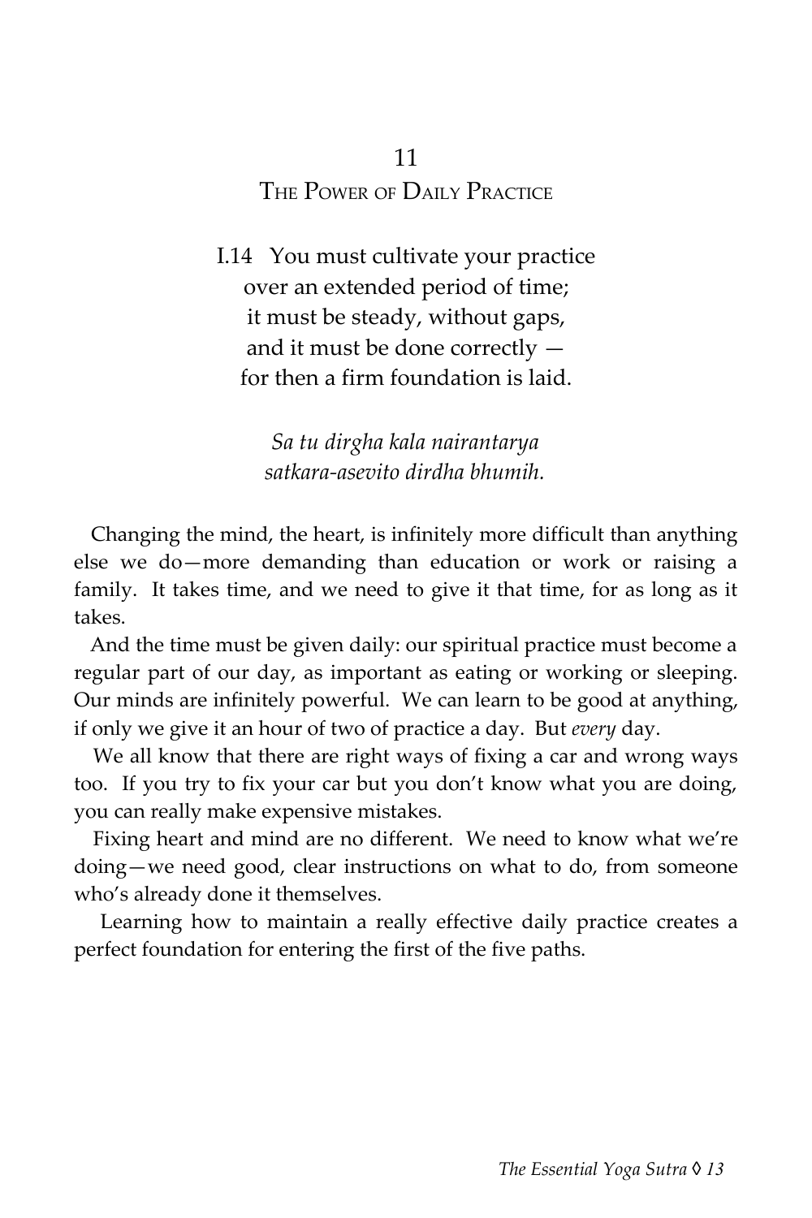## 11
## The Power of Daily Practice

I.14 You must cultivate your practice
over an extended period of time;
it must be steady, without gaps,
and it must be done correctly —
for then a firm foundation is laid.

*Sa tu dirgha kala nairantarya*
*satkara-asevito dirdha bhumih.*

Changing the mind, the heart, is infinitely more difficult than anything else we do—more demanding than education or work or raising a family. It takes time, and we need to give it that time, for as long as it takes.

And the time must be given daily: our spiritual practice must become a regular part of our day, as important as eating or working or sleeping. Our minds are infinitely powerful. We can learn to be good at anything, if only we give it an hour of two of practice a day. But *every* day.

We all know that there are right ways of fixing a car and wrong ways too. If you try to fix your car but you don't know what you are doing, you can really make expensive mistakes.

Fixing heart and mind are no different. We need to know what we're doing—we need good, clear instructions on what to do, from someone who's already done it themselves.

Learning how to maintain a really effective daily practice creates a perfect foundation for entering the first of the five paths.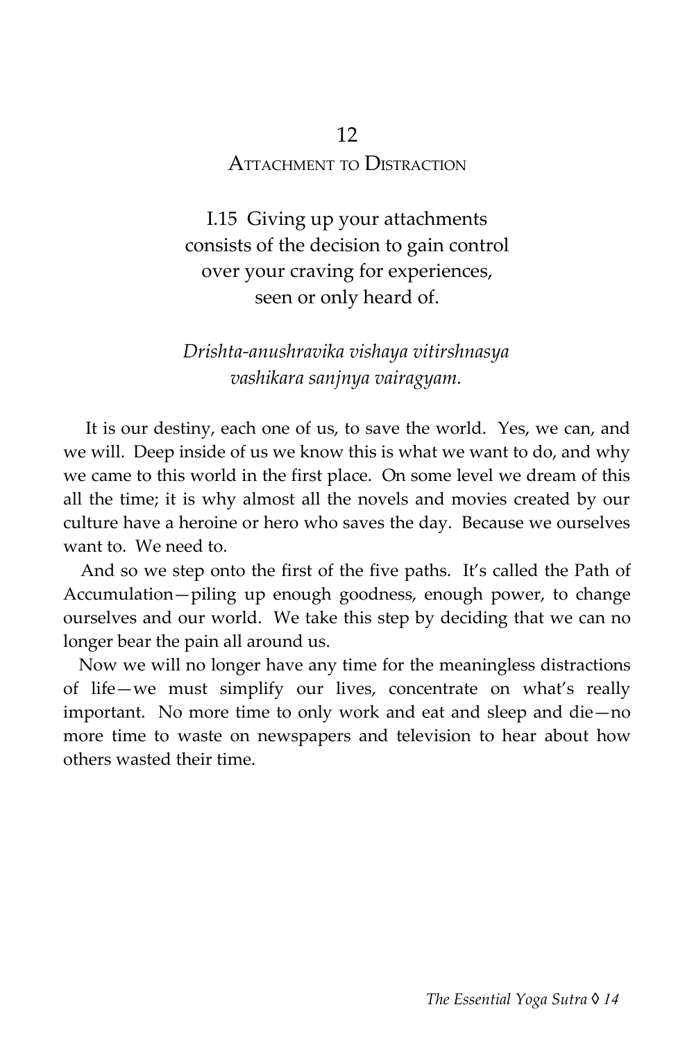# 12
## Attachment to Distraction

I.15 Giving up your attachments
consists of the decision to gain control
over your craving for experiences,
seen or only heard of.

*Drishta-anushravika vishaya vitirshnasya*
*vashikara sanjnya vairagyam.*

It is our destiny, each one of us, to save the world. Yes, we can, and we will. Deep inside of us we know this is what we want to do, and why we came to this world in the first place. On some level we dream of this all the time; it is why almost all the novels and movies created by our culture have a heroine or hero who saves the day. Because we ourselves want to. We need to.

And so we step onto the first of the five paths. It's called the Path of Accumulation—piling up enough goodness, enough power, to change ourselves and our world. We take this step by deciding that we can no longer bear the pain all around us.

Now we will no longer have any time for the meaningless distractions of life—we must simplify our lives, concentrate on what's really important. No more time to only work and eat and sleep and die—no more time to waste on newspapers and television to hear about how others wasted their time.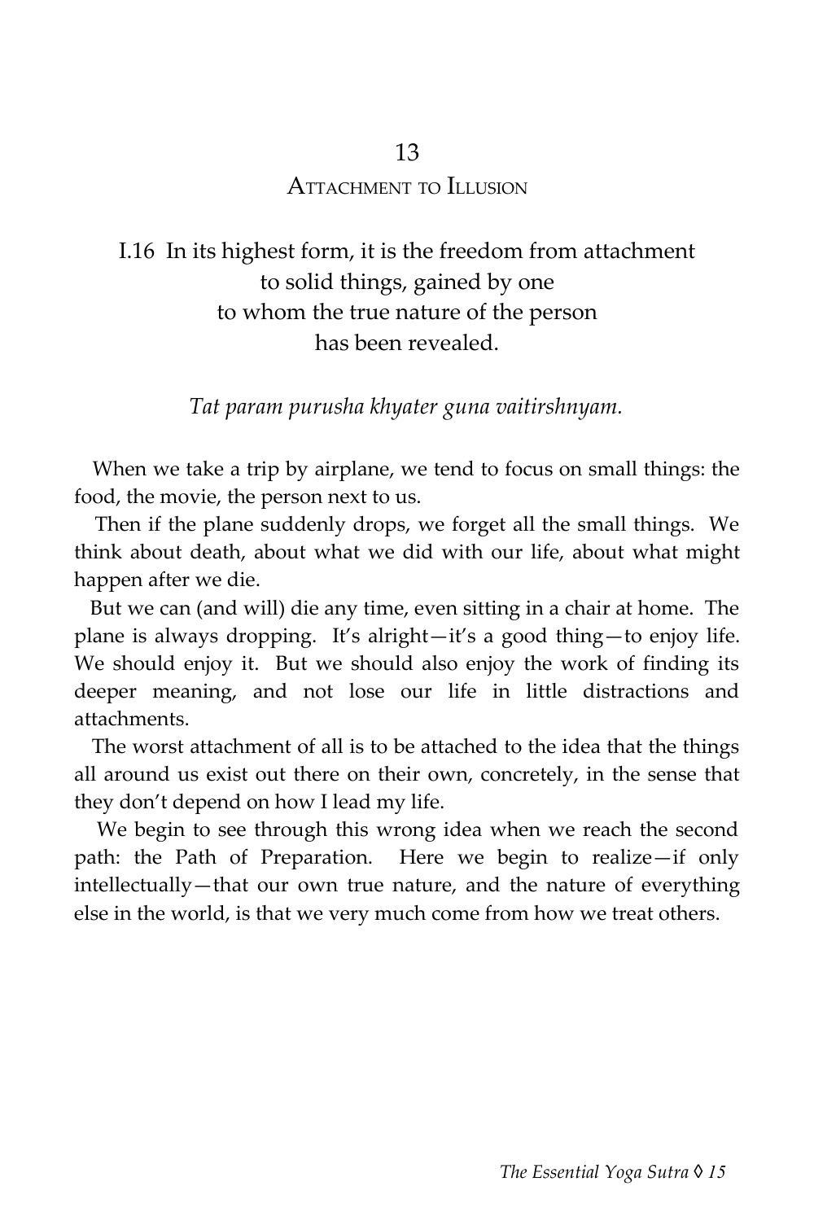## 13

## Attachment to Illusion

I.16 In its highest form, it is the freedom from attachment
to solid things, gained by one
to whom the true nature of the person
has been revealed.

*Tat param purusha khyater guna vaitirshnyam.*

When we take a trip by airplane, we tend to focus on small things: the food, the movie, the person next to us.

Then if the plane suddenly drops, we forget all the small things. We think about death, about what we did with our life, about what might happen after we die.

But we can (and will) die any time, even sitting in a chair at home. The plane is always dropping. It's alright—it's a good thing—to enjoy life. We should enjoy it. But we should also enjoy the work of finding its deeper meaning, and not lose our life in little distractions and attachments.

The worst attachment of all is to be attached to the idea that the things all around us exist out there on their own, concretely, in the sense that they don't depend on how I lead my life.

We begin to see through this wrong idea when we reach the second path: the Path of Preparation. Here we begin to realize—if only intellectually—that our own true nature, and the nature of everything else in the world, is that we very much come from how we treat others.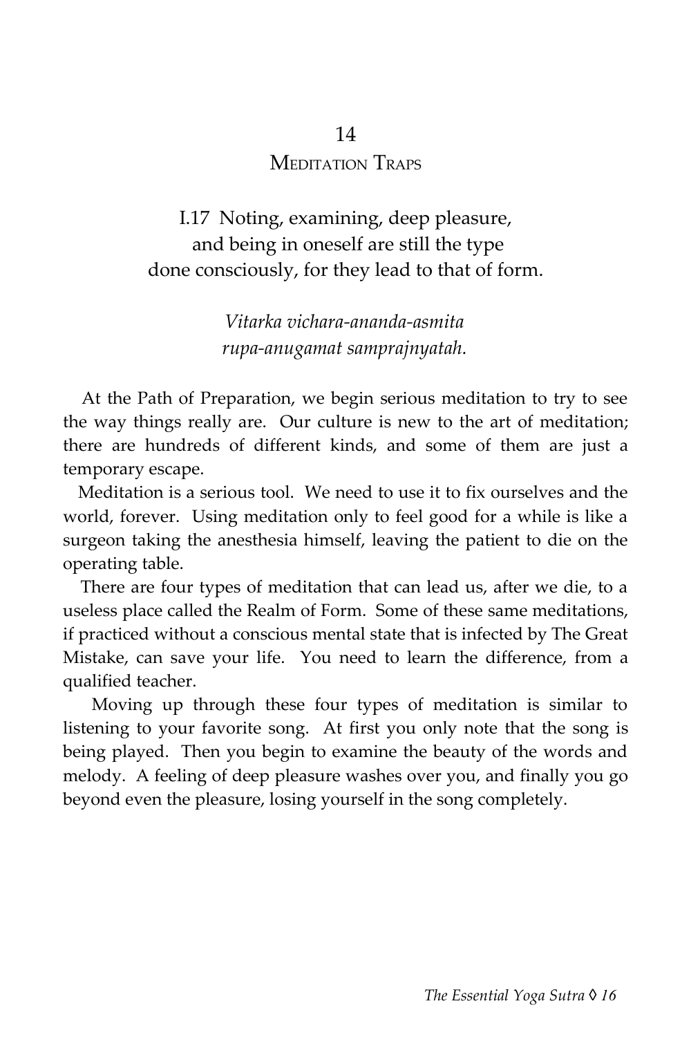# 14
## Meditation Traps

I.17 Noting, examining, deep pleasure,
and being in oneself are still the type
done consciously, for they lead to that of form.

*Vitarka vichara-ananda-asmita*
*rupa-anugamat samprajnyatah.*

At the Path of Preparation, we begin serious meditation to try to see the way things really are. Our culture is new to the art of meditation; there are hundreds of different kinds, and some of them are just a temporary escape.

Meditation is a serious tool. We need to use it to fix ourselves and the world, forever. Using meditation only to feel good for a while is like a surgeon taking the anesthesia himself, leaving the patient to die on the operating table.

There are four types of meditation that can lead us, after we die, to a useless place called the Realm of Form. Some of these same meditations, if practiced without a conscious mental state that is infected by The Great Mistake, can save your life. You need to learn the difference, from a qualified teacher.

Moving up through these four types of meditation is similar to listening to your favorite song. At first you only note that the song is being played. Then you begin to examine the beauty of the words and melody. A feeling of deep pleasure washes over you, and finally you go beyond even the pleasure, losing yourself in the song completely.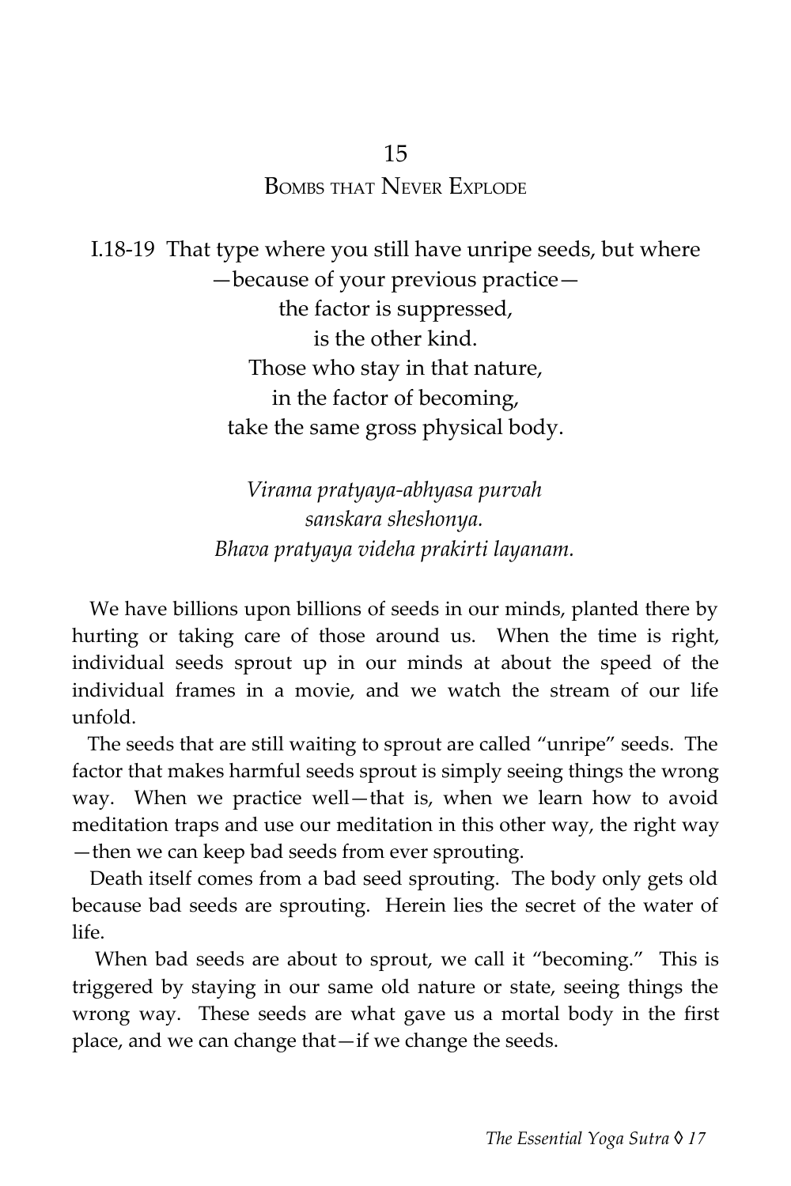## 15
## Bombs that Never Explode

I.18-19 That type where you still have unripe seeds, but where
—because of your previous practice—
the factor is suppressed,
is the other kind.
Those who stay in that nature,
in the factor of becoming,
take the same gross physical body.

*Virama pratyaya-abhyasa purvah*
*sanskara sheshonya.*
*Bhava pratyaya videha prakirti layanam.*

We have billions upon billions of seeds in our minds, planted there by hurting or taking care of those around us. When the time is right, individual seeds sprout up in our minds at about the speed of the individual frames in a movie, and we watch the stream of our life unfold.

The seeds that are still waiting to sprout are called "unripe" seeds. The factor that makes harmful seeds sprout is simply seeing things the wrong way. When we practice well—that is, when we learn how to avoid meditation traps and use our meditation in this other way, the right way—then we can keep bad seeds from ever sprouting.

Death itself comes from a bad seed sprouting. The body only gets old because bad seeds are sprouting. Herein lies the secret of the water of life.

When bad seeds are about to sprout, we call it "becoming." This is triggered by staying in our same old nature or state, seeing things the wrong way. These seeds are what gave us a mortal body in the first place, and we can change that—if we change the seeds.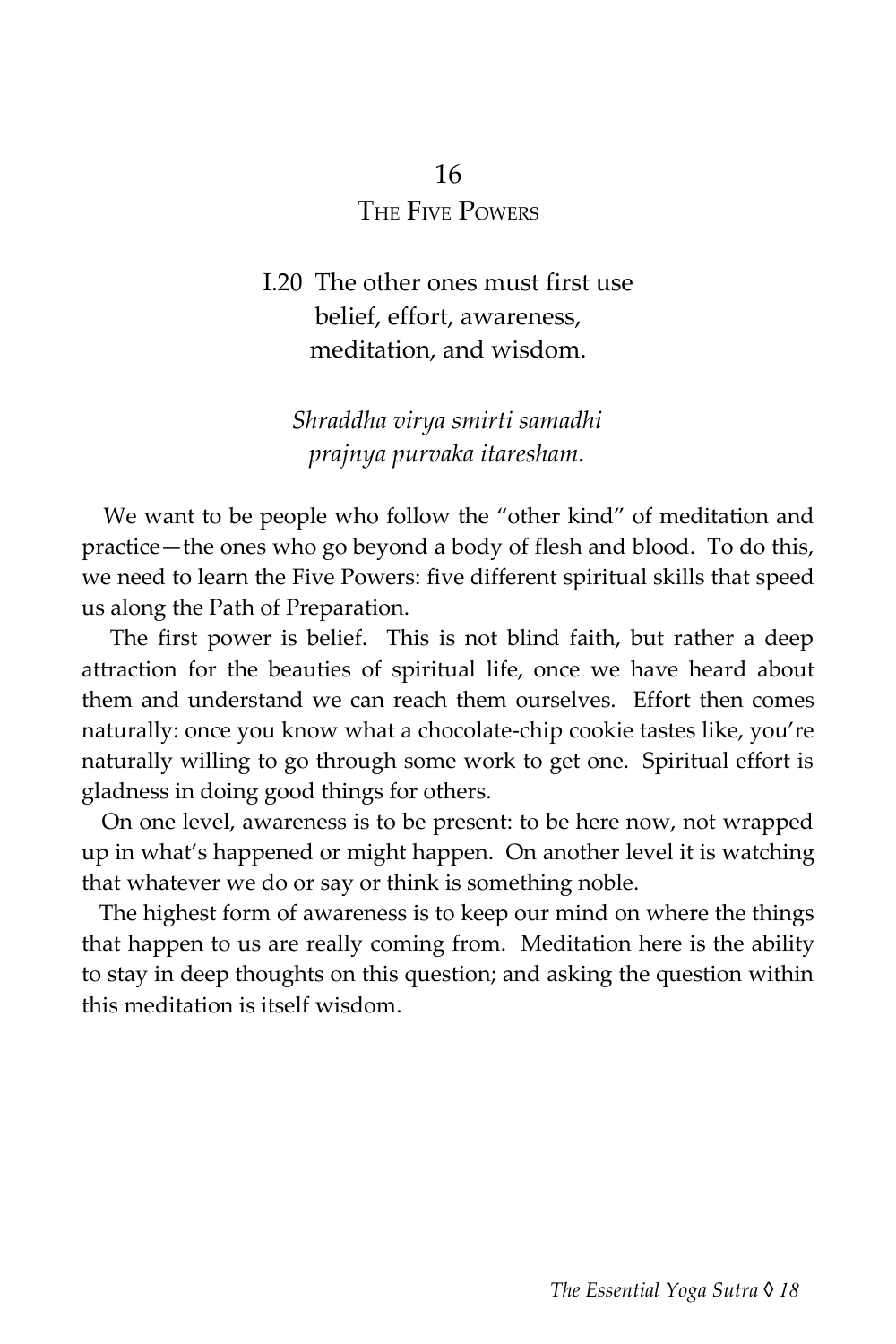## 16
## The Five Powers

I.20 The other ones must first use
belief, effort, awareness,
meditation, and wisdom.

*Shraddha virya smirti samadhi
prajnya purvaka itaresham.*

We want to be people who follow the "other kind" of meditation and practice—the ones who go beyond a body of flesh and blood. To do this, we need to learn the Five Powers: five different spiritual skills that speed us along the Path of Preparation.

The first power is belief. This is not blind faith, but rather a deep attraction for the beauties of spiritual life, once we have heard about them and understand we can reach them ourselves. Effort then comes naturally: once you know what a chocolate-chip cookie tastes like, you're naturally willing to go through some work to get one. Spiritual effort is gladness in doing good things for others.

On one level, awareness is to be present: to be here now, not wrapped up in what's happened or might happen. On another level it is watching that whatever we do or say or think is something noble.

The highest form of awareness is to keep our mind on where the things that happen to us are really coming from. Meditation here is the ability to stay in deep thoughts on this question; and asking the question within this meditation is itself wisdom.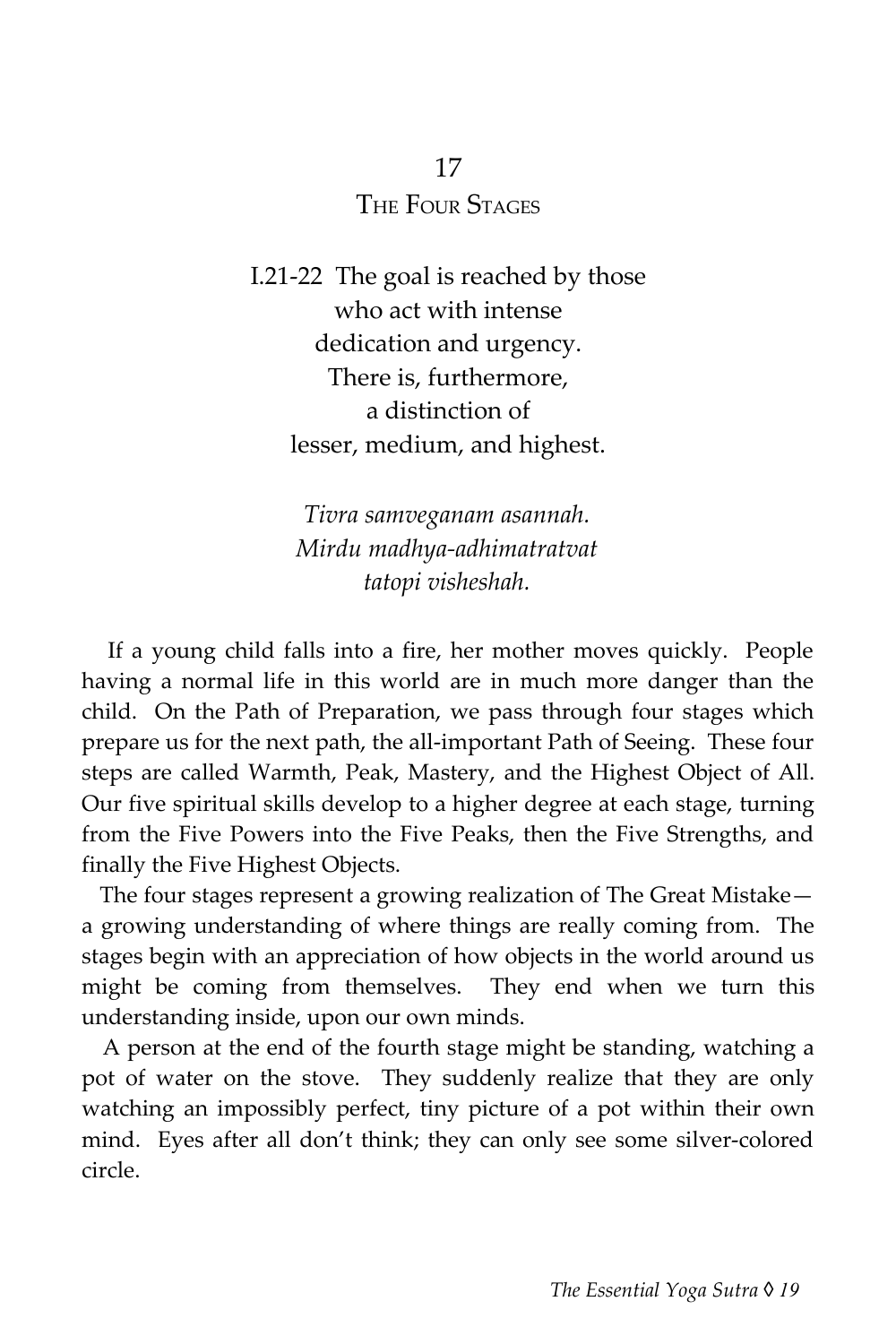# 17
## The Four Stages

I.21-22 The goal is reached by those
who act with intense
dedication and urgency.
There is, furthermore,
a distinction of
lesser, medium, and highest.

*Tivra samveganam asannah.*
*Mirdu madhya-adhimatratvat*
*tatopi visheshah.*

If a young child falls into a fire, her mother moves quickly. People having a normal life in this world are in much more danger than the child. On the Path of Preparation, we pass through four stages which prepare us for the next path, the all-important Path of Seeing. These four steps are called Warmth, Peak, Mastery, and the Highest Object of All. Our five spiritual skills develop to a higher degree at each stage, turning from the Five Powers into the Five Peaks, then the Five Strengths, and finally the Five Highest Objects.

The four stages represent a growing realization of The Great Mistake—a growing understanding of where things are really coming from. The stages begin with an appreciation of how objects in the world around us might be coming from themselves. They end when we turn this understanding inside, upon our own minds.

A person at the end of the fourth stage might be standing, watching a pot of water on the stove. They suddenly realize that they are only watching an impossibly perfect, tiny picture of a pot within their own mind. Eyes after all don't think; they can only see some silver-colored circle.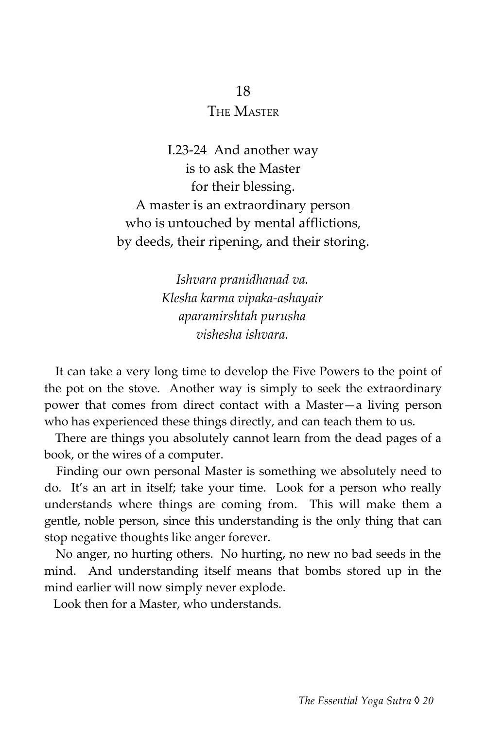## 18
## The Master

I.23-24 And another way  
is to ask the Master  
for their blessing.  
A master is an extraordinary person  
who is untouched by mental afflictions,  
by deeds, their ripening, and their storing.

*Ishvara pranidhanad va.*  
*Klesha karma vipaka-ashayair*  
*aparamirshtah purusha*  
*vishesha ishvara.*

It can take a very long time to develop the Five Powers to the point of the pot on the stove. Another way is simply to seek the extraordinary power that comes from direct contact with a Master—a living person who has experienced these things directly, and can teach them to us.

There are things you absolutely cannot learn from the dead pages of a book, or the wires of a computer.

Finding our own personal Master is something we absolutely need to do. It's an art in itself; take your time. Look for a person who really understands where things are coming from. This will make them a gentle, noble person, since this understanding is the only thing that can stop negative thoughts like anger forever.

No anger, no hurting others. No hurting, no new no bad seeds in the mind. And understanding itself means that bombs stored up in the mind earlier will now simply never explode.

Look then for a Master, who understands.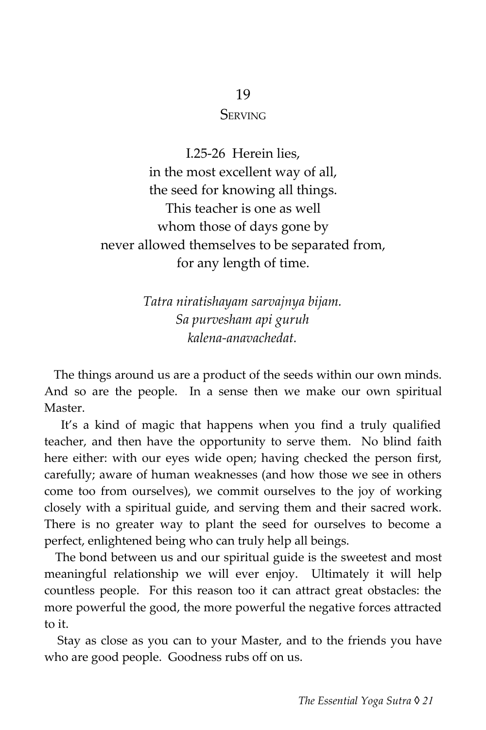## 19
## Serving

I.25-26 Herein lies,
in the most excellent way of all,
the seed for knowing all things.
This teacher is one as well
whom those of days gone by
never allowed themselves to be separated from,
for any length of time.

*Tatra niratishayam sarvajnya bijam.*
*Sa purvesham api guruh*
*kalena-anavachedat.*

The things around us are a product of the seeds within our own minds. And so are the people. In a sense then we make our own spiritual Master.

It's a kind of magic that happens when you find a truly qualified teacher, and then have the opportunity to serve them. No blind faith here either: with our eyes wide open; having checked the person first, carefully; aware of human weaknesses (and how those we see in others come too from ourselves), we commit ourselves to the joy of working closely with a spiritual guide, and serving them and their sacred work. There is no greater way to plant the seed for ourselves to become a perfect, enlightened being who can truly help all beings.

The bond between us and our spiritual guide is the sweetest and most meaningful relationship we will ever enjoy. Ultimately it will help countless people. For this reason too it can attract great obstacles: the more powerful the good, the more powerful the negative forces attracted to it.

Stay as close as you can to your Master, and to the friends you have who are good people. Goodness rubs off on us.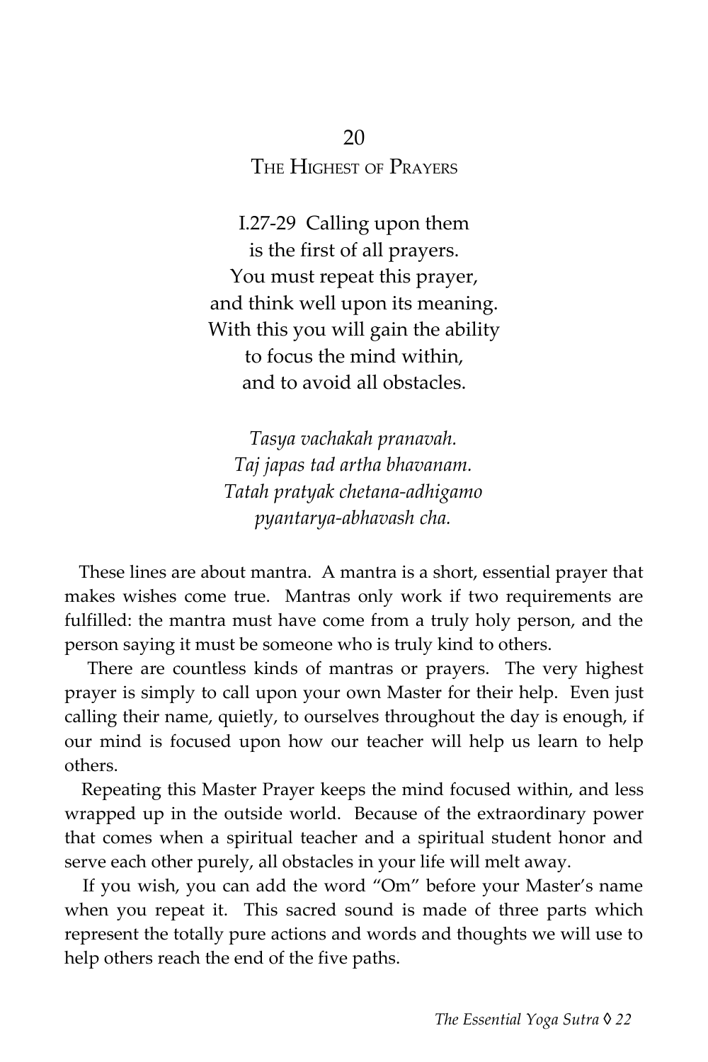## 20

## The Highest of Prayers

I.27-29 Calling upon them
is the first of all prayers.
You must repeat this prayer,
and think well upon its meaning.
With this you will gain the ability
to focus the mind within,
and to avoid all obstacles.

*Tasya vachakah pranavah.*
*Taj japas tad artha bhavanam.*
*Tatah pratyak chetana-adhigamo*
*pyantarya-abhavash cha.*

These lines are about mantra. A mantra is a short, essential prayer that makes wishes come true. Mantras only work if two requirements are fulfilled: the mantra must have come from a truly holy person, and the person saying it must be someone who is truly kind to others.

There are countless kinds of mantras or prayers. The very highest prayer is simply to call upon your own Master for their help. Even just calling their name, quietly, to ourselves throughout the day is enough, if our mind is focused upon how our teacher will help us learn to help others.

Repeating this Master Prayer keeps the mind focused within, and less wrapped up in the outside world. Because of the extraordinary power that comes when a spiritual teacher and a spiritual student honor and serve each other purely, all obstacles in your life will melt away.

If you wish, you can add the word "Om" before your Master's name when you repeat it. This sacred sound is made of three parts which represent the totally pure actions and words and thoughts we will use to help others reach the end of the five paths.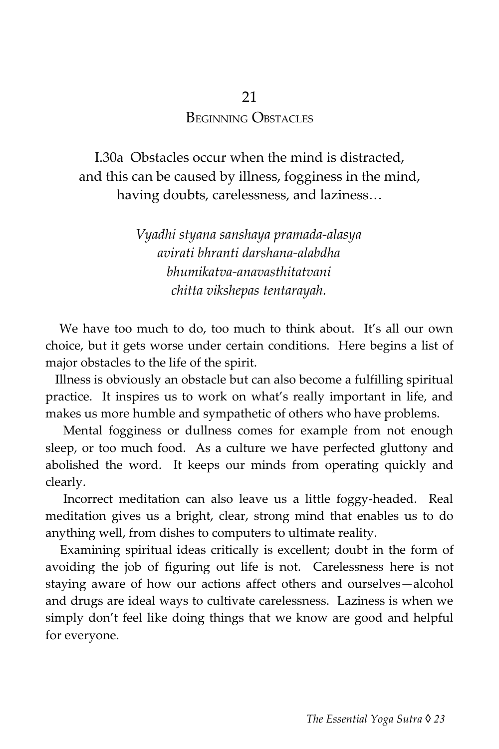## 21
## Beginning Obstacles

I.30a Obstacles occur when the mind is distracted, and this can be caused by illness, fogginess in the mind, having doubts, carelessness, and laziness…

*Vyadhi styana sanshaya pramada-alasya*
*avirati bhranti darshana-alabdha*
*bhumikatva-anavasthitatvani*
*chitta vikshepas tentarayah.*

We have too much to do, too much to think about. It's all our own choice, but it gets worse under certain conditions. Here begins a list of major obstacles to the life of the spirit.

Illness is obviously an obstacle but can also become a fulfilling spiritual practice. It inspires us to work on what's really important in life, and makes us more humble and sympathetic of others who have problems.

Mental fogginess or dullness comes for example from not enough sleep, or too much food. As a culture we have perfected gluttony and abolished the word. It keeps our minds from operating quickly and clearly.

Incorrect meditation can also leave us a little foggy-headed. Real meditation gives us a bright, clear, strong mind that enables us to do anything well, from dishes to computers to ultimate reality.

Examining spiritual ideas critically is excellent; doubt in the form of avoiding the job of figuring out life is not. Carelessness here is not staying aware of how our actions affect others and ourselves—alcohol and drugs are ideal ways to cultivate carelessness. Laziness is when we simply don't feel like doing things that we know are good and helpful for everyone.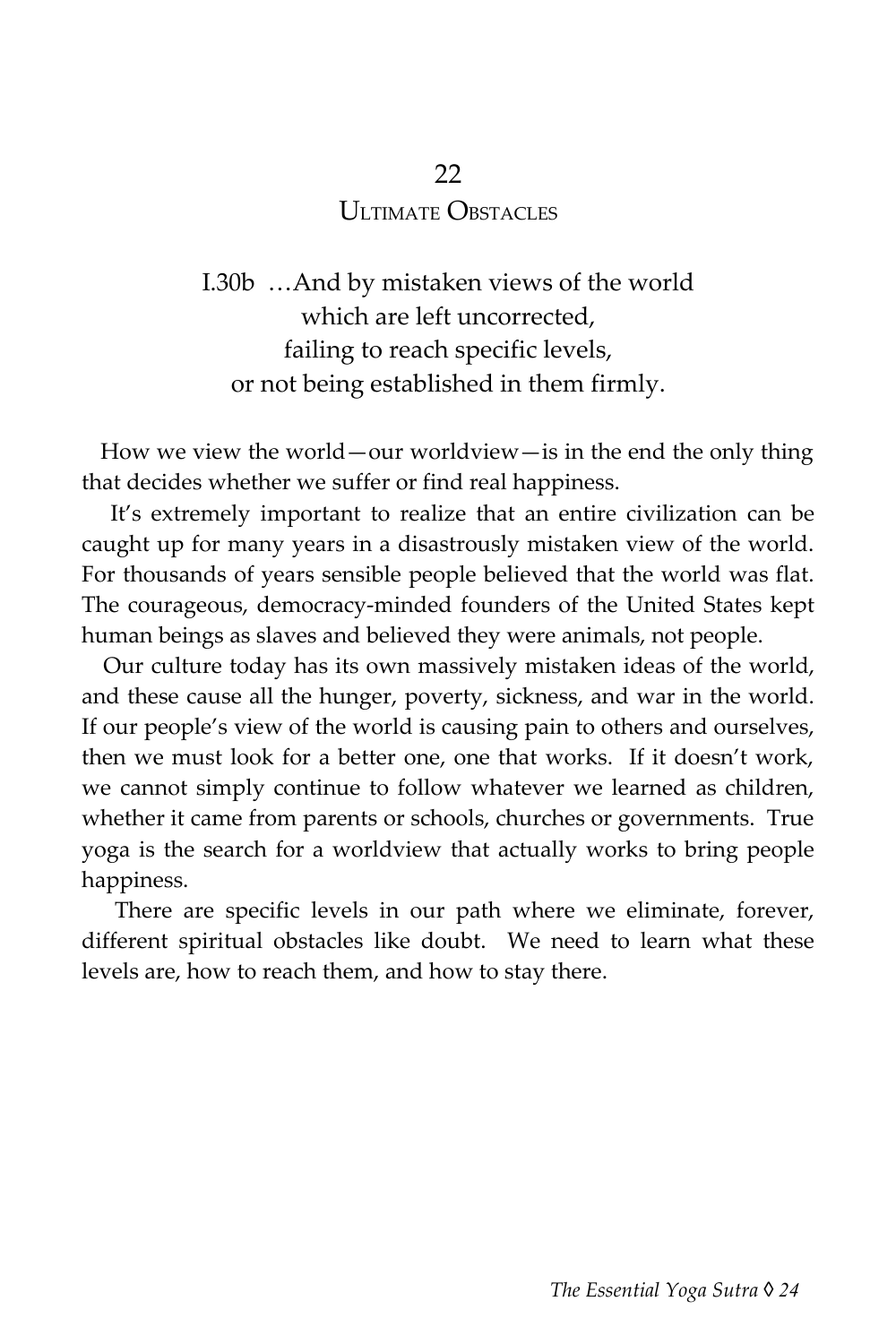## 22

## Ultimate Obstacles

> I.30b …And by mistaken views of the world
> which are left uncorrected,
> failing to reach specific levels,
> or not being established in them firmly.

How we view the world—our worldview—is in the end the only thing that decides whether we suffer or find real happiness.

It's extremely important to realize that an entire civilization can be caught up for many years in a disastrously mistaken view of the world. For thousands of years sensible people believed that the world was flat. The courageous, democracy-minded founders of the United States kept human beings as slaves and believed they were animals, not people.

Our culture today has its own massively mistaken ideas of the world, and these cause all the hunger, poverty, sickness, and war in the world. If our people's view of the world is causing pain to others and ourselves, then we must look for a better one, one that works. If it doesn't work, we cannot simply continue to follow whatever we learned as children, whether it came from parents or schools, churches or governments. True yoga is the search for a worldview that actually works to bring people happiness.

There are specific levels in our path where we eliminate, forever, different spiritual obstacles like doubt. We need to learn what these levels are, how to reach them, and how to stay there.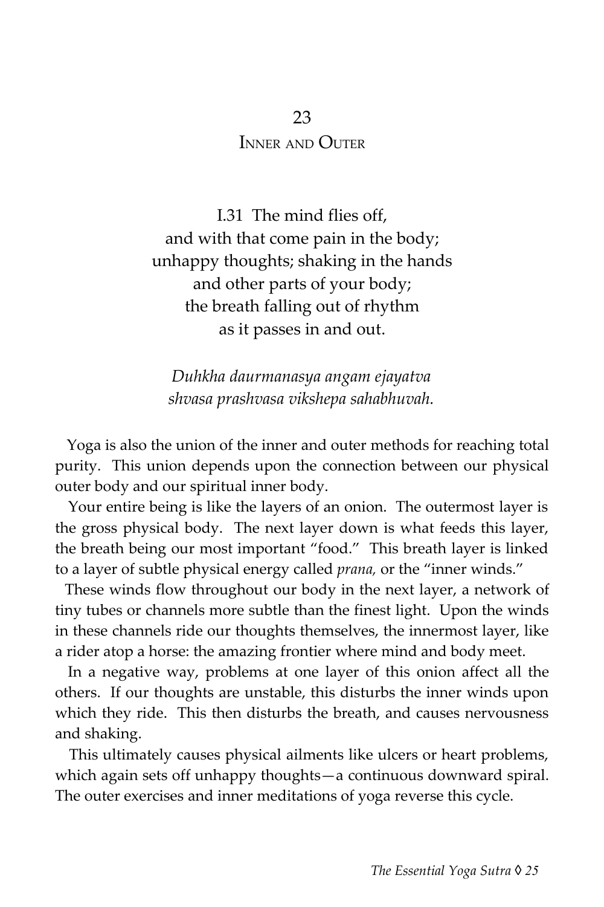## 23

## Inner and Outer

I.31 The mind flies off,
and with that come pain in the body;
unhappy thoughts; shaking in the hands
and other parts of your body;
the breath falling out of rhythm
as it passes in and out.

*Duhkha daurmanasya angam ejayatva*
*shvasa prashvasa vikshepa sahabhuvah.*

Yoga is also the union of the inner and outer methods for reaching total purity. This union depends upon the connection between our physical outer body and our spiritual inner body.

Your entire being is like the layers of an onion. The outermost layer is the gross physical body. The next layer down is what feeds this layer, the breath being our most important "food." This breath layer is linked to a layer of subtle physical energy called *prana,* or the "inner winds."

These winds flow throughout our body in the next layer, a network of tiny tubes or channels more subtle than the finest light. Upon the winds in these channels ride our thoughts themselves, the innermost layer, like a rider atop a horse: the amazing frontier where mind and body meet.

In a negative way, problems at one layer of this onion affect all the others. If our thoughts are unstable, this disturbs the inner winds upon which they ride. This then disturbs the breath, and causes nervousness and shaking.

This ultimately causes physical ailments like ulcers or heart problems, which again sets off unhappy thoughts—a continuous downward spiral. The outer exercises and inner meditations of yoga reverse this cycle.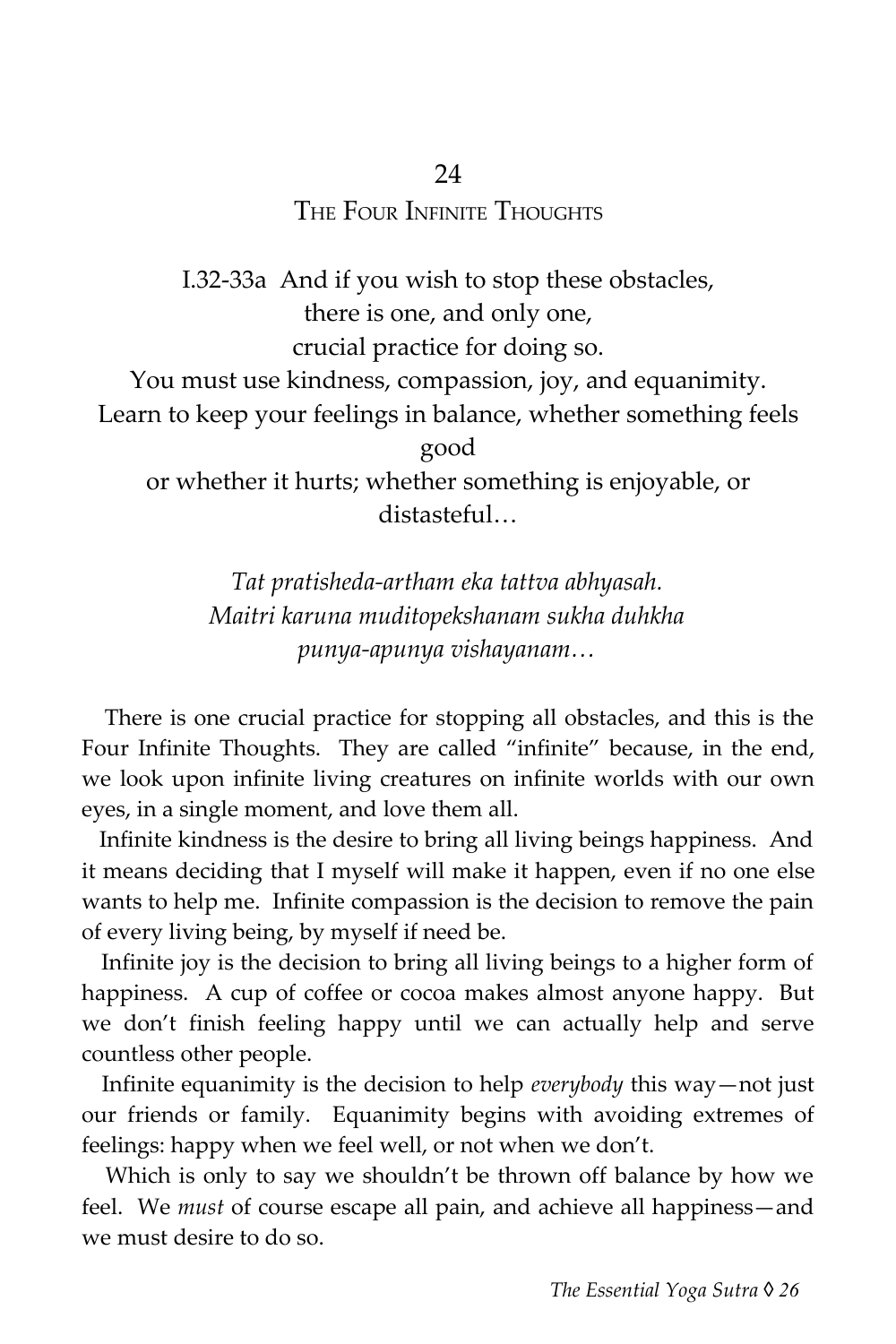# 24

## The Four Infinite Thoughts

I.32-33a And if you wish to stop these obstacles,
there is one, and only one,
crucial practice for doing so.
You must use kindness, compassion, joy, and equanimity.
Learn to keep your feelings in balance, whether something feels good
or whether it hurts; whether something is enjoyable, or distasteful…

*Tat pratisheda-artham eka tattva abhyasah.*
*Maitri karuna muditopekshanam sukha duhkha*
*punya-apunya vishayanam…*

There is one crucial practice for stopping all obstacles, and this is the Four Infinite Thoughts. They are called "infinite" because, in the end, we look upon infinite living creatures on infinite worlds with our own eyes, in a single moment, and love them all.

Infinite kindness is the desire to bring all living beings happiness. And it means deciding that I myself will make it happen, even if no one else wants to help me. Infinite compassion is the decision to remove the pain of every living being, by myself if need be.

Infinite joy is the decision to bring all living beings to a higher form of happiness. A cup of coffee or cocoa makes almost anyone happy. But we don't finish feeling happy until we can actually help and serve countless other people.

Infinite equanimity is the decision to help *everybody* this way—not just our friends or family. Equanimity begins with avoiding extremes of feelings: happy when we feel well, or not when we don't.

Which is only to say we shouldn't be thrown off balance by how we feel. We *must* of course escape all pain, and achieve all happiness—and we must desire to do so.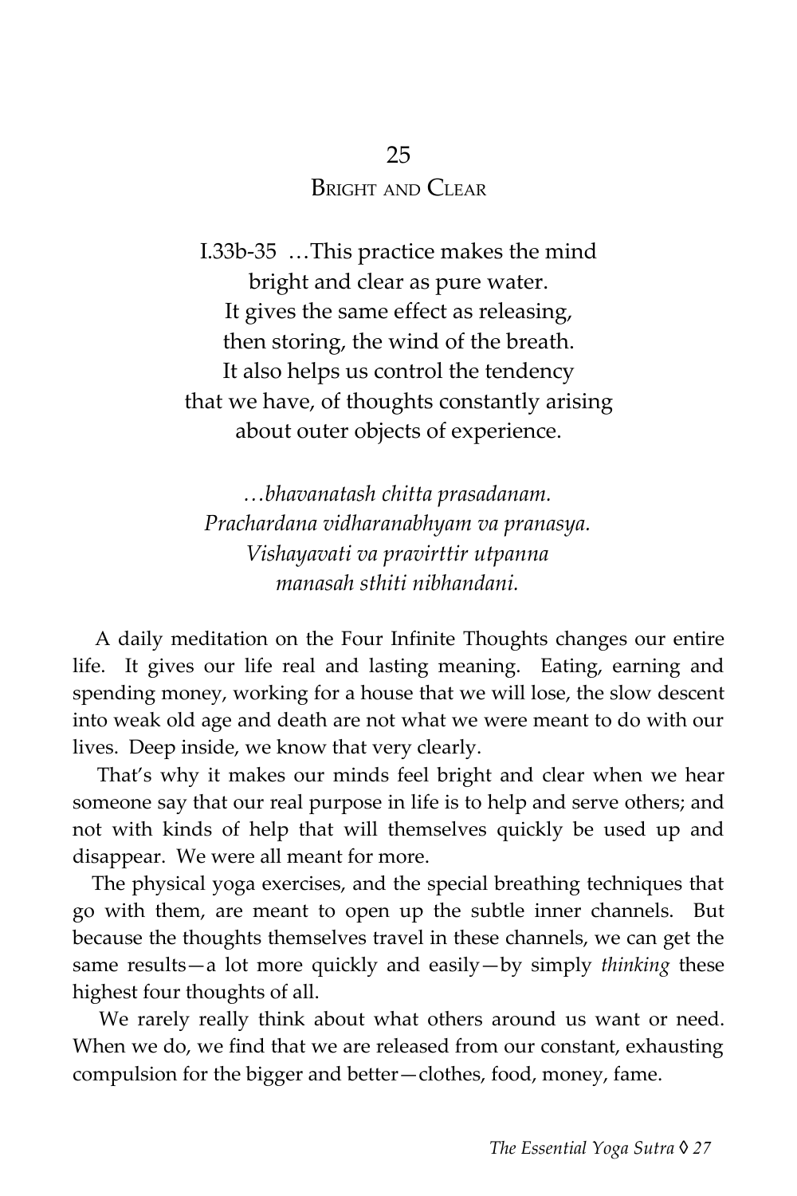## 25

## Bright and Clear

I.33b-35 …This practice makes the mind
bright and clear as pure water.
It gives the same effect as releasing,
then storing, the wind of the breath.
It also helps us control the tendency
that we have, of thoughts constantly arising
about outer objects of experience.

*…bhavanatash chitta prasadanam.*
*Prachardana vidharanabhyam va pranasya.*
*Vishayavati va pravirttir utpanna*
*manasah sthiti nibhandani.*

A daily meditation on the Four Infinite Thoughts changes our entire life. It gives our life real and lasting meaning. Eating, earning and spending money, working for a house that we will lose, the slow descent into weak old age and death are not what we were meant to do with our lives. Deep inside, we know that very clearly.

That's why it makes our minds feel bright and clear when we hear someone say that our real purpose in life is to help and serve others; and not with kinds of help that will themselves quickly be used up and disappear. We were all meant for more.

The physical yoga exercises, and the special breathing techniques that go with them, are meant to open up the subtle inner channels. But because the thoughts themselves travel in these channels, we can get the same results—a lot more quickly and easily—by simply *thinking* these highest four thoughts of all.

We rarely really think about what others around us want or need. When we do, we find that we are released from our constant, exhausting compulsion for the bigger and better—clothes, food, money, fame.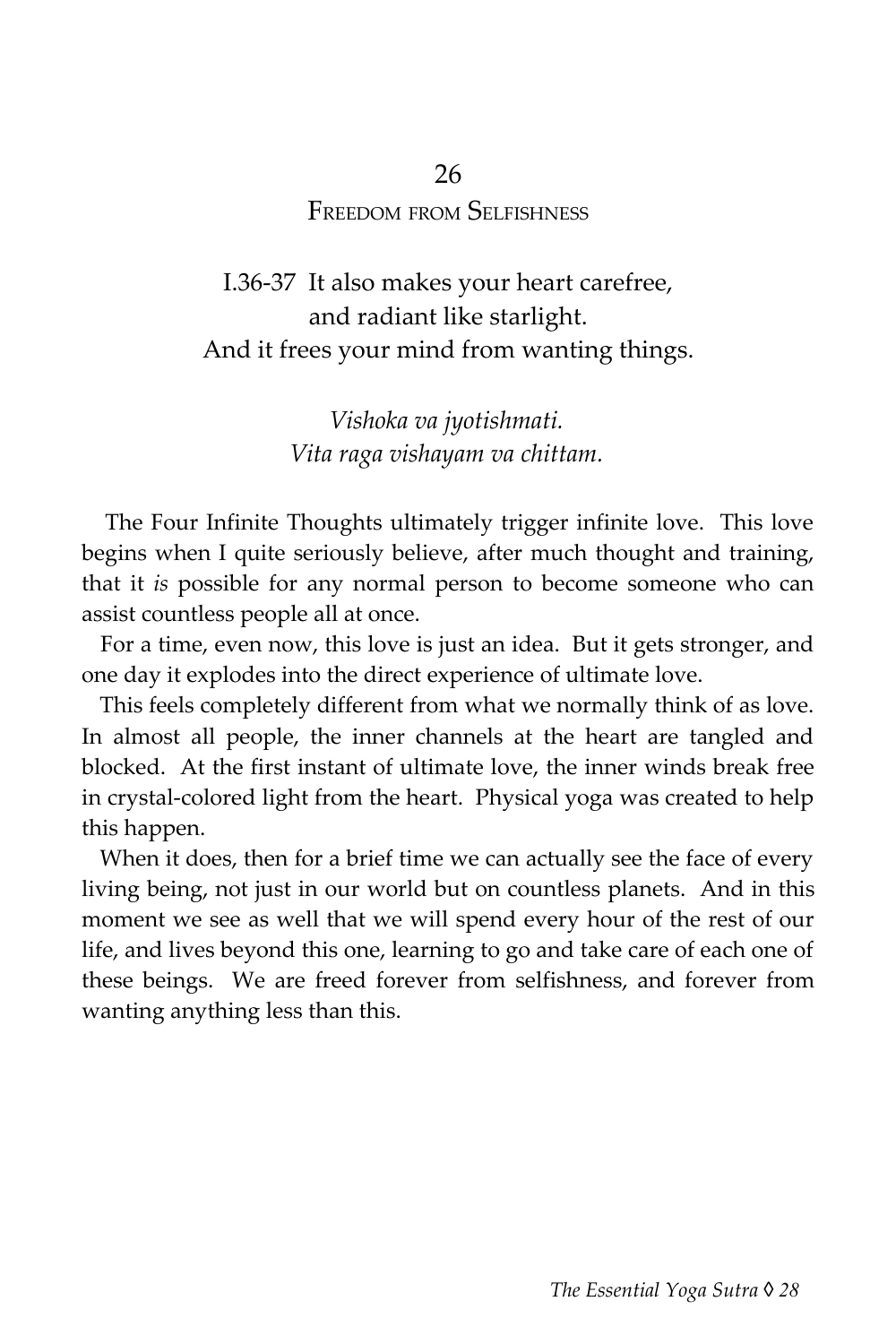## 26

## Freedom from Selfishness

I.36-37 It also makes your heart carefree,
and radiant like starlight.
And it frees your mind from wanting things.

*Vishoka va jyotishmati.*
*Vita raga vishayam va chittam.*

The Four Infinite Thoughts ultimately trigger infinite love. This love begins when I quite seriously believe, after much thought and training, that it *is* possible for any normal person to become someone who can assist countless people all at once.

For a time, even now, this love is just an idea. But it gets stronger, and one day it explodes into the direct experience of ultimate love.

This feels completely different from what we normally think of as love. In almost all people, the inner channels at the heart are tangled and blocked. At the first instant of ultimate love, the inner winds break free in crystal-colored light from the heart. Physical yoga was created to help this happen.

When it does, then for a brief time we can actually see the face of every living being, not just in our world but on countless planets. And in this moment we see as well that we will spend every hour of the rest of our life, and lives beyond this one, learning to go and take care of each one of these beings. We are freed forever from selfishness, and forever from wanting anything less than this.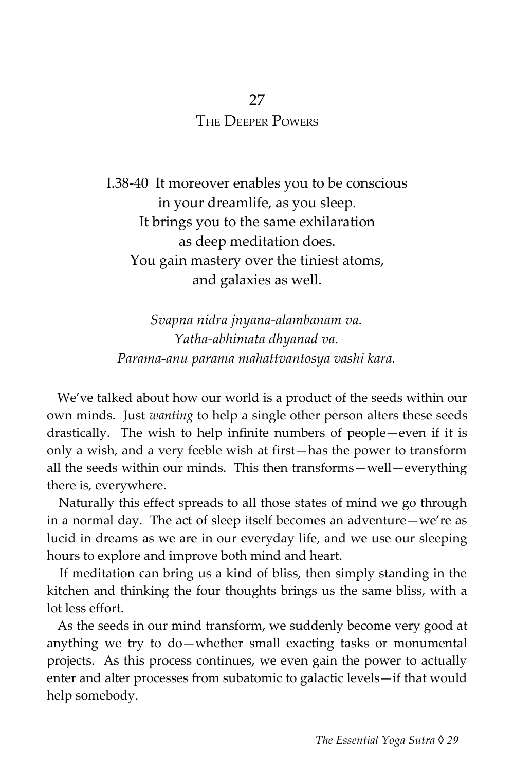## 27
## The Deeper Powers

I.38-40 It moreover enables you to be conscious
in your dreamlife, as you sleep.
It brings you to the same exhilaration
as deep meditation does.
You gain mastery over the tiniest atoms,
and galaxies as well.

*Svapna nidra jnyana-alambanam va.*
*Yatha-abhimata dhyanad va.*
*Parama-anu parama mahattvantosya vashi kara.*

We've talked about how our world is a product of the seeds within our own minds. Just *wanting* to help a single other person alters these seeds drastically. The wish to help infinite numbers of people—even if it is only a wish, and a very feeble wish at first—has the power to transform all the seeds within our minds. This then transforms—well—everything there is, everywhere.

Naturally this effect spreads to all those states of mind we go through in a normal day. The act of sleep itself becomes an adventure—we're as lucid in dreams as we are in our everyday life, and we use our sleeping hours to explore and improve both mind and heart.

If meditation can bring us a kind of bliss, then simply standing in the kitchen and thinking the four thoughts brings us the same bliss, with a lot less effort.

As the seeds in our mind transform, we suddenly become very good at anything we try to do—whether small exacting tasks or monumental projects. As this process continues, we even gain the power to actually enter and alter processes from subatomic to galactic levels—if that would help somebody.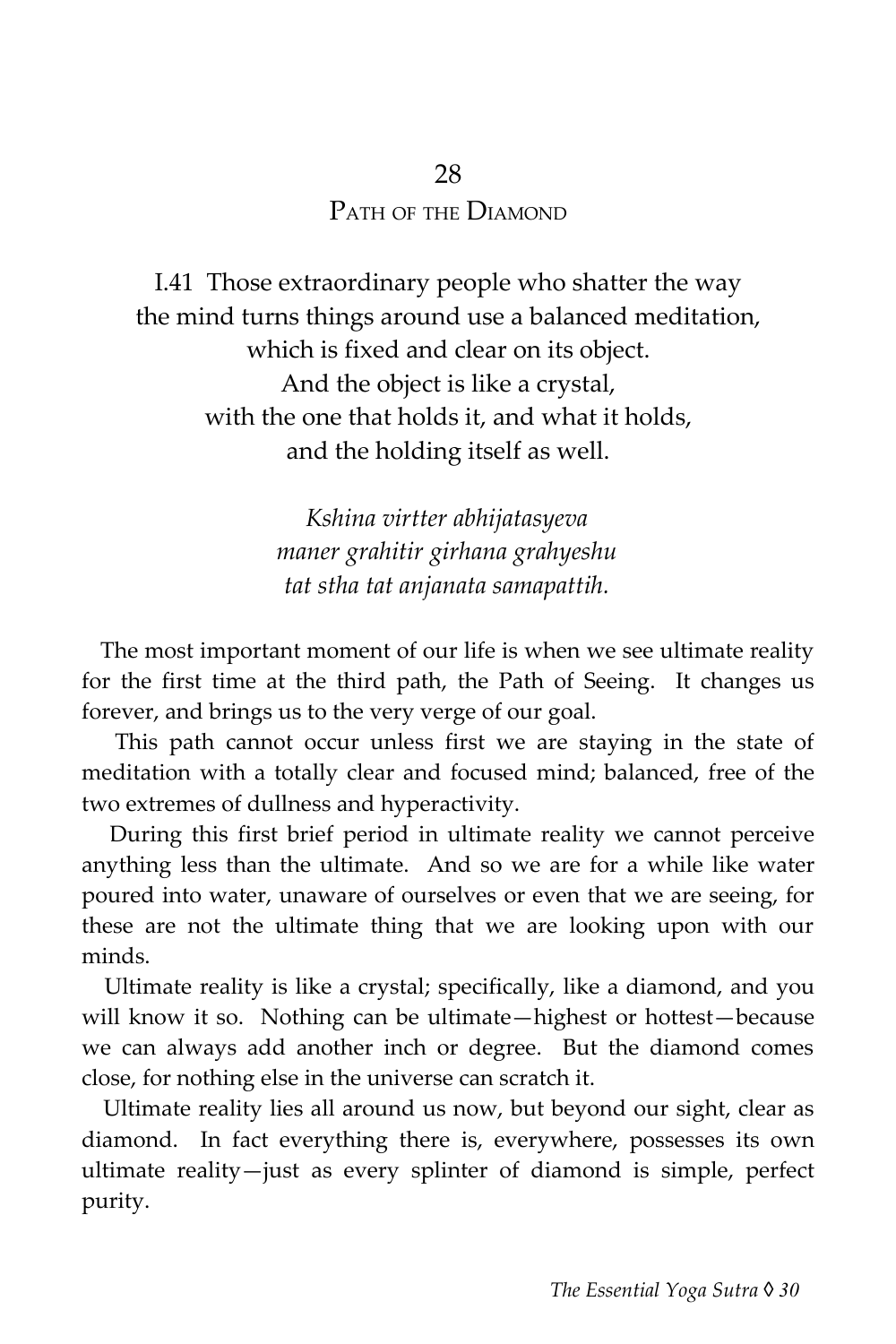## 28

## Path of the Diamond

I.41 Those extraordinary people who shatter the way
the mind turns things around use a balanced meditation,
which is fixed and clear on its object.
And the object is like a crystal,
with the one that holds it, and what it holds,
and the holding itself as well.

*Kshina virtter abhijatasyeva*
*maner grahitir girhana grahyeshu*
*tat stha tat anjanata samapattih.*

The most important moment of our life is when we see ultimate reality for the first time at the third path, the Path of Seeing. It changes us forever, and brings us to the very verge of our goal.

This path cannot occur unless first we are staying in the state of meditation with a totally clear and focused mind; balanced, free of the two extremes of dullness and hyperactivity.

During this first brief period in ultimate reality we cannot perceive anything less than the ultimate. And so we are for a while like water poured into water, unaware of ourselves or even that we are seeing, for these are not the ultimate thing that we are looking upon with our minds.

Ultimate reality is like a crystal; specifically, like a diamond, and you will know it so. Nothing can be ultimate—highest or hottest—because we can always add another inch or degree. But the diamond comes close, for nothing else in the universe can scratch it.

Ultimate reality lies all around us now, but beyond our sight, clear as diamond. In fact everything there is, everywhere, possesses its own ultimate reality—just as every splinter of diamond is simple, perfect purity.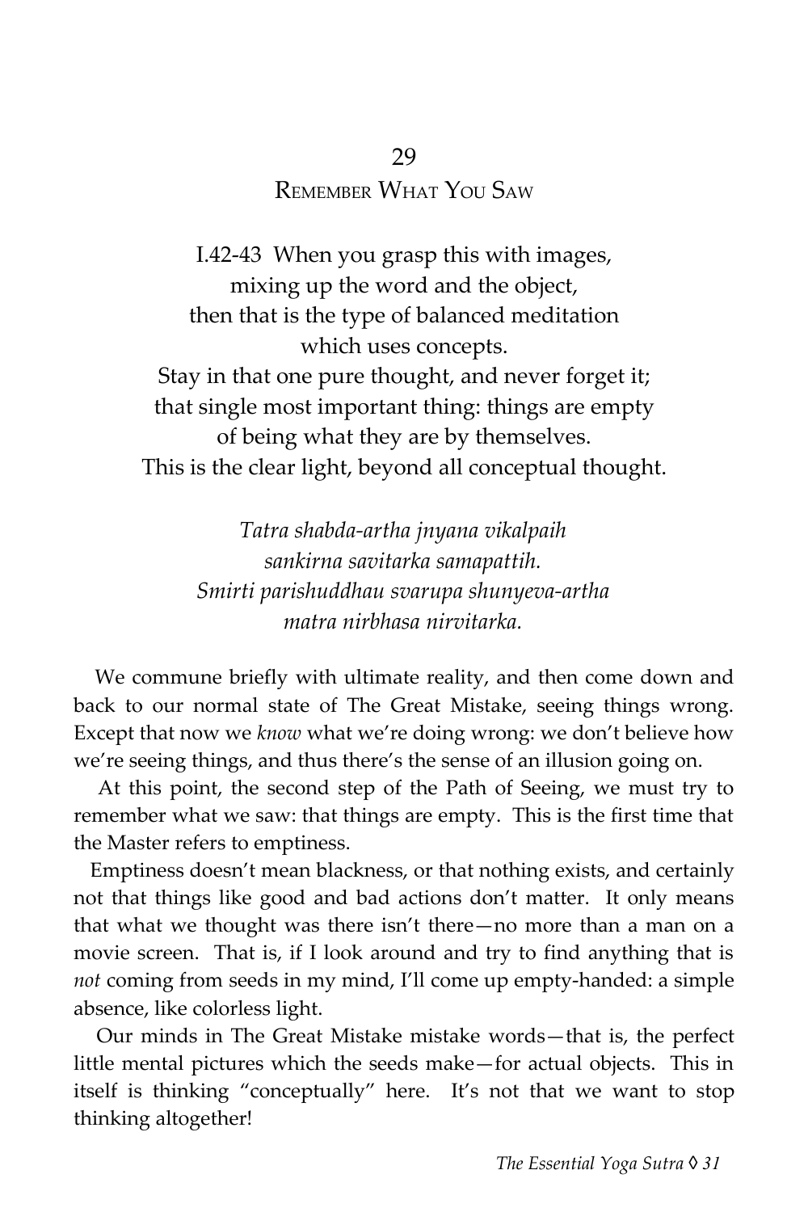## 29
## Remember What You Saw

I.42-43 When you grasp this with images,
mixing up the word and the object,
then that is the type of balanced meditation
which uses concepts.
Stay in that one pure thought, and never forget it;
that single most important thing: things are empty
of being what they are by themselves.
This is the clear light, beyond all conceptual thought.

*Tatra shabda-artha jnyana vikalpaih*
*sankirna savitarka samapattih.*
*Smirti parishuddhau svarupa shunyeva-artha*
*matra nirbhasa nirvitarka.*

We commune briefly with ultimate reality, and then come down and back to our normal state of The Great Mistake, seeing things wrong. Except that now we *know* what we're doing wrong: we don't believe how we're seeing things, and thus there's the sense of an illusion going on.

At this point, the second step of the Path of Seeing, we must try to remember what we saw: that things are empty. This is the first time that the Master refers to emptiness.

Emptiness doesn't mean blackness, or that nothing exists, and certainly not that things like good and bad actions don't matter. It only means that what we thought was there isn't there—no more than a man on a movie screen. That is, if I look around and try to find anything that is *not* coming from seeds in my mind, I'll come up empty-handed: a simple absence, like colorless light.

Our minds in The Great Mistake mistake words—that is, the perfect little mental pictures which the seeds make—for actual objects. This in itself is thinking "conceptually" here. It's not that we want to stop thinking altogether!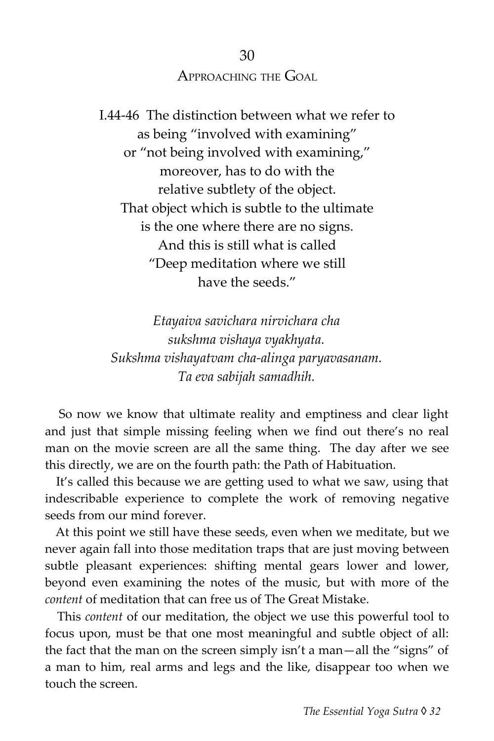## 30
## Approaching the Goal

I.44-46 The distinction between what we refer to
as being "involved with examining"
or "not being involved with examining,"
moreover, has to do with the
relative subtlety of the object.
That object which is subtle to the ultimate
is the one where there are no signs.
And this is still what is called
"Deep meditation where we still
have the seeds."

*Etayaiva savichara nirvichara cha*
*sukshma vishaya vyakhyata.*
*Sukshma vishayatvam cha-alinga paryavasanam.*
*Ta eva sabijah samadhih.*

So now we know that ultimate reality and emptiness and clear light and just that simple missing feeling when we find out there's no real man on the movie screen are all the same thing. The day after we see this directly, we are on the fourth path: the Path of Habituation.

It's called this because we are getting used to what we saw, using that indescribable experience to complete the work of removing negative seeds from our mind forever.

At this point we still have these seeds, even when we meditate, but we never again fall into those meditation traps that are just moving between subtle pleasant experiences: shifting mental gears lower and lower, beyond even examining the notes of the music, but with more of the *content* of meditation that can free us of The Great Mistake.

This *content* of our meditation, the object we use this powerful tool to focus upon, must be that one most meaningful and subtle object of all: the fact that the man on the screen simply isn't a man—all the "signs" of a man to him, real arms and legs and the like, disappear too when we touch the screen.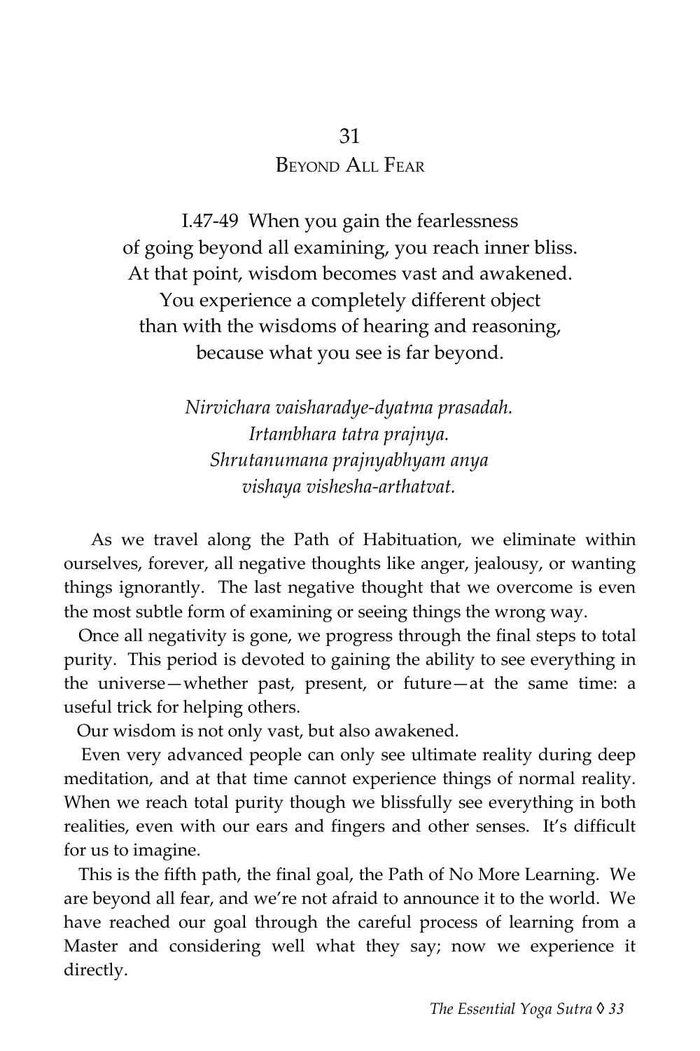## 31
## Beyond All Fear

I.47-49 When you gain the fearlessness
of going beyond all examining, you reach inner bliss.
At that point, wisdom becomes vast and awakened.
You experience a completely different object
than with the wisdoms of hearing and reasoning,
because what you see is far beyond.

*Nirvichara vaisharadye-dyatma prasadah.*
*Irtambhara tatra prajnya.*
*Shrutanumana prajnyabhyam anya*
*vishaya vishesha-arthatvat.*

As we travel along the Path of Habituation, we eliminate within ourselves, forever, all negative thoughts like anger, jealousy, or wanting things ignorantly. The last negative thought that we overcome is even the most subtle form of examining or seeing things the wrong way.

Once all negativity is gone, we progress through the final steps to total purity. This period is devoted to gaining the ability to see everything in the universe—whether past, present, or future—at the same time: a useful trick for helping others.

Our wisdom is not only vast, but also awakened.

Even very advanced people can only see ultimate reality during deep meditation, and at that time cannot experience things of normal reality. When we reach total purity though we blissfully see everything in both realities, even with our ears and fingers and other senses. It's difficult for us to imagine.

This is the fifth path, the final goal, the Path of No More Learning. We are beyond all fear, and we're not afraid to announce it to the world. We have reached our goal through the careful process of learning from a Master and considering well what they say; now we experience it directly.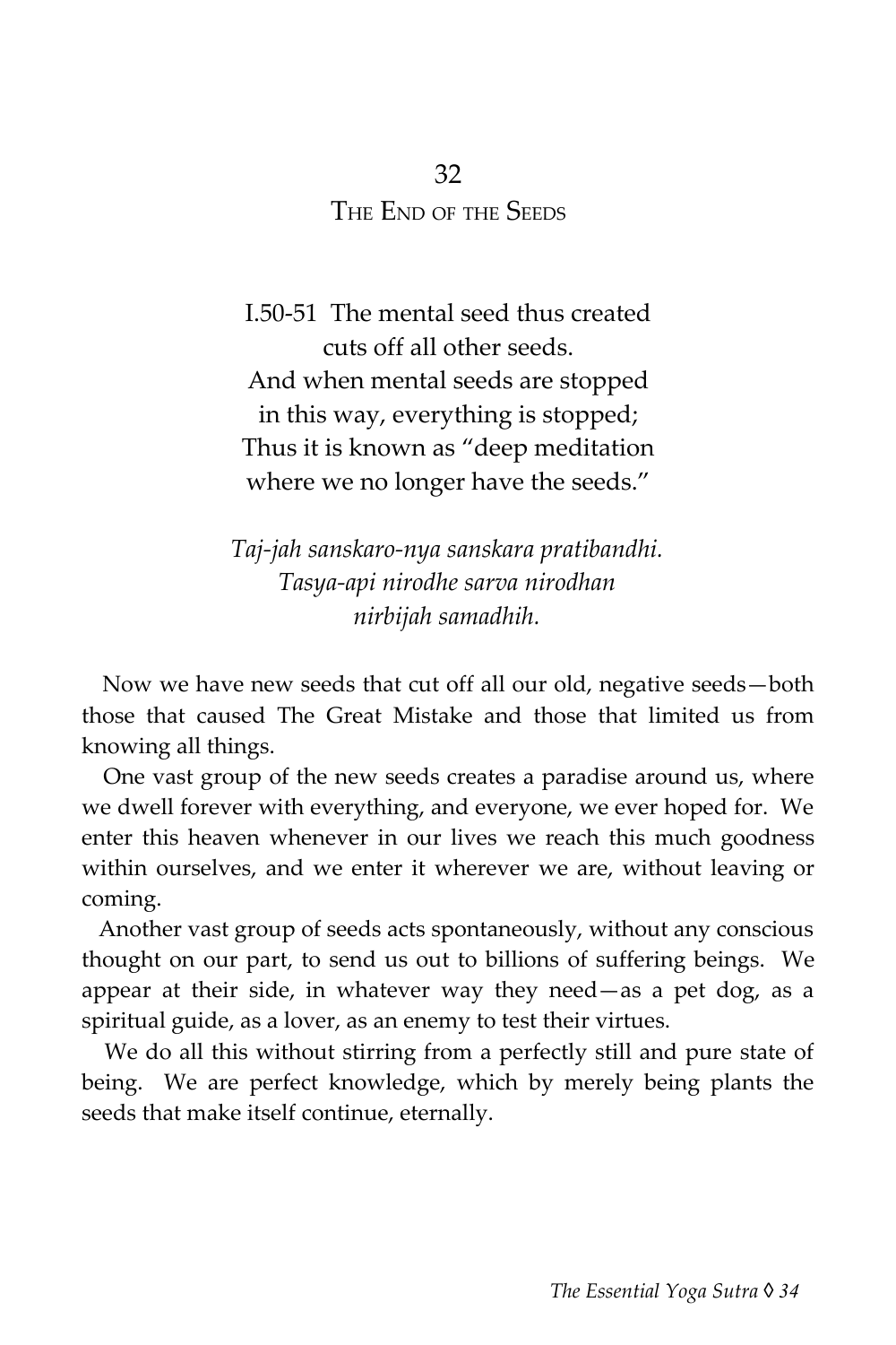## 32
## THE END OF THE SEEDS

I.50-51 The mental seed thus created
cuts off all other seeds.
And when mental seeds are stopped
in this way, everything is stopped;
Thus it is known as "deep meditation
where we no longer have the seeds."

*Taj-jah sanskaro-nya sanskara pratibandhi.*
*Tasya-api nirodhe sarva nirodhan*
*nirbijah samadhih.*

Now we have new seeds that cut off all our old, negative seeds—both those that caused The Great Mistake and those that limited us from knowing all things.

One vast group of the new seeds creates a paradise around us, where we dwell forever with everything, and everyone, we ever hoped for. We enter this heaven whenever in our lives we reach this much goodness within ourselves, and we enter it wherever we are, without leaving or coming.

Another vast group of seeds acts spontaneously, without any conscious thought on our part, to send us out to billions of suffering beings. We appear at their side, in whatever way they need—as a pet dog, as a spiritual guide, as a lover, as an enemy to test their virtues.

We do all this without stirring from a perfectly still and pure state of being. We are perfect knowledge, which by merely being plants the seeds that make itself continue, eternally.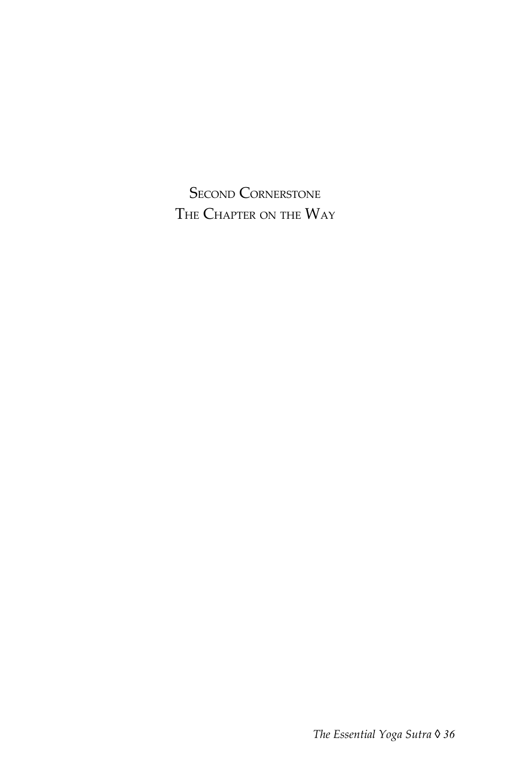# Second Cornerstone
# The Chapter on the Way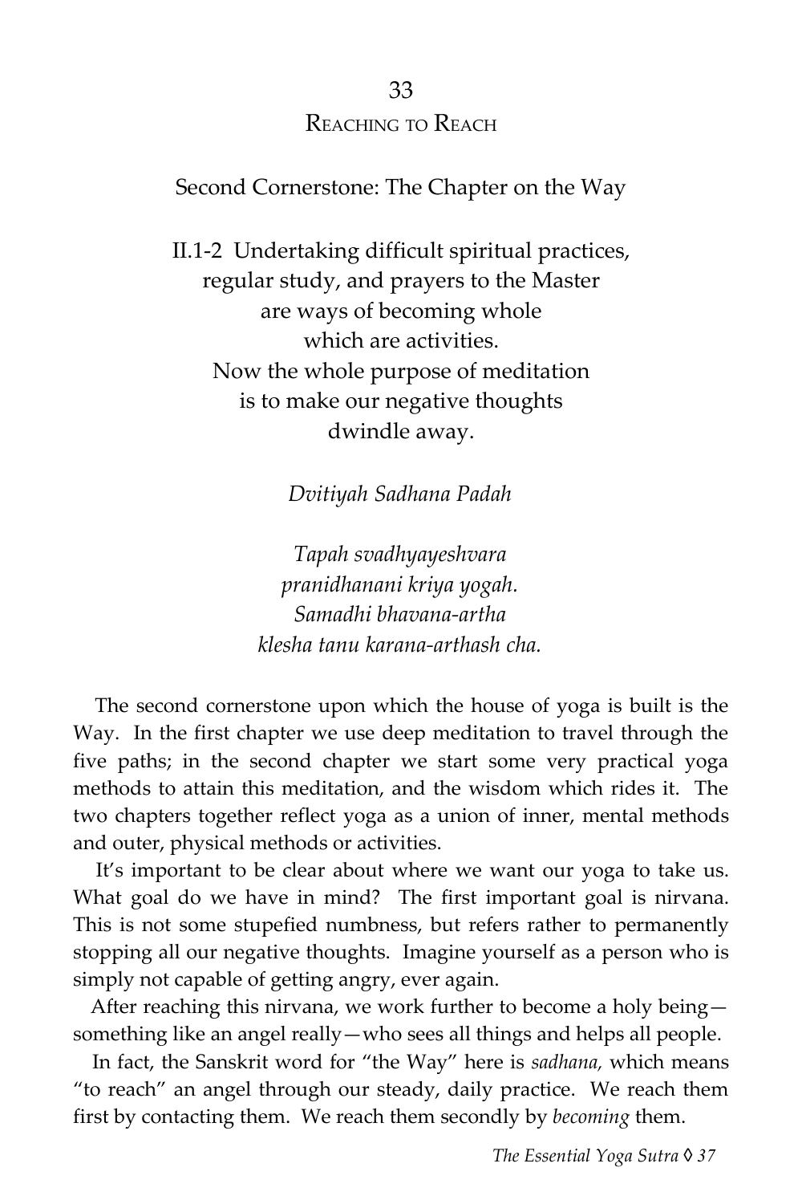## 33
## Reaching to Reach

### Second Cornerstone: The Chapter on the Way

II.1-2 Undertaking difficult spiritual practices,
regular study, and prayers to the Master
are ways of becoming whole
which are activities.
Now the whole purpose of meditation
is to make our negative thoughts
dwindle away.

*Dvitiyah Sadhana Padah*

*Tapah svadhyayeshvara*
*pranidhanani kriya yogah.*
*Samadhi bhavana-artha*
*klesha tanu karana-arthash cha.*

The second cornerstone upon which the house of yoga is built is the Way. In the first chapter we use deep meditation to travel through the five paths; in the second chapter we start some very practical yoga methods to attain this meditation, and the wisdom which rides it. The two chapters together reflect yoga as a union of inner, mental methods and outer, physical methods or activities.

It's important to be clear about where we want our yoga to take us. What goal do we have in mind? The first important goal is nirvana. This is not some stupefied numbness, but refers rather to permanently stopping all our negative thoughts. Imagine yourself as a person who is simply not capable of getting angry, ever again.

After reaching this nirvana, we work further to become a holy being—something like an angel really—who sees all things and helps all people.

In fact, the Sanskrit word for "the Way" here is *sadhana,* which means "to reach" an angel through our steady, daily practice. We reach them first by contacting them. We reach them secondly by *becoming* them.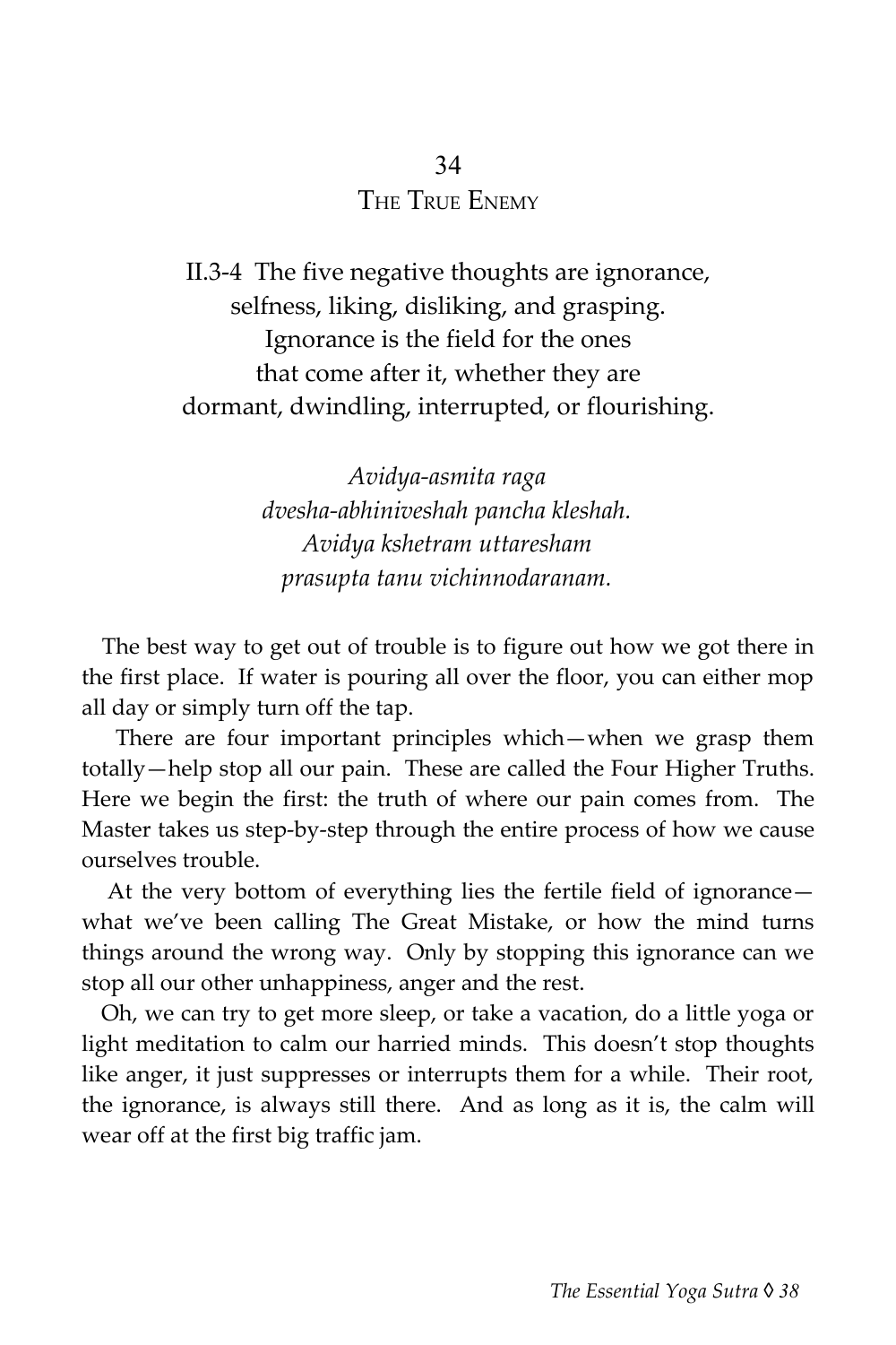## 34
## THE TRUE ENEMY

II.3-4 The five negative thoughts are ignorance, selfness, liking, disliking, and grasping. Ignorance is the field for the ones that come after it, whether they are dormant, dwindling, interrupted, or flourishing.

*Avidya-asmita raga*
*dvesha-abhiniveshah pancha kleshah.*
*Avidya kshetram uttaresham*
*prasupta tanu vichinnodaranam.*

The best way to get out of trouble is to figure out how we got there in the first place. If water is pouring all over the floor, you can either mop all day or simply turn off the tap.

There are four important principles which—when we grasp them totally—help stop all our pain. These are called the Four Higher Truths. Here we begin the first: the truth of where our pain comes from. The Master takes us step-by-step through the entire process of how we cause ourselves trouble.

At the very bottom of everything lies the fertile field of ignorance—what we've been calling The Great Mistake, or how the mind turns things around the wrong way. Only by stopping this ignorance can we stop all our other unhappiness, anger and the rest.

Oh, we can try to get more sleep, or take a vacation, do a little yoga or light meditation to calm our harried minds. This doesn't stop thoughts like anger, it just suppresses or interrupts them for a while. Their root, the ignorance, is always still there. And as long as it is, the calm will wear off at the first big traffic jam.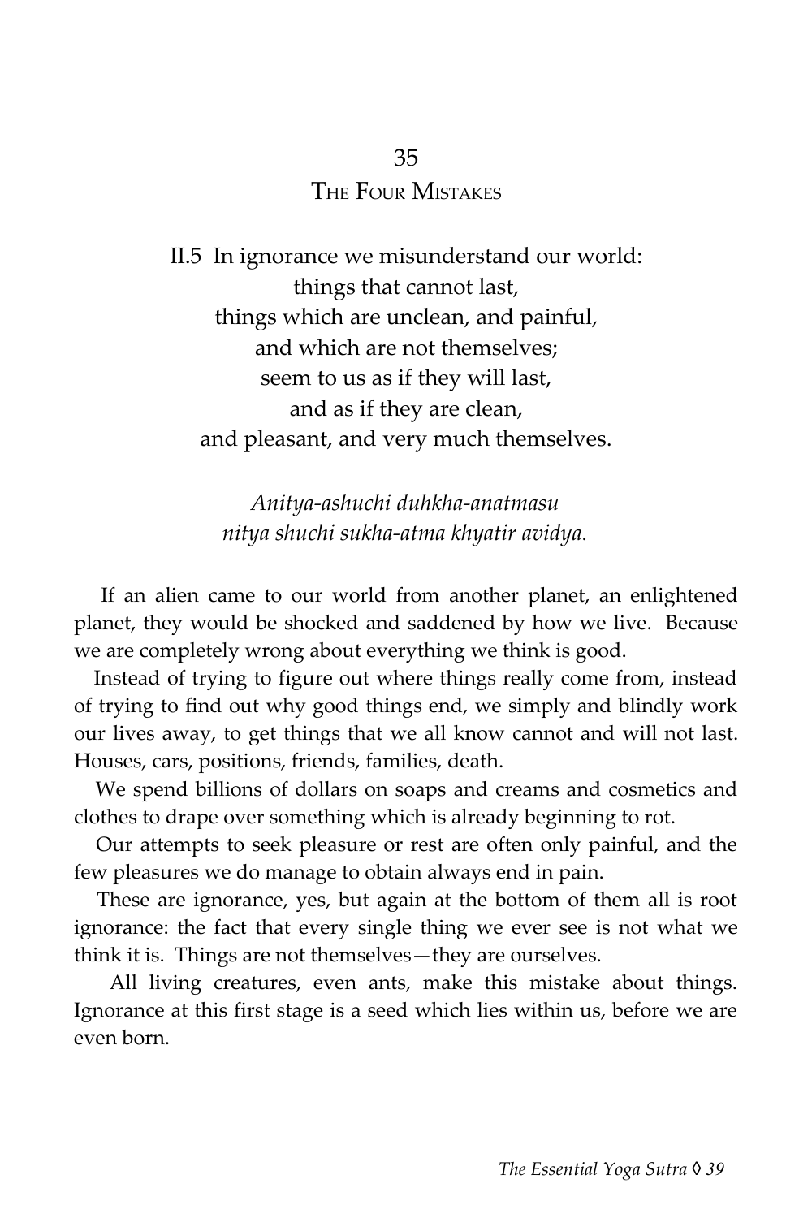## 35

## The Four Mistakes

II.5 In ignorance we misunderstand our world:
things that cannot last,
things which are unclean, and painful,
and which are not themselves;
seem to us as if they will last,
and as if they are clean,
and pleasant, and very much themselves.

*Anitya-ashuchi duhkha-anatmasu*
*nitya shuchi sukha-atma khyatir avidya.*

If an alien came to our world from another planet, an enlightened planet, they would be shocked and saddened by how we live. Because we are completely wrong about everything we think is good.

Instead of trying to figure out where things really come from, instead of trying to find out why good things end, we simply and blindly work our lives away, to get things that we all know cannot and will not last. Houses, cars, positions, friends, families, death.

We spend billions of dollars on soaps and creams and cosmetics and clothes to drape over something which is already beginning to rot.

Our attempts to seek pleasure or rest are often only painful, and the few pleasures we do manage to obtain always end in pain.

These are ignorance, yes, but again at the bottom of them all is root ignorance: the fact that every single thing we ever see is not what we think it is. Things are not themselves—they are ourselves.

All living creatures, even ants, make this mistake about things. Ignorance at this first stage is a seed which lies within us, before we are even born.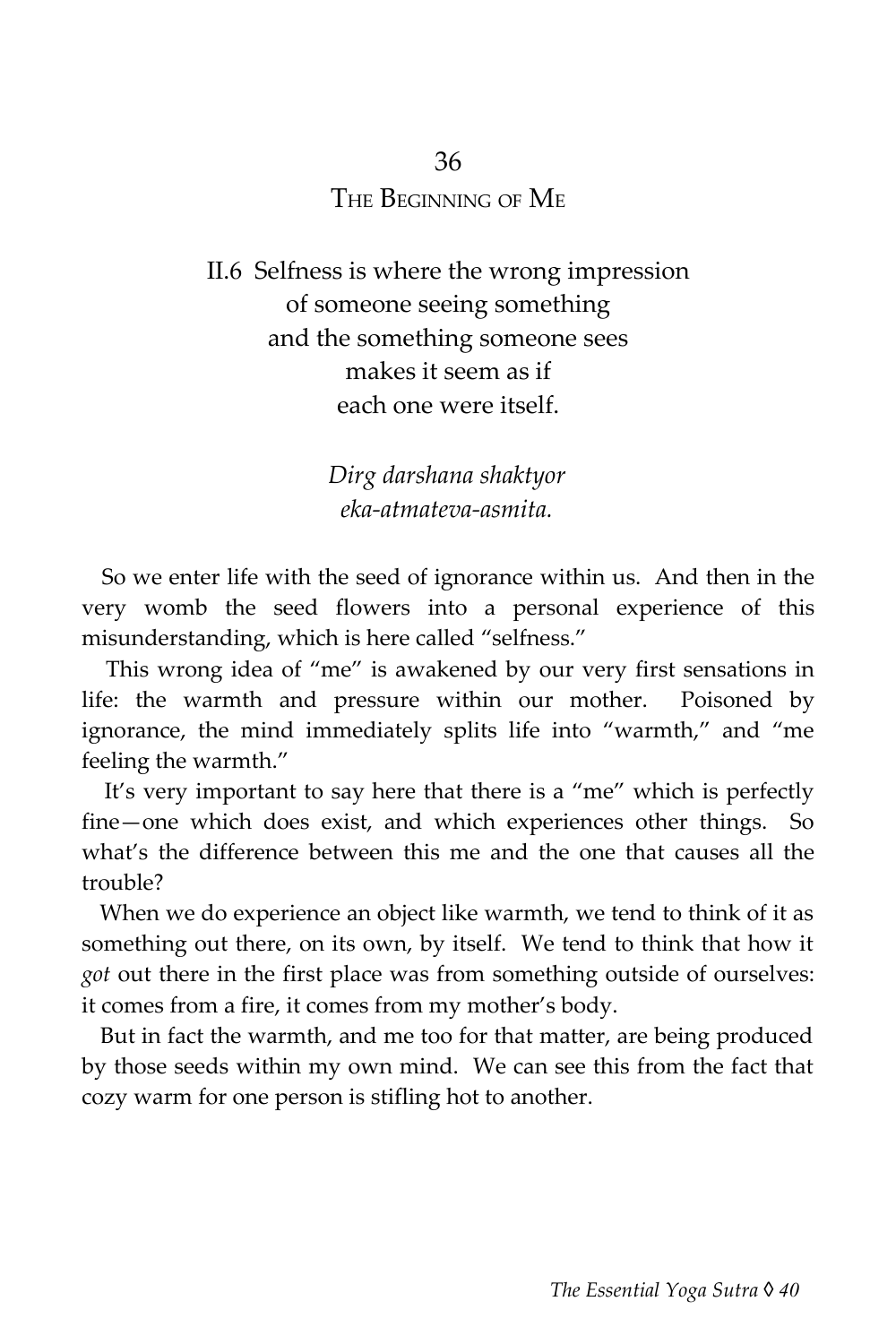## 36
## The Beginning of Me

II.6 Selfness is where the wrong impression
of someone seeing something
and the something someone sees
makes it seem as if
each one were itself.

*Dirg darshana shaktyor*
*eka-atmateva-asmita.*

So we enter life with the seed of ignorance within us. And then in the very womb the seed flowers into a personal experience of this misunderstanding, which is here called "selfness."

This wrong idea of "me" is awakened by our very first sensations in life: the warmth and pressure within our mother. Poisoned by ignorance, the mind immediately splits life into "warmth," and "me feeling the warmth."

It's very important to say here that there is a "me" which is perfectly fine—one which does exist, and which experiences other things. So what's the difference between this me and the one that causes all the trouble?

When we do experience an object like warmth, we tend to think of it as something out there, on its own, by itself. We tend to think that how it *got* out there in the first place was from something outside of ourselves: it comes from a fire, it comes from my mother's body.

But in fact the warmth, and me too for that matter, are being produced by those seeds within my own mind. We can see this from the fact that cozy warm for one person is stifling hot to another.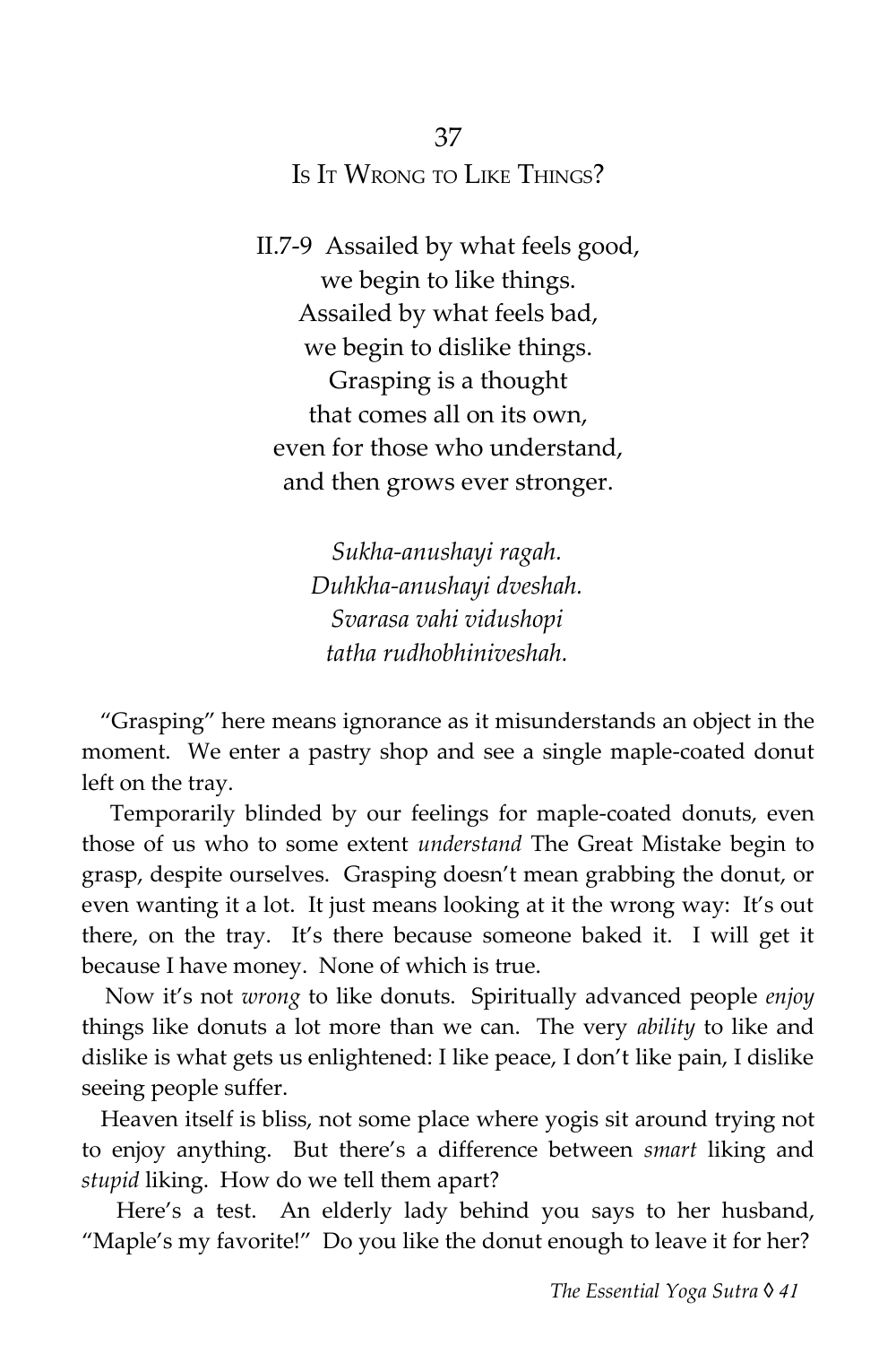# 37

## Is It Wrong to Like Things?

II.7-9 Assailed by what feels good,
we begin to like things.
Assailed by what feels bad,
we begin to dislike things.
Grasping is a thought
that comes all on its own,
even for those who understand,
and then grows ever stronger.

*Sukha-anushayi ragah.*
*Duhkha-anushayi dveshah.*
*Svarasa vahi vidushopi*
*tatha rudhobhiniveshah.*

"Grasping" here means ignorance as it misunderstands an object in the moment. We enter a pastry shop and see a single maple-coated donut left on the tray.

Temporarily blinded by our feelings for maple-coated donuts, even those of us who to some extent *understand* The Great Mistake begin to grasp, despite ourselves. Grasping doesn't mean grabbing the donut, or even wanting it a lot. It just means looking at it the wrong way: It's out there, on the tray. It's there because someone baked it. I will get it because I have money. None of which is true.

Now it's not *wrong* to like donuts. Spiritually advanced people *enjoy* things like donuts a lot more than we can. The very *ability* to like and dislike is what gets us enlightened: I like peace, I don't like pain, I dislike seeing people suffer.

Heaven itself is bliss, not some place where yogis sit around trying not to enjoy anything. But there's a difference between *smart* liking and *stupid* liking. How do we tell them apart?

Here's a test. An elderly lady behind you says to her husband, "Maple's my favorite!" Do you like the donut enough to leave it for her?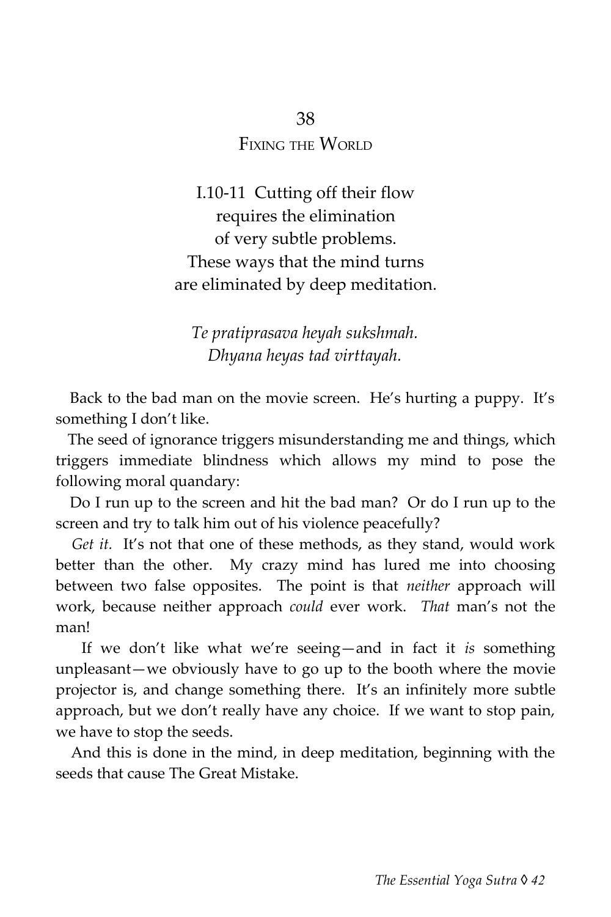## 38

## Fixing the World

I.10-11 Cutting off their flow
requires the elimination
of very subtle problems.
These ways that the mind turns
are eliminated by deep meditation.

*Te pratiprasava heyah sukshmah.*
*Dhyana heyas tad virttayah.*

Back to the bad man on the movie screen. He's hurting a puppy. It's something I don't like.

The seed of ignorance triggers misunderstanding me and things, which triggers immediate blindness which allows my mind to pose the following moral quandary:

Do I run up to the screen and hit the bad man? Or do I run up to the screen and try to talk him out of his violence peacefully?

*Get it.* It's not that one of these methods, as they stand, would work better than the other. My crazy mind has lured me into choosing between two false opposites. The point is that *neither* approach will work, because neither approach *could* ever work. *That* man's not the man!

If we don't like what we're seeing—and in fact it *is* something unpleasant—we obviously have to go up to the booth where the movie projector is, and change something there. It's an infinitely more subtle approach, but we don't really have any choice. If we want to stop pain, we have to stop the seeds.

And this is done in the mind, in deep meditation, beginning with the seeds that cause The Great Mistake.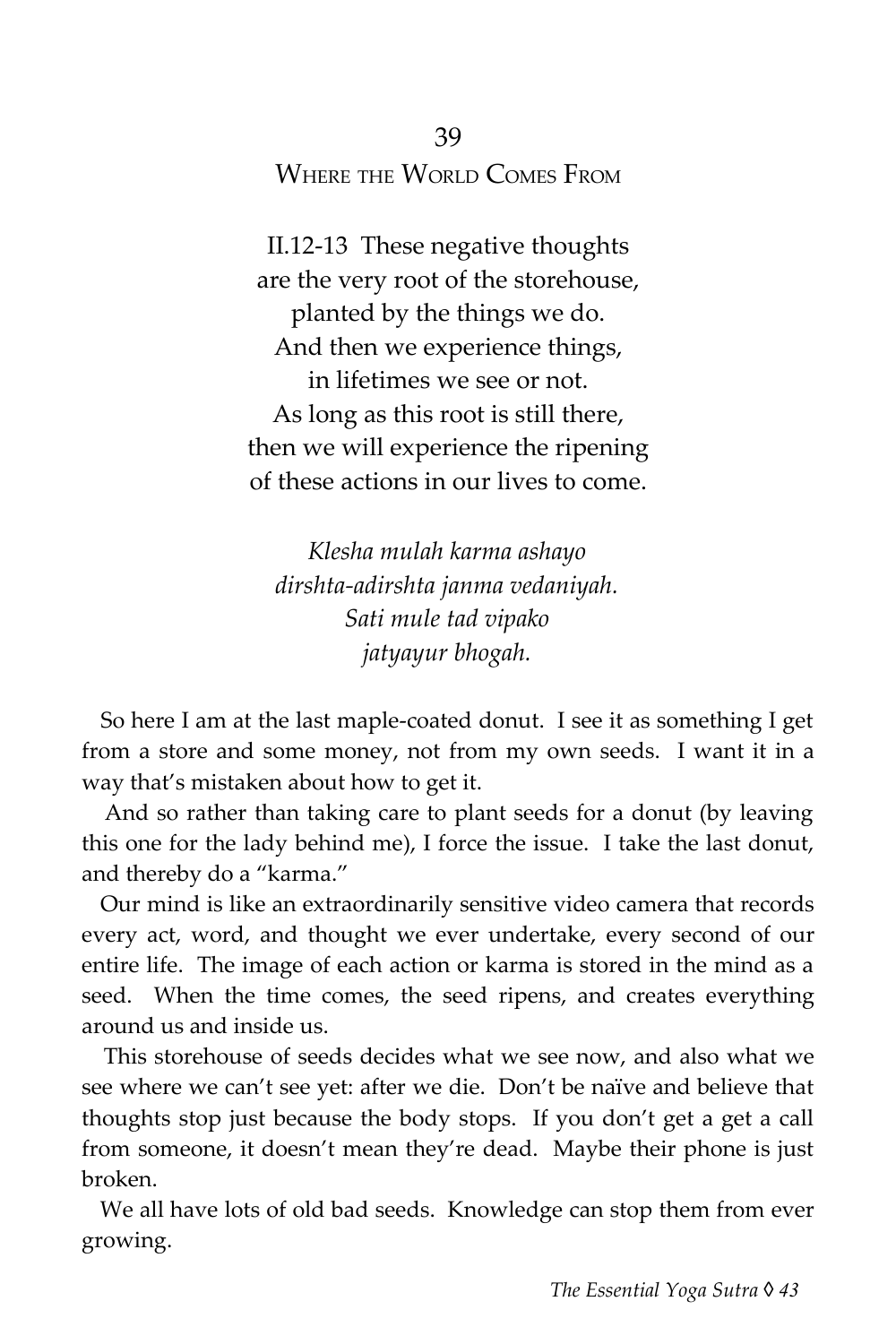## 39

## Where the World Comes From

II.12-13 These negative thoughts
are the very root of the storehouse,
planted by the things we do.
And then we experience things,
in lifetimes we see or not.
As long as this root is still there,
then we will experience the ripening
of these actions in our lives to come.

*Klesha mulah karma ashayo*
*dirshta-adirshta janma vedaniyah.*
*Sati mule tad vipako*
*jatyayur bhogah.*

So here I am at the last maple-coated donut. I see it as something I get from a store and some money, not from my own seeds. I want it in a way that's mistaken about how to get it.

And so rather than taking care to plant seeds for a donut (by leaving this one for the lady behind me), I force the issue. I take the last donut, and thereby do a "karma."

Our mind is like an extraordinarily sensitive video camera that records every act, word, and thought we ever undertake, every second of our entire life. The image of each action or karma is stored in the mind as a seed. When the time comes, the seed ripens, and creates everything around us and inside us.

This storehouse of seeds decides what we see now, and also what we see where we can't see yet: after we die. Don't be naïve and believe that thoughts stop just because the body stops. If you don't get a get a call from someone, it doesn't mean they're dead. Maybe their phone is just broken.

We all have lots of old bad seeds. Knowledge can stop them from ever growing.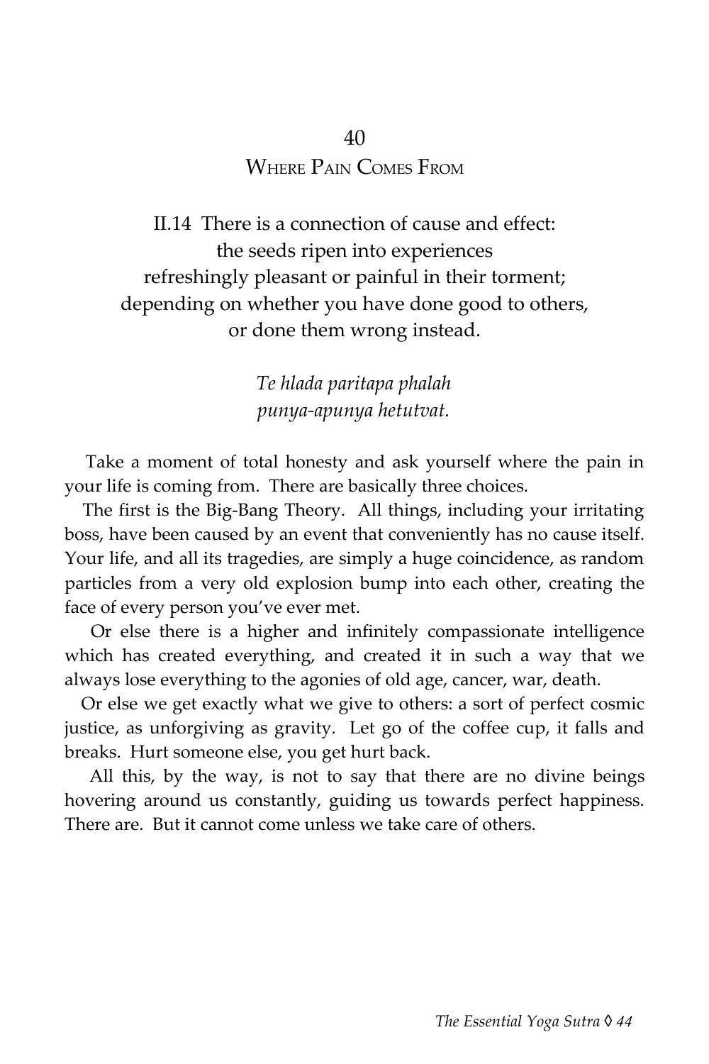# 40

## Where Pain Comes From

II.14 There is a connection of cause and effect:
the seeds ripen into experiences
refreshingly pleasant or painful in their torment;
depending on whether you have done good to others,
or done them wrong instead.

*Te hlada paritapa phalah*
*punya-apunya hetutvat.*

Take a moment of total honesty and ask yourself where the pain in your life is coming from. There are basically three choices.

The first is the Big-Bang Theory. All things, including your irritating boss, have been caused by an event that conveniently has no cause itself. Your life, and all its tragedies, are simply a huge coincidence, as random particles from a very old explosion bump into each other, creating the face of every person you've ever met.

Or else there is a higher and infinitely compassionate intelligence which has created everything, and created it in such a way that we always lose everything to the agonies of old age, cancer, war, death.

Or else we get exactly what we give to others: a sort of perfect cosmic justice, as unforgiving as gravity. Let go of the coffee cup, it falls and breaks. Hurt someone else, you get hurt back.

All this, by the way, is not to say that there are no divine beings hovering around us constantly, guiding us towards perfect happiness. There are. But it cannot come unless we take care of others.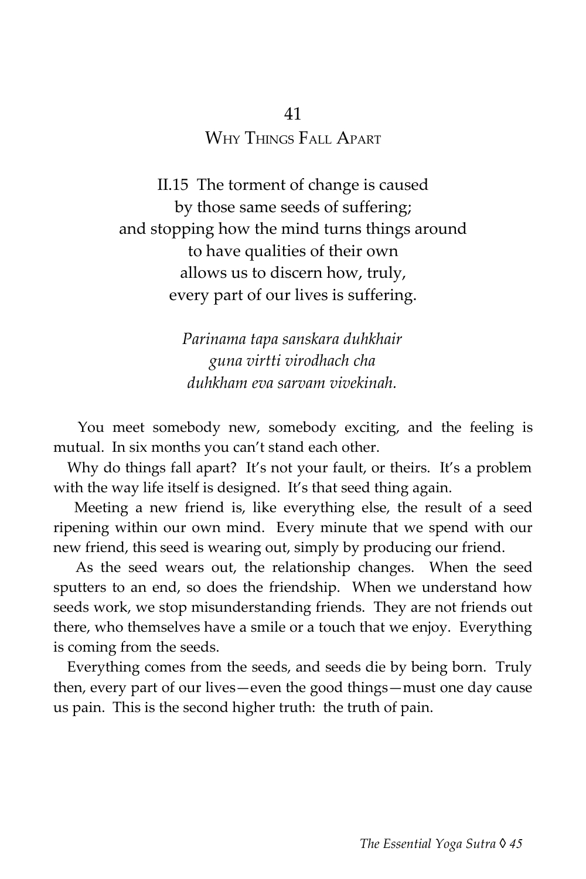## 41
## Why Things Fall Apart

II.15 The torment of change is caused
by those same seeds of suffering;
and stopping how the mind turns things around
to have qualities of their own
allows us to discern how, truly,
every part of our lives is suffering.

*Parinama tapa sanskara duhkhair*
*guna virtti virodhach cha*
*duhkham eva sarvam vivekinah.*

You meet somebody new, somebody exciting, and the feeling is mutual. In six months you can't stand each other.

Why do things fall apart? It's not your fault, or theirs. It's a problem with the way life itself is designed. It's that seed thing again.

Meeting a new friend is, like everything else, the result of a seed ripening within our own mind. Every minute that we spend with our new friend, this seed is wearing out, simply by producing our friend.

As the seed wears out, the relationship changes. When the seed sputters to an end, so does the friendship. When we understand how seeds work, we stop misunderstanding friends. They are not friends out there, who themselves have a smile or a touch that we enjoy. Everything is coming from the seeds.

Everything comes from the seeds, and seeds die by being born. Truly then, every part of our lives—even the good things—must one day cause us pain. This is the second higher truth: the truth of pain.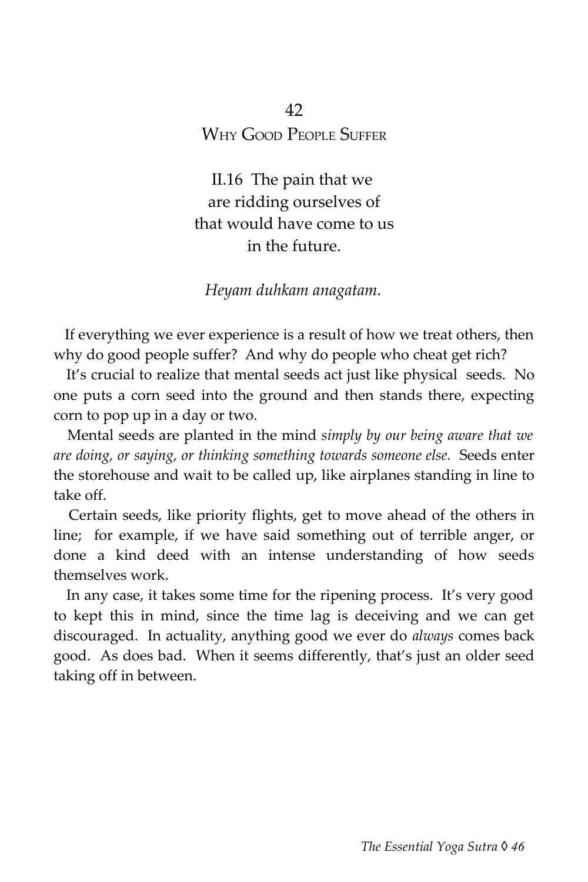# 42
## WHY GOOD PEOPLE SUFFER

II.16 The pain that we
are ridding ourselves of
that would have come to us
in the future.

*Heyam duhkam anagatam.*

If everything we ever experience is a result of how we treat others, then why do good people suffer? And why do people who cheat get rich?

It's crucial to realize that mental seeds act just like physical seeds. No one puts a corn seed into the ground and then stands there, expecting corn to pop up in a day or two.

Mental seeds are planted in the mind *simply by our being aware that we are doing, or saying, or thinking something towards someone else.* Seeds enter the storehouse and wait to be called up, like airplanes standing in line to take off.

Certain seeds, like priority flights, get to move ahead of the others in line; for example, if we have said something out of terrible anger, or done a kind deed with an intense understanding of how seeds themselves work.

In any case, it takes some time for the ripening process. It's very good to kept this in mind, since the time lag is deceiving and we can get discouraged. In actuality, anything good we ever do *always* comes back good. As does bad. When it seems differently, that's just an older seed taking off in between.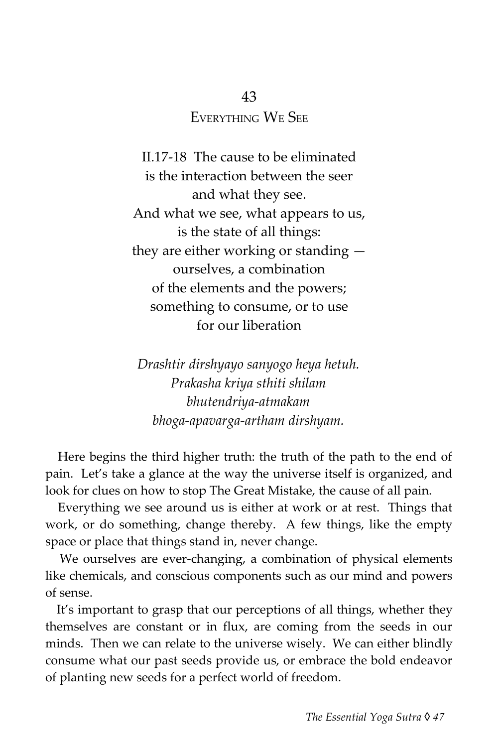## 43
## Everything We See

II.17-18 The cause to be eliminated
is the interaction between the seer
and what they see.
And what we see, what appears to us,
is the state of all things:
they are either working or standing —
ourselves, a combination
of the elements and the powers;
something to consume, or to use
for our liberation

*Drashtir dirshyayo sanyogo heya hetuh.*
*Prakasha kriya sthiti shilam*
*bhutendriya-atmakam*
*bhoga-apavarga-artham dirshyam.*

Here begins the third higher truth: the truth of the path to the end of pain. Let's take a glance at the way the universe itself is organized, and look for clues on how to stop The Great Mistake, the cause of all pain.

Everything we see around us is either at work or at rest. Things that work, or do something, change thereby. A few things, like the empty space or place that things stand in, never change.

We ourselves are ever-changing, a combination of physical elements like chemicals, and conscious components such as our mind and powers of sense.

It's important to grasp that our perceptions of all things, whether they themselves are constant or in flux, are coming from the seeds in our minds. Then we can relate to the universe wisely. We can either blindly consume what our past seeds provide us, or embrace the bold endeavor of planting new seeds for a perfect world of freedom.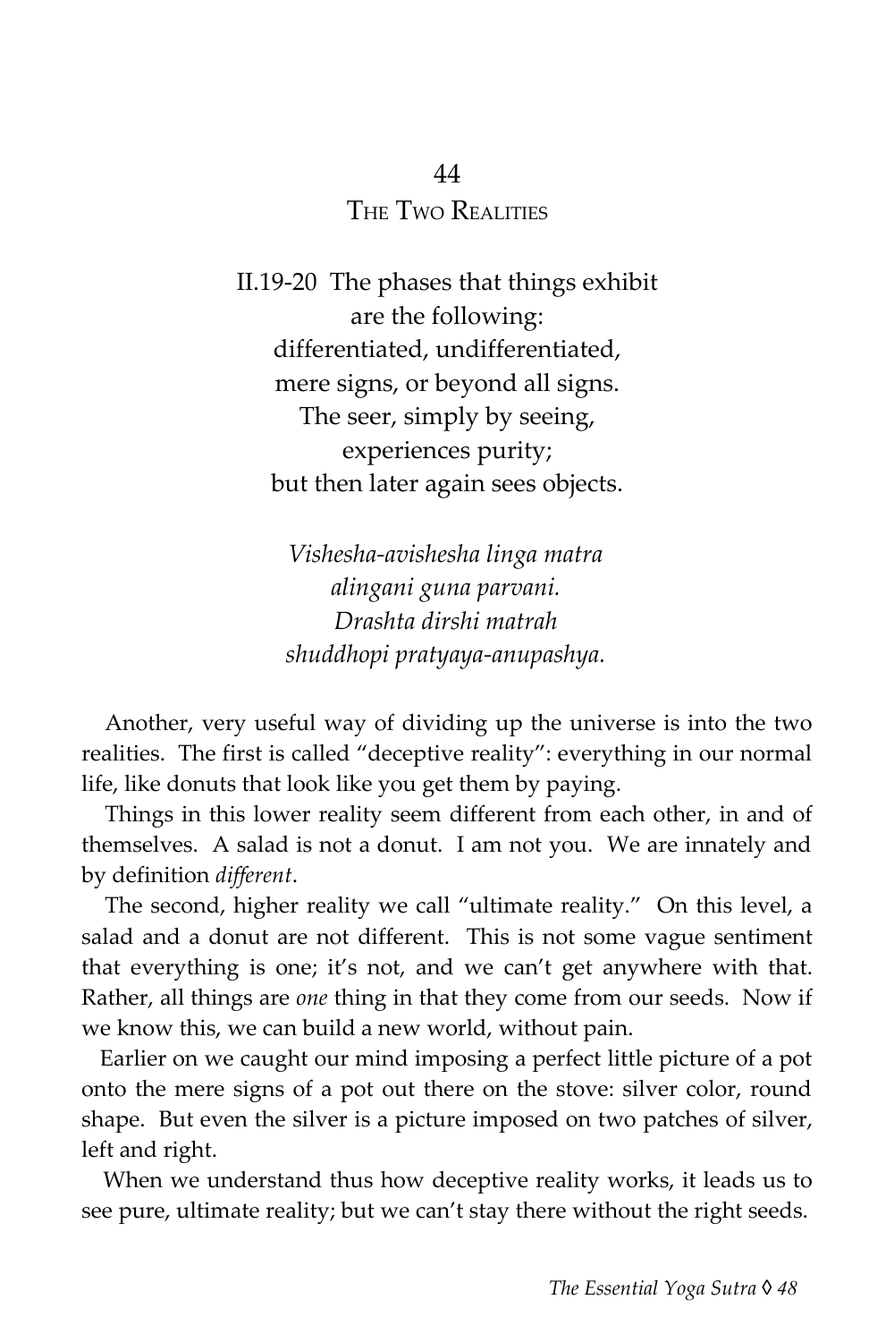# 44
## The Two Realities

II.19-20 The phases that things exhibit  
are the following:  
differentiated, undifferentiated,  
mere signs, or beyond all signs.  
The seer, simply by seeing,  
experiences purity;  
but then later again sees objects.

*Vishesha-avishesha linga matra*  
*alingani guna parvani.*  
*Drashta dirshi matrah*  
*shuddhopi pratyaya-anupashya.*

Another, very useful way of dividing up the universe is into the two realities. The first is called "deceptive reality": everything in our normal life, like donuts that look like you get them by paying.

Things in this lower reality seem different from each other, in and of themselves. A salad is not a donut. I am not you. We are innately and by definition *different*.

The second, higher reality we call "ultimate reality." On this level, a salad and a donut are not different. This is not some vague sentiment that everything is one; it's not, and we can't get anywhere with that. Rather, all things are *one* thing in that they come from our seeds. Now if we know this, we can build a new world, without pain.

Earlier on we caught our mind imposing a perfect little picture of a pot onto the mere signs of a pot out there on the stove: silver color, round shape. But even the silver is a picture imposed on two patches of silver, left and right.

When we understand thus how deceptive reality works, it leads us to see pure, ultimate reality; but we can't stay there without the right seeds.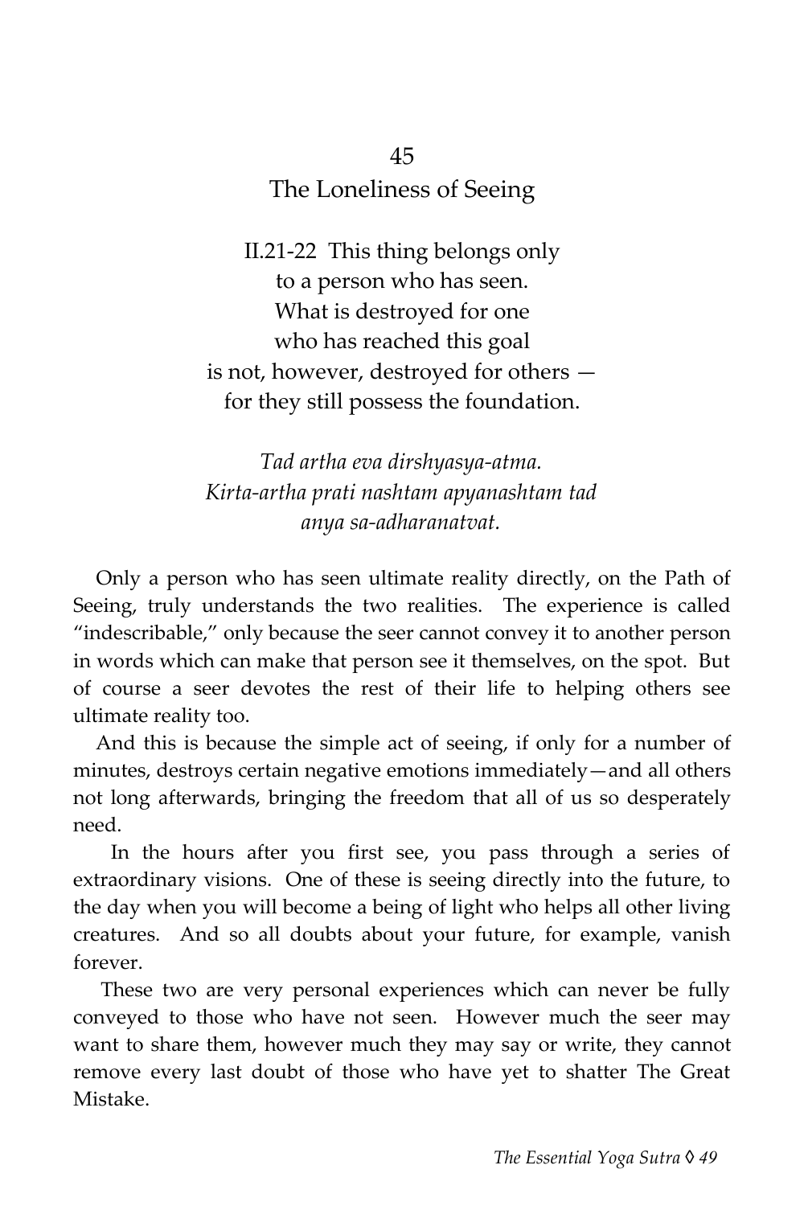# 45
## The Loneliness of Seeing

II.21-22 This thing belongs only
to a person who has seen.
What is destroyed for one
who has reached this goal
is not, however, destroyed for others —
for they still possess the foundation.

*Tad artha eva dirshyasya-atma.*
*Kirta-artha prati nashtam apyanashtam tad*
*anya sa-adharanatvat.*

Only a person who has seen ultimate reality directly, on the Path of Seeing, truly understands the two realities. The experience is called "indescribable," only because the seer cannot convey it to another person in words which can make that person see it themselves, on the spot. But of course a seer devotes the rest of their life to helping others see ultimate reality too.

And this is because the simple act of seeing, if only for a number of minutes, destroys certain negative emotions immediately—and all others not long afterwards, bringing the freedom that all of us so desperately need.

In the hours after you first see, you pass through a series of extraordinary visions. One of these is seeing directly into the future, to the day when you will become a being of light who helps all other living creatures. And so all doubts about your future, for example, vanish forever.

These two are very personal experiences which can never be fully conveyed to those who have not seen. However much the seer may want to share them, however much they may say or write, they cannot remove every last doubt of those who have yet to shatter The Great Mistake.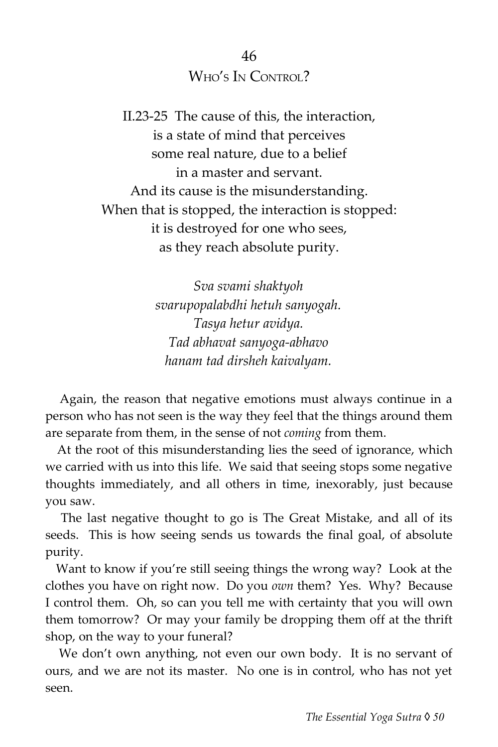## 46

## Who's In Control?

II.23-25 The cause of this, the interaction,  
is a state of mind that perceives  
some real nature, due to a belief  
in a master and servant.  
And its cause is the misunderstanding.  
When that is stopped, the interaction is stopped:  
it is destroyed for one who sees,  
as they reach absolute purity.

*Sva svami shaktyoh*  
*svarupopalabdhi hetuh sanyogah.*  
*Tasya hetur avidya.*  
*Tad abhavat sanyoga-abhavo*  
*hanam tad dirsheh kaivalyam.*

Again, the reason that negative emotions must always continue in a person who has not seen is the way they feel that the things around them are separate from them, in the sense of not *coming* from them.

At the root of this misunderstanding lies the seed of ignorance, which we carried with us into this life. We said that seeing stops some negative thoughts immediately, and all others in time, inexorably, just because you saw.

The last negative thought to go is The Great Mistake, and all of its seeds. This is how seeing sends us towards the final goal, of absolute purity.

Want to know if you're still seeing things the wrong way? Look at the clothes you have on right now. Do you *own* them? Yes. Why? Because I control them. Oh, so can you tell me with certainty that you will own them tomorrow? Or may your family be dropping them off at the thrift shop, on the way to your funeral?

We don't own anything, not even our own body. It is no servant of ours, and we are not its master. No one is in control, who has not yet seen.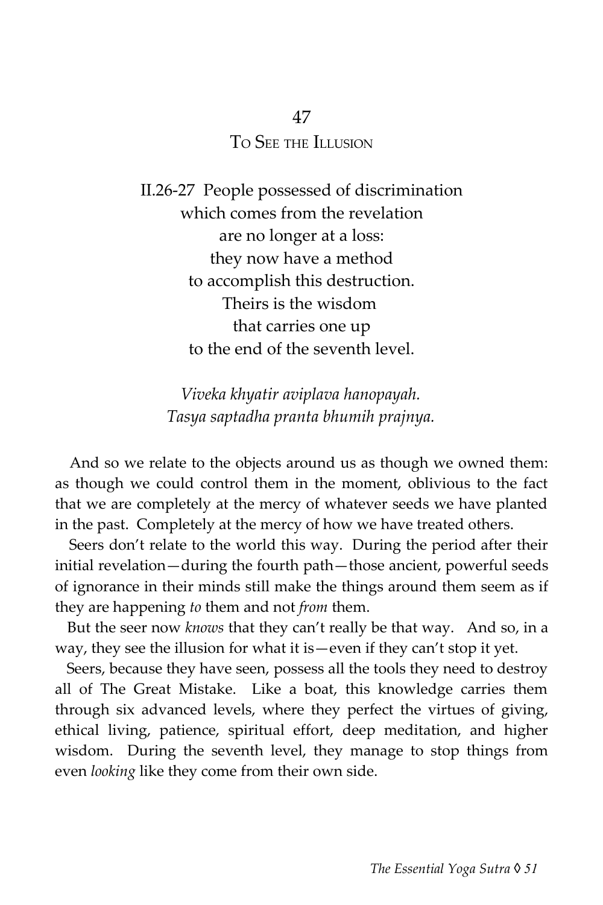## 47
## To See the Illusion

II.26-27 People possessed of discrimination
which comes from the revelation
are no longer at a loss:
they now have a method
to accomplish this destruction.
Theirs is the wisdom
that carries one up
to the end of the seventh level.

*Viveka khyatir aviplava hanopayah.*
*Tasya saptadha pranta bhumih prajnya.*

And so we relate to the objects around us as though we owned them: as though we could control them in the moment, oblivious to the fact that we are completely at the mercy of whatever seeds we have planted in the past. Completely at the mercy of how we have treated others.

Seers don't relate to the world this way. During the period after their initial revelation—during the fourth path—those ancient, powerful seeds of ignorance in their minds still make the things around them seem as if they are happening *to* them and not *from* them.

But the seer now *knows* that they can't really be that way. And so, in a way, they see the illusion for what it is—even if they can't stop it yet.

Seers, because they have seen, possess all the tools they need to destroy all of The Great Mistake. Like a boat, this knowledge carries them through six advanced levels, where they perfect the virtues of giving, ethical living, patience, spiritual effort, deep meditation, and higher wisdom. During the seventh level, they manage to stop things from even *looking* like they come from their own side.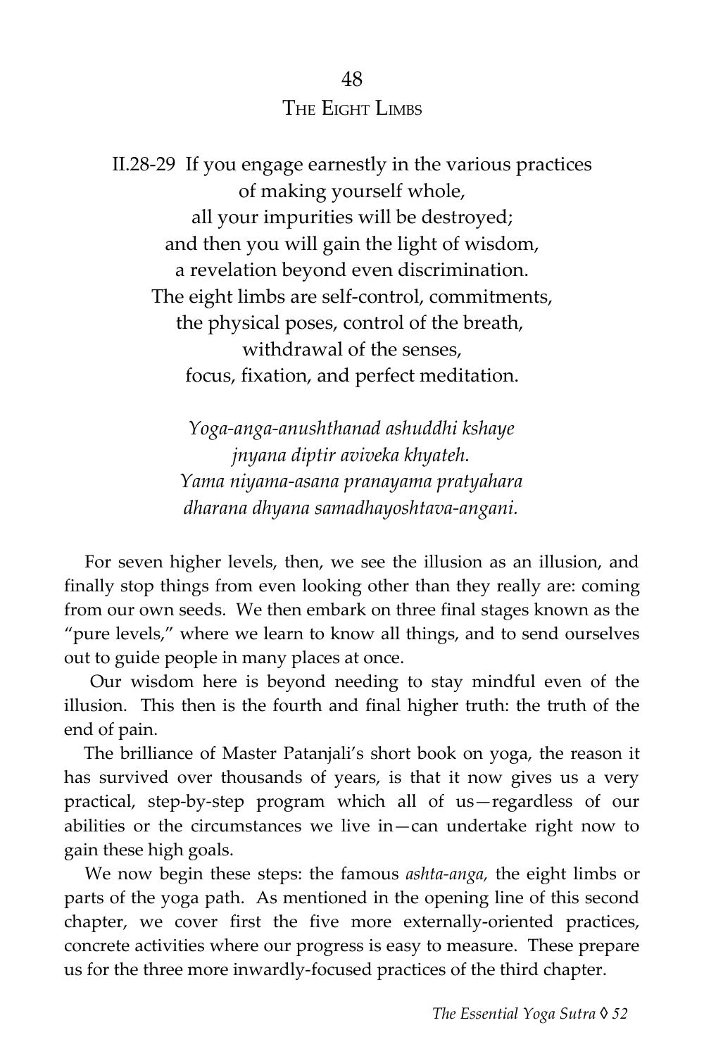## 48
## The Eight Limbs

II.28-29 If you engage earnestly in the various practices
of making yourself whole,
all your impurities will be destroyed;
and then you will gain the light of wisdom,
a revelation beyond even discrimination.
The eight limbs are self-control, commitments,
the physical poses, control of the breath,
withdrawal of the senses,
focus, fixation, and perfect meditation.

*Yoga-anga-anushthanad ashuddhi kshaye*
*jnyana diptir aviveka khyateh.*
*Yama niyama-asana pranayama pratyahara*
*dharana dhyana samadhayoshtava-angani.*

For seven higher levels, then, we see the illusion as an illusion, and finally stop things from even looking other than they really are: coming from our own seeds. We then embark on three final stages known as the "pure levels," where we learn to know all things, and to send ourselves out to guide people in many places at once.

Our wisdom here is beyond needing to stay mindful even of the illusion. This then is the fourth and final higher truth: the truth of the end of pain.

The brilliance of Master Patanjali's short book on yoga, the reason it has survived over thousands of years, is that it now gives us a very practical, step-by-step program which all of us—regardless of our abilities or the circumstances we live in—can undertake right now to gain these high goals.

We now begin these steps: the famous *ashta-anga,* the eight limbs or parts of the yoga path. As mentioned in the opening line of this second chapter, we cover first the five more externally-oriented practices, concrete activities where our progress is easy to measure. These prepare us for the three more inwardly-focused practices of the third chapter.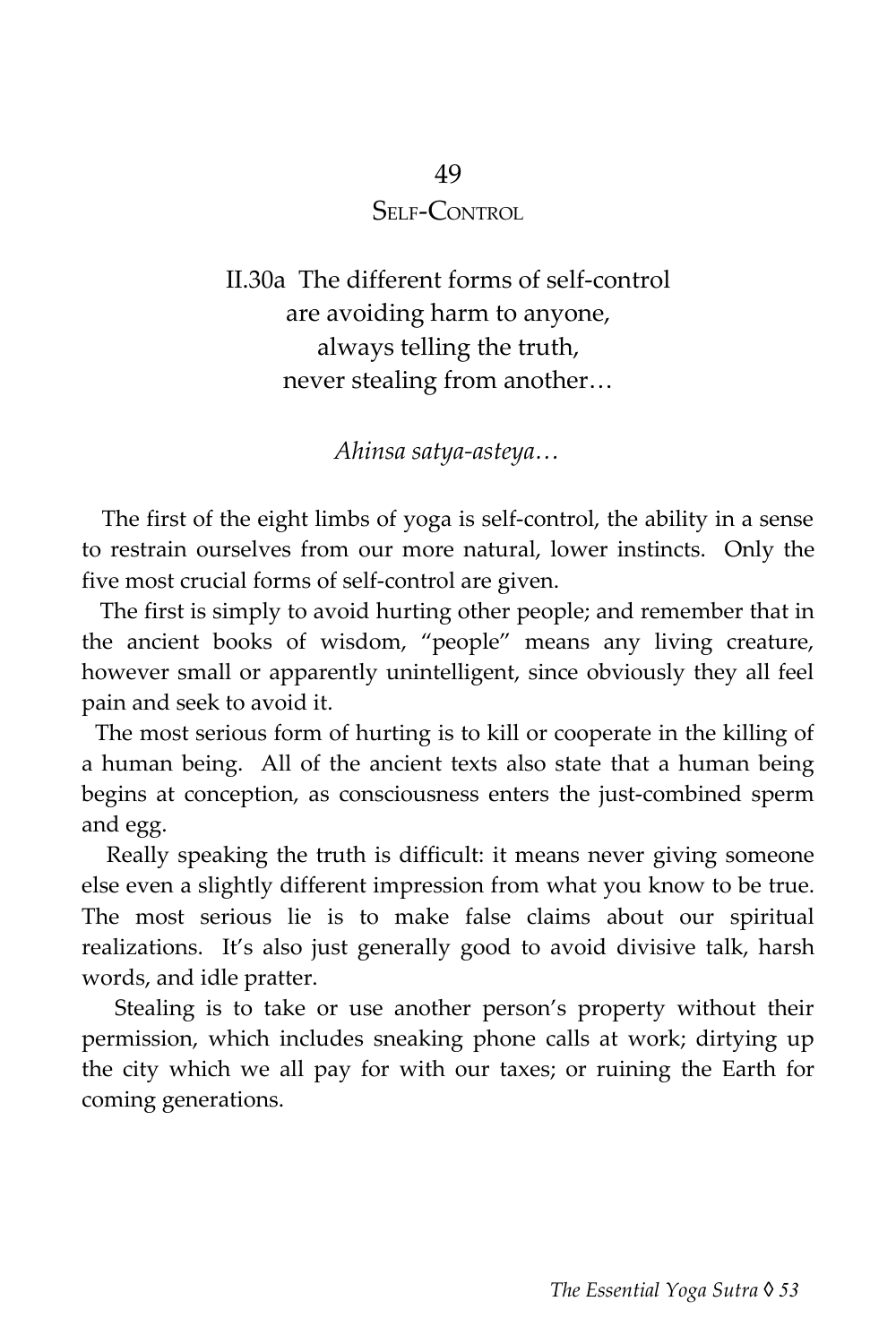# 49
## Self-Control

II.30a The different forms of self-control
are avoiding harm to anyone,
always telling the truth,
never stealing from another…

*Ahinsa satya-asteya…*

The first of the eight limbs of yoga is self-control, the ability in a sense to restrain ourselves from our more natural, lower instincts. Only the five most crucial forms of self-control are given.

The first is simply to avoid hurting other people; and remember that in the ancient books of wisdom, "people" means any living creature, however small or apparently unintelligent, since obviously they all feel pain and seek to avoid it.

The most serious form of hurting is to kill or cooperate in the killing of a human being. All of the ancient texts also state that a human being begins at conception, as consciousness enters the just-combined sperm and egg.

Really speaking the truth is difficult: it means never giving someone else even a slightly different impression from what you know to be true. The most serious lie is to make false claims about our spiritual realizations. It's also just generally good to avoid divisive talk, harsh words, and idle pratter.

Stealing is to take or use another person's property without their permission, which includes sneaking phone calls at work; dirtying up the city which we all pay for with our taxes; or ruining the Earth for coming generations.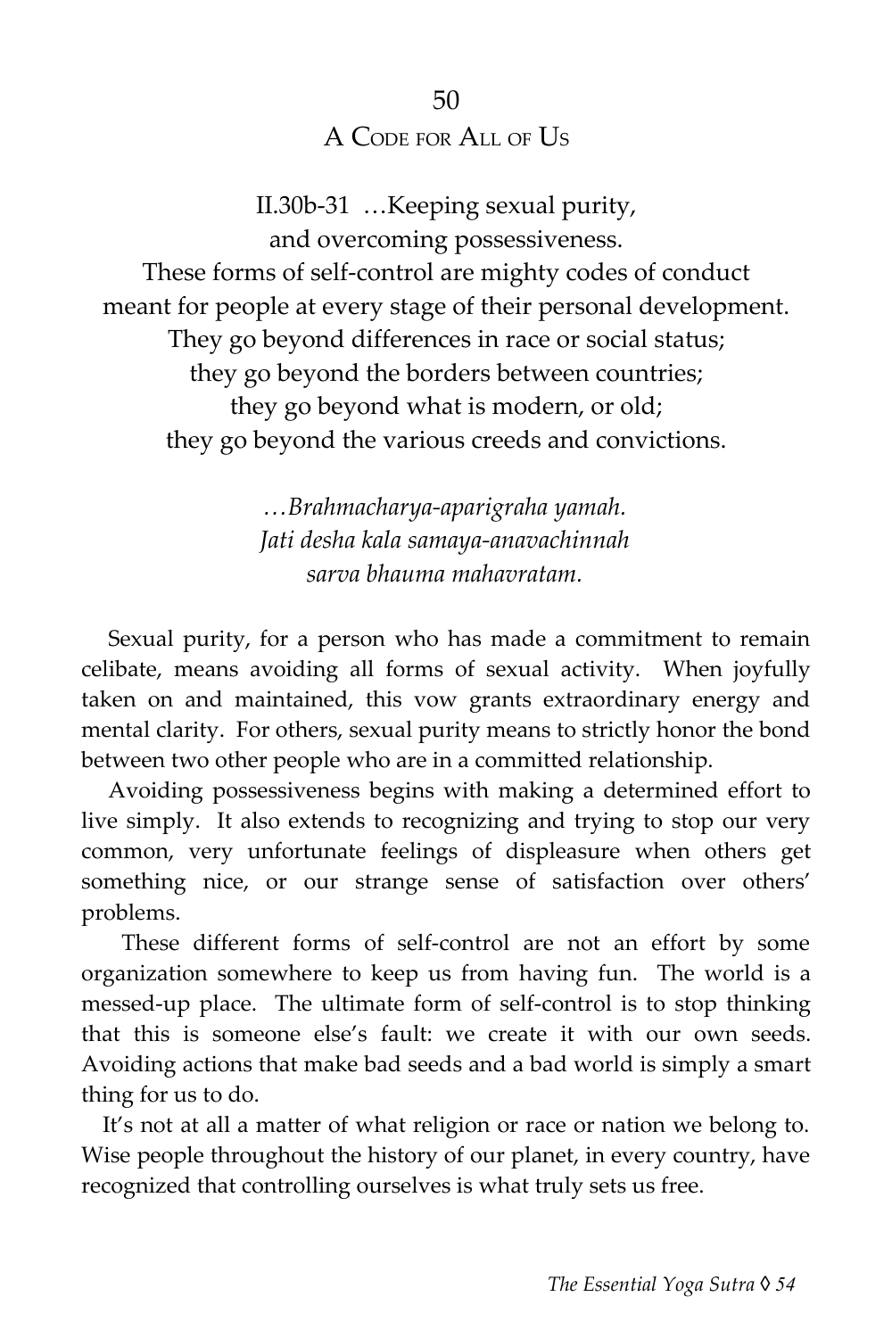## 50

## A Code for All of Us

II.30b-31 …Keeping sexual purity,
and overcoming possessiveness.
These forms of self-control are mighty codes of conduct
meant for people at every stage of their personal development.
They go beyond differences in race or social status;
they go beyond the borders between countries;
they go beyond what is modern, or old;
they go beyond the various creeds and convictions.

*…Brahmacharya-aparigraha yamah.*
*Jati desha kala samaya-anavachinnah*
*sarva bhauma mahavratam.*

Sexual purity, for a person who has made a commitment to remain celibate, means avoiding all forms of sexual activity. When joyfully taken on and maintained, this vow grants extraordinary energy and mental clarity. For others, sexual purity means to strictly honor the bond between two other people who are in a committed relationship.

Avoiding possessiveness begins with making a determined effort to live simply. It also extends to recognizing and trying to stop our very common, very unfortunate feelings of displeasure when others get something nice, or our strange sense of satisfaction over others' problems.

These different forms of self-control are not an effort by some organization somewhere to keep us from having fun. The world is a messed-up place. The ultimate form of self-control is to stop thinking that this is someone else's fault: we create it with our own seeds. Avoiding actions that make bad seeds and a bad world is simply a smart thing for us to do.

It's not at all a matter of what religion or race or nation we belong to. Wise people throughout the history of our planet, in every country, have recognized that controlling ourselves is what truly sets us free.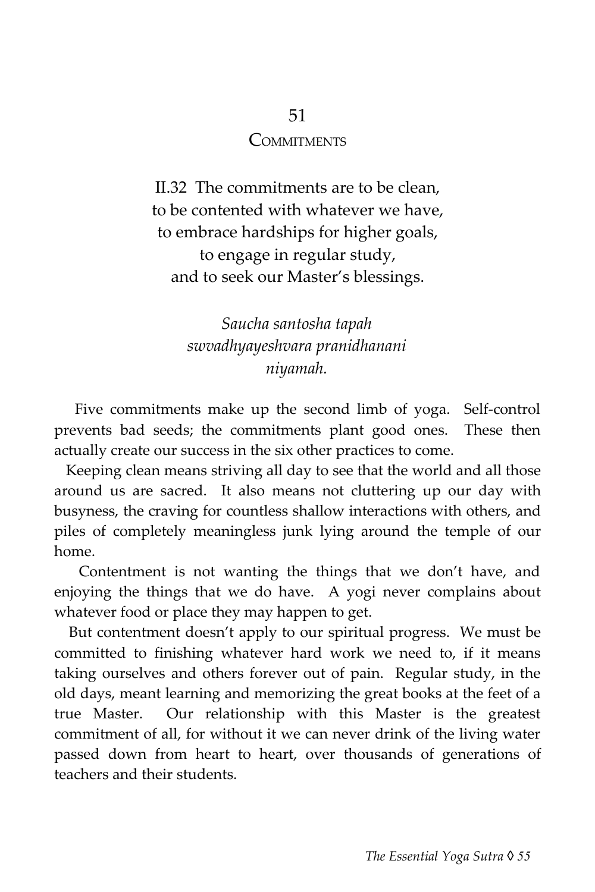# 51
## COMMITMENTS

II.32 The commitments are to be clean,
to be contented with whatever we have,
to embrace hardships for higher goals,
to engage in regular study,
and to seek our Master's blessings.

*Saucha santosha tapah*
*swvadhyayeshvara pranidhanani*
*niyamah.*

Five commitments make up the second limb of yoga. Self-control prevents bad seeds; the commitments plant good ones. These then actually create our success in the six other practices to come.

Keeping clean means striving all day to see that the world and all those around us are sacred. It also means not cluttering up our day with busyness, the craving for countless shallow interactions with others, and piles of completely meaningless junk lying around the temple of our home.

Contentment is not wanting the things that we don't have, and enjoying the things that we do have. A yogi never complains about whatever food or place they may happen to get.

But contentment doesn't apply to our spiritual progress. We must be committed to finishing whatever hard work we need to, if it means taking ourselves and others forever out of pain. Regular study, in the old days, meant learning and memorizing the great books at the feet of a true Master. Our relationship with this Master is the greatest commitment of all, for without it we can never drink of the living water passed down from heart to heart, over thousands of generations of teachers and their students.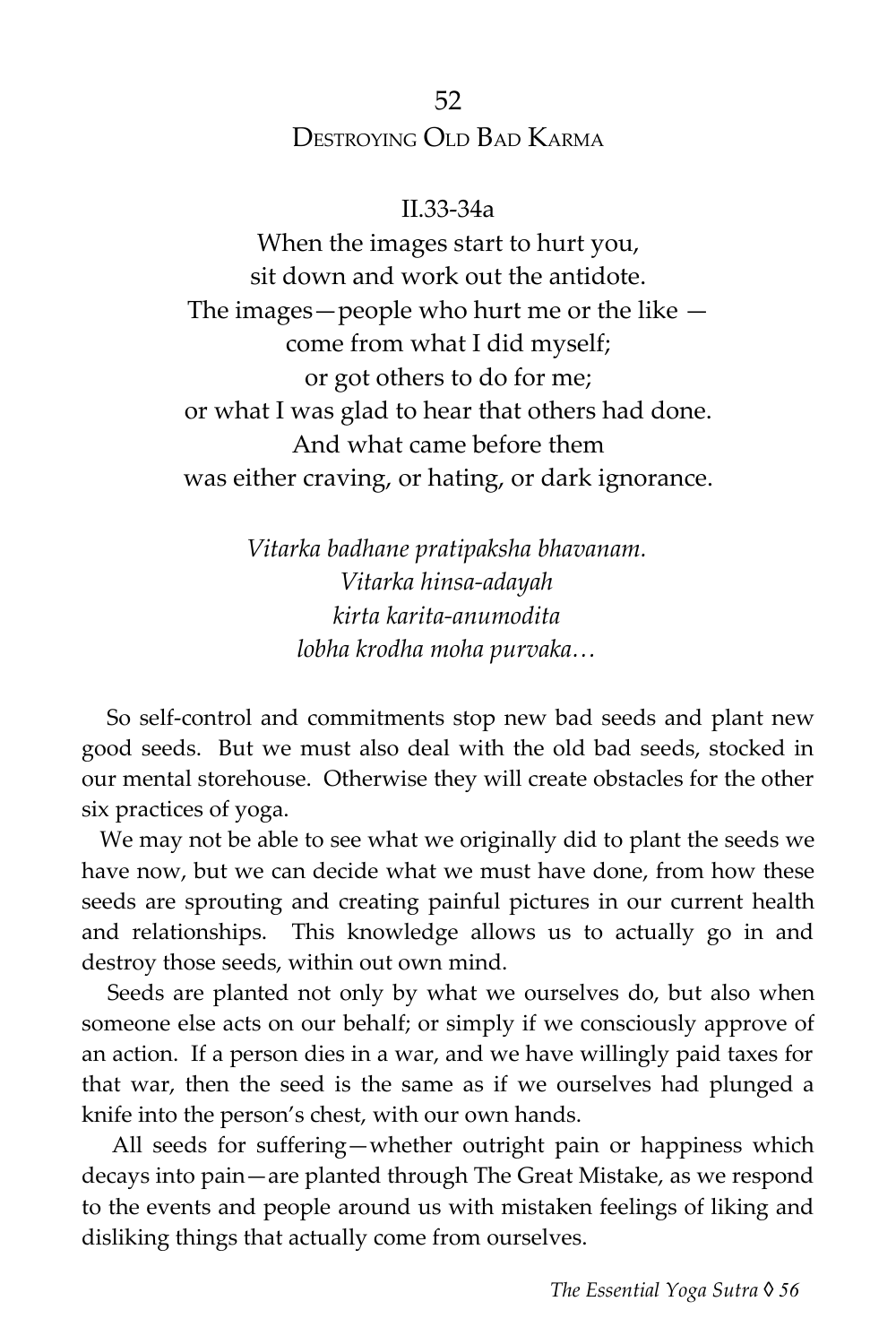## 52
## Destroying Old Bad Karma

II.33-34a

When the images start to hurt you,  
sit down and work out the antidote.  
The images—people who hurt me or the like —  
come from what I did myself;  
or got others to do for me;  
or what I was glad to hear that others had done.  
And what came before them  
was either craving, or hating, or dark ignorance.

*Vitarka badhane pratipaksha bhavanam.*  
*Vitarka hinsa-adayah*  
*kirta karita-anumodita*  
*lobha krodha moha purvaka…*

So self-control and commitments stop new bad seeds and plant new good seeds. But we must also deal with the old bad seeds, stocked in our mental storehouse. Otherwise they will create obstacles for the other six practices of yoga.

We may not be able to see what we originally did to plant the seeds we have now, but we can decide what we must have done, from how these seeds are sprouting and creating painful pictures in our current health and relationships. This knowledge allows us to actually go in and destroy those seeds, within out own mind.

Seeds are planted not only by what we ourselves do, but also when someone else acts on our behalf; or simply if we consciously approve of an action. If a person dies in a war, and we have willingly paid taxes for that war, then the seed is the same as if we ourselves had plunged a knife into the person's chest, with our own hands.

All seeds for suffering—whether outright pain or happiness which decays into pain—are planted through The Great Mistake, as we respond to the events and people around us with mistaken feelings of liking and disliking things that actually come from ourselves.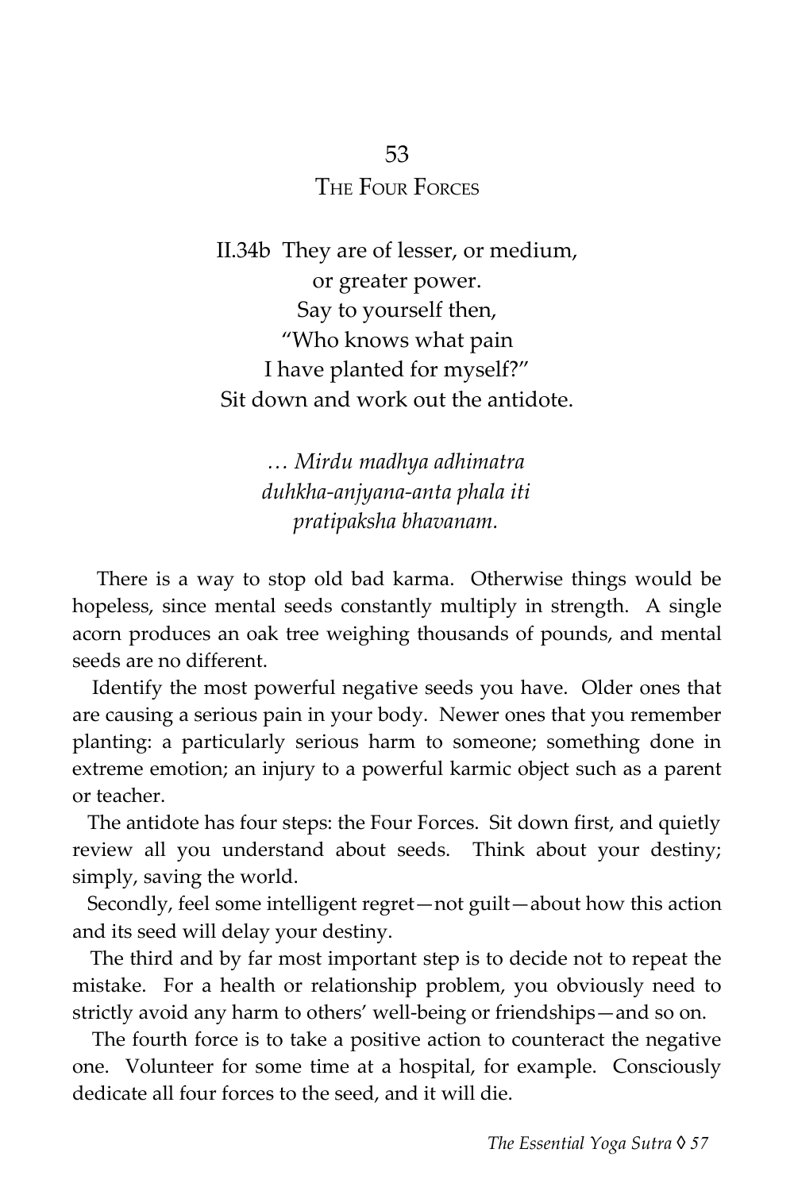## 53
## The Four Forces

II.34b They are of lesser, or medium,
or greater power.
Say to yourself then,
"Who knows what pain
I have planted for myself?"
Sit down and work out the antidote.

*… Mirdu madhya adhimatra*
*duhkha-anjyana-anta phala iti*
*pratipaksha bhavanam.*

There is a way to stop old bad karma. Otherwise things would be hopeless, since mental seeds constantly multiply in strength. A single acorn produces an oak tree weighing thousands of pounds, and mental seeds are no different.

Identify the most powerful negative seeds you have. Older ones that are causing a serious pain in your body. Newer ones that you remember planting: a particularly serious harm to someone; something done in extreme emotion; an injury to a powerful karmic object such as a parent or teacher.

The antidote has four steps: the Four Forces. Sit down first, and quietly review all you understand about seeds. Think about your destiny; simply, saving the world.

Secondly, feel some intelligent regret—not guilt—about how this action and its seed will delay your destiny.

The third and by far most important step is to decide not to repeat the mistake. For a health or relationship problem, you obviously need to strictly avoid any harm to others' well-being or friendships—and so on.

The fourth force is to take a positive action to counteract the negative one. Volunteer for some time at a hospital, for example. Consciously dedicate all four forces to the seed, and it will die.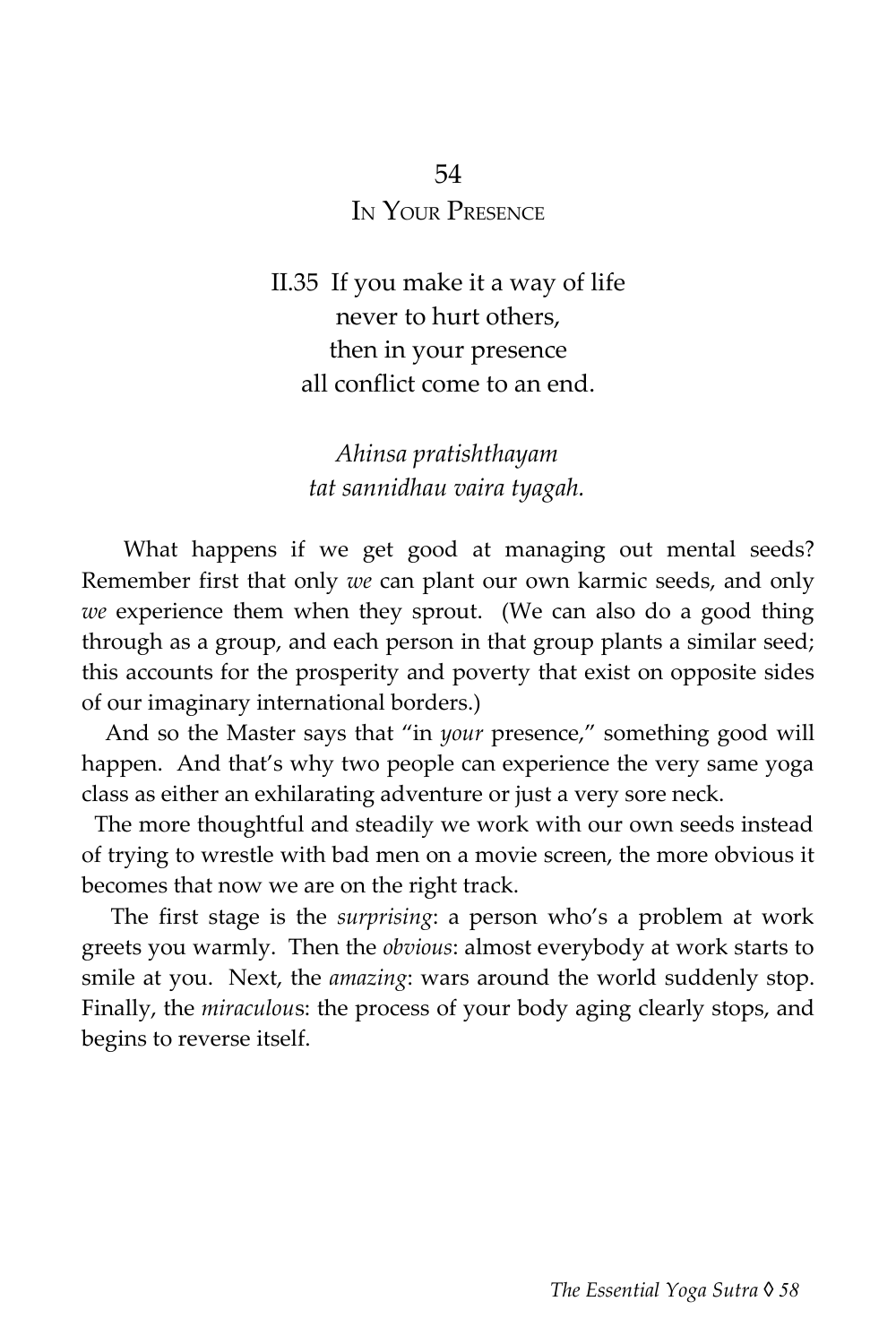# 54
## In Your Presence

II.35 If you make it a way of life
never to hurt others,
then in your presence
all conflict come to an end.

*Ahinsa pratishthayam*
*tat sannidhau vaira tyagah.*

What happens if we get good at managing out mental seeds? Remember first that only *we* can plant our own karmic seeds, and only *we* experience them when they sprout. (We can also do a good thing through as a group, and each person in that group plants a similar seed; this accounts for the prosperity and poverty that exist on opposite sides of our imaginary international borders.)

And so the Master says that "in *your* presence," something good will happen. And that's why two people can experience the very same yoga class as either an exhilarating adventure or just a very sore neck.

The more thoughtful and steadily we work with our own seeds instead of trying to wrestle with bad men on a movie screen, the more obvious it becomes that now we are on the right track.

The first stage is the *surprising*: a person who's a problem at work greets you warmly. Then the *obvious*: almost everybody at work starts to smile at you. Next, the *amazing*: wars around the world suddenly stop. Finally, the *miraculous*: the process of your body aging clearly stops, and begins to reverse itself.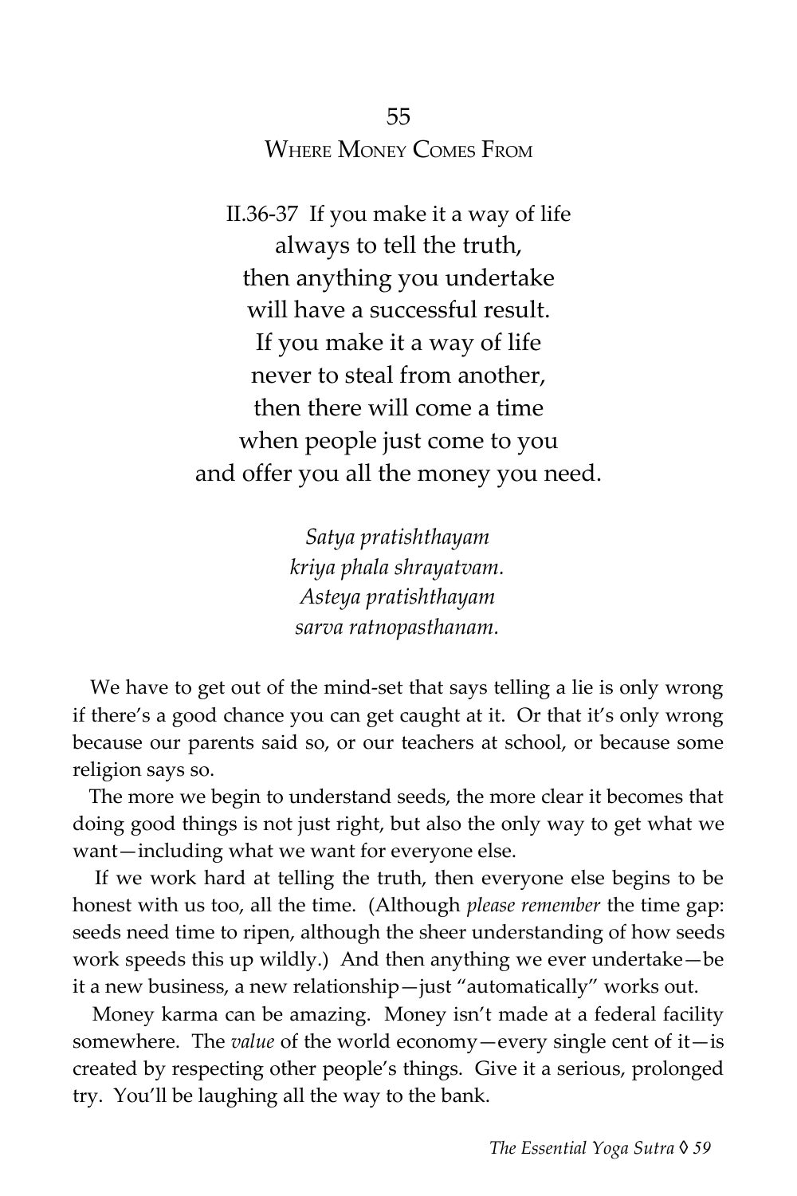## 55

## Where Money Comes From

II.36-37 If you make it a way of life
always to tell the truth,
then anything you undertake
will have a successful result.
If you make it a way of life
never to steal from another,
then there will come a time
when people just come to you
and offer you all the money you need.

*Satya pratishthayam*
*kriya phala shrayatvam.*
*Asteya pratishthayam*
*sarva ratnopasthanam.*

We have to get out of the mind-set that says telling a lie is only wrong if there's a good chance you can get caught at it. Or that it's only wrong because our parents said so, or our teachers at school, or because some religion says so.

The more we begin to understand seeds, the more clear it becomes that doing good things is not just right, but also the only way to get what we want—including what we want for everyone else.

If we work hard at telling the truth, then everyone else begins to be honest with us too, all the time. (Although *please remember* the time gap: seeds need time to ripen, although the sheer understanding of how seeds work speeds this up wildly.) And then anything we ever undertake—be it a new business, a new relationship—just "automatically" works out.

Money karma can be amazing. Money isn't made at a federal facility somewhere. The *value* of the world economy—every single cent of it—is created by respecting other people's things. Give it a serious, prolonged try. You'll be laughing all the way to the bank.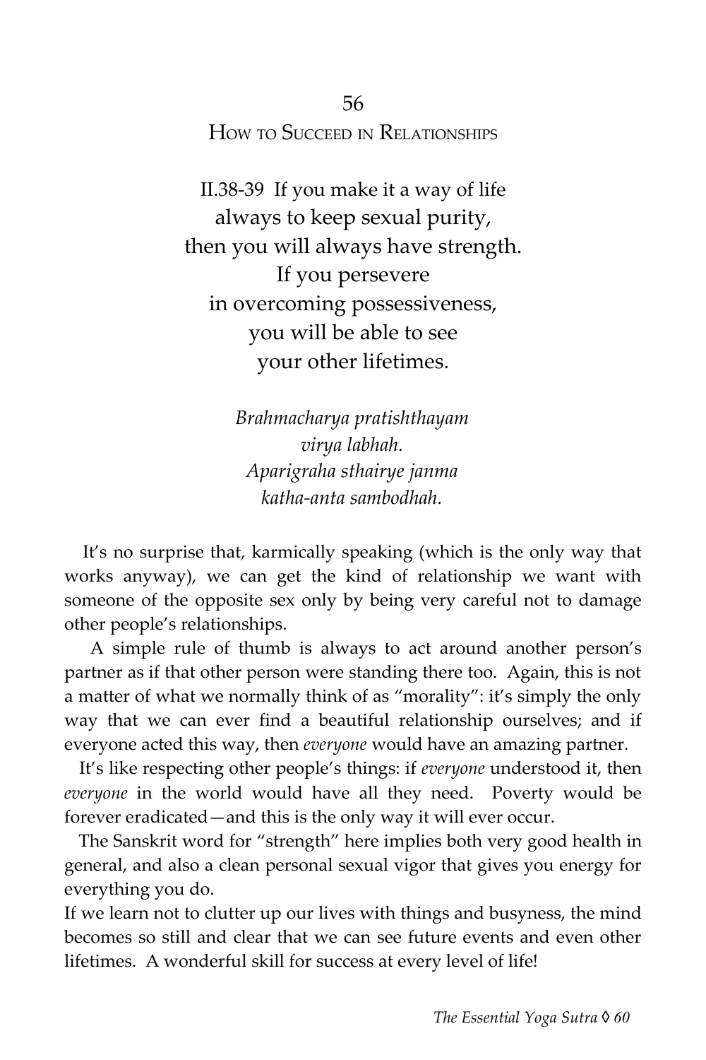## 56
## How to Succeed in Relationships

II.38-39 If you make it a way of life
always to keep sexual purity,
then you will always have strength.
If you persevere
in overcoming possessiveness,
you will be able to see
your other lifetimes.

*Brahmacharya pratishthayam*
*virya labhah.*
*Aparigraha sthairye janma*
*katha-anta sambodhah.*

It's no surprise that, karmically speaking (which is the only way that works anyway), we can get the kind of relationship we want with someone of the opposite sex only by being very careful not to damage other people's relationships.

A simple rule of thumb is always to act around another person's partner as if that other person were standing there too. Again, this is not a matter of what we normally think of as "morality": it's simply the only way that we can ever find a beautiful relationship ourselves; and if everyone acted this way, then *everyone* would have an amazing partner.

It's like respecting other people's things: if *everyone* understood it, then *everyone* in the world would have all they need. Poverty would be forever eradicated—and this is the only way it will ever occur.

The Sanskrit word for "strength" here implies both very good health in general, and also a clean personal sexual vigor that gives you energy for everything you do.

If we learn not to clutter up our lives with things and busyness, the mind becomes so still and clear that we can see future events and even other lifetimes. A wonderful skill for success at every level of life!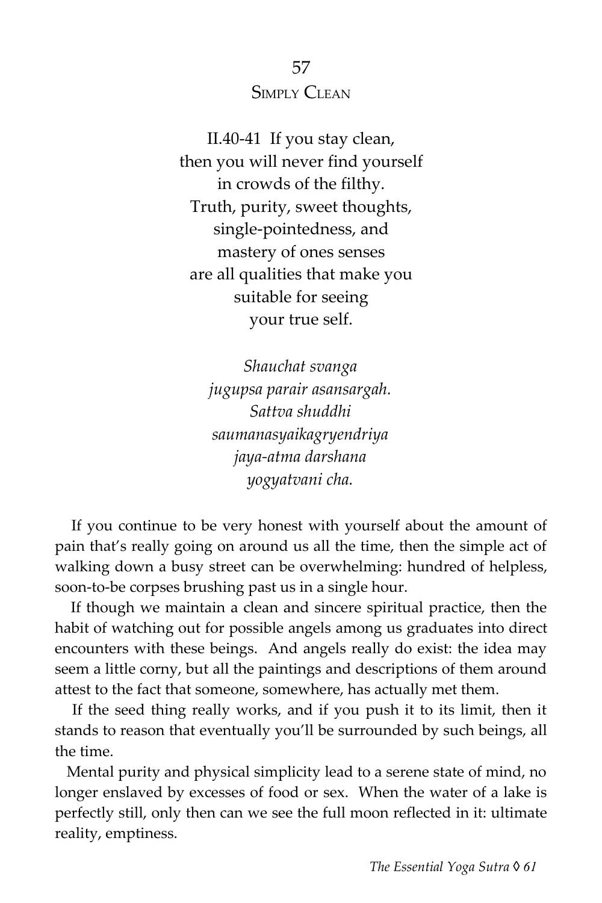## 57
## Simply Clean

II.40-41 If you stay clean,  
then you will never find yourself  
in crowds of the filthy.  
Truth, purity, sweet thoughts,  
single-pointedness, and  
mastery of ones senses  
are all qualities that make you  
suitable for seeing  
your true self.

*Shauchat svanga*  
*jugupsa parair asansargah.*  
*Sattva shuddhi*  
*saumanasyaikagryendriya*  
*jaya-atma darshana*  
*yogyatvani cha.*

If you continue to be very honest with yourself about the amount of pain that's really going on around us all the time, then the simple act of walking down a busy street can be overwhelming: hundred of helpless, soon-to-be corpses brushing past us in a single hour.

If though we maintain a clean and sincere spiritual practice, then the habit of watching out for possible angels among us graduates into direct encounters with these beings. And angels really do exist: the idea may seem a little corny, but all the paintings and descriptions of them around attest to the fact that someone, somewhere, has actually met them.

If the seed thing really works, and if you push it to its limit, then it stands to reason that eventually you'll be surrounded by such beings, all the time.

Mental purity and physical simplicity lead to a serene state of mind, no longer enslaved by excesses of food or sex. When the water of a lake is perfectly still, only then can we see the full moon reflected in it: ultimate reality, emptiness.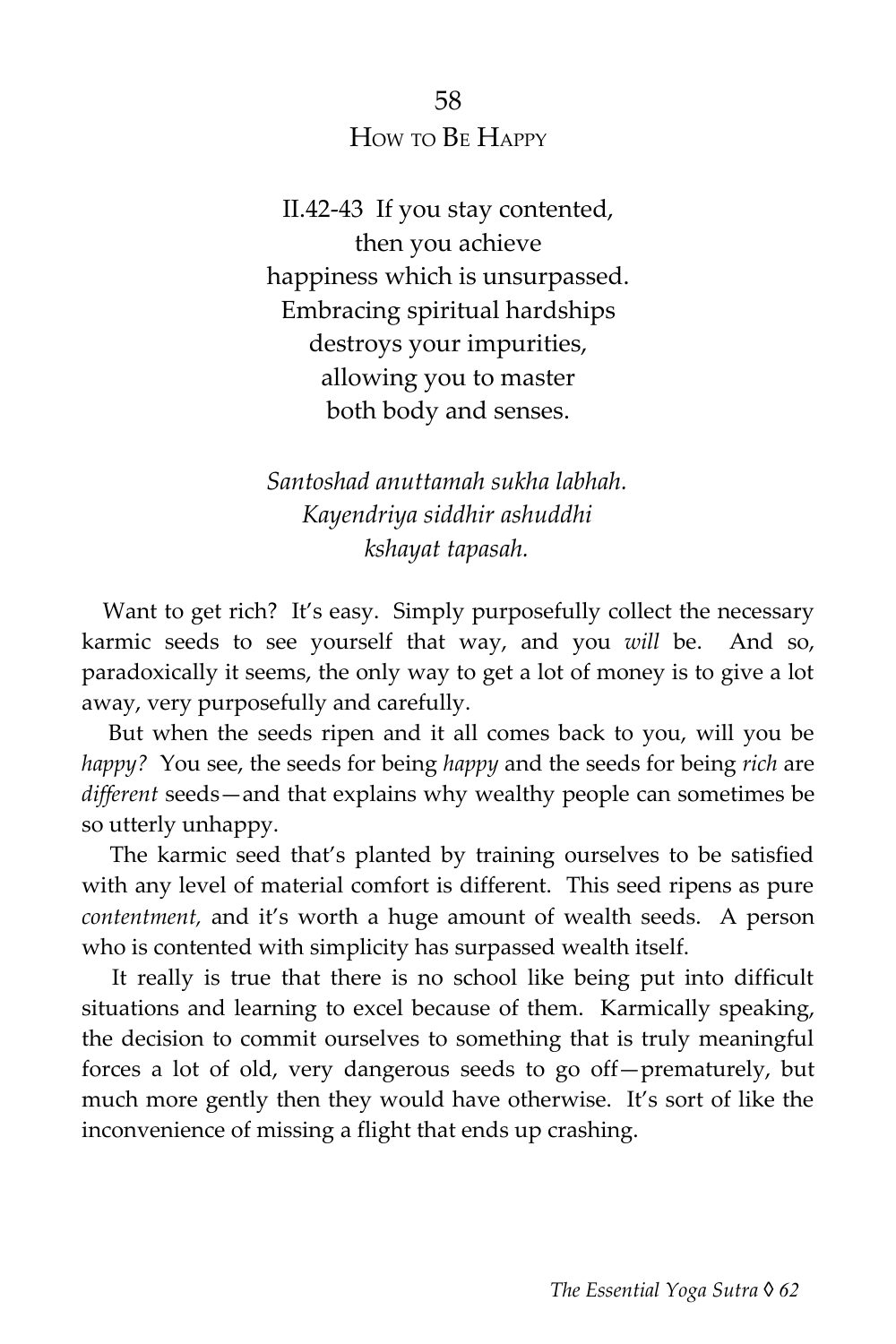# 58
## How to Be Happy

II.42-43 If you stay contented,
then you achieve
happiness which is unsurpassed.
Embracing spiritual hardships
destroys your impurities,
allowing you to master
both body and senses.

*Santoshad anuttamah sukha labhah.*
*Kayendriya siddhir ashuddhi*
*kshayat tapasah.*

Want to get rich? It's easy. Simply purposefully collect the necessary karmic seeds to see yourself that way, and you *will* be. And so, paradoxically it seems, the only way to get a lot of money is to give a lot away, very purposefully and carefully.

But when the seeds ripen and it all comes back to you, will you be *happy?* You see, the seeds for being *happy* and the seeds for being *rich* are *different* seeds—and that explains why wealthy people can sometimes be so utterly unhappy.

The karmic seed that's planted by training ourselves to be satisfied with any level of material comfort is different. This seed ripens as pure *contentment,* and it's worth a huge amount of wealth seeds. A person who is contented with simplicity has surpassed wealth itself.

It really is true that there is no school like being put into difficult situations and learning to excel because of them. Karmically speaking, the decision to commit ourselves to something that is truly meaningful forces a lot of old, very dangerous seeds to go off—prematurely, but much more gently then they would have otherwise. It's sort of like the inconvenience of missing a flight that ends up crashing.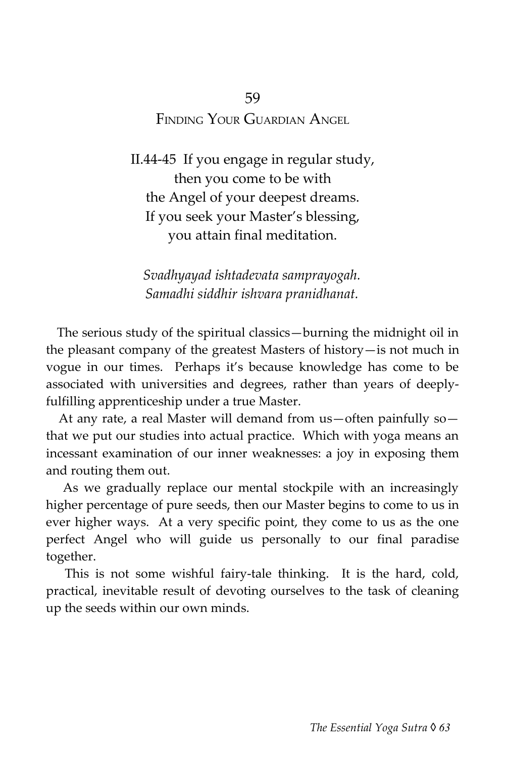## 59

## Finding Your Guardian Angel

II.44-45 If you engage in regular study,
then you come to be with
the Angel of your deepest dreams.
If you seek your Master's blessing,
you attain final meditation.

*Svadhyayad ishtadevata samprayogah.*
*Samadhi siddhir ishvara pranidhanat.*

The serious study of the spiritual classics—burning the midnight oil in the pleasant company of the greatest Masters of history—is not much in vogue in our times. Perhaps it's because knowledge has come to be associated with universities and degrees, rather than years of deeply-fulfilling apprenticeship under a true Master.

At any rate, a real Master will demand from us—often painfully so—that we put our studies into actual practice. Which with yoga means an incessant examination of our inner weaknesses: a joy in exposing them and routing them out.

As we gradually replace our mental stockpile with an increasingly higher percentage of pure seeds, then our Master begins to come to us in ever higher ways. At a very specific point, they come to us as the one perfect Angel who will guide us personally to our final paradise together.

This is not some wishful fairy-tale thinking. It is the hard, cold, practical, inevitable result of devoting ourselves to the task of cleaning up the seeds within our own minds.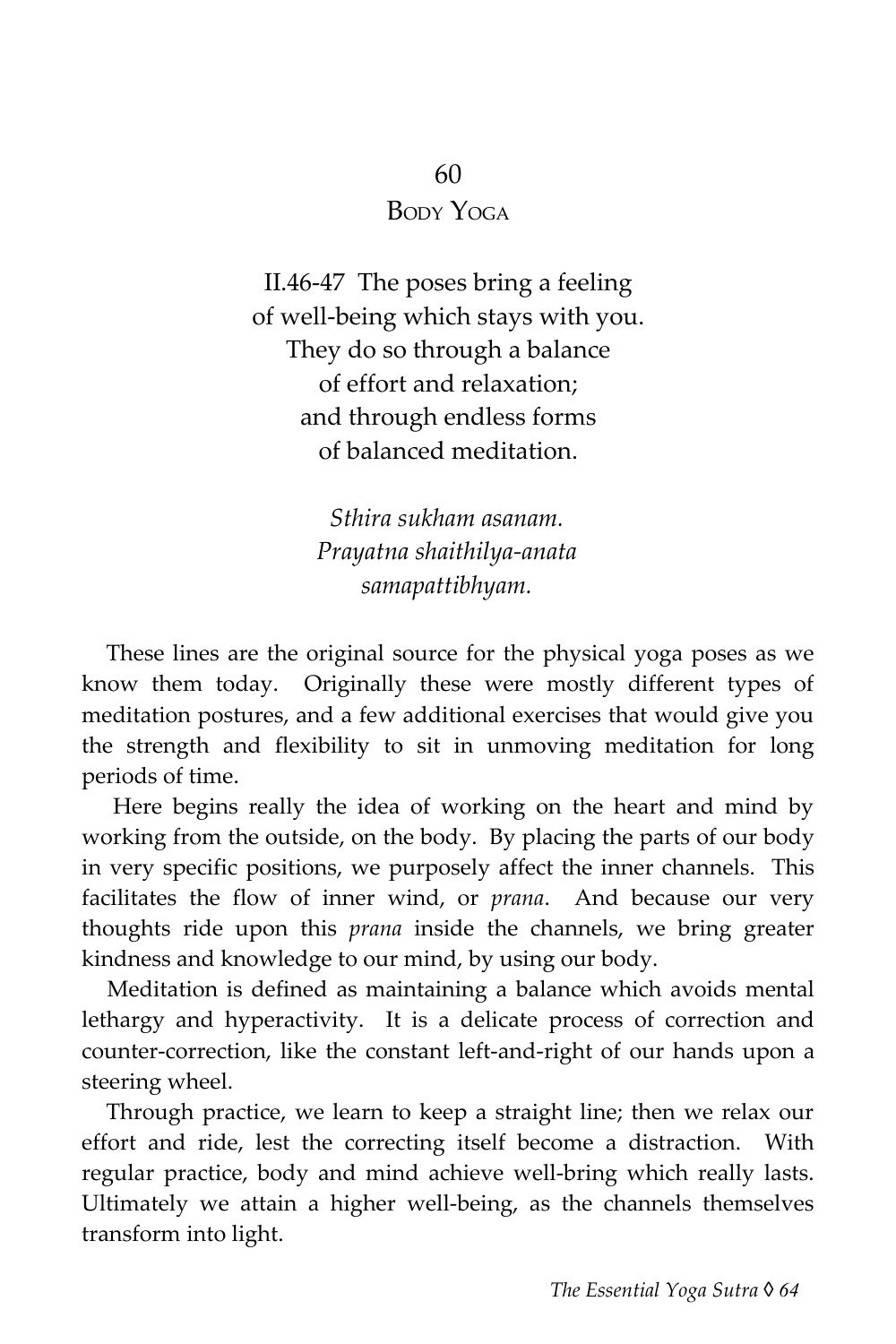## 60
## Body Yoga

II.46-47 The poses bring a feeling
of well-being which stays with you.
They do so through a balance
of effort and relaxation;
and through endless forms
of balanced meditation.

*Sthira sukham asanam.*
*Prayatna shaithilya-anata*
*samapattibhyam.*

These lines are the original source for the physical yoga poses as we know them today. Originally these were mostly different types of meditation postures, and a few additional exercises that would give you the strength and flexibility to sit in unmoving meditation for long periods of time.

Here begins really the idea of working on the heart and mind by working from the outside, on the body. By placing the parts of our body in very specific positions, we purposely affect the inner channels. This facilitates the flow of inner wind, or *prana*. And because our very thoughts ride upon this *prana* inside the channels, we bring greater kindness and knowledge to our mind, by using our body.

Meditation is defined as maintaining a balance which avoids mental lethargy and hyperactivity. It is a delicate process of correction and counter-correction, like the constant left-and-right of our hands upon a steering wheel.

Through practice, we learn to keep a straight line; then we relax our effort and ride, lest the correcting itself become a distraction. With regular practice, body and mind achieve well-bring which really lasts. Ultimately we attain a higher well-being, as the channels themselves transform into light.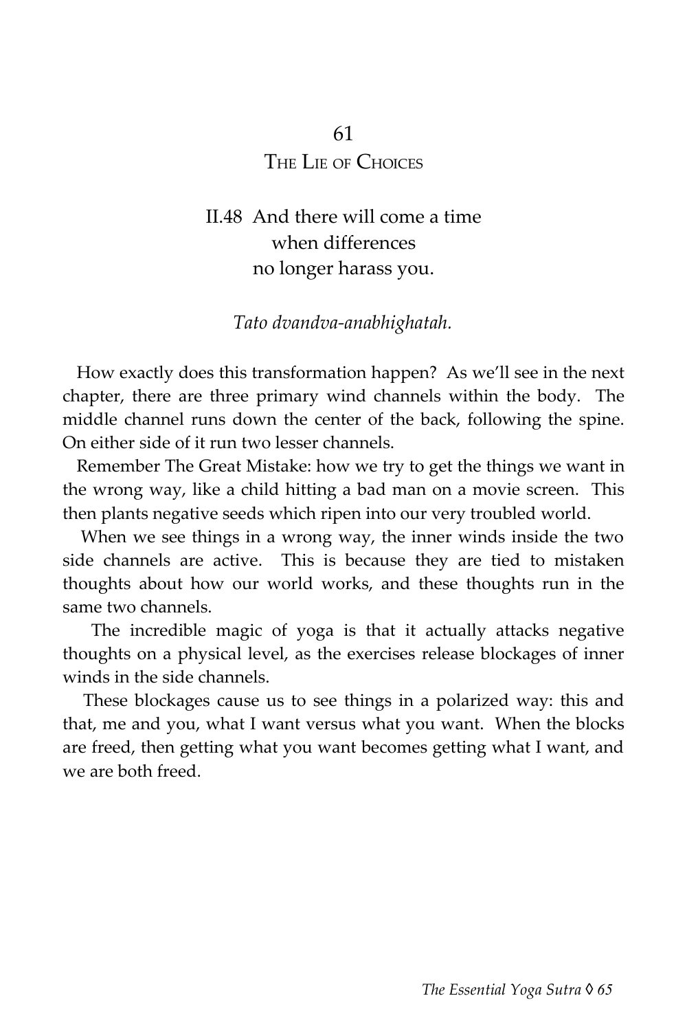# 61

## The Lie of Choices

II.48 And there will come a time
when differences
no longer harass you.

*Tato dvandva-anabhighatah.*

How exactly does this transformation happen? As we'll see in the next chapter, there are three primary wind channels within the body. The middle channel runs down the center of the back, following the spine. On either side of it run two lesser channels.

Remember The Great Mistake: how we try to get the things we want in the wrong way, like a child hitting a bad man on a movie screen. This then plants negative seeds which ripen into our very troubled world.

When we see things in a wrong way, the inner winds inside the two side channels are active. This is because they are tied to mistaken thoughts about how our world works, and these thoughts run in the same two channels.

The incredible magic of yoga is that it actually attacks negative thoughts on a physical level, as the exercises release blockages of inner winds in the side channels.

These blockages cause us to see things in a polarized way: this and that, me and you, what I want versus what you want. When the blocks are freed, then getting what you want becomes getting what I want, and we are both freed.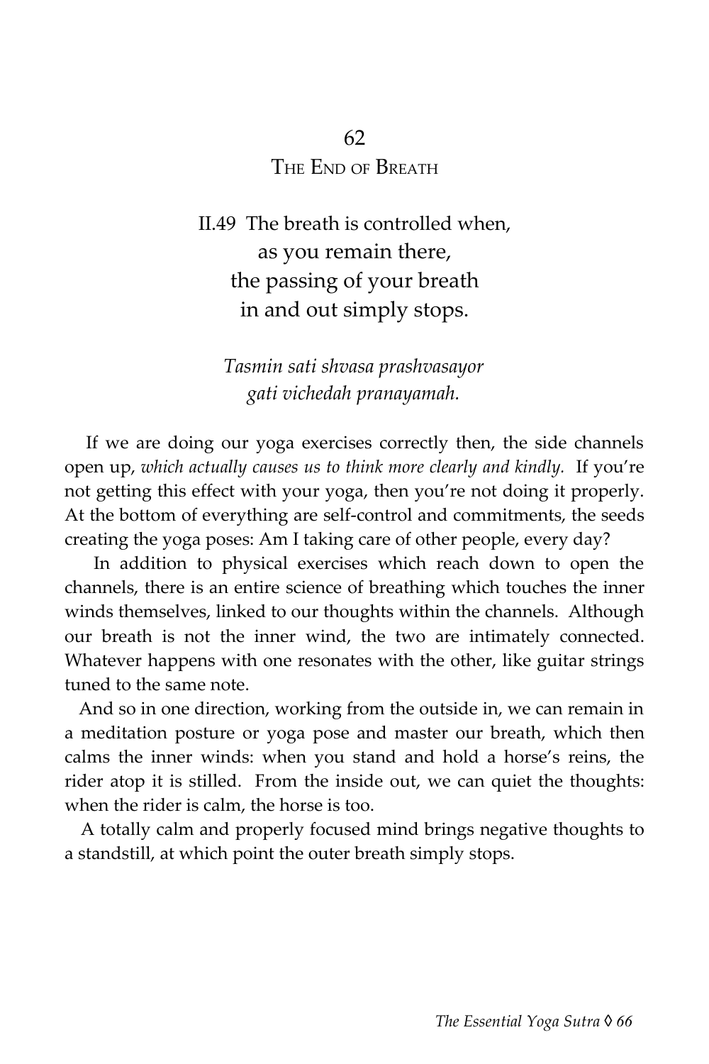## 62
## The End of Breath

II.49 The breath is controlled when,
as you remain there,
the passing of your breath
in and out simply stops.

*Tasmin sati shvasa prashvasayor
gati vichedah pranayamah.*

If we are doing our yoga exercises correctly then, the side channels open up, *which actually causes us to think more clearly and kindly.* If you're not getting this effect with your yoga, then you're not doing it properly. At the bottom of everything are self-control and commitments, the seeds creating the yoga poses: Am I taking care of other people, every day?

In addition to physical exercises which reach down to open the channels, there is an entire science of breathing which touches the inner winds themselves, linked to our thoughts within the channels. Although our breath is not the inner wind, the two are intimately connected. Whatever happens with one resonates with the other, like guitar strings tuned to the same note.

And so in one direction, working from the outside in, we can remain in a meditation posture or yoga pose and master our breath, which then calms the inner winds: when you stand and hold a horse's reins, the rider atop it is stilled. From the inside out, we can quiet the thoughts: when the rider is calm, the horse is too.

A totally calm and properly focused mind brings negative thoughts to a standstill, at which point the outer breath simply stops.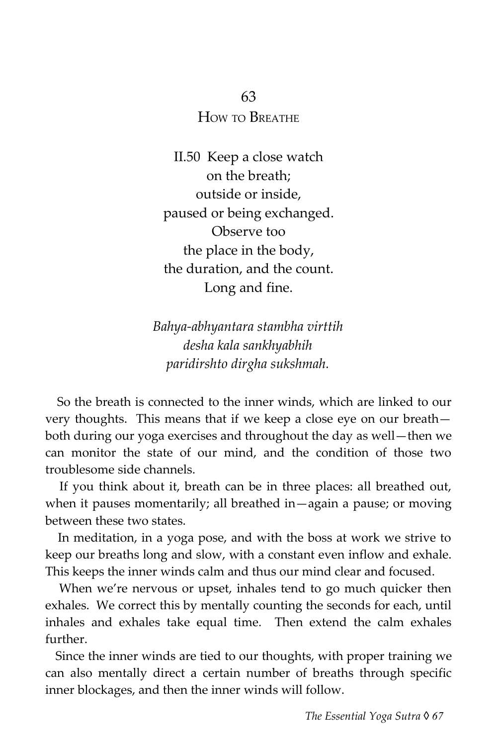# 63
## How to Breathe

II.50 Keep a close watch
on the breath;
outside or inside,
paused or being exchanged.
Observe too
the place in the body,
the duration, and the count.
Long and fine.

*Bahya-abhyantara stambha virttih*
*desha kala sankhyabhih*
*paridirshto dirgha sukshmah.*

So the breath is connected to the inner winds, which are linked to our very thoughts. This means that if we keep a close eye on our breath—both during our yoga exercises and throughout the day as well—then we can monitor the state of our mind, and the condition of those two troublesome side channels.

If you think about it, breath can be in three places: all breathed out, when it pauses momentarily; all breathed in—again a pause; or moving between these two states.

In meditation, in a yoga pose, and with the boss at work we strive to keep our breaths long and slow, with a constant even inflow and exhale. This keeps the inner winds calm and thus our mind clear and focused.

When we're nervous or upset, inhales tend to go much quicker then exhales. We correct this by mentally counting the seconds for each, until inhales and exhales take equal time. Then extend the calm exhales further.

Since the inner winds are tied to our thoughts, with proper training we can also mentally direct a certain number of breaths through specific inner blockages, and then the inner winds will follow.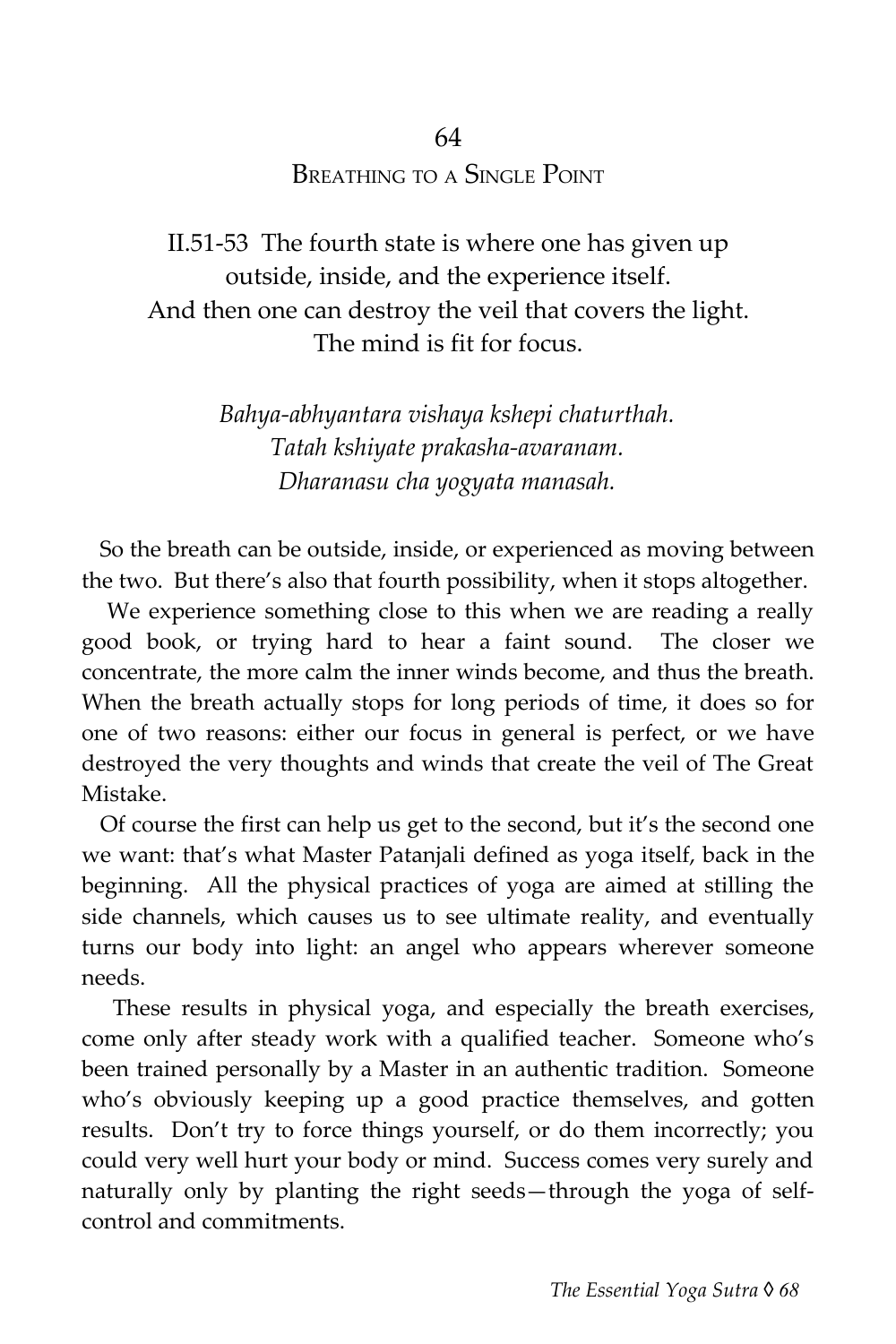## 64
## Breathing to a Single Point

II.51-53 The fourth state is where one has given up outside, inside, and the experience itself.
And then one can destroy the veil that covers the light.
The mind is fit for focus.

*Bahya-abhyantara vishaya kshepi chaturthah.*
*Tatah kshiyate prakasha-avaranam.*
*Dharanasu cha yogyata manasah.*

So the breath can be outside, inside, or experienced as moving between the two. But there's also that fourth possibility, when it stops altogether.

We experience something close to this when we are reading a really good book, or trying hard to hear a faint sound. The closer we concentrate, the more calm the inner winds become, and thus the breath. When the breath actually stops for long periods of time, it does so for one of two reasons: either our focus in general is perfect, or we have destroyed the very thoughts and winds that create the veil of The Great Mistake.

Of course the first can help us get to the second, but it's the second one we want: that's what Master Patanjali defined as yoga itself, back in the beginning. All the physical practices of yoga are aimed at stilling the side channels, which causes us to see ultimate reality, and eventually turns our body into light: an angel who appears wherever someone needs.

These results in physical yoga, and especially the breath exercises, come only after steady work with a qualified teacher. Someone who's been trained personally by a Master in an authentic tradition. Someone who's obviously keeping up a good practice themselves, and gotten results. Don't try to force things yourself, or do them incorrectly; you could very well hurt your body or mind. Success comes very surely and naturally only by planting the right seeds—through the yoga of self-control and commitments.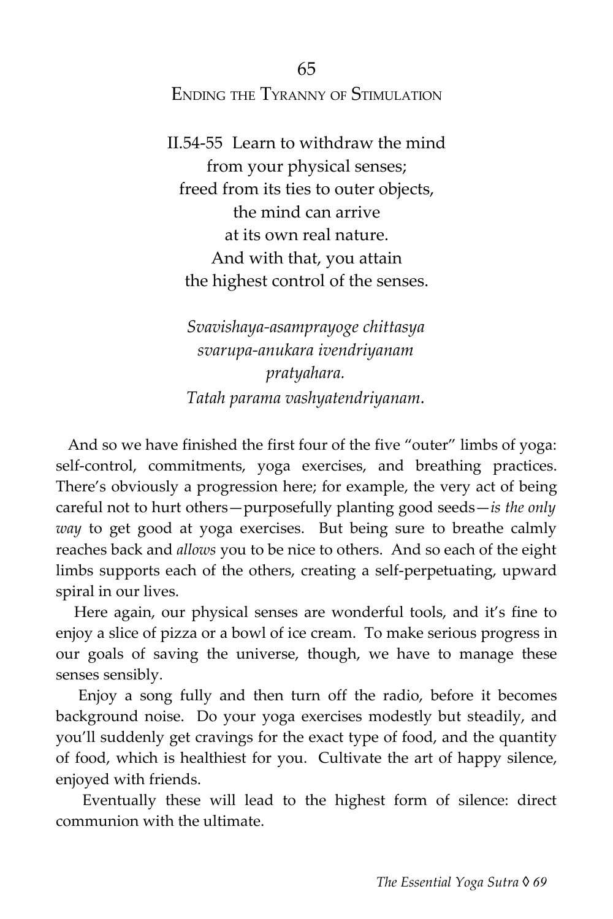## 65

## Ending the Tyranny of Stimulation

II.54-55 Learn to withdraw the mind
from your physical senses;
freed from its ties to outer objects,
the mind can arrive
at its own real nature.
And with that, you attain
the highest control of the senses.

*Svavishaya-asamprayoge chittasya*
*svarupa-anukara ivendriyanam*
*pratyahara.*
*Tatah parama vashyatendriyanam.*

And so we have finished the first four of the five "outer" limbs of yoga: self-control, commitments, yoga exercises, and breathing practices. There's obviously a progression here; for example, the very act of being careful not to hurt others—purposefully planting good seeds—*is the only way* to get good at yoga exercises. But being sure to breathe calmly reaches back and *allows* you to be nice to others. And so each of the eight limbs supports each of the others, creating a self-perpetuating, upward spiral in our lives.

Here again, our physical senses are wonderful tools, and it's fine to enjoy a slice of pizza or a bowl of ice cream. To make serious progress in our goals of saving the universe, though, we have to manage these senses sensibly.

Enjoy a song fully and then turn off the radio, before it becomes background noise. Do your yoga exercises modestly but steadily, and you'll suddenly get cravings for the exact type of food, and the quantity of food, which is healthiest for you. Cultivate the art of happy silence, enjoyed with friends.

Eventually these will lead to the highest form of silence: direct communion with the ultimate.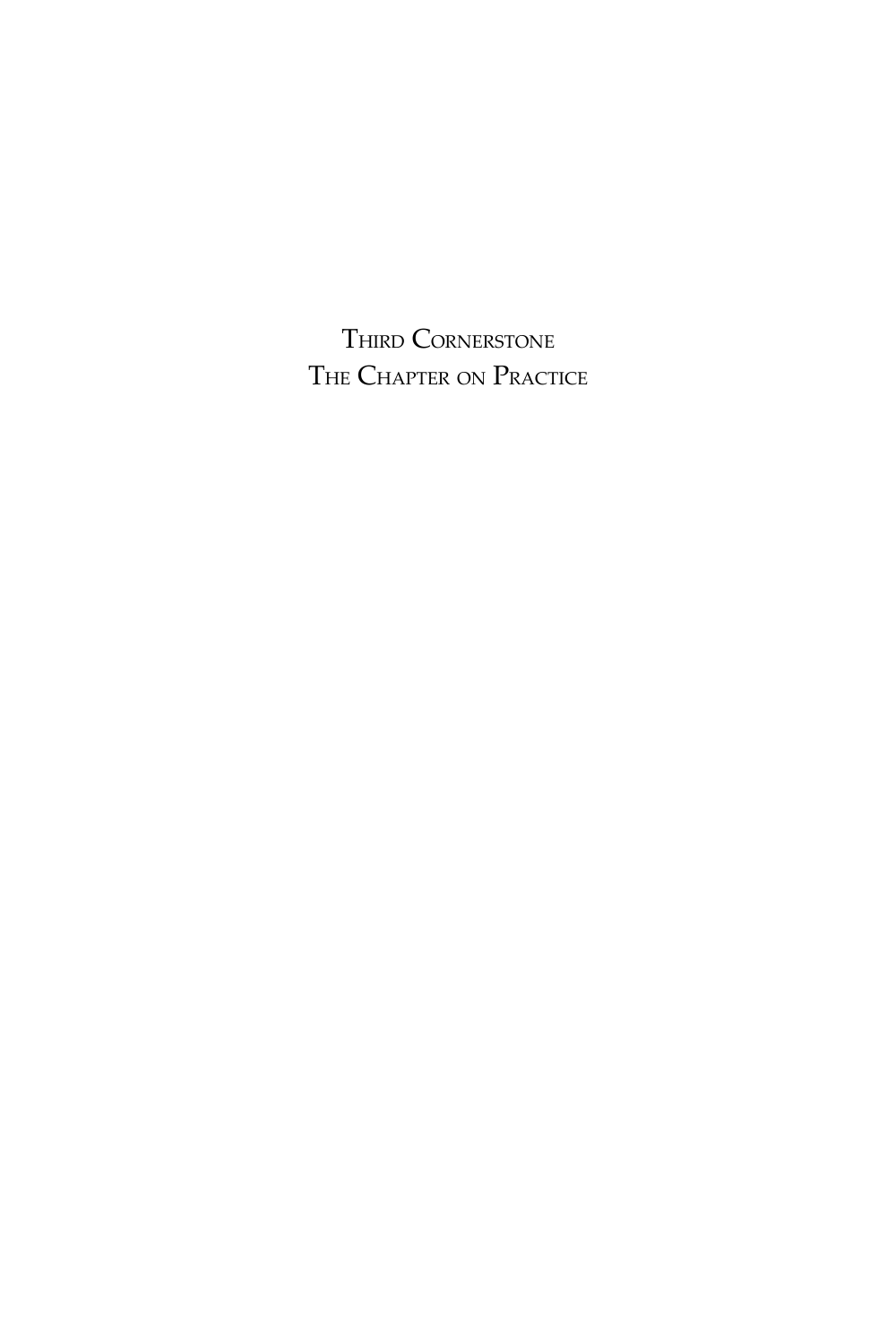# Third Cornerstone
# The Chapter on Practice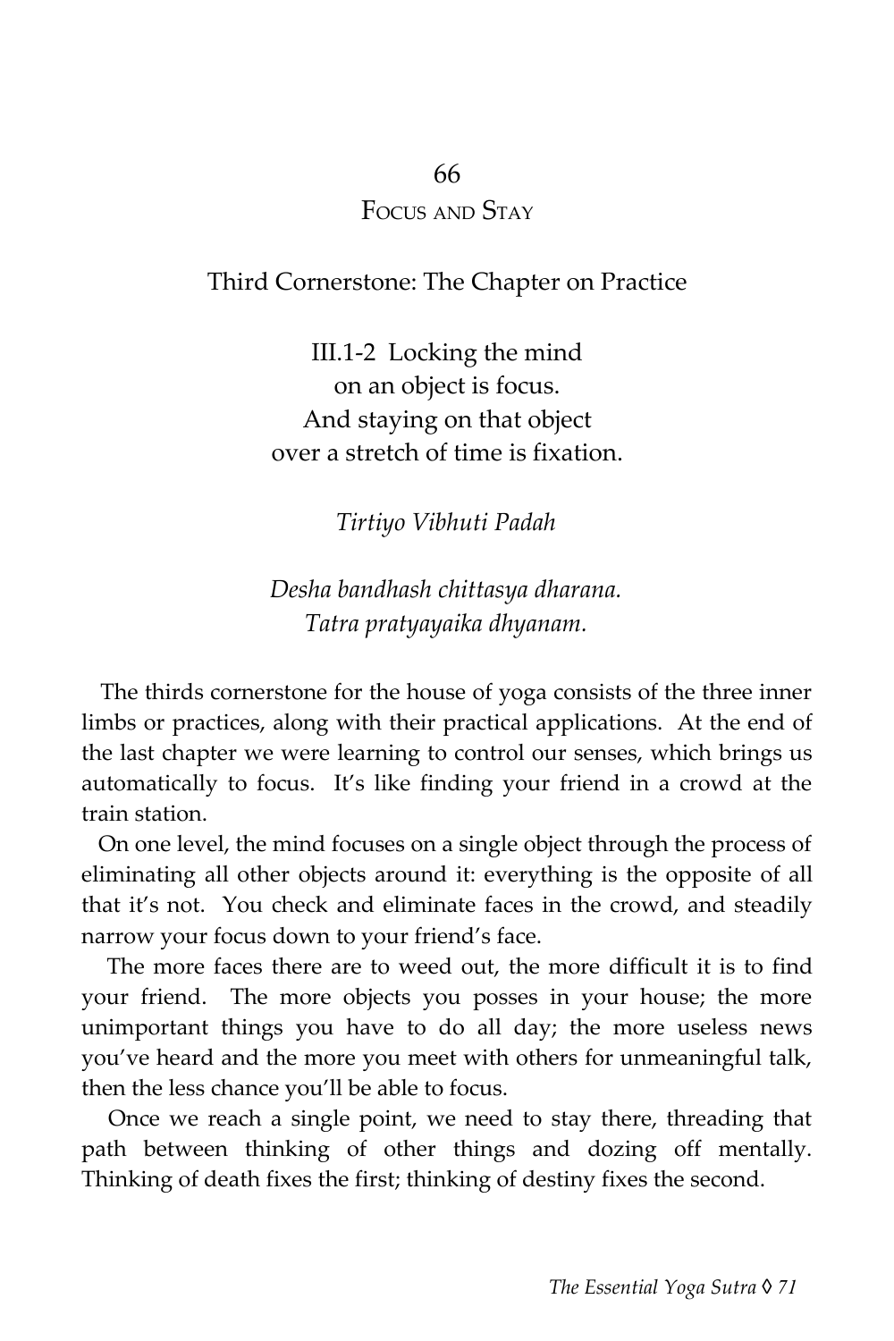# 66

## Focus and Stay

Third Cornerstone: The Chapter on Practice

III.1-2 Locking the mind
on an object is focus.
And staying on that object
over a stretch of time is fixation.

*Tirtiyo Vibhuti Padah*

*Desha bandhash chittasya dharana.*
*Tatra pratyayaika dhyanam.*

The thirds cornerstone for the house of yoga consists of the three inner limbs or practices, along with their practical applications. At the end of the last chapter we were learning to control our senses, which brings us automatically to focus. It's like finding your friend in a crowd at the train station.

On one level, the mind focuses on a single object through the process of eliminating all other objects around it: everything is the opposite of all that it's not. You check and eliminate faces in the crowd, and steadily narrow your focus down to your friend's face.

The more faces there are to weed out, the more difficult it is to find your friend. The more objects you posses in your house; the more unimportant things you have to do all day; the more useless news you've heard and the more you meet with others for unmeaningful talk, then the less chance you'll be able to focus.

Once we reach a single point, we need to stay there, threading that path between thinking of other things and dozing off mentally. Thinking of death fixes the first; thinking of destiny fixes the second.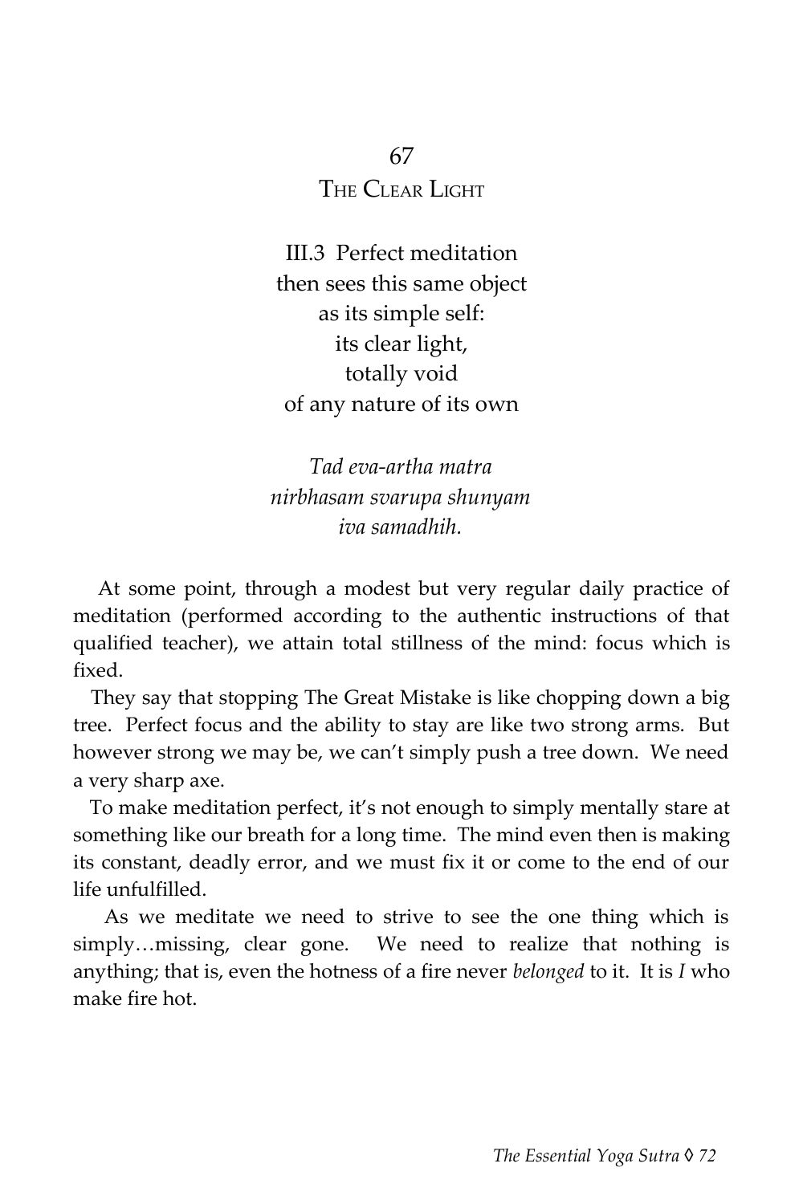## 67
## The Clear Light

III.3 Perfect meditation
then sees this same object
as its simple self:
its clear light,
totally void
of any nature of its own

*Tad eva-artha matra*
*nirbhasam svarupa shunyam*
*iva samadhih.*

At some point, through a modest but very regular daily practice of meditation (performed according to the authentic instructions of that qualified teacher), we attain total stillness of the mind: focus which is fixed.

They say that stopping The Great Mistake is like chopping down a big tree. Perfect focus and the ability to stay are like two strong arms. But however strong we may be, we can't simply push a tree down. We need a very sharp axe.

To make meditation perfect, it's not enough to simply mentally stare at something like our breath for a long time. The mind even then is making its constant, deadly error, and we must fix it or come to the end of our life unfulfilled.

As we meditate we need to strive to see the one thing which is simply…missing, clear gone. We need to realize that nothing is anything; that is, even the hotness of a fire never *belonged* to it. It is *I* who make fire hot.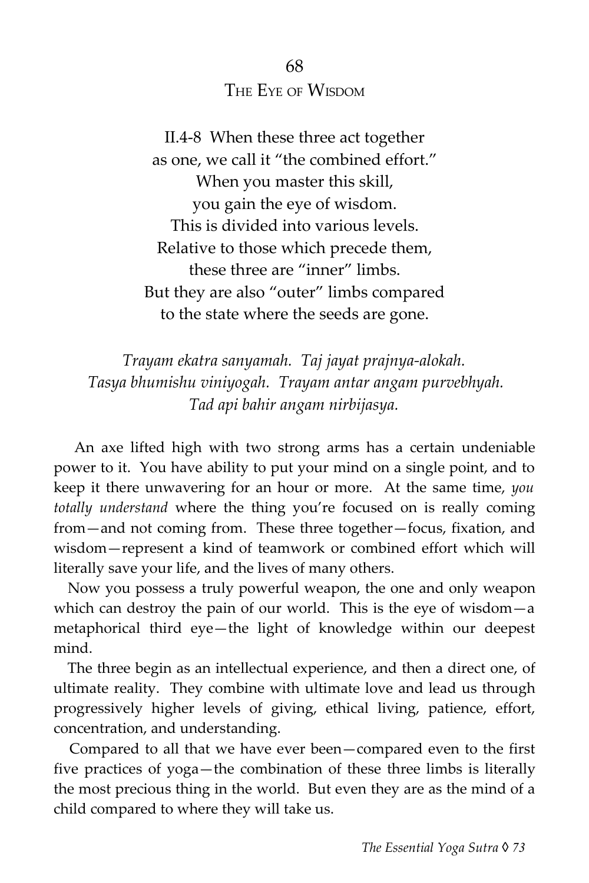## 68
## The Eye of Wisdom

II.4-8 When these three act together
as one, we call it "the combined effort."
When you master this skill,
you gain the eye of wisdom.
This is divided into various levels.
Relative to those which precede them,
these three are "inner" limbs.
But they are also "outer" limbs compared
to the state where the seeds are gone.

*Trayam ekatra sanyamah. Taj jayat prajnya-alokah.*
*Tasya bhumishu viniyogah. Trayam antar angam purvebhyah.*
*Tad api bahir angam nirbijasya.*

An axe lifted high with two strong arms has a certain undeniable power to it. You have ability to put your mind on a single point, and to keep it there unwavering for an hour or more. At the same time, *you totally understand* where the thing you're focused on is really coming from—and not coming from. These three together—focus, fixation, and wisdom—represent a kind of teamwork or combined effort which will literally save your life, and the lives of many others.

Now you possess a truly powerful weapon, the one and only weapon which can destroy the pain of our world. This is the eye of wisdom—a metaphorical third eye—the light of knowledge within our deepest mind.

The three begin as an intellectual experience, and then a direct one, of ultimate reality. They combine with ultimate love and lead us through progressively higher levels of giving, ethical living, patience, effort, concentration, and understanding.

Compared to all that we have ever been—compared even to the first five practices of yoga—the combination of these three limbs is literally the most precious thing in the world. But even they are as the mind of a child compared to where they will take us.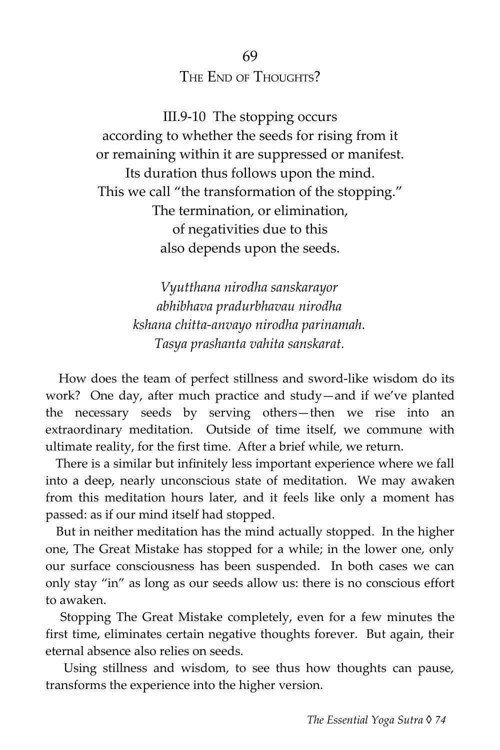## 69

## The End of Thoughts?

III.9-10 The stopping occurs
according to whether the seeds for rising from it
or remaining within it are suppressed or manifest.
Its duration thus follows upon the mind.
This we call "the transformation of the stopping."
The termination, or elimination,
of negativities due to this
also depends upon the seeds.

*Vyutthana nirodha sanskarayor*
*abhibhava pradurbhavau nirodha*
*kshana chitta-anvayo nirodha parinamah.*
*Tasya prashanta vahita sanskarat.*

How does the team of perfect stillness and sword-like wisdom do its work? One day, after much practice and study—and if we've planted the necessary seeds by serving others—then we rise into an extraordinary meditation. Outside of time itself, we commune with ultimate reality, for the first time. After a brief while, we return.

There is a similar but infinitely less important experience where we fall into a deep, nearly unconscious state of meditation. We may awaken from this meditation hours later, and it feels like only a moment has passed: as if our mind itself had stopped.

But in neither meditation has the mind actually stopped. In the higher one, The Great Mistake has stopped for a while; in the lower one, only our surface consciousness has been suspended. In both cases we can only stay "in" as long as our seeds allow us: there is no conscious effort to awaken.

Stopping The Great Mistake completely, even for a few minutes the first time, eliminates certain negative thoughts forever. But again, their eternal absence also relies on seeds.

Using stillness and wisdom, to see thus how thoughts can pause, transforms the experience into the higher version.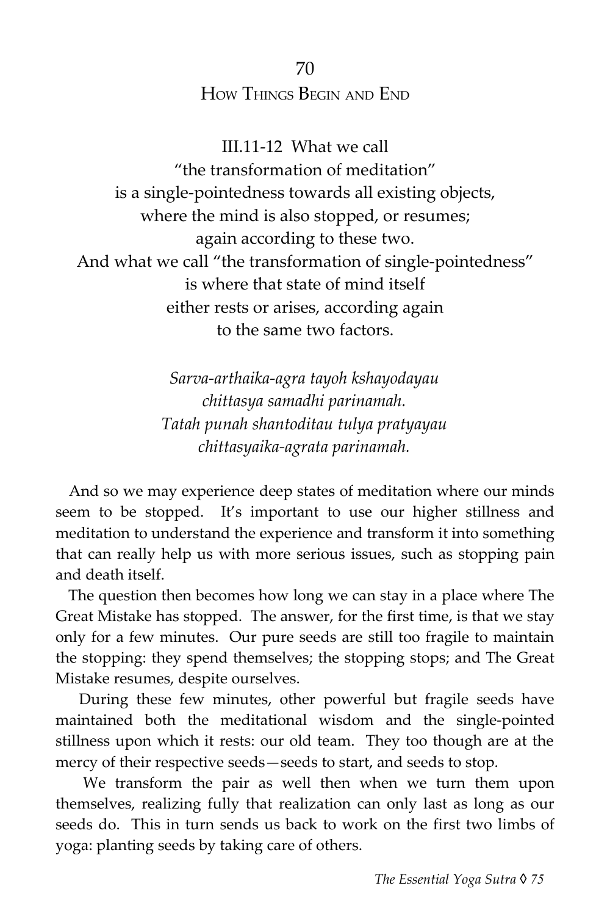## 70

## How Things Begin and End

III.11-12 What we call
"the transformation of meditation"
is a single-pointedness towards all existing objects,
where the mind is also stopped, or resumes;
again according to these two.
And what we call "the transformation of single-pointedness"
is where that state of mind itself
either rests or arises, according again
to the same two factors.

*Sarva-arthaika-agra tayoh kshayodayau*
*chittasya samadhi parinamah.*
*Tatah punah shantoditau tulya pratyayau*
*chittasyaika-agrata parinamah.*

And so we may experience deep states of meditation where our minds seem to be stopped. It's important to use our higher stillness and meditation to understand the experience and transform it into something that can really help us with more serious issues, such as stopping pain and death itself.

The question then becomes how long we can stay in a place where The Great Mistake has stopped. The answer, for the first time, is that we stay only for a few minutes. Our pure seeds are still too fragile to maintain the stopping: they spend themselves; the stopping stops; and The Great Mistake resumes, despite ourselves.

During these few minutes, other powerful but fragile seeds have maintained both the meditational wisdom and the single-pointed stillness upon which it rests: our old team. They too though are at the mercy of their respective seeds—seeds to start, and seeds to stop.

We transform the pair as well then when we turn them upon themselves, realizing fully that realization can only last as long as our seeds do. This in turn sends us back to work on the first two limbs of yoga: planting seeds by taking care of others.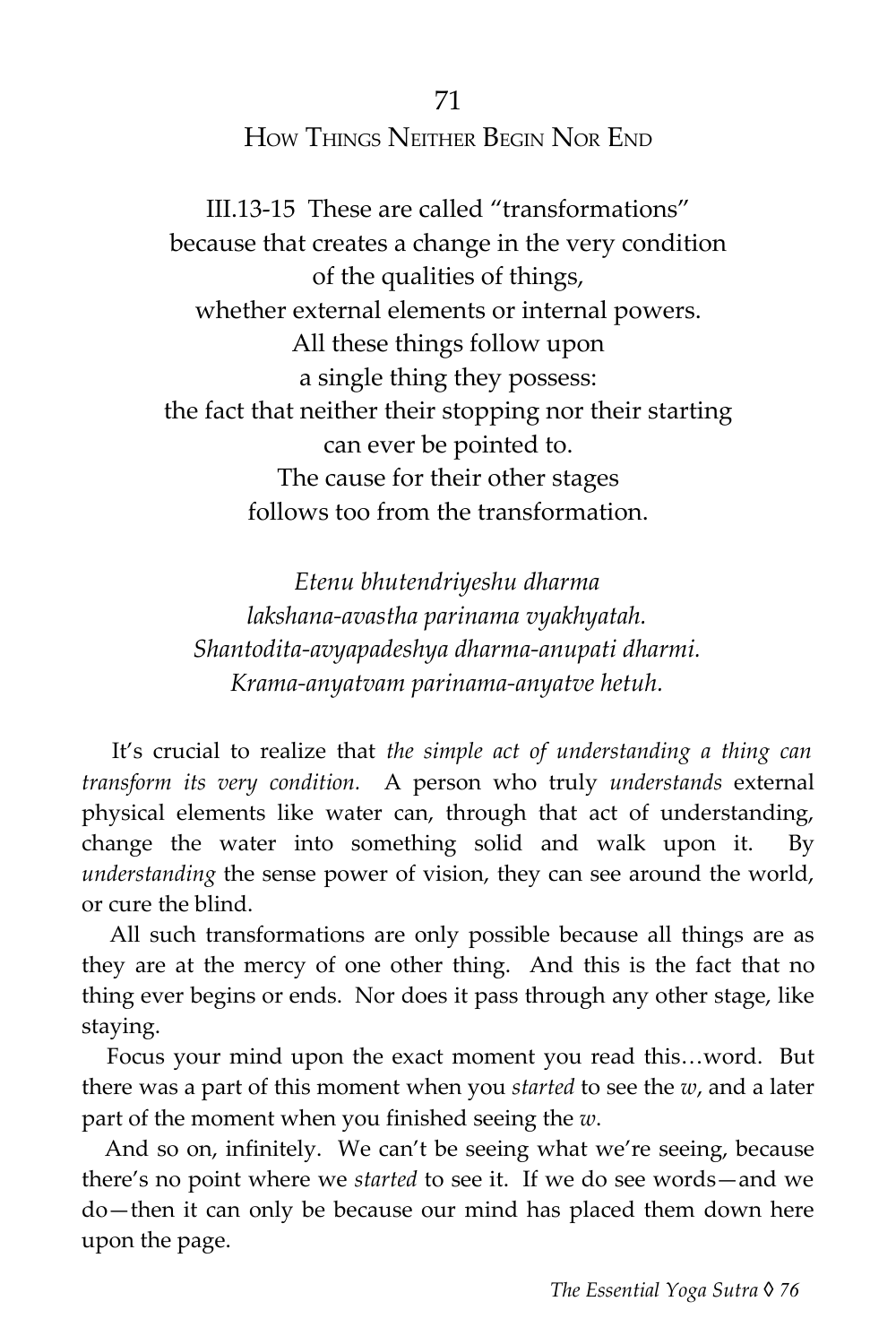## 71
## How Things Neither Begin Nor End

III.13-15 These are called "transformations"
because that creates a change in the very condition
of the qualities of things,
whether external elements or internal powers.
All these things follow upon
a single thing they possess:
the fact that neither their stopping nor their starting
can ever be pointed to.
The cause for their other stages
follows too from the transformation.

*Etenu bhutendriyeshu dharma*
*lakshana-avastha parinama vyakhyatah.*
*Shantodita-avyapadeshya dharma-anupati dharmi.*
*Krama-anyatvam parinama-anyatve hetuh.*

It's crucial to realize that *the simple act of understanding a thing can transform its very condition.* A person who truly *understands* external physical elements like water can, through that act of understanding, change the water into something solid and walk upon it. By *understanding* the sense power of vision, they can see around the world, or cure the blind.

All such transformations are only possible because all things are as they are at the mercy of one other thing. And this is the fact that no thing ever begins or ends. Nor does it pass through any other stage, like staying.

Focus your mind upon the exact moment you read this…word. But there was a part of this moment when you *started* to see the *w*, and a later part of the moment when you finished seeing the *w*.

And so on, infinitely. We can't be seeing what we're seeing, because there's no point where we *started* to see it. If we do see words—and we do—then it can only be because our mind has placed them down here upon the page.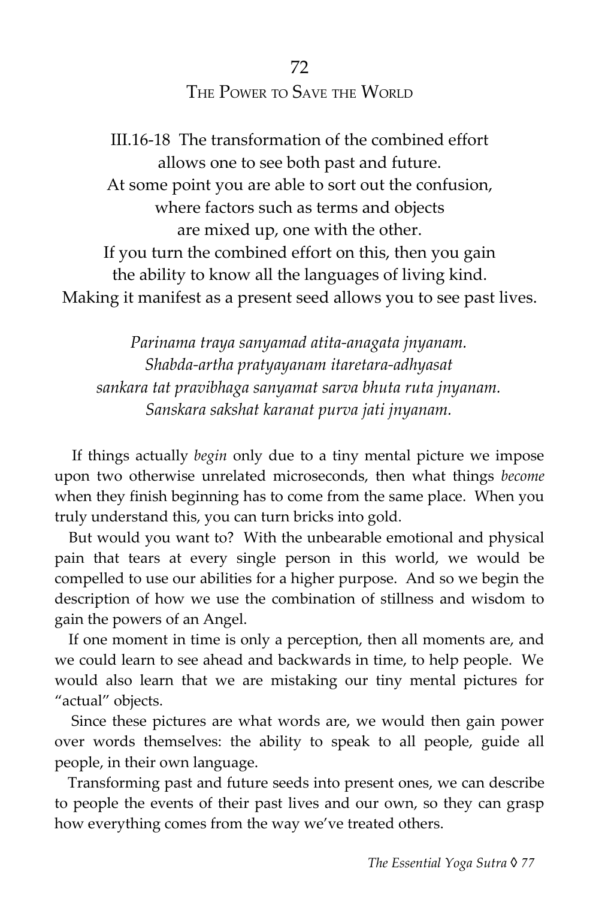## 72
## The Power to Save the World

III.16-18 The transformation of the combined effort
allows one to see both past and future.
At some point you are able to sort out the confusion,
where factors such as terms and objects
are mixed up, one with the other.
If you turn the combined effort on this, then you gain
the ability to know all the languages of living kind.
Making it manifest as a present seed allows you to see past lives.

*Parinama traya sanyamad atita-anagata jnyanam.*
*Shabda-artha pratyayanam itaretara-adhyasat*
*sankara tat pravibhaga sanyamat sarva bhuta ruta jnyanam.*
*Sanskara sakshat karanat purva jati jnyanam.*

If things actually *begin* only due to a tiny mental picture we impose upon two otherwise unrelated microseconds, then what things *become* when they finish beginning has to come from the same place. When you truly understand this, you can turn bricks into gold.

But would you want to? With the unbearable emotional and physical pain that tears at every single person in this world, we would be compelled to use our abilities for a higher purpose. And so we begin the description of how we use the combination of stillness and wisdom to gain the powers of an Angel.

If one moment in time is only a perception, then all moments are, and we could learn to see ahead and backwards in time, to help people. We would also learn that we are mistaking our tiny mental pictures for "actual" objects.

Since these pictures are what words are, we would then gain power over words themselves: the ability to speak to all people, guide all people, in their own language.

Transforming past and future seeds into present ones, we can describe to people the events of their past lives and our own, so they can grasp how everything comes from the way we've treated others.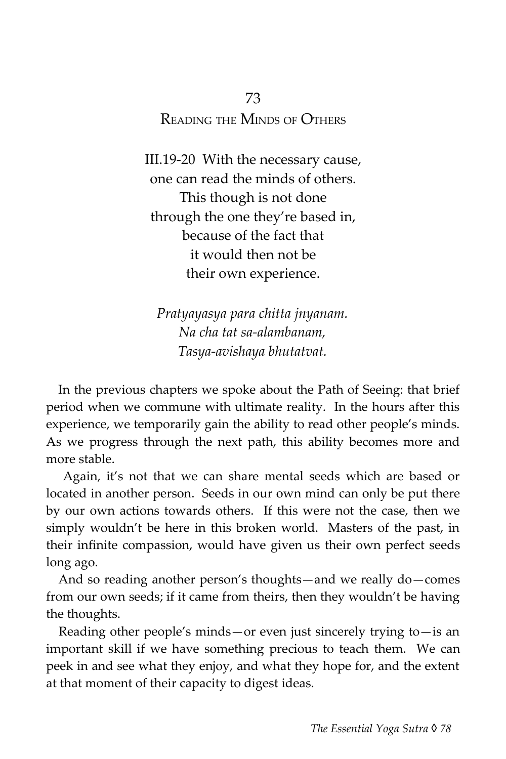## 73
## Reading the Minds of Others

III.19-20 With the necessary cause,  
one can read the minds of others.  
This though is not done  
through the one they're based in,  
because of the fact that  
it would then not be  
their own experience.

*Pratyayasya para chitta jnyanam.*  
*Na cha tat sa-alambanam,*  
*Tasya-avishaya bhutatvat.*

In the previous chapters we spoke about the Path of Seeing: that brief period when we commune with ultimate reality. In the hours after this experience, we temporarily gain the ability to read other people's minds. As we progress through the next path, this ability becomes more and more stable.

Again, it's not that we can share mental seeds which are based or located in another person. Seeds in our own mind can only be put there by our own actions towards others. If this were not the case, then we simply wouldn't be here in this broken world. Masters of the past, in their infinite compassion, would have given us their own perfect seeds long ago.

And so reading another person's thoughts—and we really do—comes from our own seeds; if it came from theirs, then they wouldn't be having the thoughts.

Reading other people's minds—or even just sincerely trying to—is an important skill if we have something precious to teach them. We can peek in and see what they enjoy, and what they hope for, and the extent at that moment of their capacity to digest ideas.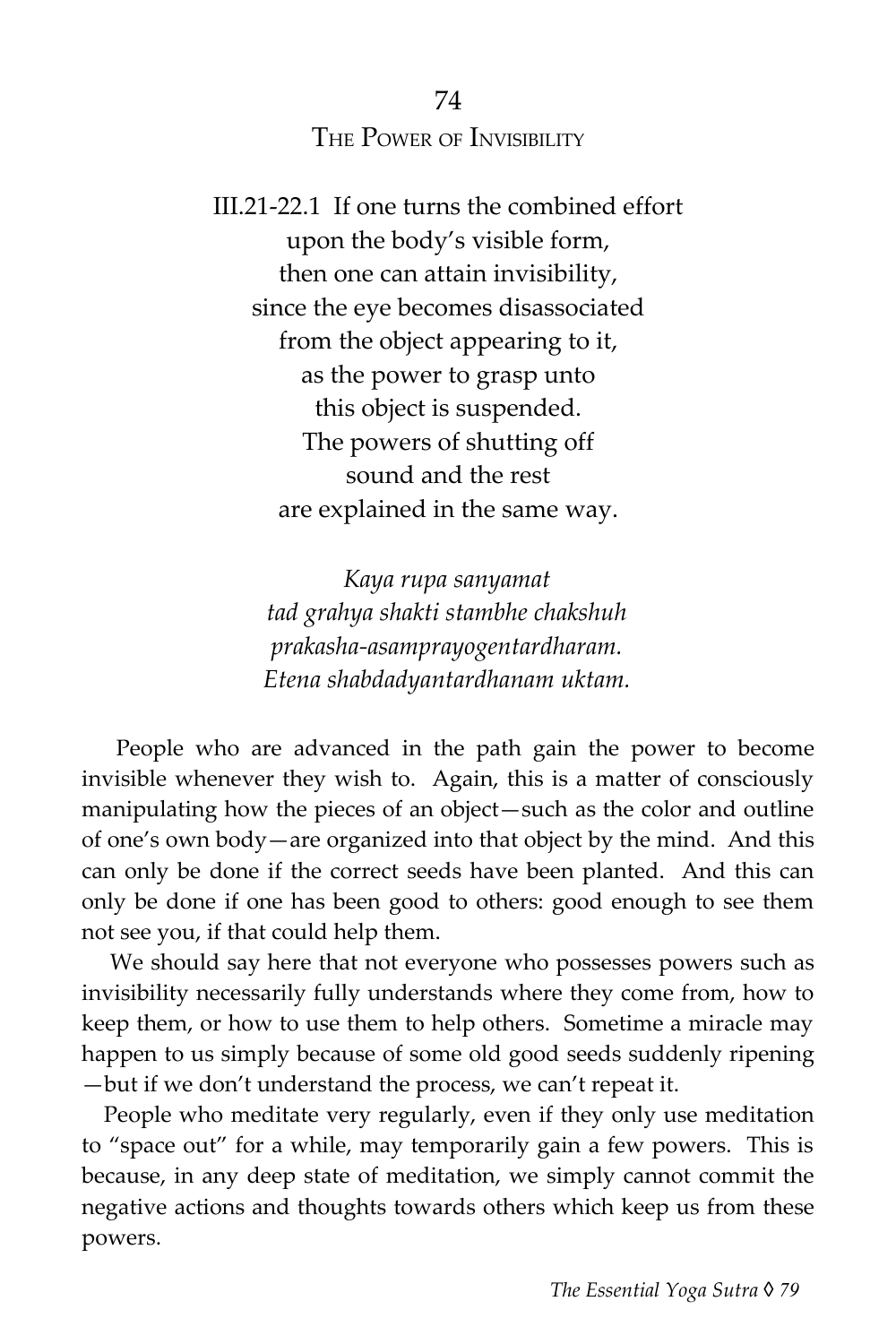## 74
## The Power of Invisibility

III.21-22.1 If one turns the combined effort
upon the body's visible form,
then one can attain invisibility,
since the eye becomes disassociated
from the object appearing to it,
as the power to grasp unto
this object is suspended.
The powers of shutting off
sound and the rest
are explained in the same way.

*Kaya rupa sanyamat*
*tad grahya shakti stambhe chakshuh*
*prakasha-asamprayogentardharam.*
*Etena shabdadyantardhanam uktam.*

People who are advanced in the path gain the power to become invisible whenever they wish to. Again, this is a matter of consciously manipulating how the pieces of an object—such as the color and outline of one's own body—are organized into that object by the mind. And this can only be done if the correct seeds have been planted. And this can only be done if one has been good to others: good enough to see them not see you, if that could help them.

We should say here that not everyone who possesses powers such as invisibility necessarily fully understands where they come from, how to keep them, or how to use them to help others. Sometime a miracle may happen to us simply because of some old good seeds suddenly ripening—but if we don't understand the process, we can't repeat it.

People who meditate very regularly, even if they only use meditation to "space out" for a while, may temporarily gain a few powers. This is because, in any deep state of meditation, we simply cannot commit the negative actions and thoughts towards others which keep us from these powers.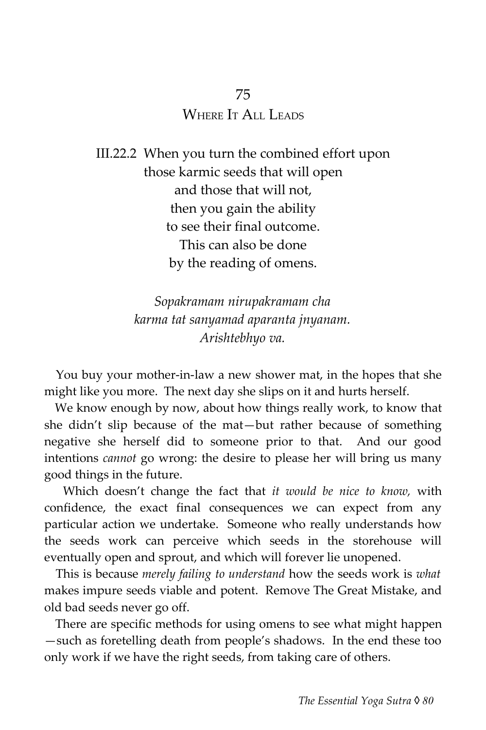## 75

## Where It All Leads

III.22.2 When you turn the combined effort upon
those karmic seeds that will open
and those that will not,
then you gain the ability
to see their final outcome.
This can also be done
by the reading of omens.

*Sopakramam nirupakramam cha*
*karma tat sanyamad aparanta jnyanam.*
*Arishtebhyo va.*

You buy your mother-in-law a new shower mat, in the hopes that she might like you more. The next day she slips on it and hurts herself.

We know enough by now, about how things really work, to know that she didn't slip because of the mat—but rather because of something negative she herself did to someone prior to that. And our good intentions *cannot* go wrong: the desire to please her will bring us many good things in the future.

Which doesn't change the fact that *it would be nice to know,* with confidence, the exact final consequences we can expect from any particular action we undertake. Someone who really understands how the seeds work can perceive which seeds in the storehouse will eventually open and sprout, and which will forever lie unopened.

This is because *merely failing to understand* how the seeds work is *what* makes impure seeds viable and potent. Remove The Great Mistake, and old bad seeds never go off.

There are specific methods for using omens to see what might happen —such as foretelling death from people's shadows. In the end these too only work if we have the right seeds, from taking care of others.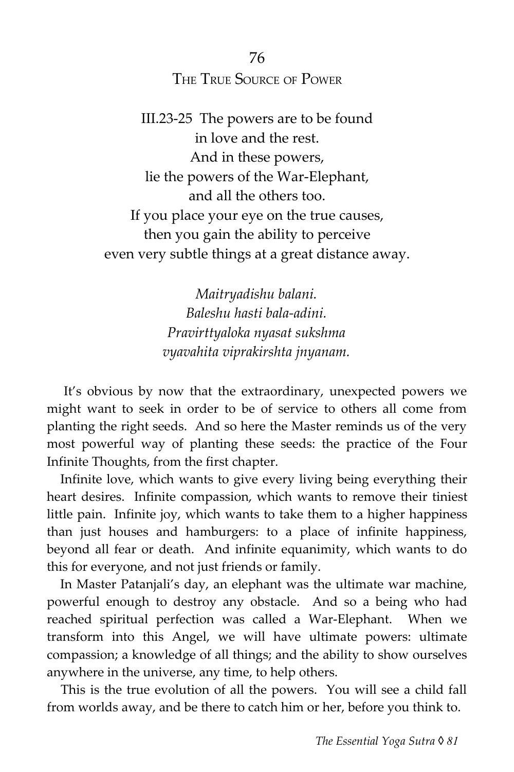## 76

## The True Source of Power

III.23-25 The powers are to be found
in love and the rest.
And in these powers,
lie the powers of the War-Elephant,
and all the others too.
If you place your eye on the true causes,
then you gain the ability to perceive
even very subtle things at a great distance away.

*Maitryadishu balani.*
*Baleshu hasti bala-adini.*
*Pravirttyaloka nyasat sukshma*
*vyavahita viprakirshta jnyanam.*

It's obvious by now that the extraordinary, unexpected powers we might want to seek in order to be of service to others all come from planting the right seeds. And so here the Master reminds us of the very most powerful way of planting these seeds: the practice of the Four Infinite Thoughts, from the first chapter.

Infinite love, which wants to give every living being everything their heart desires. Infinite compassion, which wants to remove their tiniest little pain. Infinite joy, which wants to take them to a higher happiness than just houses and hamburgers: to a place of infinite happiness, beyond all fear or death. And infinite equanimity, which wants to do this for everyone, and not just friends or family.

In Master Patanjali's day, an elephant was the ultimate war machine, powerful enough to destroy any obstacle. And so a being who had reached spiritual perfection was called a War-Elephant. When we transform into this Angel, we will have ultimate powers: ultimate compassion; a knowledge of all things; and the ability to show ourselves anywhere in the universe, any time, to help others.

This is the true evolution of all the powers. You will see a child fall from worlds away, and be there to catch him or her, before you think to.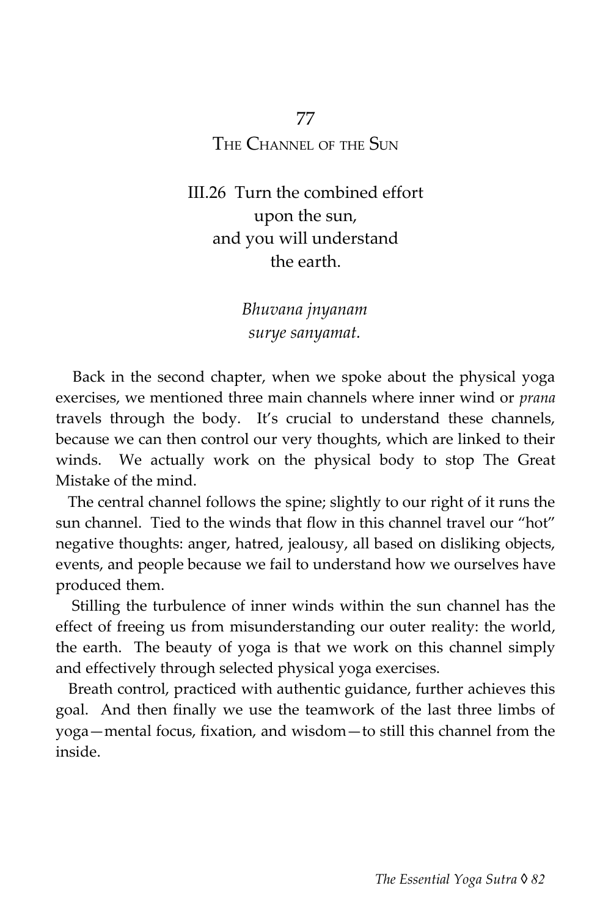## 77

## The Channel of the Sun

III.26 Turn the combined effort
upon the sun,
and you will understand
the earth.

*Bhuvana jnyanam*
*surye sanyamat.*

Back in the second chapter, when we spoke about the physical yoga exercises, we mentioned three main channels where inner wind or *prana* travels through the body. It's crucial to understand these channels, because we can then control our very thoughts, which are linked to their winds. We actually work on the physical body to stop The Great Mistake of the mind.

The central channel follows the spine; slightly to our right of it runs the sun channel. Tied to the winds that flow in this channel travel our "hot" negative thoughts: anger, hatred, jealousy, all based on disliking objects, events, and people because we fail to understand how we ourselves have produced them.

Stilling the turbulence of inner winds within the sun channel has the effect of freeing us from misunderstanding our outer reality: the world, the earth. The beauty of yoga is that we work on this channel simply and effectively through selected physical yoga exercises.

Breath control, practiced with authentic guidance, further achieves this goal. And then finally we use the teamwork of the last three limbs of yoga—mental focus, fixation, and wisdom—to still this channel from the inside.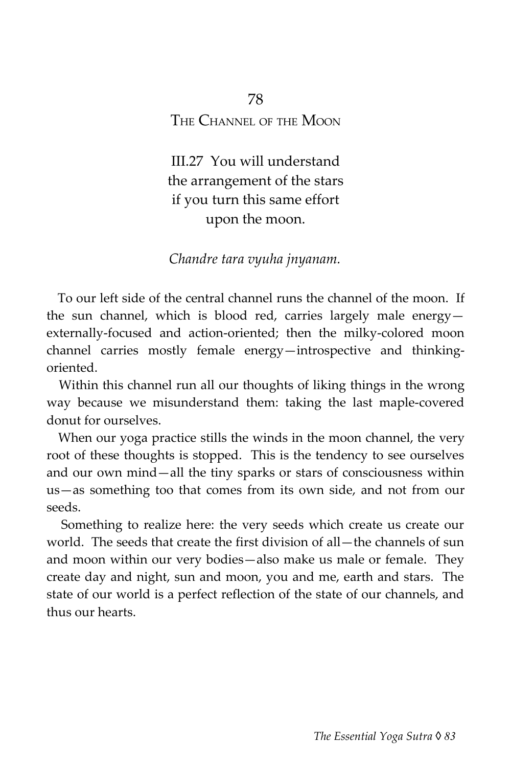## 78

## The Channel of the Moon

III.27 You will understand
the arrangement of the stars
if you turn this same effort
upon the moon.

*Chandre tara vyuha jnyanam.*

To our left side of the central channel runs the channel of the moon. If the sun channel, which is blood red, carries largely male energy—externally-focused and action-oriented; then the milky-colored moon channel carries mostly female energy—introspective and thinking-oriented.

Within this channel run all our thoughts of liking things in the wrong way because we misunderstand them: taking the last maple-covered donut for ourselves.

When our yoga practice stills the winds in the moon channel, the very root of these thoughts is stopped. This is the tendency to see ourselves and our own mind—all the tiny sparks or stars of consciousness within us—as something too that comes from its own side, and not from our seeds.

Something to realize here: the very seeds which create us create our world. The seeds that create the first division of all—the channels of sun and moon within our very bodies—also make us male or female. They create day and night, sun and moon, you and me, earth and stars. The state of our world is a perfect reflection of the state of our channels, and thus our hearts.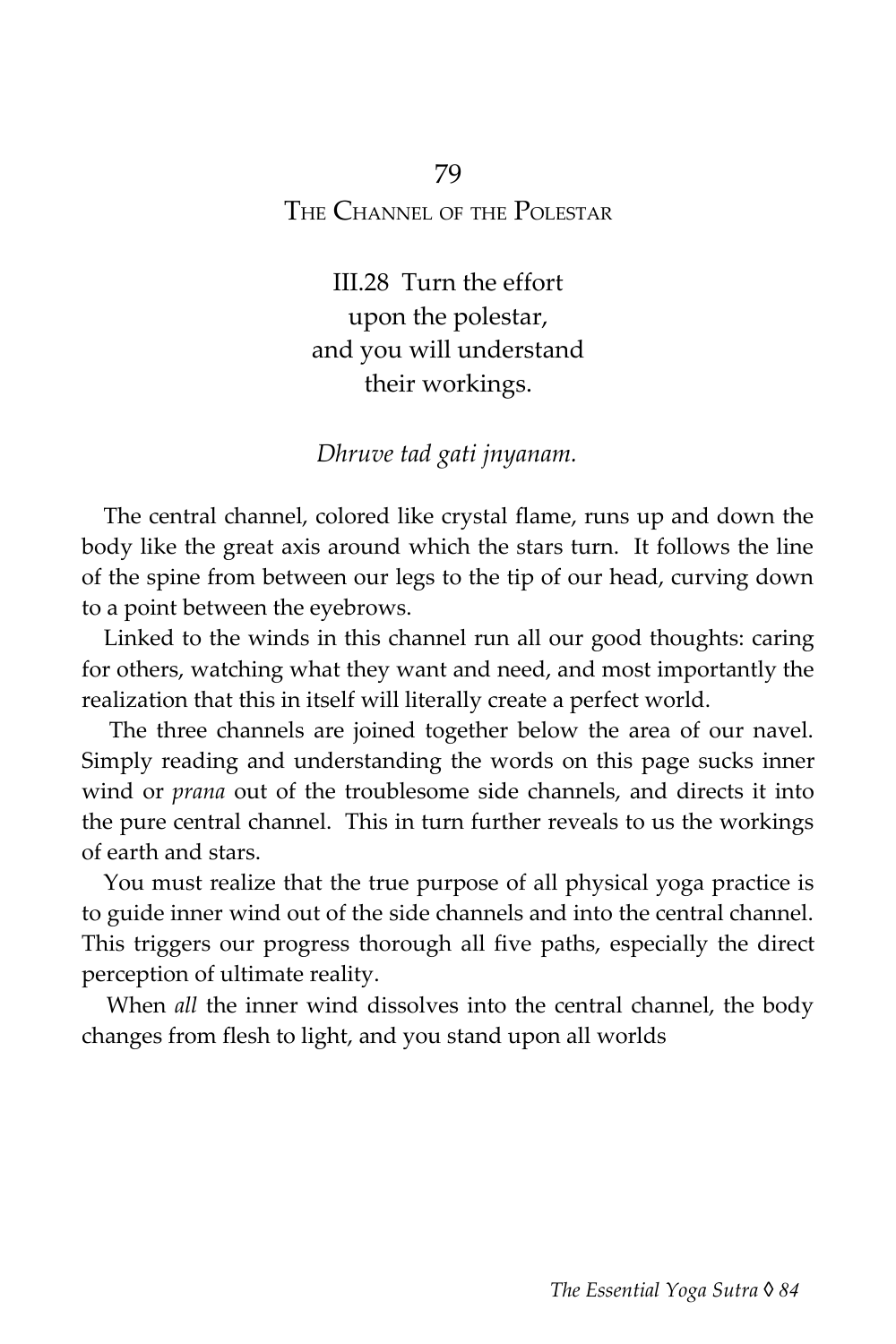## 79
## The Channel of the Polestar

III.28 Turn the effort
upon the polestar,
and you will understand
their workings.

*Dhruve tad gati jnyanam.*

The central channel, colored like crystal flame, runs up and down the body like the great axis around which the stars turn. It follows the line of the spine from between our legs to the tip of our head, curving down to a point between the eyebrows.

Linked to the winds in this channel run all our good thoughts: caring for others, watching what they want and need, and most importantly the realization that this in itself will literally create a perfect world.

The three channels are joined together below the area of our navel. Simply reading and understanding the words on this page sucks inner wind or *prana* out of the troublesome side channels, and directs it into the pure central channel. This in turn further reveals to us the workings of earth and stars.

You must realize that the true purpose of all physical yoga practice is to guide inner wind out of the side channels and into the central channel. This triggers our progress thorough all five paths, especially the direct perception of ultimate reality.

When *all* the inner wind dissolves into the central channel, the body changes from flesh to light, and you stand upon all worlds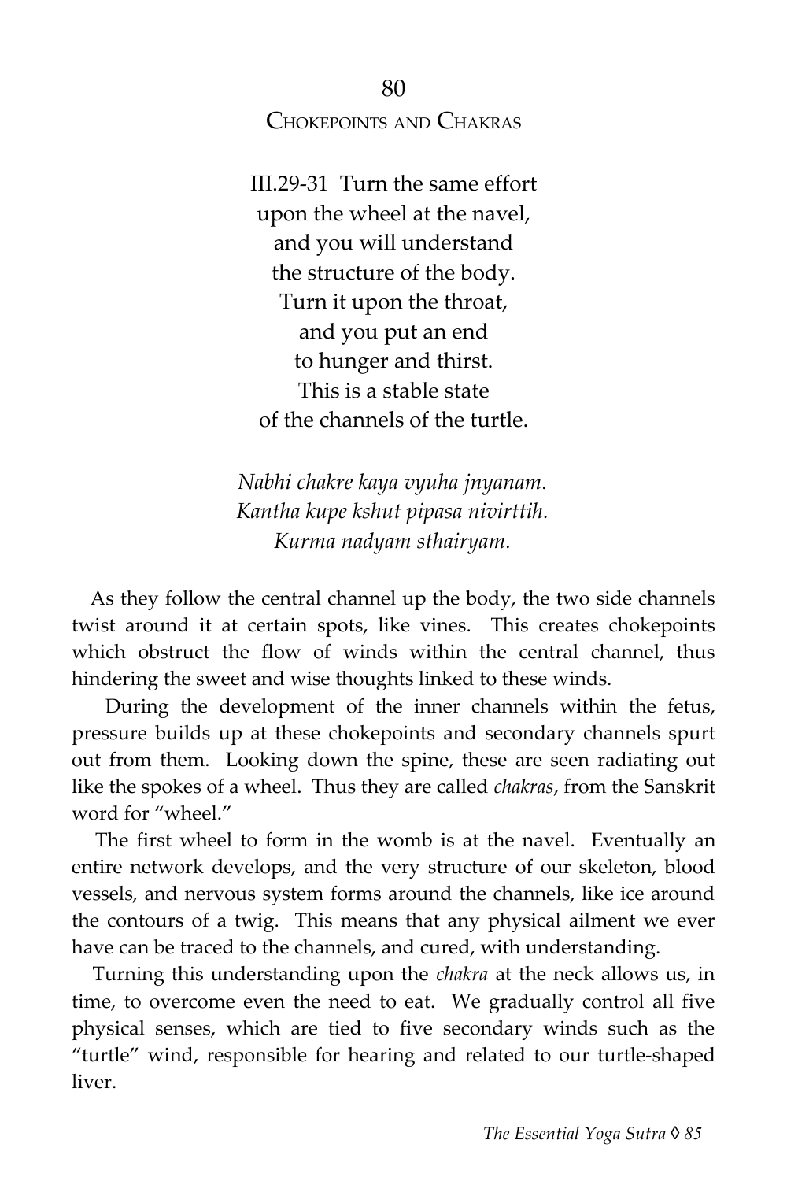## 80

## Chokepoints and Chakras

III.29-31 Turn the same effort  
upon the wheel at the navel,  
and you will understand  
the structure of the body.  
Turn it upon the throat,  
and you put an end  
to hunger and thirst.  
This is a stable state  
of the channels of the turtle.

*Nabhi chakre kaya vyuha jnyanam.*  
*Kantha kupe kshut pipasa nivirttih.*  
*Kurma nadyam sthairyam.*

As they follow the central channel up the body, the two side channels twist around it at certain spots, like vines. This creates chokepoints which obstruct the flow of winds within the central channel, thus hindering the sweet and wise thoughts linked to these winds.

During the development of the inner channels within the fetus, pressure builds up at these chokepoints and secondary channels spurt out from them. Looking down the spine, these are seen radiating out like the spokes of a wheel. Thus they are called *chakras*, from the Sanskrit word for "wheel."

The first wheel to form in the womb is at the navel. Eventually an entire network develops, and the very structure of our skeleton, blood vessels, and nervous system forms around the channels, like ice around the contours of a twig. This means that any physical ailment we ever have can be traced to the channels, and cured, with understanding.

Turning this understanding upon the *chakra* at the neck allows us, in time, to overcome even the need to eat. We gradually control all five physical senses, which are tied to five secondary winds such as the "turtle" wind, responsible for hearing and related to our turtle-shaped liver.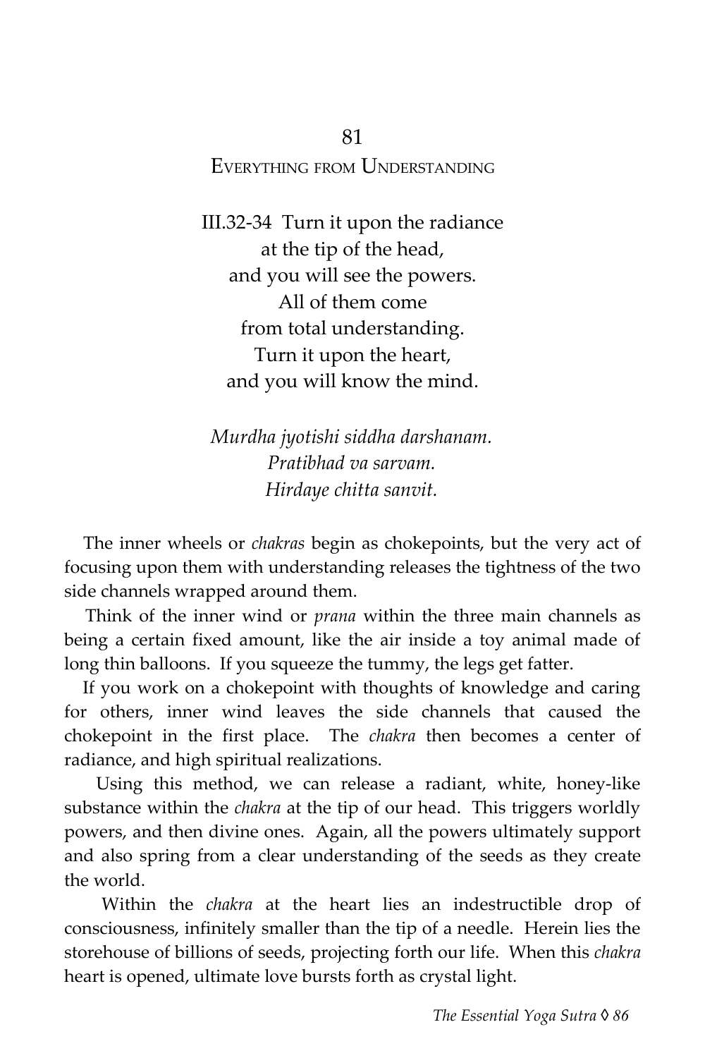## 81
## Everything from Understanding

III.32-34 Turn it upon the radiance
at the tip of the head,
and you will see the powers.
All of them come
from total understanding.
Turn it upon the heart,
and you will know the mind.

*Murdha jyotishi siddha darshanam.*
*Pratibhad va sarvam.*
*Hirdaye chitta sanvit.*

The inner wheels or *chakras* begin as chokepoints, but the very act of focusing upon them with understanding releases the tightness of the two side channels wrapped around them.

Think of the inner wind or *prana* within the three main channels as being a certain fixed amount, like the air inside a toy animal made of long thin balloons. If you squeeze the tummy, the legs get fatter.

If you work on a chokepoint with thoughts of knowledge and caring for others, inner wind leaves the side channels that caused the chokepoint in the first place. The *chakra* then becomes a center of radiance, and high spiritual realizations.

Using this method, we can release a radiant, white, honey-like substance within the *chakra* at the tip of our head. This triggers worldly powers, and then divine ones. Again, all the powers ultimately support and also spring from a clear understanding of the seeds as they create the world.

Within the *chakra* at the heart lies an indestructible drop of consciousness, infinitely smaller than the tip of a needle. Herein lies the storehouse of billions of seeds, projecting forth our life. When this *chakra* heart is opened, ultimate love bursts forth as crystal light.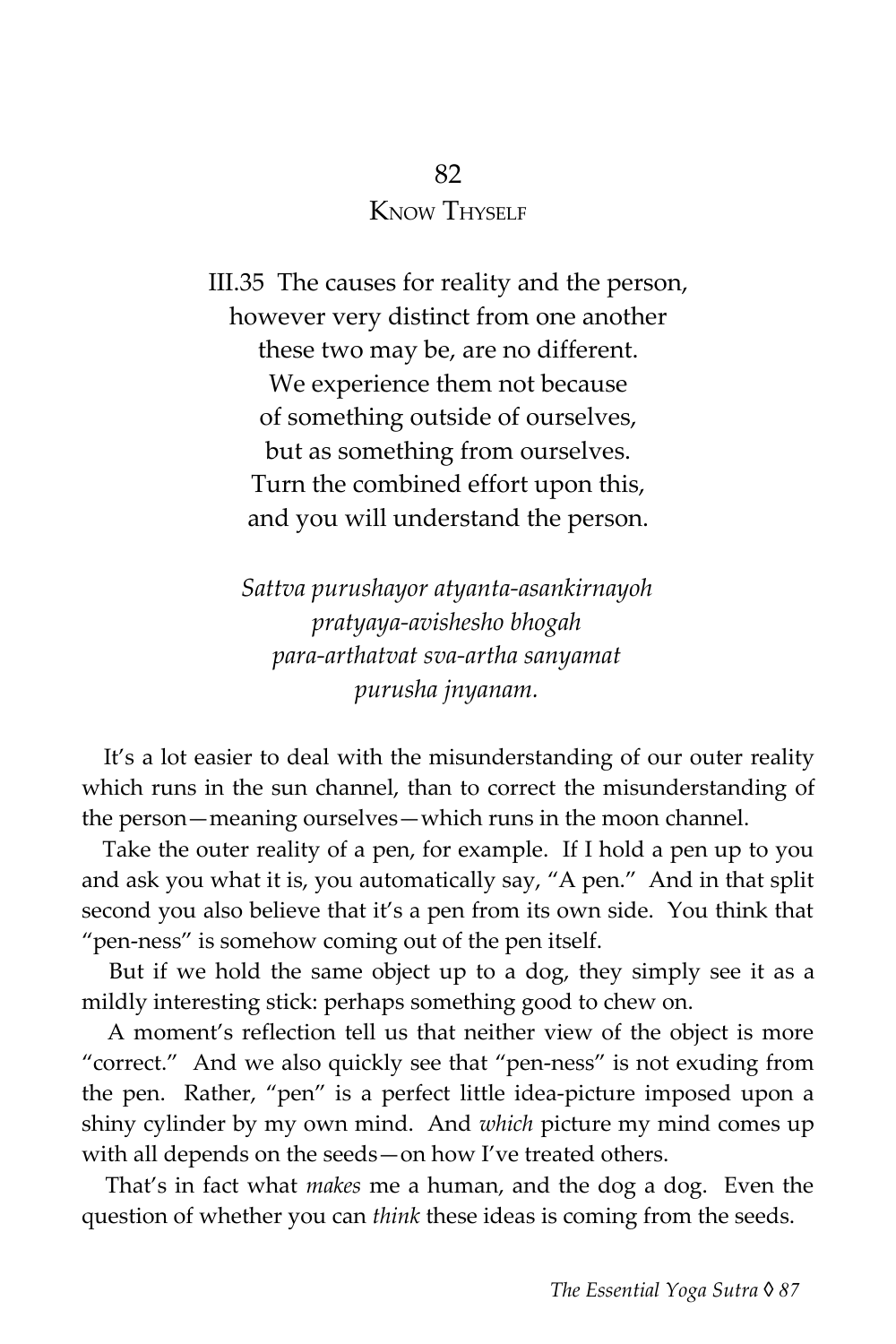## 82
## Know Thyself

III.35 The causes for reality and the person,
however very distinct from one another
these two may be, are no different.
We experience them not because
of something outside of ourselves,
but as something from ourselves.
Turn the combined effort upon this,
and you will understand the person.

*Sattva purushayor atyanta-asankirnayoh*
*pratyaya-avishesho bhogah*
*para-arthatvat sva-artha sanyamat*
*purusha jnyanam.*

It's a lot easier to deal with the misunderstanding of our outer reality which runs in the sun channel, than to correct the misunderstanding of the person—meaning ourselves—which runs in the moon channel.

Take the outer reality of a pen, for example. If I hold a pen up to you and ask you what it is, you automatically say, "A pen." And in that split second you also believe that it's a pen from its own side. You think that "pen-ness" is somehow coming out of the pen itself.

But if we hold the same object up to a dog, they simply see it as a mildly interesting stick: perhaps something good to chew on.

A moment's reflection tell us that neither view of the object is more "correct." And we also quickly see that "pen-ness" is not exuding from the pen. Rather, "pen" is a perfect little idea-picture imposed upon a shiny cylinder by my own mind. And *which* picture my mind comes up with all depends on the seeds—on how I've treated others.

That's in fact what *makes* me a human, and the dog a dog. Even the question of whether you can *think* these ideas is coming from the seeds.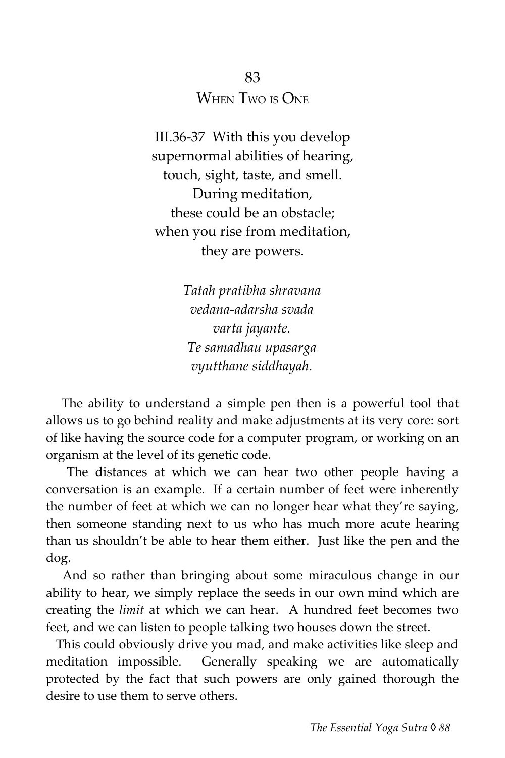## 83

## When Two is One

III.36-37 With this you develop
supernormal abilities of hearing,
touch, sight, taste, and smell.
During meditation,
these could be an obstacle;
when you rise from meditation,
they are powers.

*Tatah pratibha shravana*
*vedana-adarsha svada*
*varta jayante.*
*Te samadhau upasarga*
*vyutthane siddhayah.*

The ability to understand a simple pen then is a powerful tool that allows us to go behind reality and make adjustments at its very core: sort of like having the source code for a computer program, or working on an organism at the level of its genetic code.

The distances at which we can hear two other people having a conversation is an example. If a certain number of feet were inherently the number of feet at which we can no longer hear what they're saying, then someone standing next to us who has much more acute hearing than us shouldn't be able to hear them either. Just like the pen and the dog.

And so rather than bringing about some miraculous change in our ability to hear, we simply replace the seeds in our own mind which are creating the *limit* at which we can hear. A hundred feet becomes two feet, and we can listen to people talking two houses down the street.

This could obviously drive you mad, and make activities like sleep and meditation impossible. Generally speaking we are automatically protected by the fact that such powers are only gained thorough the desire to use them to serve others.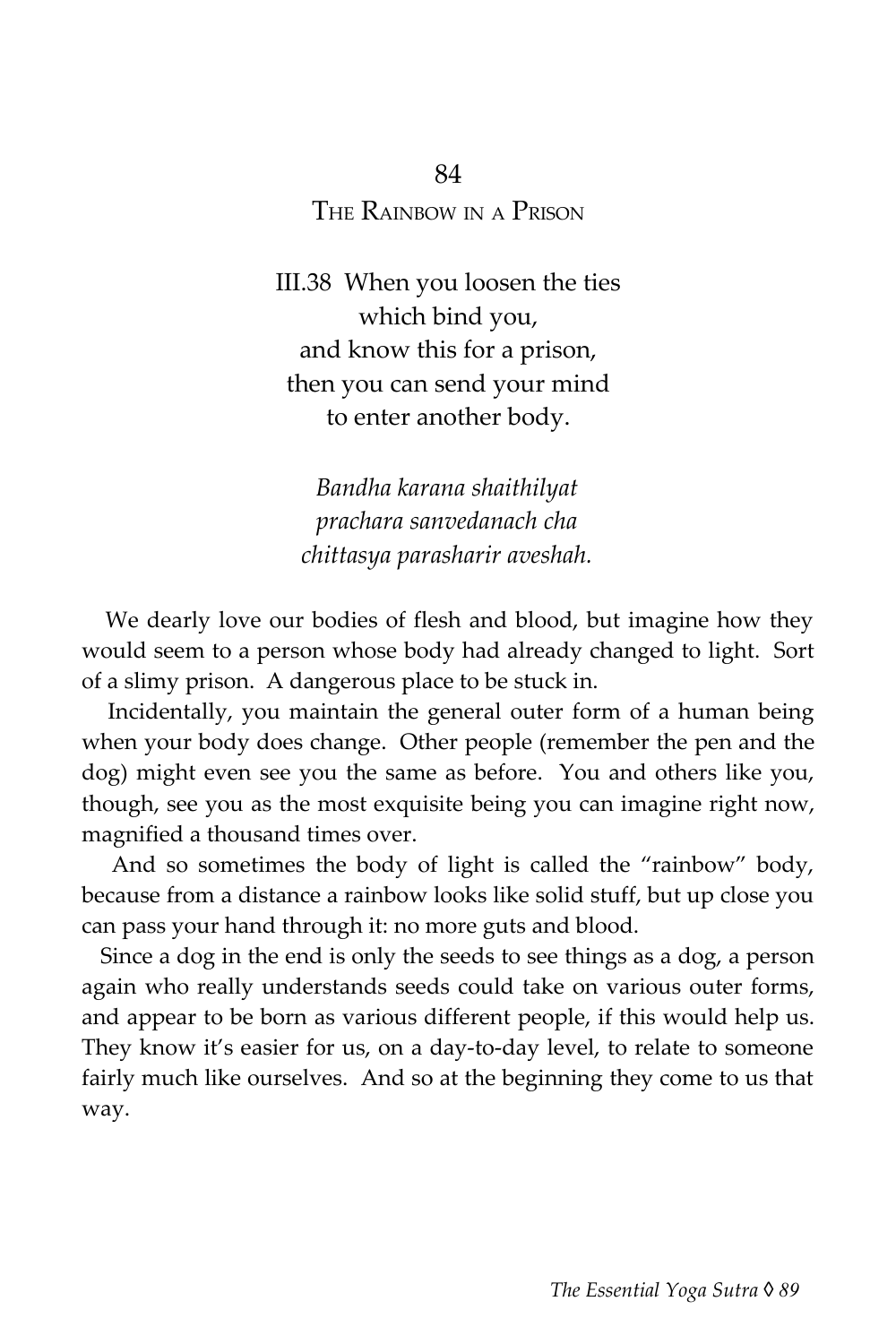## 84

## The Rainbow in a Prison

III.38 When you loosen the ties
which bind you,
and know this for a prison,
then you can send your mind
to enter another body.

*Bandha karana shaithilyat*
*prachara sanvedanach cha*
*chittasya parasharir aveshah.*

We dearly love our bodies of flesh and blood, but imagine how they would seem to a person whose body had already changed to light. Sort of a slimy prison. A dangerous place to be stuck in.

Incidentally, you maintain the general outer form of a human being when your body does change. Other people (remember the pen and the dog) might even see you the same as before. You and others like you, though, see you as the most exquisite being you can imagine right now, magnified a thousand times over.

And so sometimes the body of light is called the "rainbow" body, because from a distance a rainbow looks like solid stuff, but up close you can pass your hand through it: no more guts and blood.

Since a dog in the end is only the seeds to see things as a dog, a person again who really understands seeds could take on various outer forms, and appear to be born as various different people, if this would help us. They know it's easier for us, on a day-to-day level, to relate to someone fairly much like ourselves. And so at the beginning they come to us that way.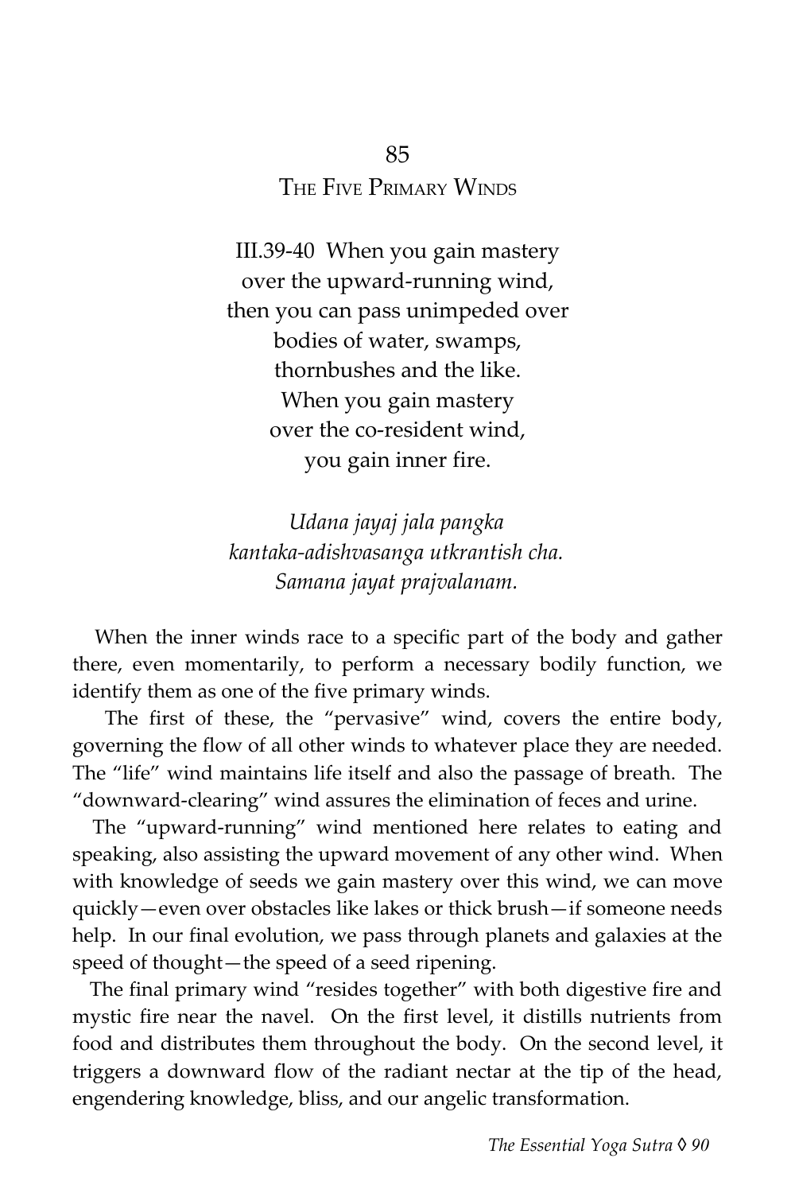## 85
## The Five Primary Winds

III.39-40 When you gain mastery
over the upward-running wind,
then you can pass unimpeded over
bodies of water, swamps,
thornbushes and the like.
When you gain mastery
over the co-resident wind,
you gain inner fire.

*Udana jayaj jala pangka*
*kantaka-adishvasanga utkrantish cha.*
*Samana jayat prajvalanam.*

When the inner winds race to a specific part of the body and gather there, even momentarily, to perform a necessary bodily function, we identify them as one of the five primary winds.

The first of these, the "pervasive" wind, covers the entire body, governing the flow of all other winds to whatever place they are needed. The "life" wind maintains life itself and also the passage of breath. The "downward-clearing" wind assures the elimination of feces and urine.

The "upward-running" wind mentioned here relates to eating and speaking, also assisting the upward movement of any other wind. When with knowledge of seeds we gain mastery over this wind, we can move quickly—even over obstacles like lakes or thick brush—if someone needs help. In our final evolution, we pass through planets and galaxies at the speed of thought—the speed of a seed ripening.

The final primary wind "resides together" with both digestive fire and mystic fire near the navel. On the first level, it distills nutrients from food and distributes them throughout the body. On the second level, it triggers a downward flow of the radiant nectar at the tip of the head, engendering knowledge, bliss, and our angelic transformation.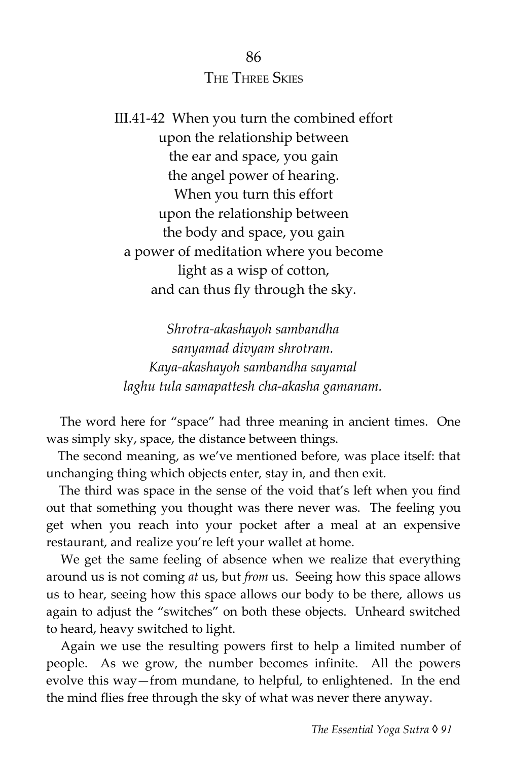## 86
## The Three Skies

III.41-42 When you turn the combined effort
upon the relationship between
the ear and space, you gain
the angel power of hearing.
When you turn this effort
upon the relationship between
the body and space, you gain
a power of meditation where you become
light as a wisp of cotton,
and can thus fly through the sky.

*Shrotra-akashayoh sambandha*
*sanyamad divyam shrotram.*
*Kaya-akashayoh sambandha sayamal*
*laghu tula samapattesh cha-akasha gamanam.*

The word here for "space" had three meaning in ancient times. One was simply sky, space, the distance between things.

The second meaning, as we've mentioned before, was place itself: that unchanging thing which objects enter, stay in, and then exit.

The third was space in the sense of the void that's left when you find out that something you thought was there never was. The feeling you get when you reach into your pocket after a meal at an expensive restaurant, and realize you're left your wallet at home.

We get the same feeling of absence when we realize that everything around us is not coming *at* us, but *from* us. Seeing how this space allows us to hear, seeing how this space allows our body to be there, allows us again to adjust the "switches" on both these objects. Unheard switched to heard, heavy switched to light.

Again we use the resulting powers first to help a limited number of people. As we grow, the number becomes infinite. All the powers evolve this way—from mundane, to helpful, to enlightened. In the end the mind flies free through the sky of what was never there anyway.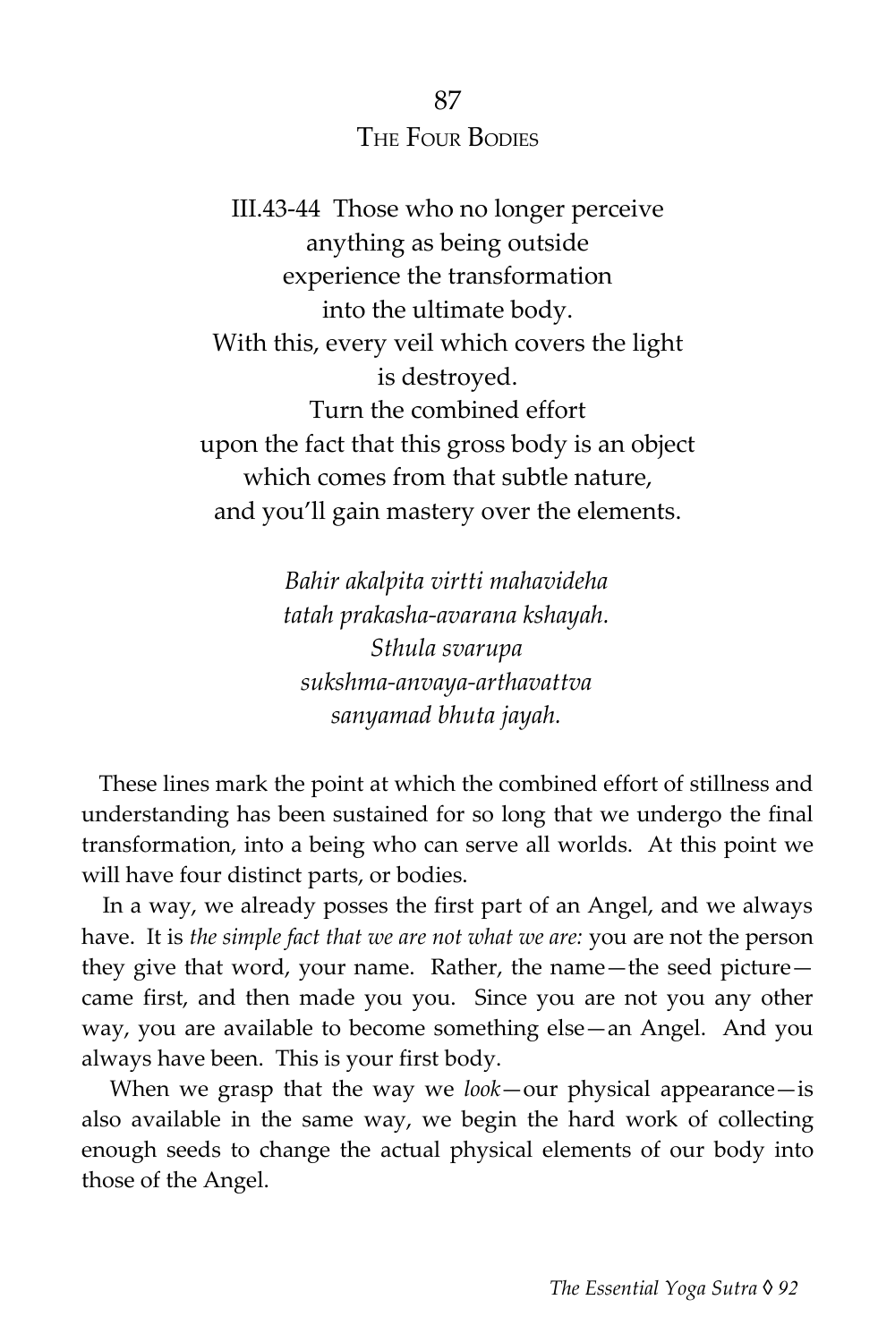## 87
## The Four Bodies

III.43-44 Those who no longer perceive
anything as being outside
experience the transformation
into the ultimate body.
With this, every veil which covers the light
is destroyed.
Turn the combined effort
upon the fact that this gross body is an object
which comes from that subtle nature,
and you'll gain mastery over the elements.

*Bahir akalpita virtti mahavideha*
*tatah prakasha-avarana kshayah.*
*Sthula svarupa*
*sukshma-anvaya-arthavattva*
*sanyamad bhuta jayah.*

These lines mark the point at which the combined effort of stillness and understanding has been sustained for so long that we undergo the final transformation, into a being who can serve all worlds. At this point we will have four distinct parts, or bodies.

In a way, we already posses the first part of an Angel, and we always have. It is *the simple fact that we are not what we are:* you are not the person they give that word, your name. Rather, the name—the seed picture—came first, and then made you you. Since you are not you any other way, you are available to become something else—an Angel. And you always have been. This is your first body.

When we grasp that the way we *look*—our physical appearance—is also available in the same way, we begin the hard work of collecting enough seeds to change the actual physical elements of our body into those of the Angel.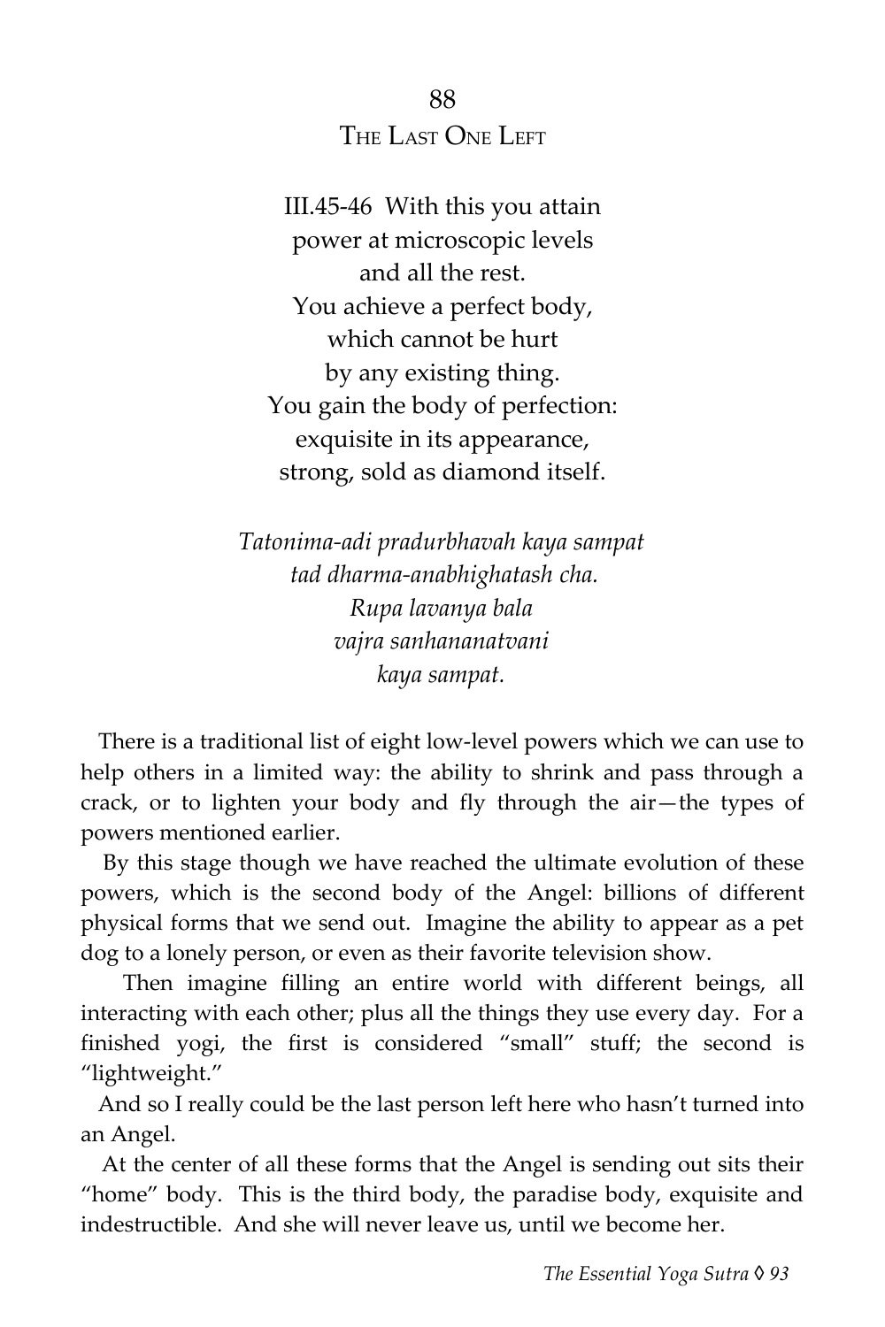## 88
## The Last One Left

III.45-46 With this you attain
power at microscopic levels
and all the rest.
You achieve a perfect body,
which cannot be hurt
by any existing thing.
You gain the body of perfection:
exquisite in its appearance,
strong, sold as diamond itself.

*Tatonima-adi pradurbhavah kaya sampat*
*tad dharma-anabhighatash cha.*
*Rupa lavanya bala*
*vajra sanhananatvani*
*kaya sampat.*

There is a traditional list of eight low-level powers which we can use to help others in a limited way: the ability to shrink and pass through a crack, or to lighten your body and fly through the air—the types of powers mentioned earlier.

By this stage though we have reached the ultimate evolution of these powers, which is the second body of the Angel: billions of different physical forms that we send out. Imagine the ability to appear as a pet dog to a lonely person, or even as their favorite television show.

Then imagine filling an entire world with different beings, all interacting with each other; plus all the things they use every day. For a finished yogi, the first is considered "small" stuff; the second is "lightweight."

And so I really could be the last person left here who hasn't turned into an Angel.

At the center of all these forms that the Angel is sending out sits their "home" body. This is the third body, the paradise body, exquisite and indestructible. And she will never leave us, until we become her.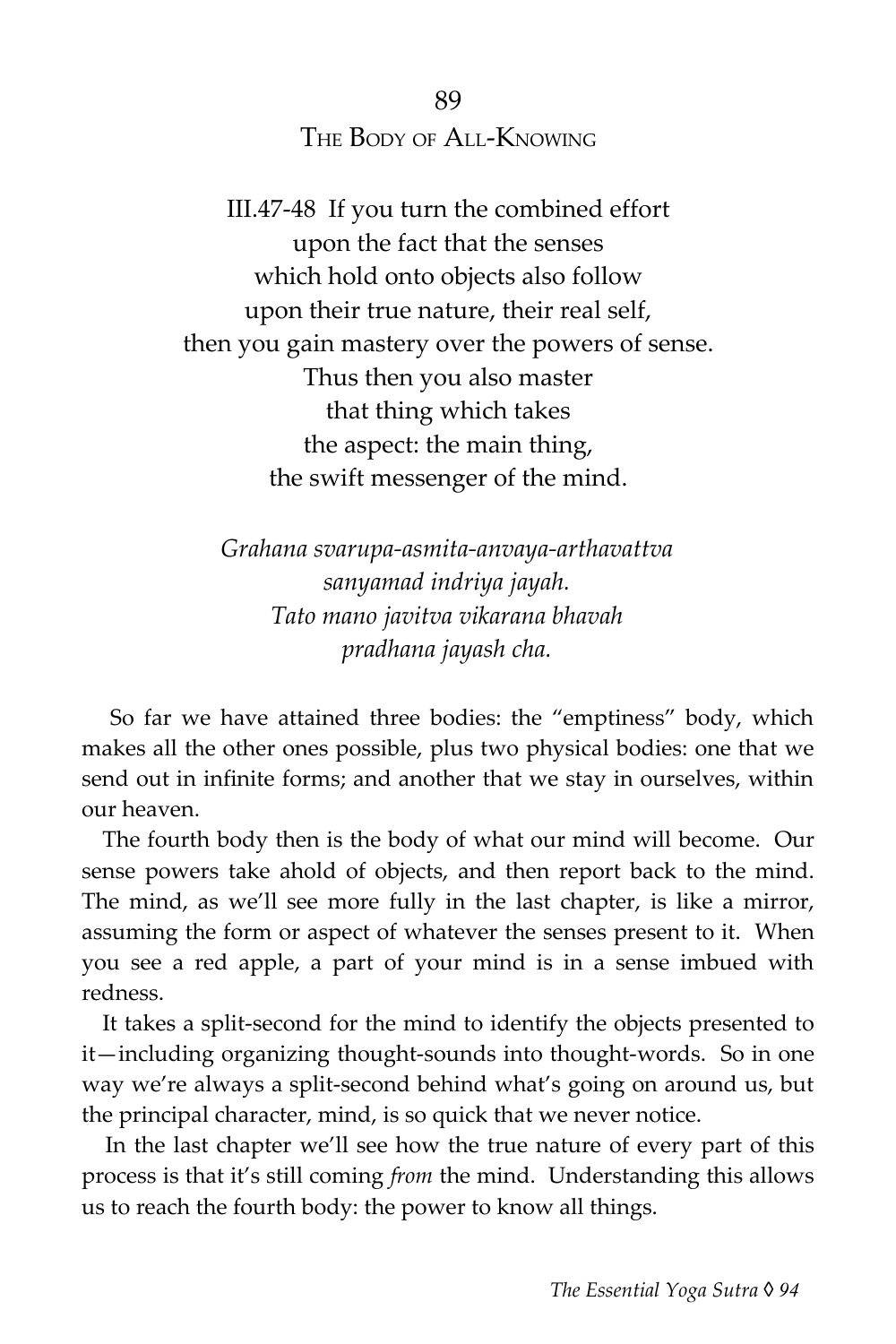## 89
## The Body of All-Knowing

III.47-48 If you turn the combined effort
upon the fact that the senses
which hold onto objects also follow
upon their true nature, their real self,
then you gain mastery over the powers of sense.
Thus then you also master
that thing which takes
the aspect: the main thing,
the swift messenger of the mind.

*Grahana svarupa-asmita-anvaya-arthavattva*
*sanyamad indriya jayah.*
*Tato mano javitva vikarana bhavah*
*pradhana jayash cha.*

So far we have attained three bodies: the "emptiness" body, which makes all the other ones possible, plus two physical bodies: one that we send out in infinite forms; and another that we stay in ourselves, within our heaven.

The fourth body then is the body of what our mind will become. Our sense powers take ahold of objects, and then report back to the mind. The mind, as we'll see more fully in the last chapter, is like a mirror, assuming the form or aspect of whatever the senses present to it. When you see a red apple, a part of your mind is in a sense imbued with redness.

It takes a split-second for the mind to identify the objects presented to it—including organizing thought-sounds into thought-words. So in one way we're always a split-second behind what's going on around us, but the principal character, mind, is so quick that we never notice.

In the last chapter we'll see how the true nature of every part of this process is that it's still coming *from* the mind. Understanding this allows us to reach the fourth body: the power to know all things.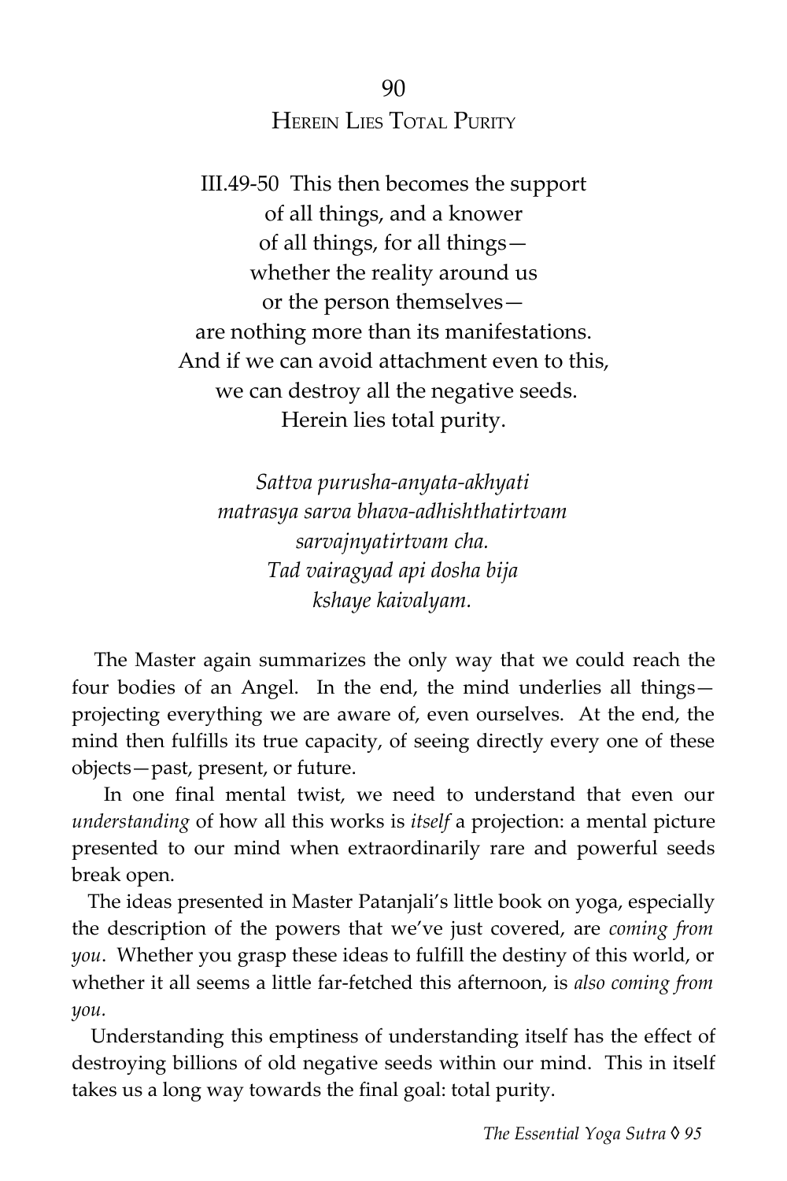## 90

## Herein Lies Total Purity

III.49-50 This then becomes the support
of all things, and a knower
of all things, for all things—
whether the reality around us
or the person themselves—
are nothing more than its manifestations.
And if we can avoid attachment even to this,
we can destroy all the negative seeds.
Herein lies total purity.

*Sattva purusha-anyata-akhyati*
*matrasya sarva bhava-adhishthatirtvam*
*sarvajnyatirtvam cha.*
*Tad vairagyad api dosha bija*
*kshaye kaivalyam.*

The Master again summarizes the only way that we could reach the four bodies of an Angel. In the end, the mind underlies all things—projecting everything we are aware of, even ourselves. At the end, the mind then fulfills its true capacity, of seeing directly every one of these objects—past, present, or future.

In one final mental twist, we need to understand that even our *understanding* of how all this works is *itself* a projection: a mental picture presented to our mind when extraordinarily rare and powerful seeds break open.

The ideas presented in Master Patanjali's little book on yoga, especially the description of the powers that we've just covered, are *coming from you*. Whether you grasp these ideas to fulfill the destiny of this world, or whether it all seems a little far-fetched this afternoon, is *also coming from you.*

Understanding this emptiness of understanding itself has the effect of destroying billions of old negative seeds within our mind. This in itself takes us a long way towards the final goal: total purity.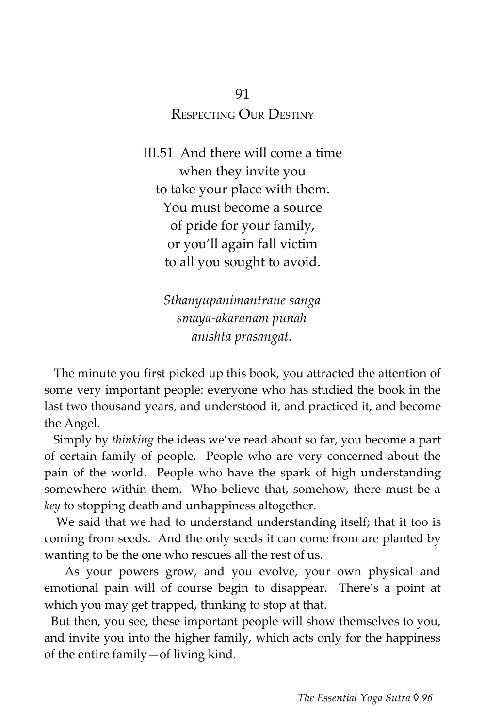## 91
## Respecting Our Destiny

III.51 And there will come a time
when they invite you
to take your place with them.
You must become a source
of pride for your family,
or you'll again fall victim
to all you sought to avoid.

*Sthanyupanimantrane sanga*
*smaya-akaranam punah*
*anishta prasangat.*

The minute you first picked up this book, you attracted the attention of some very important people: everyone who has studied the book in the last two thousand years, and understood it, and practiced it, and become the Angel.

Simply by *thinking* the ideas we've read about so far, you become a part of certain family of people. People who are very concerned about the pain of the world. People who have the spark of high understanding somewhere within them. Who believe that, somehow, there must be a *key* to stopping death and unhappiness altogether.

We said that we had to understand understanding itself; that it too is coming from seeds. And the only seeds it can come from are planted by wanting to be the one who rescues all the rest of us.

As your powers grow, and you evolve, your own physical and emotional pain will of course begin to disappear. There's a point at which you may get trapped, thinking to stop at that.

But then, you see, these important people will show themselves to you, and invite you into the higher family, which acts only for the happiness of the entire family—of living kind.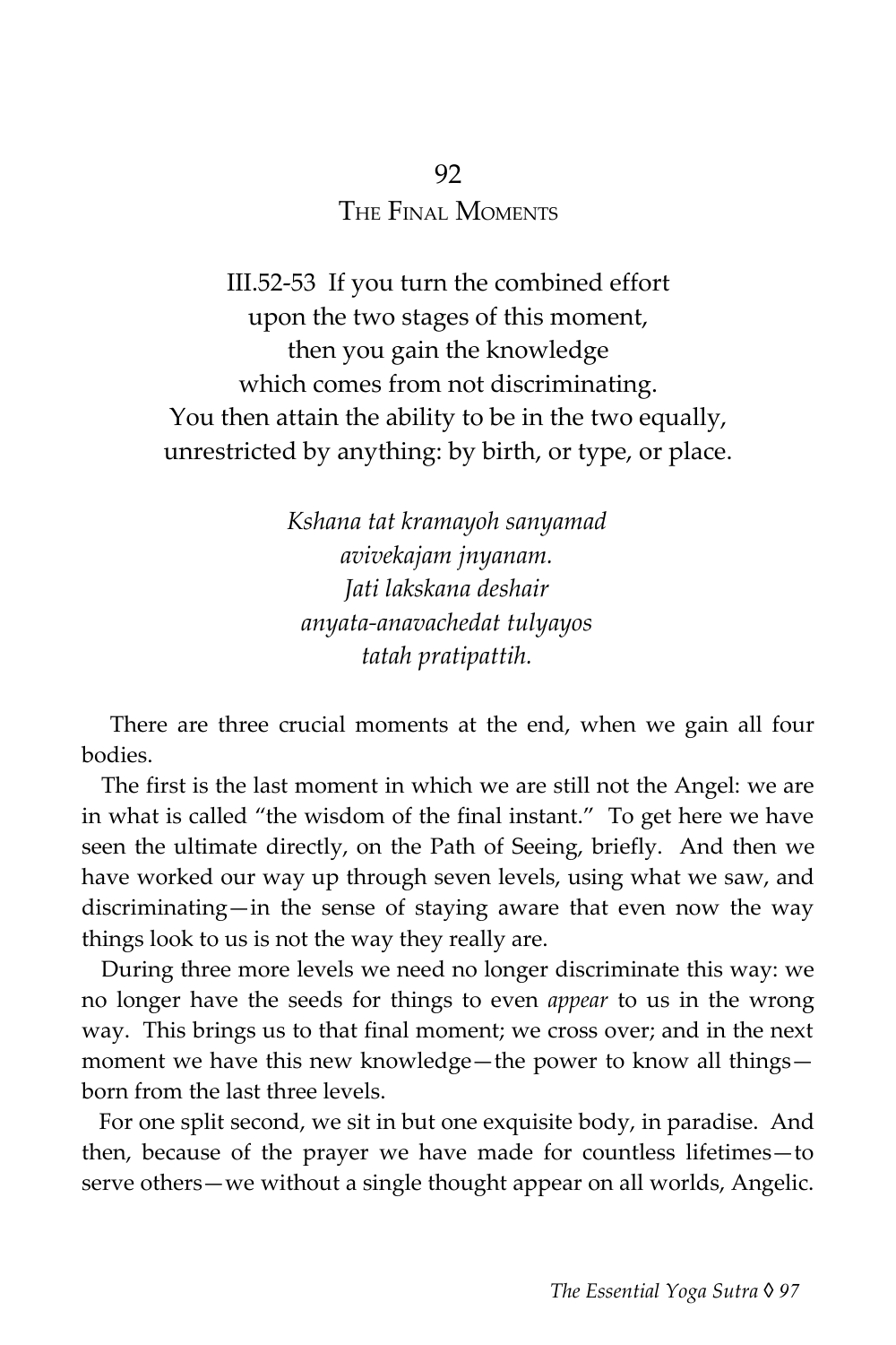## 92
## The Final Moments

III.52-53 If you turn the combined effort
upon the two stages of this moment,
then you gain the knowledge
which comes from not discriminating.
You then attain the ability to be in the two equally,
unrestricted by anything: by birth, or type, or place.

*Kshana tat kramayoh sanyamad*
*avivekajam jnyanam.*
*Jati lakskana deshair*
*anyata-anavachedat tulyayos*
*tatah pratipattih.*

There are three crucial moments at the end, when we gain all four bodies.

The first is the last moment in which we are still not the Angel: we are in what is called "the wisdom of the final instant." To get here we have seen the ultimate directly, on the Path of Seeing, briefly. And then we have worked our way up through seven levels, using what we saw, and discriminating—in the sense of staying aware that even now the way things look to us is not the way they really are.

During three more levels we need no longer discriminate this way: we no longer have the seeds for things to even *appear* to us in the wrong way. This brings us to that final moment; we cross over; and in the next moment we have this new knowledge—the power to know all things—born from the last three levels.

For one split second, we sit in but one exquisite body, in paradise. And then, because of the prayer we have made for countless lifetimes—to serve others—we without a single thought appear on all worlds, Angelic.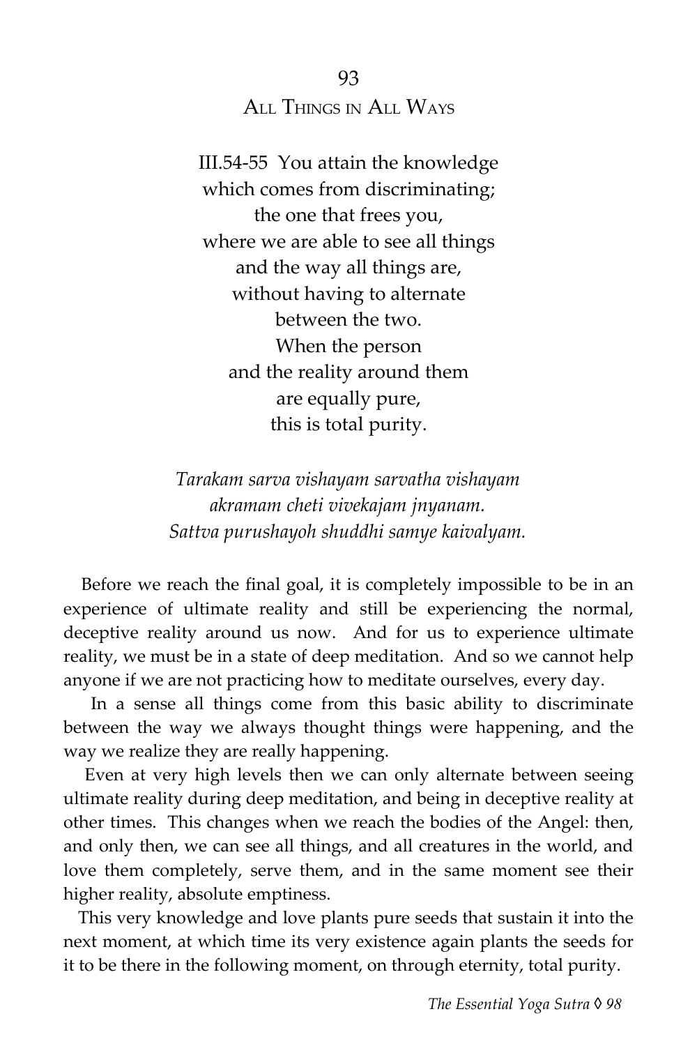## 93

## All Things in All Ways

III.54-55 You attain the knowledge
which comes from discriminating;
the one that frees you,
where we are able to see all things
and the way all things are,
without having to alternate
between the two.
When the person
and the reality around them
are equally pure,
this is total purity.

*Tarakam sarva vishayam sarvatha vishayam*
*akramam cheti vivekajam jnyanam.*
*Sattva purushayoh shuddhi samye kaivalyam.*

Before we reach the final goal, it is completely impossible to be in an experience of ultimate reality and still be experiencing the normal, deceptive reality around us now. And for us to experience ultimate reality, we must be in a state of deep meditation. And so we cannot help anyone if we are not practicing how to meditate ourselves, every day.

In a sense all things come from this basic ability to discriminate between the way we always thought things were happening, and the way we realize they are really happening.

Even at very high levels then we can only alternate between seeing ultimate reality during deep meditation, and being in deceptive reality at other times. This changes when we reach the bodies of the Angel: then, and only then, we can see all things, and all creatures in the world, and love them completely, serve them, and in the same moment see their higher reality, absolute emptiness.

This very knowledge and love plants pure seeds that sustain it into the next moment, at which time its very existence again plants the seeds for it to be there in the following moment, on through eternity, total purity.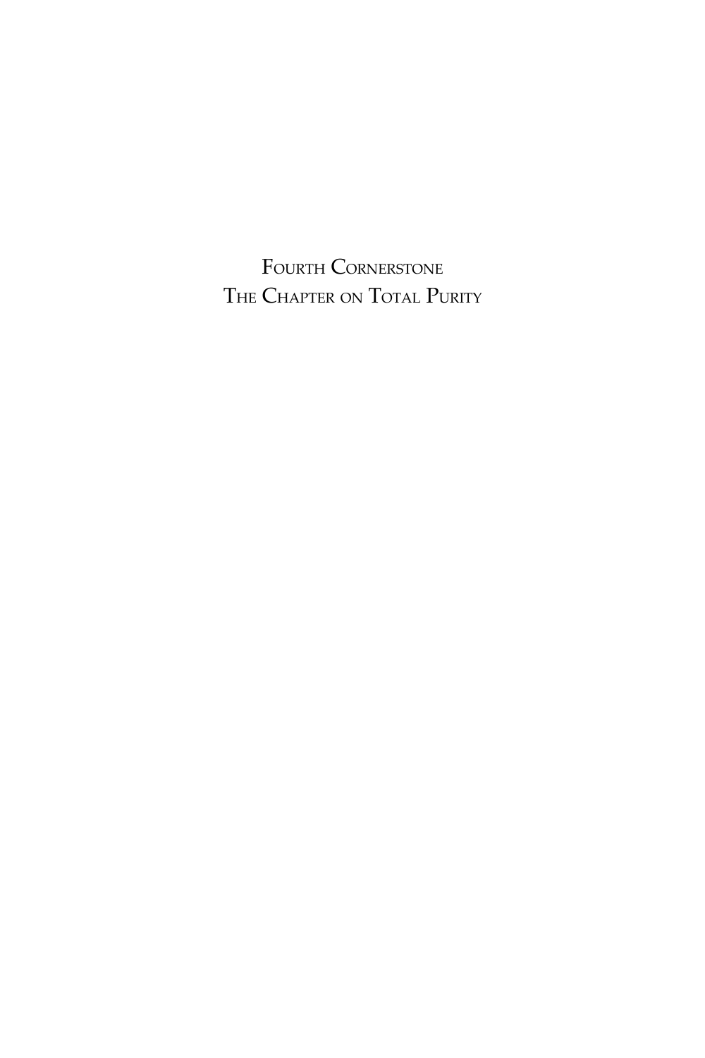# Fourth Cornerstone
## The Chapter on Total Purity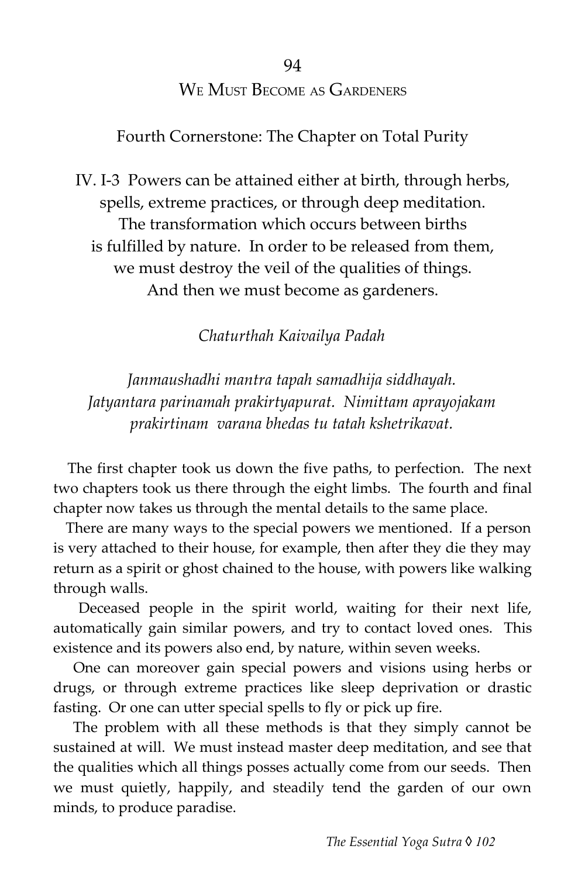94

# We Must Become as Gardeners

## Fourth Cornerstone: The Chapter on Total Purity

IV. I-3 Powers can be attained either at birth, through herbs,
spells, extreme practices, or through deep meditation.
The transformation which occurs between births
is fulfilled by nature. In order to be released from them,
we must destroy the veil of the qualities of things.
And then we must become as gardeners.

*Chaturthah Kaivailya Padah*

*Janmaushadhi mantra tapah samadhija siddhayah.*
*Jatyantara parinamah prakirtyapurat. Nimittam aprayojakam*
*prakirtinam varana bhedas tu tatah kshetrikavat.*

The first chapter took us down the five paths, to perfection. The next two chapters took us there through the eight limbs. The fourth and final chapter now takes us through the mental details to the same place.

There are many ways to the special powers we mentioned. If a person is very attached to their house, for example, then after they die they may return as a spirit or ghost chained to the house, with powers like walking through walls.

Deceased people in the spirit world, waiting for their next life, automatically gain similar powers, and try to contact loved ones. This existence and its powers also end, by nature, within seven weeks.

One can moreover gain special powers and visions using herbs or drugs, or through extreme practices like sleep deprivation or drastic fasting. Or one can utter special spells to fly or pick up fire.

The problem with all these methods is that they simply cannot be sustained at will. We must instead master deep meditation, and see that the qualities which all things posses actually come from our seeds. Then we must quietly, happily, and steadily tend the garden of our own minds, to produce paradise.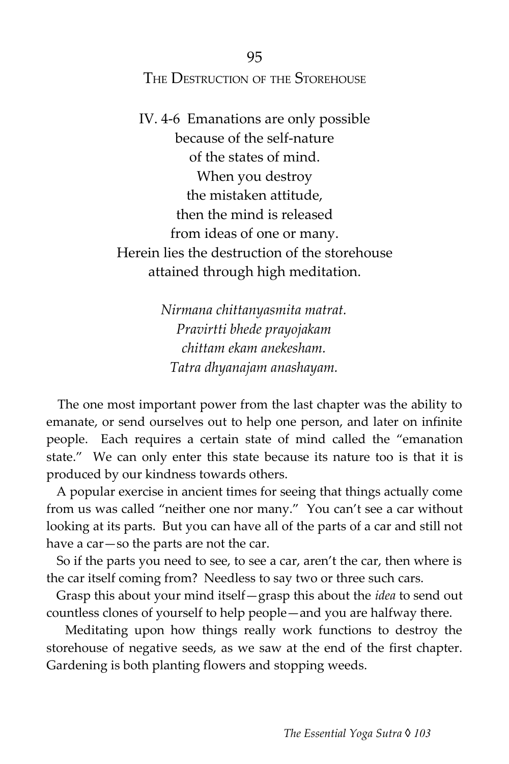## 95
## The Destruction of the Storehouse

IV. 4-6 Emanations are only possible
because of the self-nature
of the states of mind.
When you destroy
the mistaken attitude,
then the mind is released
from ideas of one or many.
Herein lies the destruction of the storehouse
attained through high meditation.

*Nirmana chittanyasmita matrat.*
*Pravirtti bhede prayojakam*
*chittam ekam anekesham.*
*Tatra dhyanajam anashayam.*

The one most important power from the last chapter was the ability to emanate, or send ourselves out to help one person, and later on infinite people. Each requires a certain state of mind called the "emanation state." We can only enter this state because its nature too is that it is produced by our kindness towards others.

A popular exercise in ancient times for seeing that things actually come from us was called "neither one nor many." You can't see a car without looking at its parts. But you can have all of the parts of a car and still not have a car—so the parts are not the car.

So if the parts you need to see, to see a car, aren't the car, then where is the car itself coming from? Needless to say two or three such cars.

Grasp this about your mind itself—grasp this about the *idea* to send out countless clones of yourself to help people—and you are halfway there.

Meditating upon how things really work functions to destroy the storehouse of negative seeds, as we saw at the end of the first chapter. Gardening is both planting flowers and stopping weeds.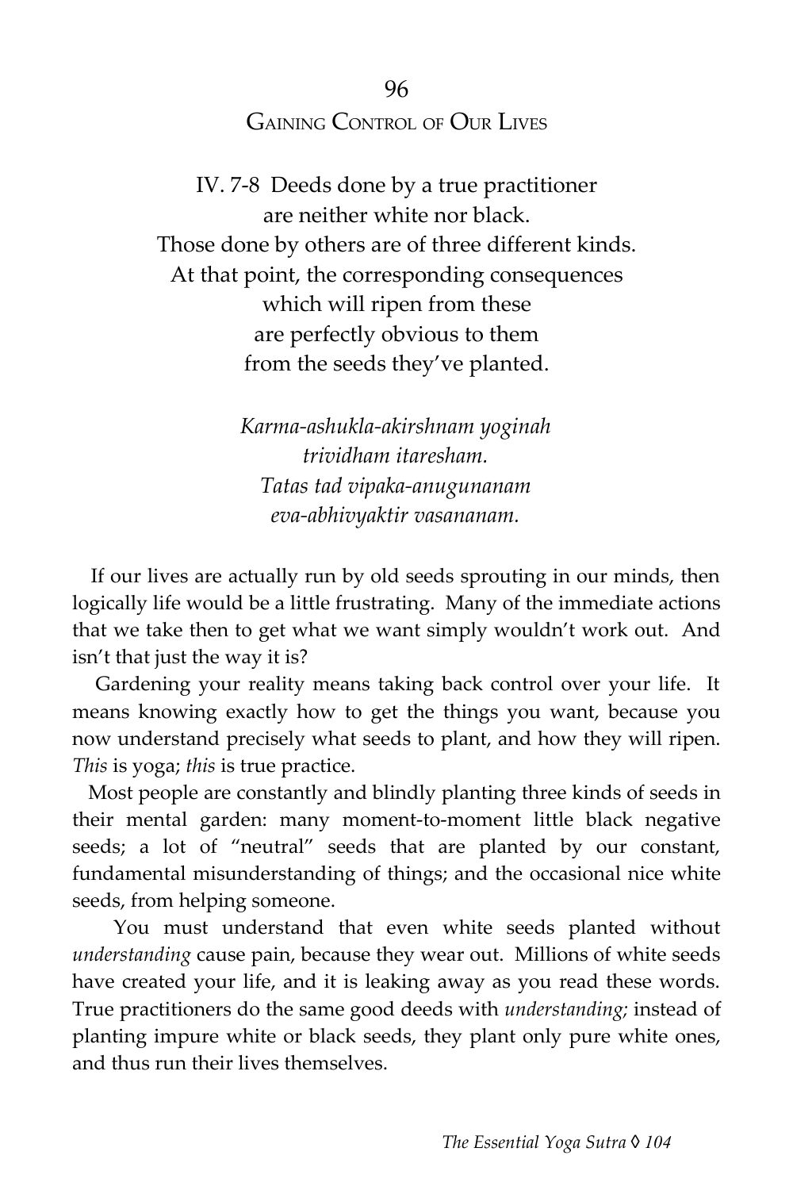## 96

## Gaining Control of Our Lives

IV. 7-8 Deeds done by a true practitioner
are neither white nor black.
Those done by others are of three different kinds.
At that point, the corresponding consequences
which will ripen from these
are perfectly obvious to them
from the seeds they've planted.

*Karma-ashukla-akirshnam yoginah*
*trividham itaresham.*
*Tatas tad vipaka-anugunanam*
*eva-abhivyaktir vasananam.*

If our lives are actually run by old seeds sprouting in our minds, then logically life would be a little frustrating. Many of the immediate actions that we take then to get what we want simply wouldn't work out. And isn't that just the way it is?

Gardening your reality means taking back control over your life. It means knowing exactly how to get the things you want, because you now understand precisely what seeds to plant, and how they will ripen. *This* is yoga; *this* is true practice.

Most people are constantly and blindly planting three kinds of seeds in their mental garden: many moment-to-moment little black negative seeds; a lot of "neutral" seeds that are planted by our constant, fundamental misunderstanding of things; and the occasional nice white seeds, from helping someone.

You must understand that even white seeds planted without *understanding* cause pain, because they wear out. Millions of white seeds have created your life, and it is leaking away as you read these words. True practitioners do the same good deeds with *understanding;* instead of planting impure white or black seeds, they plant only pure white ones, and thus run their lives themselves.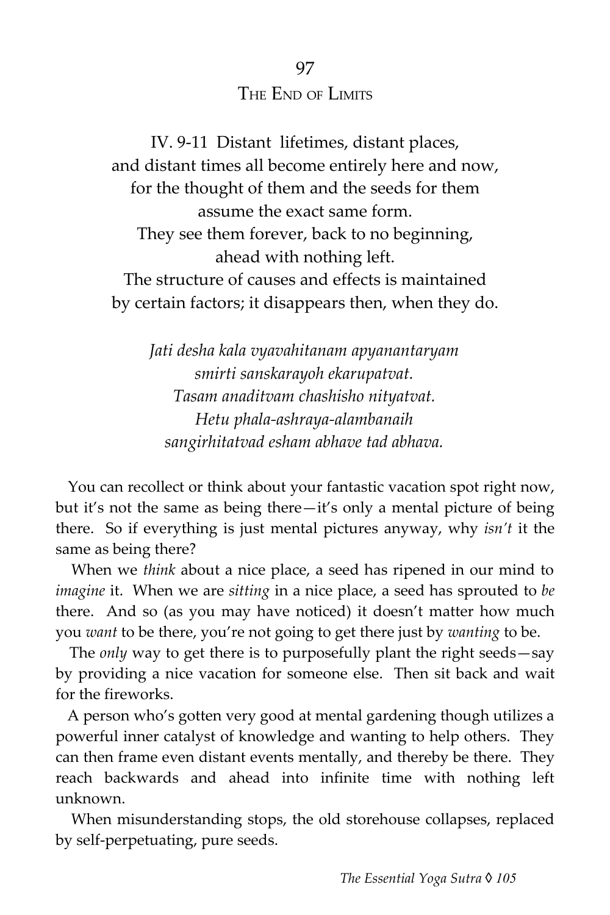# 97
## The End of Limits

IV. 9-11 Distant lifetimes, distant places,
and distant times all become entirely here and now,
for the thought of them and the seeds for them
assume the exact same form.
They see them forever, back to no beginning,
ahead with nothing left.
The structure of causes and effects is maintained
by certain factors; it disappears then, when they do.

*Jati desha kala vyavahitanam apyanantaryam*
*smirti sanskarayoh ekarupatvat.*
*Tasam anaditvam chashisho nityatvat.*
*Hetu phala-ashraya-alambanaih*
*sangirhitatvad esham abhave tad abhava.*

You can recollect or think about your fantastic vacation spot right now, but it's not the same as being there—it's only a mental picture of being there. So if everything is just mental pictures anyway, why *isn't* it the same as being there?

When we *think* about a nice place, a seed has ripened in our mind to *imagine* it. When we are *sitting* in a nice place, a seed has sprouted to *be* there. And so (as you may have noticed) it doesn't matter how much you *want* to be there, you're not going to get there just by *wanting* to be.

The *only* way to get there is to purposefully plant the right seeds—say by providing a nice vacation for someone else. Then sit back and wait for the fireworks.

A person who's gotten very good at mental gardening though utilizes a powerful inner catalyst of knowledge and wanting to help others. They can then frame even distant events mentally, and thereby be there. They reach backwards and ahead into infinite time with nothing left unknown.

When misunderstanding stops, the old storehouse collapses, replaced by self-perpetuating, pure seeds.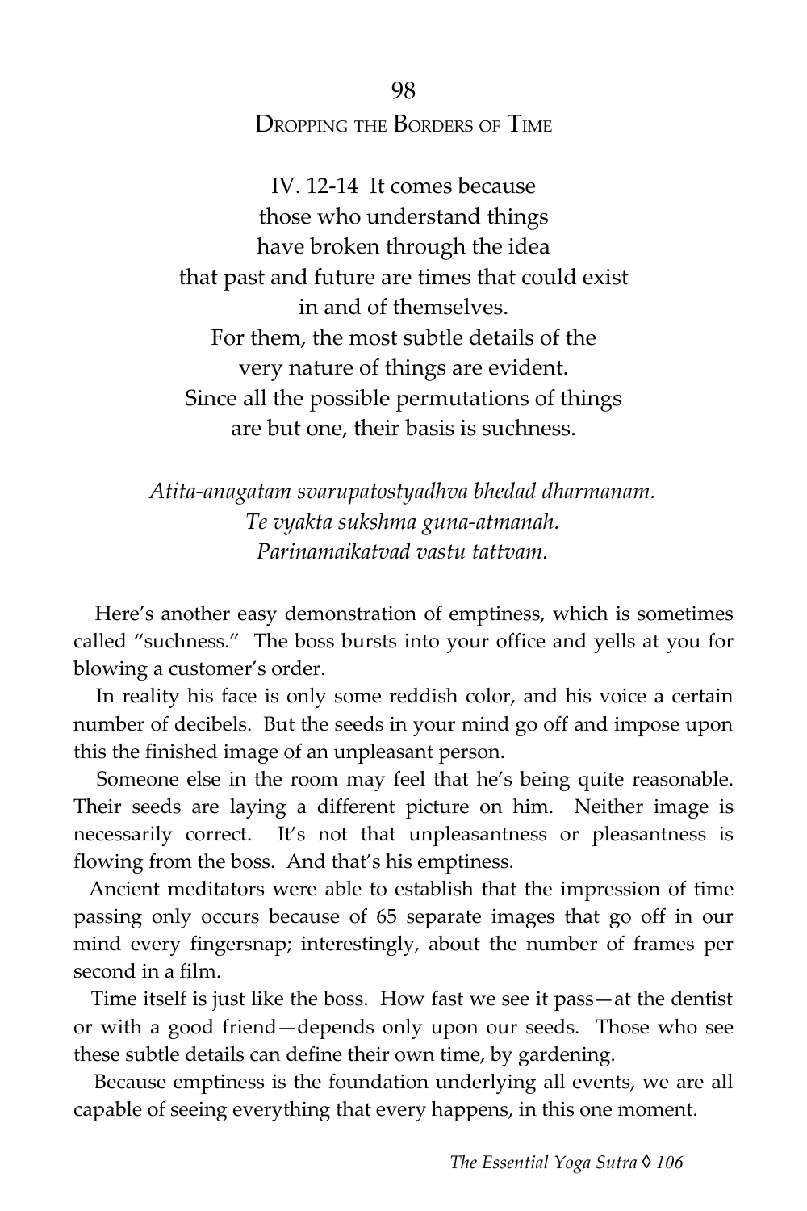## 98

## Dropping the Borders of Time

IV. 12-14 It comes because
those who understand things
have broken through the idea
that past and future are times that could exist
in and of themselves.
For them, the most subtle details of the
very nature of things are evident.
Since all the possible permutations of things
are but one, their basis is suchness.

*Atita-anagatam svarupatostyadhva bhedad dharmanam.*
*Te vyakta sukshma guna-atmanah.*
*Parinamaikatvad vastu tattvam.*

Here's another easy demonstration of emptiness, which is sometimes called "suchness." The boss bursts into your office and yells at you for blowing a customer's order.

In reality his face is only some reddish color, and his voice a certain number of decibels. But the seeds in your mind go off and impose upon this the finished image of an unpleasant person.

Someone else in the room may feel that he's being quite reasonable. Their seeds are laying a different picture on him. Neither image is necessarily correct. It's not that unpleasantness or pleasantness is flowing from the boss. And that's his emptiness.

Ancient meditators were able to establish that the impression of time passing only occurs because of 65 separate images that go off in our mind every fingersnap; interestingly, about the number of frames per second in a film.

Time itself is just like the boss. How fast we see it pass—at the dentist or with a good friend—depends only upon our seeds. Those who see these subtle details can define their own time, by gardening.

Because emptiness is the foundation underlying all events, we are all capable of seeing everything that every happens, in this one moment.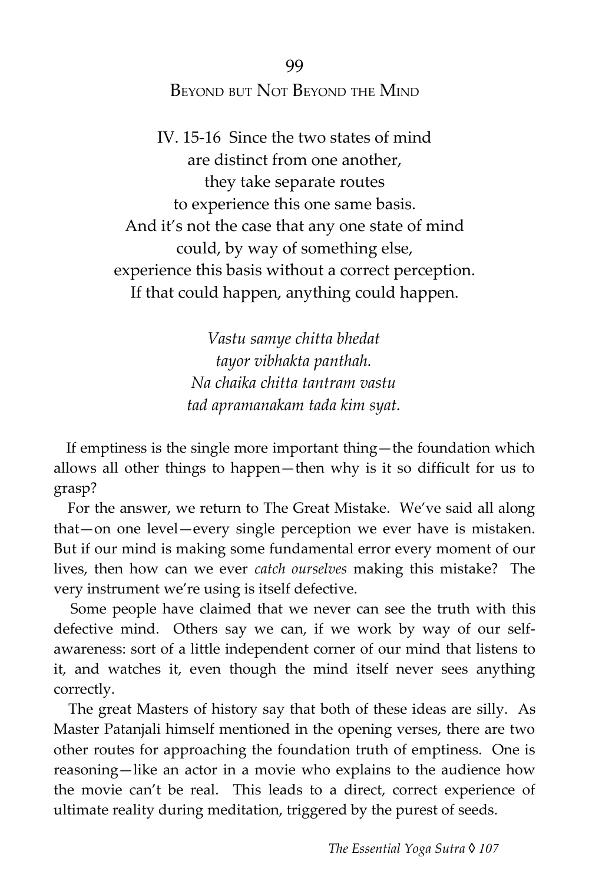## 99
## Beyond but Not Beyond the Mind

IV. 15-16 Since the two states of mind
are distinct from one another,
they take separate routes
to experience this one same basis.
And it's not the case that any one state of mind
could, by way of something else,
experience this basis without a correct perception.
If that could happen, anything could happen.

*Vastu samye chitta bhedat*
*tayor vibhakta panthah.*
*Na chaika chitta tantram vastu*
*tad apramanakam tada kim syat.*

If emptiness is the single more important thing—the foundation which allows all other things to happen—then why is it so difficult for us to grasp?

For the answer, we return to The Great Mistake. We've said all along that—on one level—every single perception we ever have is mistaken. But if our mind is making some fundamental error every moment of our lives, then how can we ever *catch ourselves* making this mistake? The very instrument we're using is itself defective.

Some people have claimed that we never can see the truth with this defective mind. Others say we can, if we work by way of our self-awareness: sort of a little independent corner of our mind that listens to it, and watches it, even though the mind itself never sees anything correctly.

The great Masters of history say that both of these ideas are silly. As Master Patanjali himself mentioned in the opening verses, there are two other routes for approaching the foundation truth of emptiness. One is reasoning—like an actor in a movie who explains to the audience how the movie can't be real. This leads to a direct, correct experience of ultimate reality during meditation, triggered by the purest of seeds.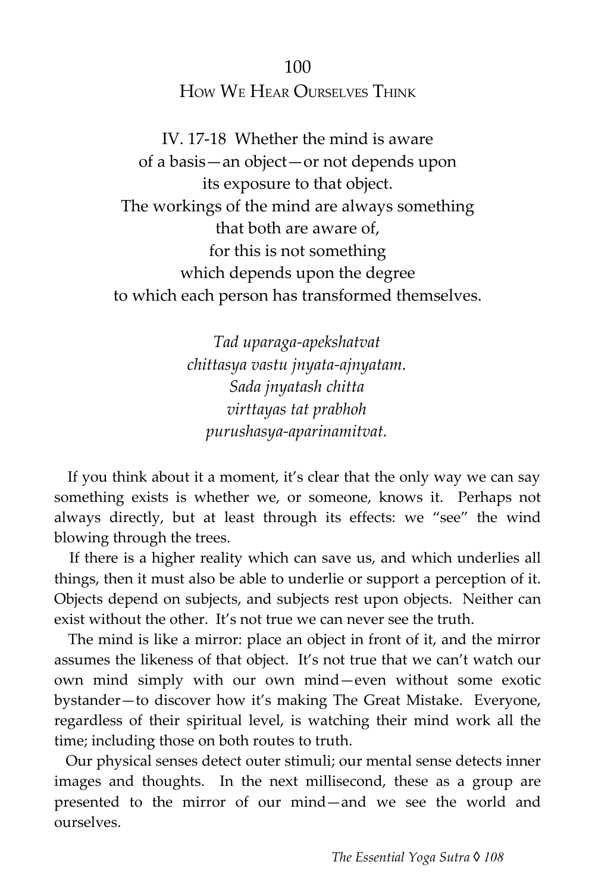## 100
## How We Hear Ourselves Think

IV. 17-18 Whether the mind is aware
of a basis—an object—or not depends upon
its exposure to that object.
The workings of the mind are always something
that both are aware of,
for this is not something
which depends upon the degree
to which each person has transformed themselves.

*Tad uparaga-apekshatvat*
*chittasya vastu jnyata-ajnyatam.*
*Sada jnyatash chitta*
*virttayas tat prabhoh*
*purushasya-aparinamitvat.*

If you think about it a moment, it's clear that the only way we can say something exists is whether we, or someone, knows it. Perhaps not always directly, but at least through its effects: we "see" the wind blowing through the trees.

If there is a higher reality which can save us, and which underlies all things, then it must also be able to underlie or support a perception of it. Objects depend on subjects, and subjects rest upon objects. Neither can exist without the other. It's not true we can never see the truth.

The mind is like a mirror: place an object in front of it, and the mirror assumes the likeness of that object. It's not true that we can't watch our own mind simply with our own mind—even without some exotic bystander—to discover how it's making The Great Mistake. Everyone, regardless of their spiritual level, is watching their mind work all the time; including those on both routes to truth.

Our physical senses detect outer stimuli; our mental sense detects inner images and thoughts. In the next millisecond, these as a group are presented to the mirror of our mind—and we see the world and ourselves.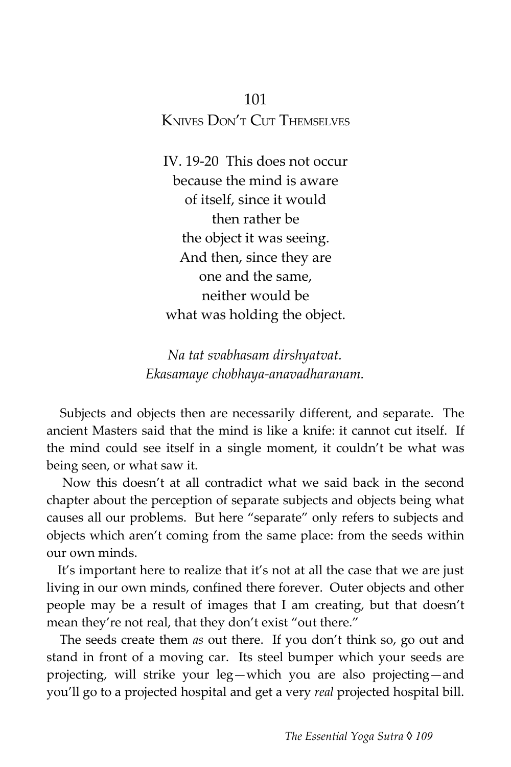## 101

## KNIVES DON'T CUT THEMSELVES

IV. 19-20 This does not occur
because the mind is aware
of itself, since it would
then rather be
the object it was seeing.
And then, since they are
one and the same,
neither would be
what was holding the object.

*Na tat svabhasam dirshyatvat.*
*Ekasamaye chobhaya-anavadharanam.*

Subjects and objects then are necessarily different, and separate. The ancient Masters said that the mind is like a knife: it cannot cut itself. If the mind could see itself in a single moment, it couldn't be what was being seen, or what saw it.

Now this doesn't at all contradict what we said back in the second chapter about the perception of separate subjects and objects being what causes all our problems. But here "separate" only refers to subjects and objects which aren't coming from the same place: from the seeds within our own minds.

It's important here to realize that it's not at all the case that we are just living in our own minds, confined there forever. Outer objects and other people may be a result of images that I am creating, but that doesn't mean they're not real, that they don't exist "out there."

The seeds create them *as* out there. If you don't think so, go out and stand in front of a moving car. Its steel bumper which your seeds are projecting, will strike your leg—which you are also projecting—and you'll go to a projected hospital and get a very *real* projected hospital bill.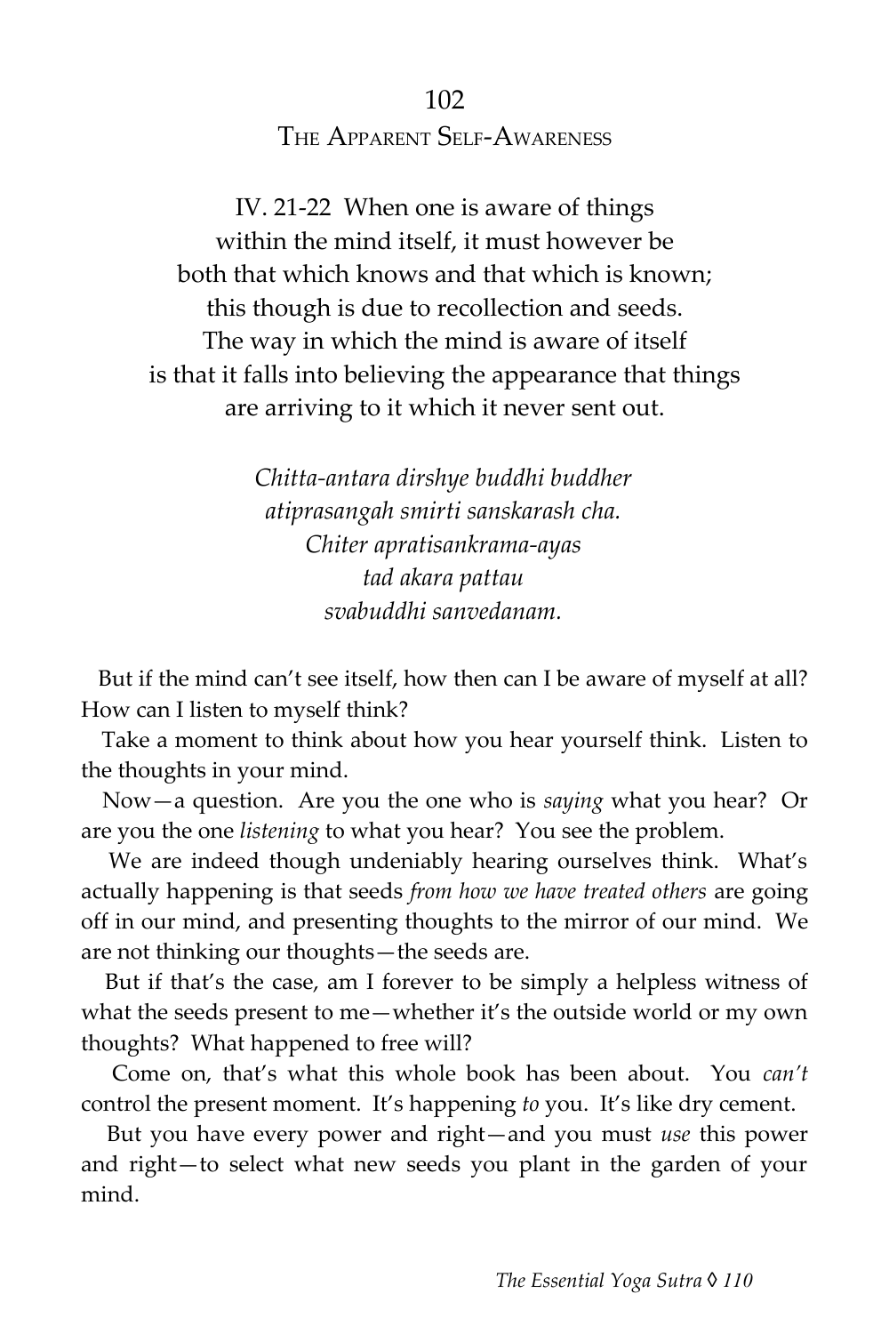## 102
## The Apparent Self-Awareness

IV. 21-22 When one is aware of things  
within the mind itself, it must however be  
both that which knows and that which is known;  
this though is due to recollection and seeds.  
The way in which the mind is aware of itself  
is that it falls into believing the appearance that things  
are arriving to it which it never sent out.

*Chitta-antara dirshye buddhi buddher*  
*atiprasangah smirti sanskarash cha.*  
*Chiter apratisankrama-ayas*  
*tad akara pattau*  
*svabuddhi sanvedanam.*

But if the mind can't see itself, how then can I be aware of myself at all? How can I listen to myself think?

Take a moment to think about how you hear yourself think. Listen to the thoughts in your mind.

Now—a question. Are you the one who is *saying* what you hear? Or are you the one *listening* to what you hear? You see the problem.

We are indeed though undeniably hearing ourselves think. What's actually happening is that seeds *from how we have treated others* are going off in our mind, and presenting thoughts to the mirror of our mind. We are not thinking our thoughts—the seeds are.

But if that's the case, am I forever to be simply a helpless witness of what the seeds present to me—whether it's the outside world or my own thoughts? What happened to free will?

Come on, that's what this whole book has been about. You *can't* control the present moment. It's happening *to* you. It's like dry cement.

But you have every power and right—and you must *use* this power and right—to select what new seeds you plant in the garden of your mind.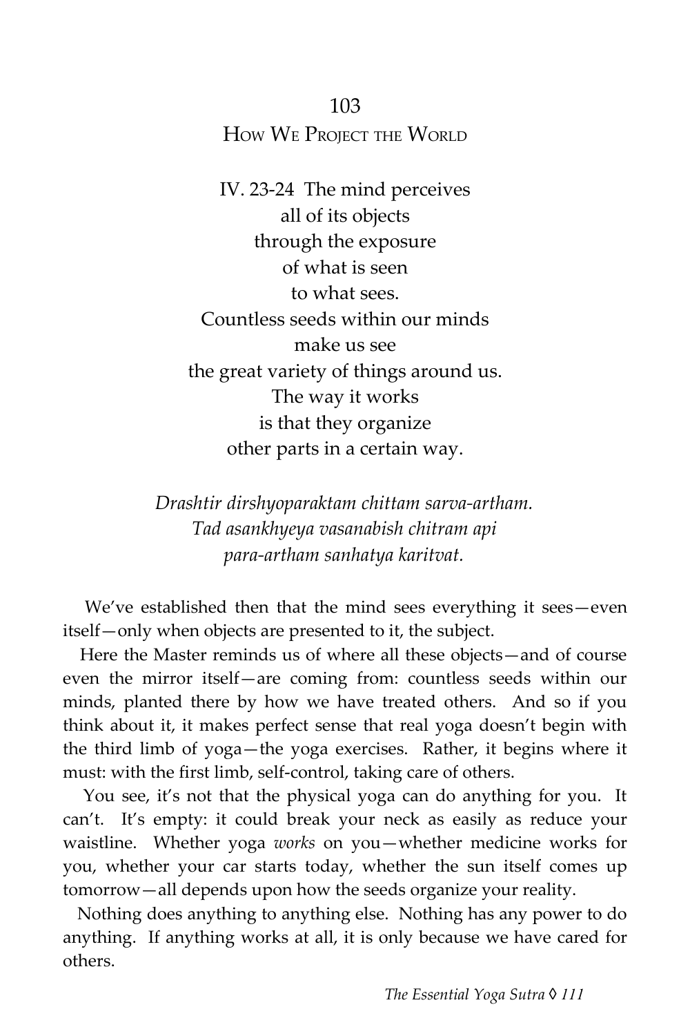## 103
## How We Project the World

IV. 23-24 The mind perceives
all of its objects
through the exposure
of what is seen
to what sees.
Countless seeds within our minds
make us see
the great variety of things around us.
The way it works
is that they organize
other parts in a certain way.

*Drashtir dirshyoparaktam chittam sarva-artham.*
*Tad asankhyeya vasanabish chitram api*
*para-artham sanhatya karitvat.*

We've established then that the mind sees everything it sees—even itself—only when objects are presented to it, the subject.

Here the Master reminds us of where all these objects—and of course even the mirror itself—are coming from: countless seeds within our minds, planted there by how we have treated others. And so if you think about it, it makes perfect sense that real yoga doesn't begin with the third limb of yoga—the yoga exercises. Rather, it begins where it must: with the first limb, self-control, taking care of others.

You see, it's not that the physical yoga can do anything for you. It can't. It's empty: it could break your neck as easily as reduce your waistline. Whether yoga *works* on you—whether medicine works for you, whether your car starts today, whether the sun itself comes up tomorrow—all depends upon how the seeds organize your reality.

Nothing does anything to anything else. Nothing has any power to do anything. If anything works at all, it is only because we have cared for others.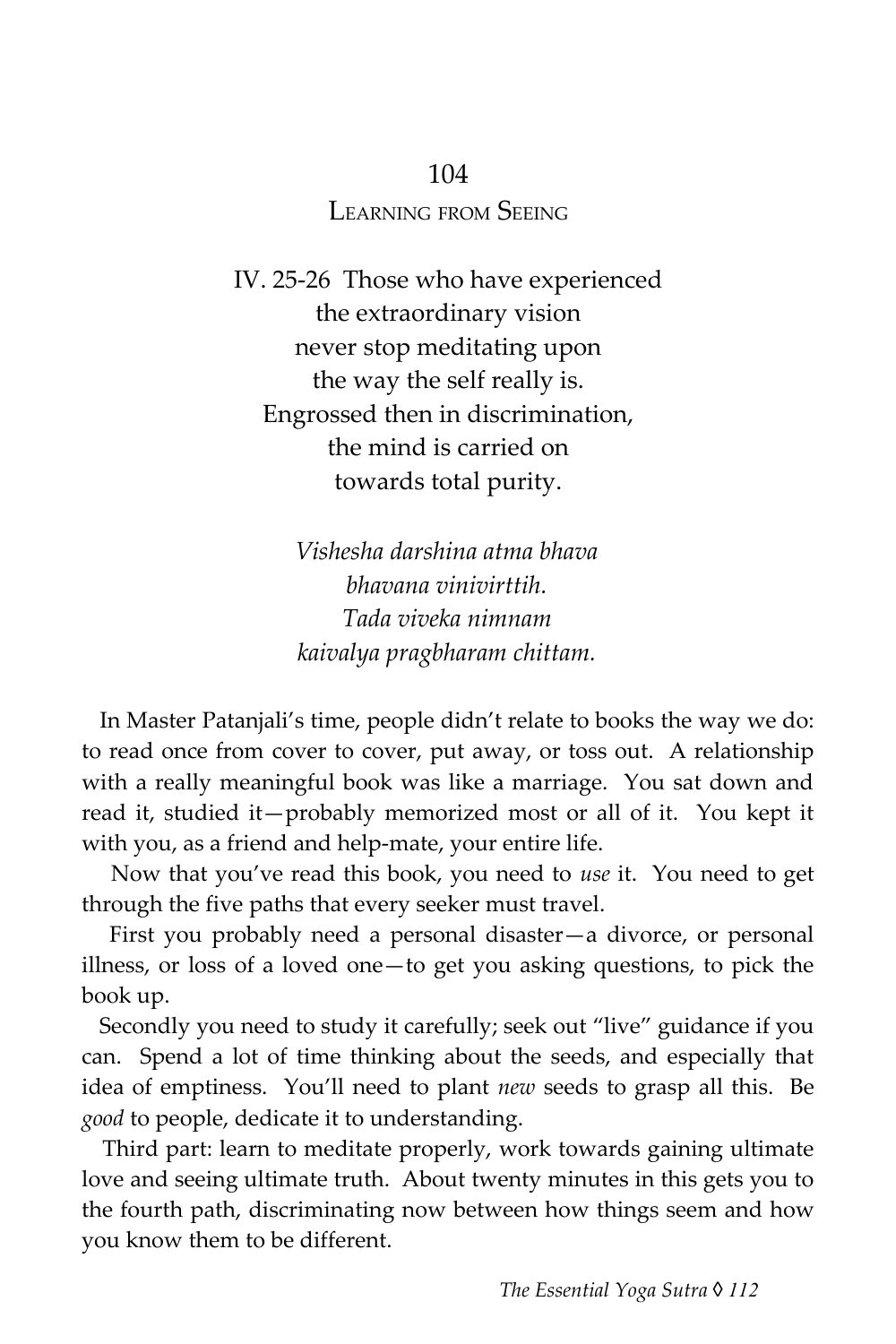## 104

### Learning from Seeing

IV. 25-26 Those who have experienced
the extraordinary vision
never stop meditating upon
the way the self really is.
Engrossed then in discrimination,
the mind is carried on
towards total purity.

*Vishesha darshina atma bhava*
*bhavana vinivirttih.*
*Tada viveka nimnam*
*kaivalya pragbharam chittam.*

In Master Patanjali's time, people didn't relate to books the way we do: to read once from cover to cover, put away, or toss out. A relationship with a really meaningful book was like a marriage. You sat down and read it, studied it—probably memorized most or all of it. You kept it with you, as a friend and help-mate, your entire life.

Now that you've read this book, you need to *use* it. You need to get through the five paths that every seeker must travel.

First you probably need a personal disaster—a divorce, or personal illness, or loss of a loved one—to get you asking questions, to pick the book up.

Secondly you need to study it carefully; seek out "live" guidance if you can. Spend a lot of time thinking about the seeds, and especially that idea of emptiness. You'll need to plant *new* seeds to grasp all this. Be *good* to people, dedicate it to understanding.

Third part: learn to meditate properly, work towards gaining ultimate love and seeing ultimate truth. About twenty minutes in this gets you to the fourth path, discriminating now between how things seem and how you know them to be different.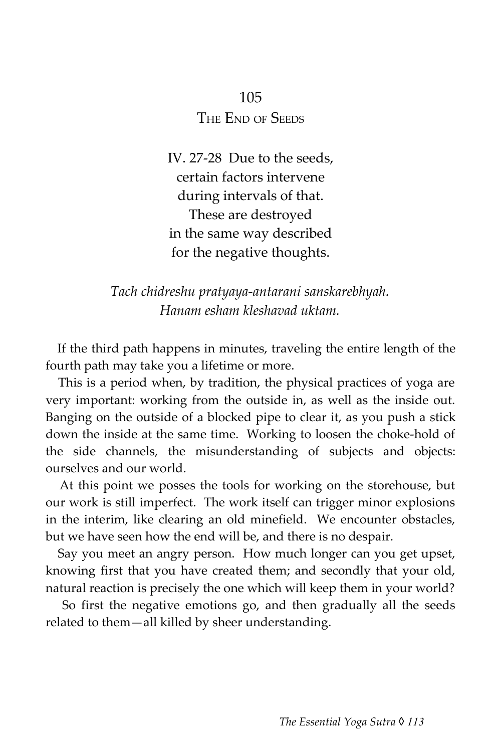## 105

## The End of Seeds

IV. 27-28 Due to the seeds,
certain factors intervene
during intervals of that.
These are destroyed
in the same way described
for the negative thoughts.

*Tach chidreshu pratyaya-antarani sanskarebhyah.*
*Hanam esham kleshavad uktam.*

If the third path happens in minutes, traveling the entire length of the fourth path may take you a lifetime or more.

This is a period when, by tradition, the physical practices of yoga are very important: working from the outside in, as well as the inside out. Banging on the outside of a blocked pipe to clear it, as you push a stick down the inside at the same time. Working to loosen the choke-hold of the side channels, the misunderstanding of subjects and objects: ourselves and our world.

At this point we posses the tools for working on the storehouse, but our work is still imperfect. The work itself can trigger minor explosions in the interim, like clearing an old minefield. We encounter obstacles, but we have seen how the end will be, and there is no despair.

Say you meet an angry person. How much longer can you get upset, knowing first that you have created them; and secondly that your old, natural reaction is precisely the one which will keep them in your world?

So first the negative emotions go, and then gradually all the seeds related to them—all killed by sheer understanding.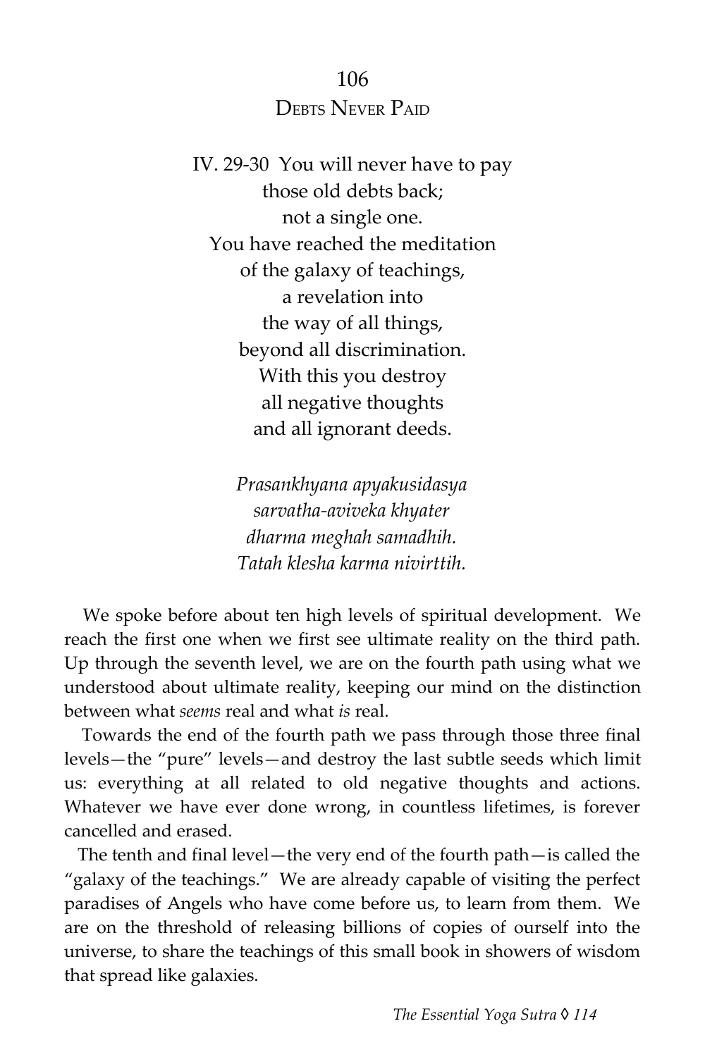## 106

## Debts Never Paid

IV. 29-30 You will never have to pay  
those old debts back;  
not a single one.  
You have reached the meditation  
of the galaxy of teachings,  
a revelation into  
the way of all things,  
beyond all discrimination.  
With this you destroy  
all negative thoughts  
and all ignorant deeds.

*Prasankhyana apyakusidasya*  
*sarvatha-aviveka khyater*  
*dharma meghah samadhih.*  
*Tatah klesha karma nivirttih.*

We spoke before about ten high levels of spiritual development. We reach the first one when we first see ultimate reality on the third path. Up through the seventh level, we are on the fourth path using what we understood about ultimate reality, keeping our mind on the distinction between what *seems* real and what *is* real.

Towards the end of the fourth path we pass through those three final levels—the "pure" levels—and destroy the last subtle seeds which limit us: everything at all related to old negative thoughts and actions. Whatever we have ever done wrong, in countless lifetimes, is forever cancelled and erased.

The tenth and final level—the very end of the fourth path—is called the "galaxy of the teachings." We are already capable of visiting the perfect paradises of Angels who have come before us, to learn from them. We are on the threshold of releasing billions of copies of ourself into the universe, to share the teachings of this small book in showers of wisdom that spread like galaxies.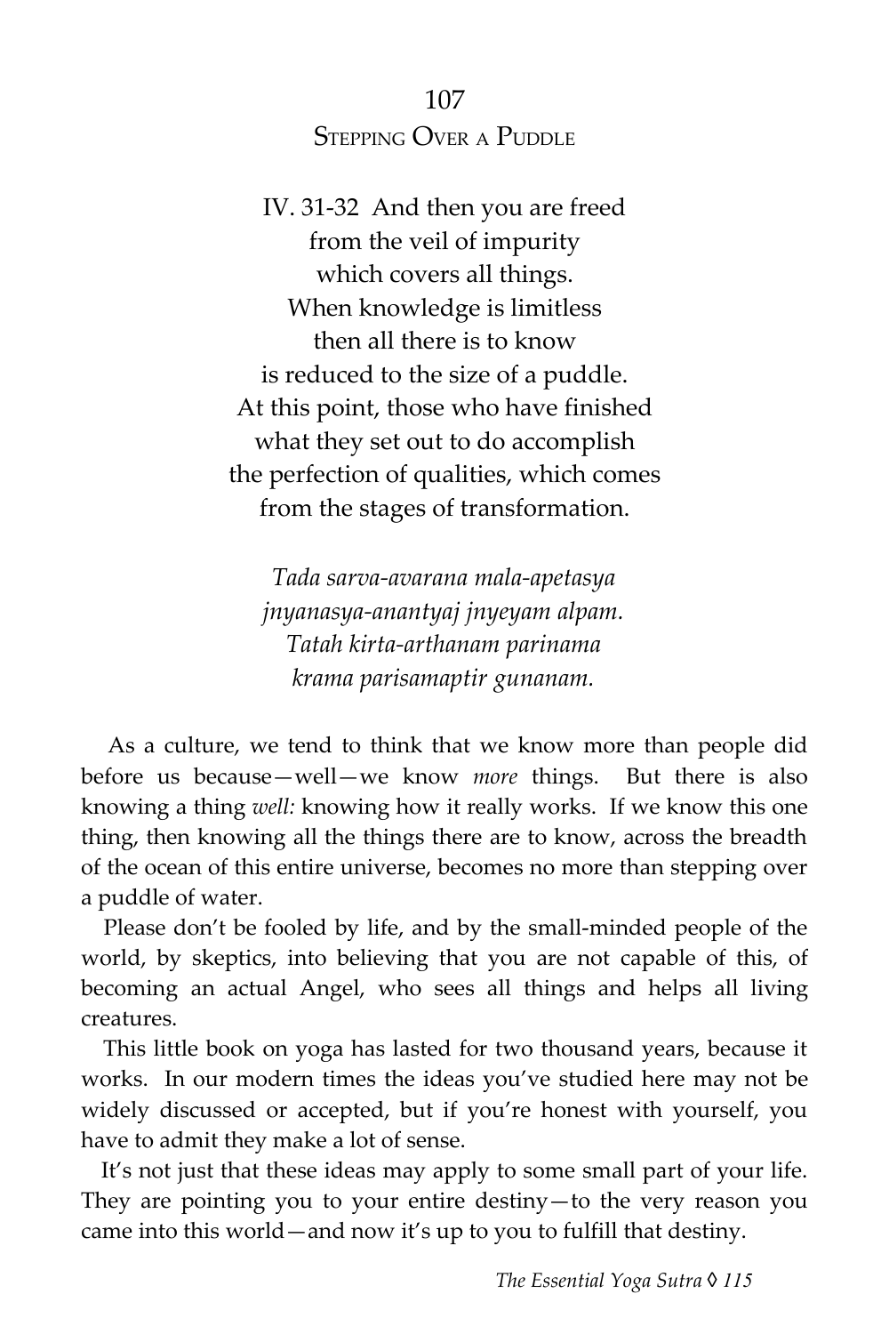## 107
### Stepping Over a Puddle

IV. 31-32 And then you are freed
from the veil of impurity
which covers all things.
When knowledge is limitless
then all there is to know
is reduced to the size of a puddle.
At this point, those who have finished
what they set out to do accomplish
the perfection of qualities, which comes
from the stages of transformation.

*Tada sarva-avarana mala-apetasya*
*jnyanasya-anantyaj jnyeyam alpam.*
*Tatah kirta-arthanam parinama*
*krama parisamaptir gunanam.*

As a culture, we tend to think that we know more than people did before us because—well—we know *more* things. But there is also knowing a thing *well:* knowing how it really works. If we know this one thing, then knowing all the things there are to know, across the breadth of the ocean of this entire universe, becomes no more than stepping over a puddle of water.

Please don't be fooled by life, and by the small-minded people of the world, by skeptics, into believing that you are not capable of this, of becoming an actual Angel, who sees all things and helps all living creatures.

This little book on yoga has lasted for two thousand years, because it works. In our modern times the ideas you've studied here may not be widely discussed or accepted, but if you're honest with yourself, you have to admit they make a lot of sense.

It's not just that these ideas may apply to some small part of your life. They are pointing you to your entire destiny—to the very reason you came into this world—and now it's up to you to fulfill that destiny.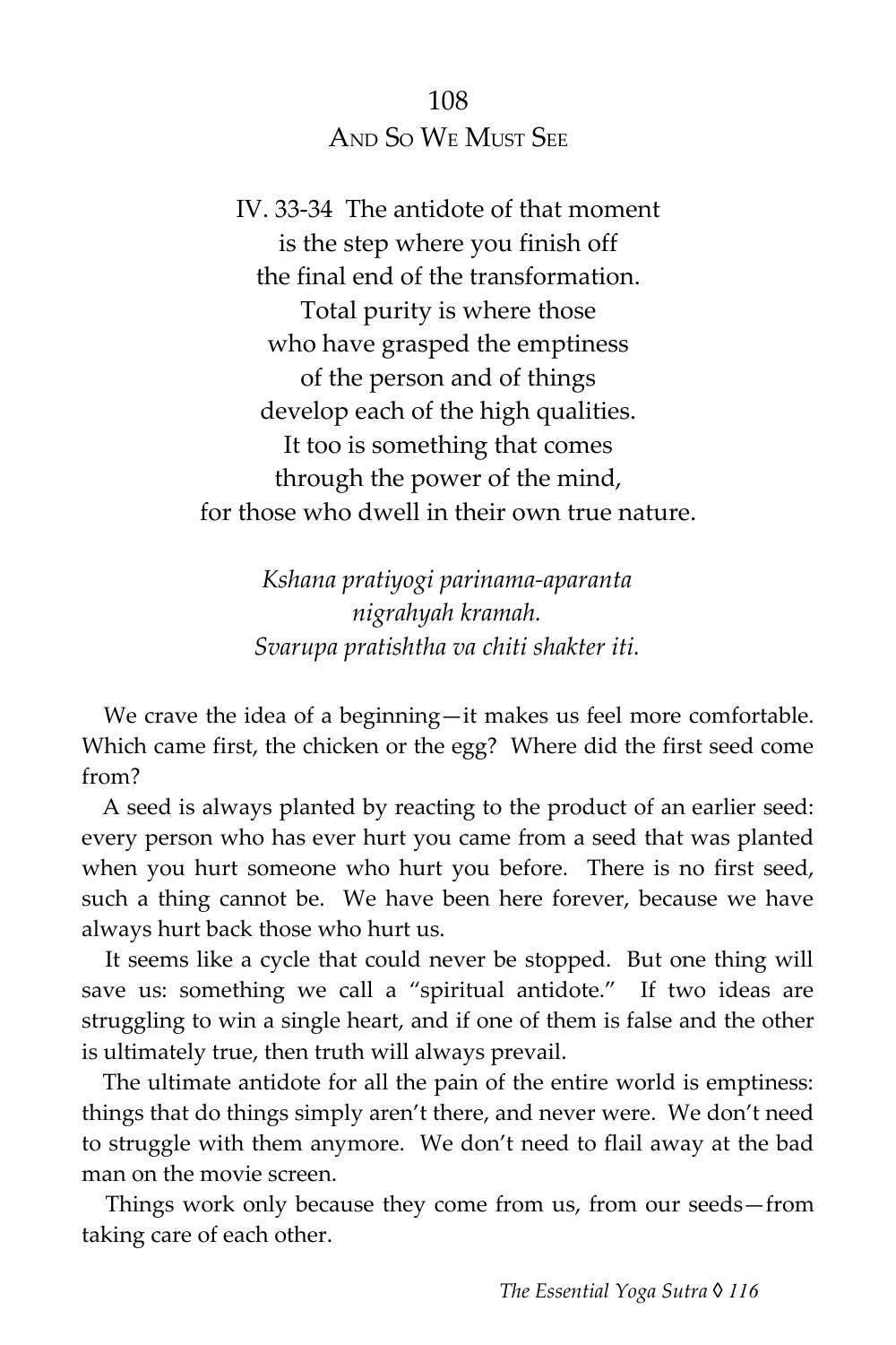## 108
## And So We Must See

IV. 33-34 The antidote of that moment
is the step where you finish off
the final end of the transformation.
Total purity is where those
who have grasped the emptiness
of the person and of things
develop each of the high qualities.
It too is something that comes
through the power of the mind,
for those who dwell in their own true nature.

*Kshana pratiyogi parinama-aparanta*
*nigrahyah kramah.*
*Svarupa pratishtha va chiti shakter iti.*

We crave the idea of a beginning—it makes us feel more comfortable. Which came first, the chicken or the egg? Where did the first seed come from?

A seed is always planted by reacting to the product of an earlier seed: every person who has ever hurt you came from a seed that was planted when you hurt someone who hurt you before. There is no first seed, such a thing cannot be. We have been here forever, because we have always hurt back those who hurt us.

It seems like a cycle that could never be stopped. But one thing will save us: something we call a "spiritual antidote." If two ideas are struggling to win a single heart, and if one of them is false and the other is ultimately true, then truth will always prevail.

The ultimate antidote for all the pain of the entire world is emptiness: things that do things simply aren't there, and never were. We don't need to struggle with them anymore. We don't need to flail away at the bad man on the movie screen.

Things work only because they come from us, from our seeds—from taking care of each other.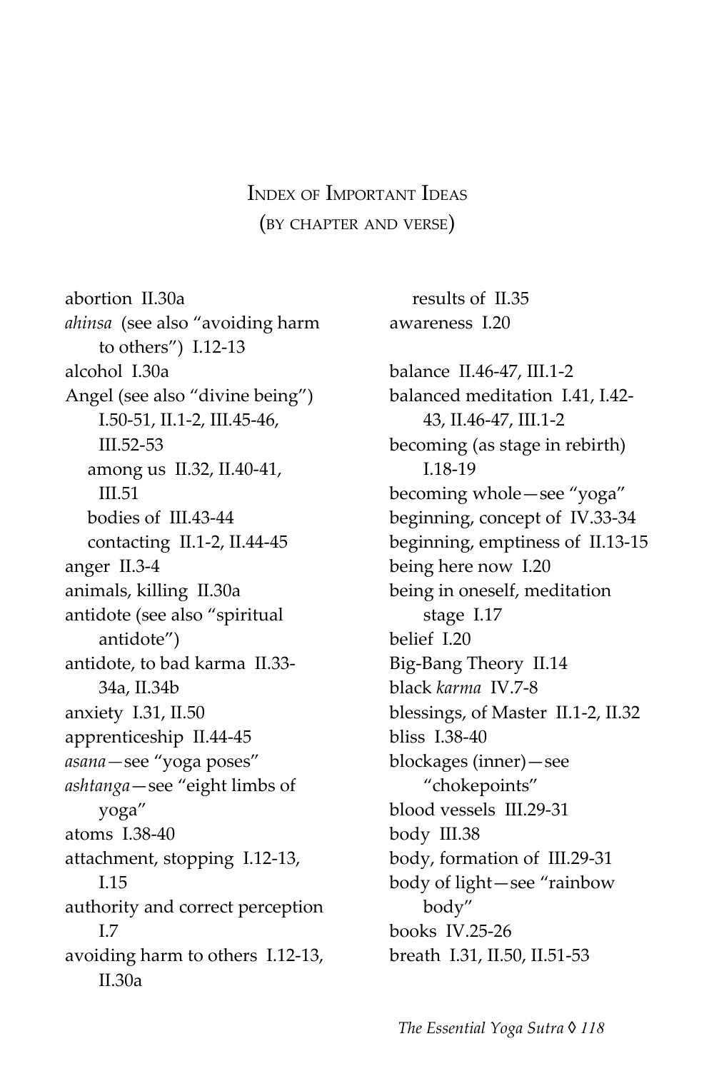# Index of Important Ideas
(by chapter and verse)

abortion II.30a
*ahinsa* (see also "avoiding harm to others") I.12-13
alcohol I.30a
Angel (see also "divine being") I.50-51, II.1-2, III.45-46, III.52-53
  among us II.32, II.40-41, III.51
  bodies of III.43-44
  contacting II.1-2, II.44-45
anger II.3-4
animals, killing II.30a
antidote (see also "spiritual antidote")
antidote, to bad karma II.33-34a, II.34b
anxiety I.31, II.50
apprenticeship II.44-45
*asana*—see "yoga poses"
*ashtanga*—see "eight limbs of yoga"
atoms I.38-40
attachment, stopping I.12-13, I.15
authority and correct perception I.7
avoiding harm to others I.12-13, II.30a
  results of II.35
awareness I.20

balance II.46-47, III.1-2
balanced meditation I.41, I.42-43, II.46-47, III.1-2
becoming (as stage in rebirth) I.18-19
becoming whole—see "yoga"
beginning, concept of IV.33-34
beginning, emptiness of II.13-15
being here now I.20
being in oneself, meditation stage I.17
belief I.20
Big-Bang Theory II.14
black *karma* IV.7-8
blessings, of Master II.1-2, II.32
bliss I.38-40
blockages (inner)—see "chokepoints"
blood vessels III.29-31
body III.38
body, formation of III.29-31
body of light—see "rainbow body"
books IV.25-26
breath I.31, II.50, II.51-53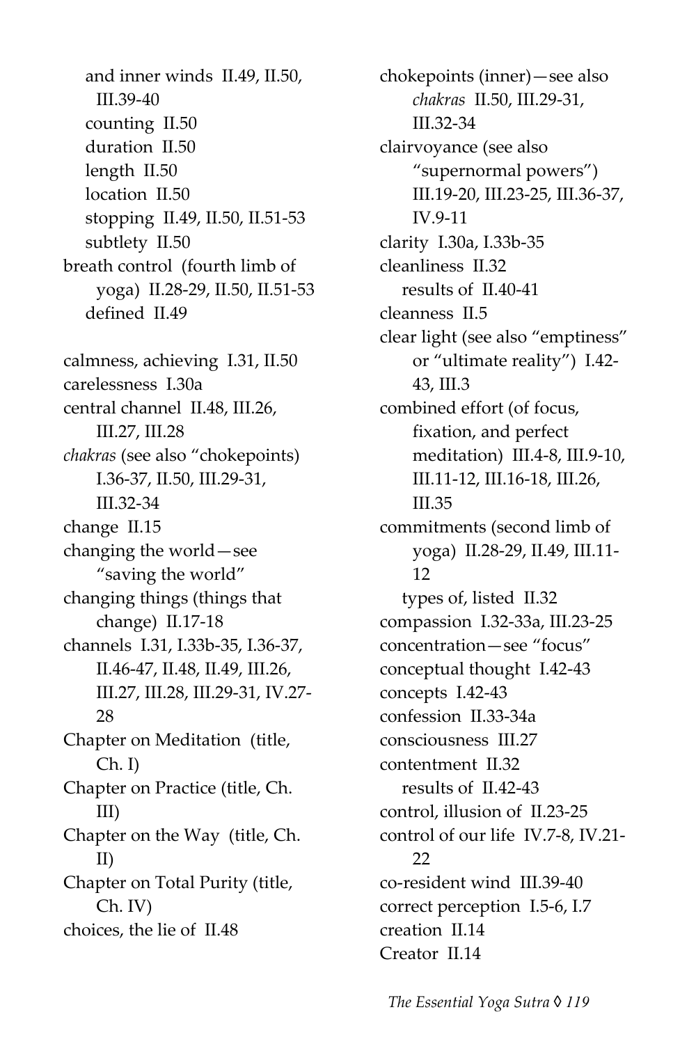- and inner winds II.49, II.50, III.39-40
- counting II.50
- duration II.50
- length II.50
- location II.50
- stopping II.49, II.50, II.51-53
- subtlety II.50

breath control (fourth limb of yoga) II.28-29, II.50, II.51-53
- defined II.49

calmness, achieving I.31, II.50
carelessness I.30a
central channel II.48, III.26, III.27, III.28
*chakras* (see also "chokepoints) I.36-37, II.50, III.29-31, III.32-34
change II.15
changing the world—see "saving the world"
changing things (things that change) II.17-18
channels I.31, I.33b-35, I.36-37, II.46-47, II.48, II.49, III.26, III.27, III.28, III.29-31, IV.27-28
Chapter on Meditation (title, Ch. I)
Chapter on Practice (title, Ch. III)
Chapter on the Way (title, Ch. II)
Chapter on Total Purity (title, Ch. IV)
choices, the lie of II.48
chokepoints (inner)—see also *chakras* II.50, III.29-31, III.32-34
clairvoyance (see also "supernormal powers") III.19-20, III.23-25, III.36-37, IV.9-11
clarity I.30a, I.33b-35
cleanliness II.32
- results of II.40-41

cleanness II.5
clear light (see also "emptiness" or "ultimate reality") I.42-43, III.3
combined effort (of focus, fixation, and perfect meditation) III.4-8, III.9-10, III.11-12, III.16-18, III.26, III.35
commitments (second limb of yoga) II.28-29, II.49, III.11-12
- types of, listed II.32

compassion I.32-33a, III.23-25
concentration—see "focus"
conceptual thought I.42-43
concepts I.42-43
confession II.33-34a
consciousness III.27
contentment II.32
- results of II.42-43

control, illusion of II.23-25
control of our life IV.7-8, IV.21-22
co-resident wind III.39-40
correct perception I.5-6, I.7
creation II.14
Creator II.14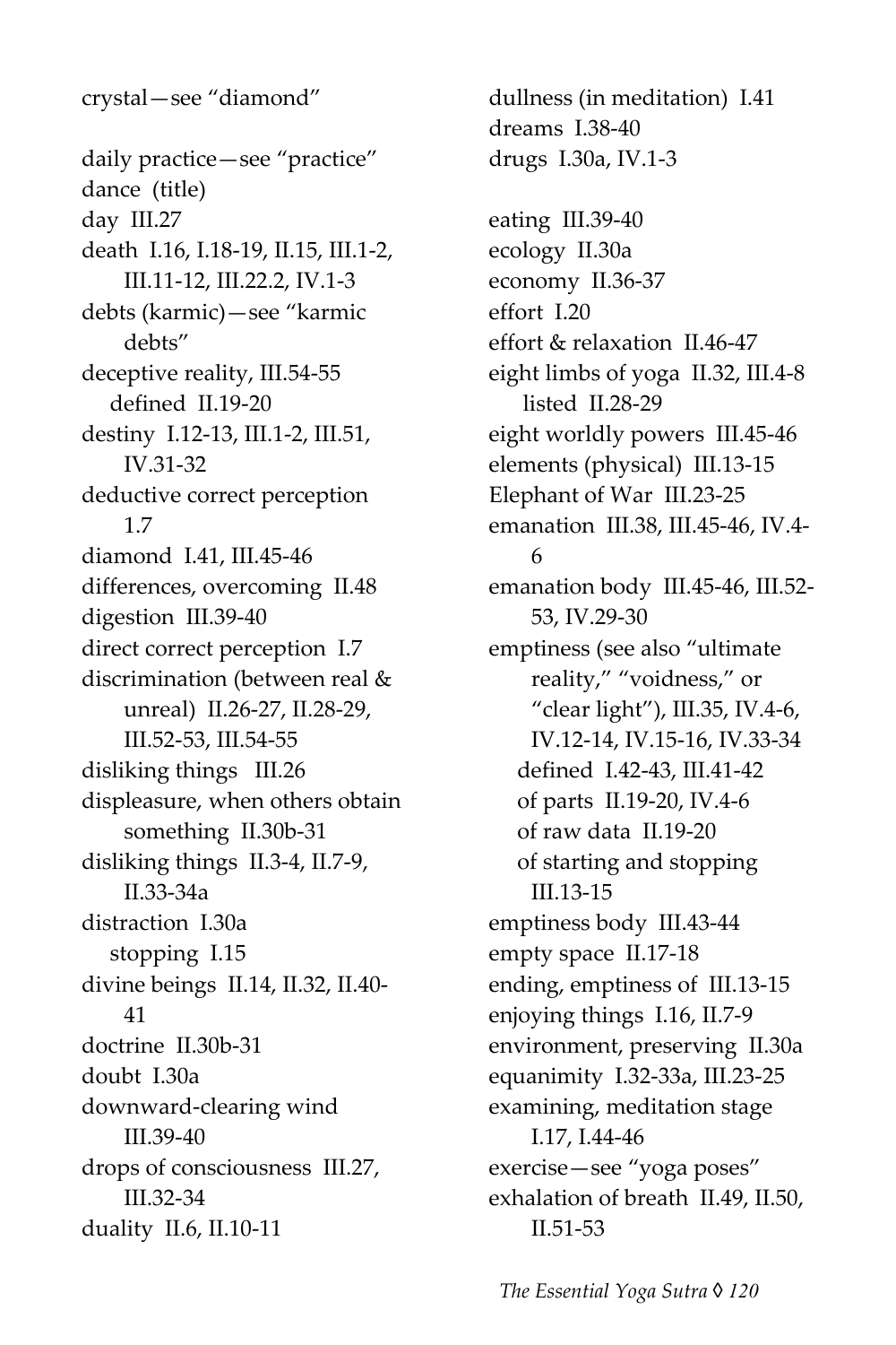crystal—see "diamond"

daily practice—see "practice"
dance (title)
day III.27
death I.16, I.18-19, II.15, III.1-2, III.11-12, III.22.2, IV.1-3
debts (karmic)—see "karmic debts"
deceptive reality, III.54-55
  defined II.19-20
destiny I.12-13, III.1-2, III.51, IV.31-32
deductive correct perception 1.7
diamond I.41, III.45-46
differences, overcoming II.48
digestion III.39-40
direct correct perception I.7
discrimination (between real & unreal) II.26-27, II.28-29, III.52-53, III.54-55
disliking things III.26
displeasure, when others obtain something II.30b-31
disliking things II.3-4, II.7-9, II.33-34a
distraction I.30a
  stopping I.15
divine beings II.14, II.32, II.40-41
doctrine II.30b-31
doubt I.30a
downward-clearing wind III.39-40
drops of consciousness III.27, III.32-34
duality II.6, II.10-11
dullness (in meditation) I.41
dreams I.38-40
drugs I.30a, IV.1-3

eating III.39-40
ecology II.30a
economy II.36-37
effort I.20
effort & relaxation II.46-47
eight limbs of yoga II.32, III.4-8
  listed II.28-29
eight worldly powers III.45-46
elements (physical) III.13-15
Elephant of War III.23-25
emanation III.38, III.45-46, IV.4-6
emanation body III.45-46, III.52-53, IV.29-30
emptiness (see also "ultimate reality," "voidness," or "clear light"), III.35, IV.4-6, IV.12-14, IV.15-16, IV.33-34
  defined I.42-43, III.41-42
  of parts II.19-20, IV.4-6
  of raw data II.19-20
  of starting and stopping III.13-15
emptiness body III.43-44
empty space II.17-18
ending, emptiness of III.13-15
enjoying things I.16, II.7-9
environment, preserving II.30a
equanimity I.32-33a, III.23-25
examining, meditation stage I.17, I.44-46
exercise—see "yoga poses"
exhalation of breath II.49, II.50, II.51-53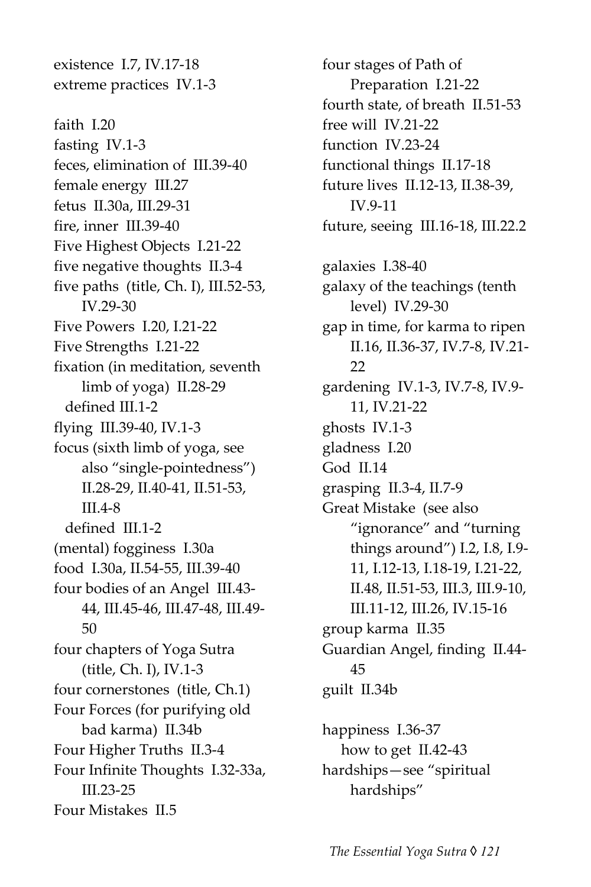existence I.7, IV.17-18
extreme practices IV.1-3

faith I.20
fasting IV.1-3
feces, elimination of III.39-40
female energy III.27
fetus II.30a, III.29-31
fire, inner III.39-40
Five Highest Objects I.21-22
five negative thoughts II.3-4
five paths (title, Ch. I), III.52-53, IV.29-30
Five Powers I.20, I.21-22
Five Strengths I.21-22
fixation (in meditation, seventh limb of yoga) II.28-29
  defined III.1-2
flying III.39-40, IV.1-3
focus (sixth limb of yoga, see also "single-pointedness") II.28-29, II.40-41, II.51-53, III.4-8
  defined III.1-2
(mental) fogginess I.30a
food I.30a, II.54-55, III.39-40
four bodies of an Angel III.43-44, III.45-46, III.47-48, III.49-50
four chapters of Yoga Sutra (title, Ch. I), IV.1-3
four cornerstones (title, Ch.1)
Four Forces (for purifying old bad karma) II.34b
Four Higher Truths II.3-4
Four Infinite Thoughts I.32-33a, III.23-25
Four Mistakes II.5
four stages of Path of Preparation I.21-22
fourth state, of breath II.51-53
free will IV.21-22
function IV.23-24
functional things II.17-18
future lives II.12-13, II.38-39, IV.9-11
future, seeing III.16-18, III.22.2

galaxies I.38-40
galaxy of the teachings (tenth level) IV.29-30
gap in time, for karma to ripen II.16, II.36-37, IV.7-8, IV.21-22
gardening IV.1-3, IV.7-8, IV.9-11, IV.21-22
ghosts IV.1-3
gladness I.20
God II.14
grasping II.3-4, II.7-9
Great Mistake (see also "ignorance" and "turning things around") I.2, I.8, I.9-11, I.12-13, I.18-19, I.21-22, II.48, II.51-53, III.3, III.9-10, III.11-12, III.26, IV.15-16
group karma II.35
Guardian Angel, finding II.44-45
guilt II.34b

happiness I.36-37
  how to get II.42-43
hardships—see "spiritual hardships"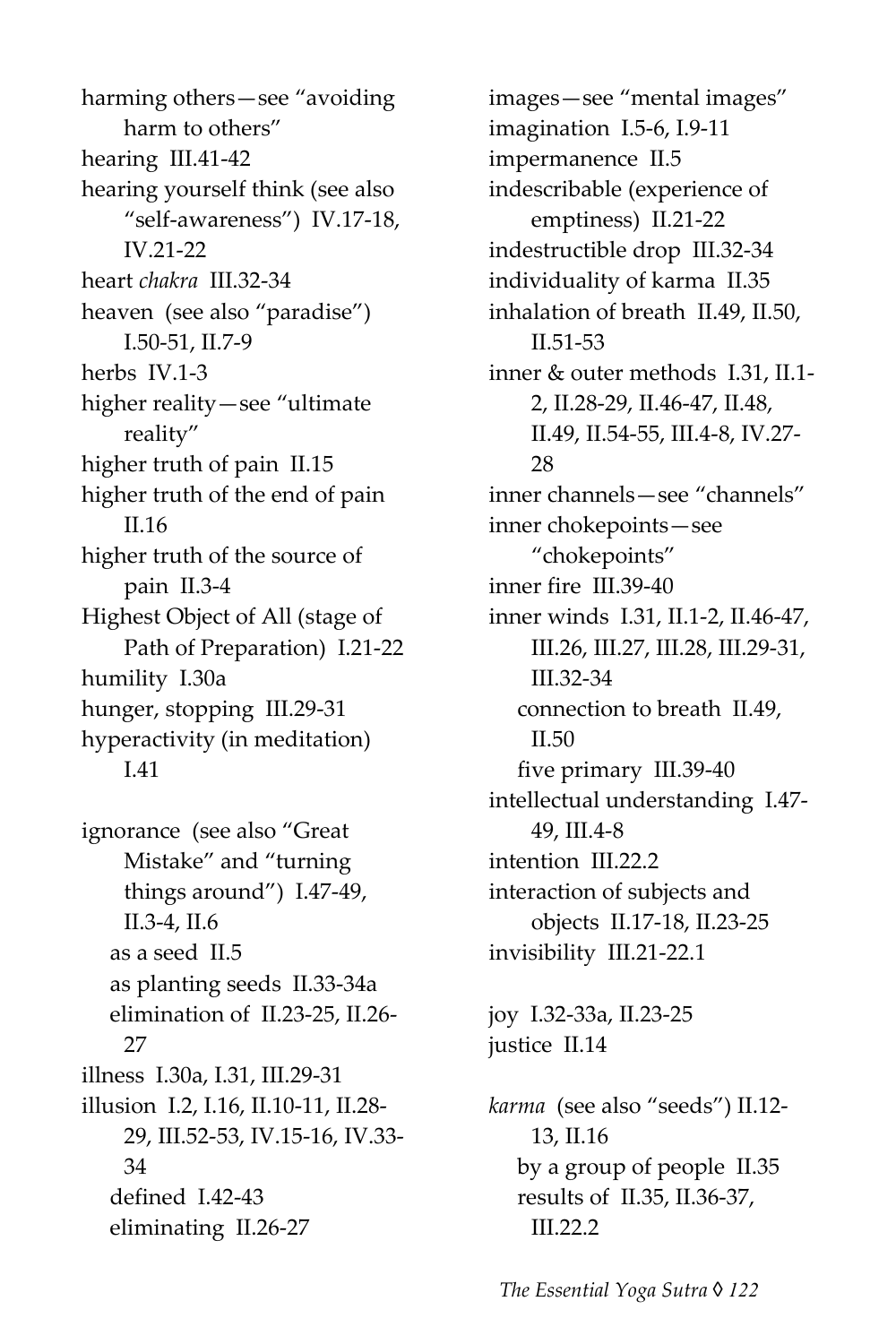harming others—see "avoiding harm to others"
hearing III.41-42
hearing yourself think (see also "self-awareness") IV.17-18, IV.21-22
heart *chakra* III.32-34
heaven (see also "paradise") I.50-51, II.7-9
herbs IV.1-3
higher reality—see "ultimate reality"
higher truth of pain II.15
higher truth of the end of pain II.16
higher truth of the source of pain II.3-4
Highest Object of All (stage of Path of Preparation) I.21-22
humility I.30a
hunger, stopping III.29-31
hyperactivity (in meditation) I.41

ignorance (see also "Great Mistake" and "turning things around") I.47-49, II.3-4, II.6
  as a seed II.5
  as planting seeds II.33-34a
  elimination of II.23-25, II.26-27
illness I.30a, I.31, III.29-31
illusion I.2, I.16, II.10-11, II.28-29, III.52-53, IV.15-16, IV.33-34
  defined I.42-43
  eliminating II.26-27

images—see "mental images"
imagination I.5-6, I.9-11
impermanence II.5
indescribable (experience of emptiness) II.21-22
indestructible drop III.32-34
individuality of karma II.35
inhalation of breath II.49, II.50, II.51-53
inner & outer methods I.31, II.1-2, II.28-29, II.46-47, II.48, II.49, II.54-55, III.4-8, IV.27-28
inner channels—see "channels"
inner chokepoints—see "chokepoints"
inner fire III.39-40
inner winds I.31, II.1-2, II.46-47, III.26, III.27, III.28, III.29-31, III.32-34
  connection to breath II.49, II.50
  five primary III.39-40
intellectual understanding I.47-49, III.4-8
intention III.22.2
interaction of subjects and objects II.17-18, II.23-25
invisibility III.21-22.1

joy I.32-33a, II.23-25
justice II.14

*karma* (see also "seeds") II.12-13, II.16
  by a group of people II.35
  results of II.35, II.36-37, III.22.2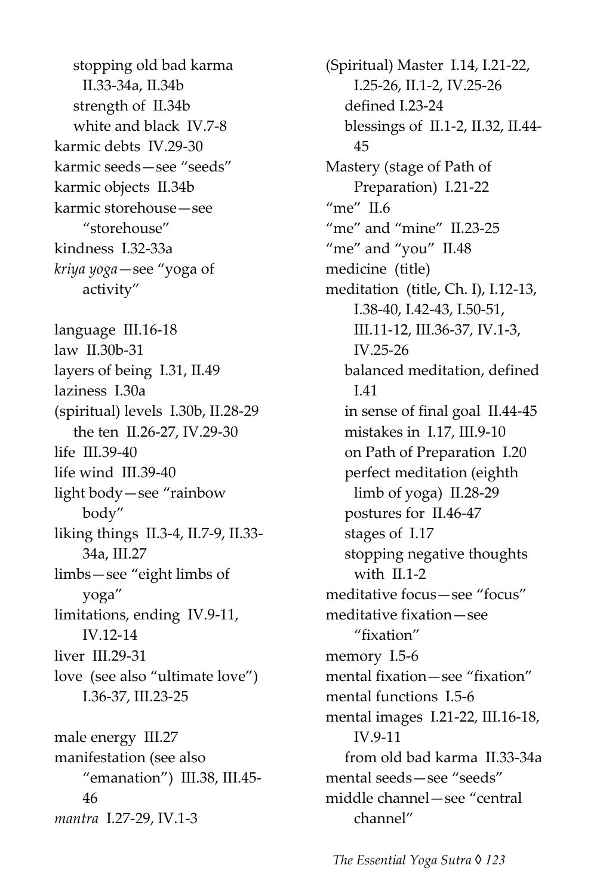stopping old bad karma II.33-34a, II.34b
strength of II.34b
white and black IV.7-8
karmic debts IV.29-30
karmic seeds—see "seeds"
karmic objects II.34b
karmic storehouse—see "storehouse"
kindness I.32-33a
*kriya yoga*—see "yoga of activity"

language III.16-18
law II.30b-31
layers of being I.31, II.49
laziness I.30a
(spiritual) levels I.30b, II.28-29
the ten II.26-27, IV.29-30
life III.39-40
life wind III.39-40
light body—see "rainbow body"
liking things II.3-4, II.7-9, II.33-34a, III.27
limbs—see "eight limbs of yoga"
limitations, ending IV.9-11, IV.12-14
liver III.29-31
love (see also "ultimate love") I.36-37, III.23-25

male energy III.27
manifestation (see also "emanation") III.38, III.45-46
*mantra* I.27-29, IV.1-3
(Spiritual) Master I.14, I.21-22, I.25-26, II.1-2, IV.25-26
defined I.23-24
blessings of II.1-2, II.32, II.44-45
Mastery (stage of Path of Preparation) I.21-22
"me" II.6
"me" and "mine" II.23-25
"me" and "you" II.48
medicine (title)
meditation (title, Ch. I), I.12-13, I.38-40, I.42-43, I.50-51, III.11-12, III.36-37, IV.1-3, IV.25-26
balanced meditation, defined I.41
in sense of final goal II.44-45
mistakes in I.17, III.9-10
on Path of Preparation I.20
perfect meditation (eighth limb of yoga) II.28-29
postures for II.46-47
stages of I.17
stopping negative thoughts with II.1-2
meditative focus—see "focus"
meditative fixation—see "fixation"
memory I.5-6
mental fixation—see "fixation"
mental functions I.5-6
mental images I.21-22, III.16-18, IV.9-11
from old bad karma II.33-34a
mental seeds—see "seeds"
middle channel—see "central channel"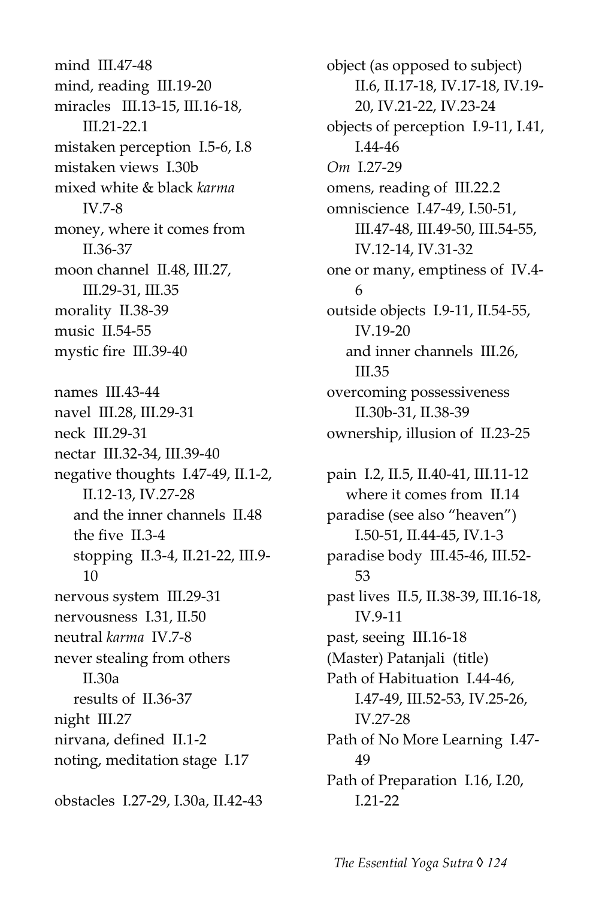mind  III.47-48
mind, reading  III.19-20
miracles  III.13-15, III.16-18, III.21-22.1
mistaken perception  I.5-6, I.8
mistaken views  I.30b
mixed white & black *karma* IV.7-8
money, where it comes from II.36-37
moon channel  II.48, III.27, III.29-31, III.35
morality  II.38-39
music  II.54-55
mystic fire  III.39-40

names  III.43-44
navel  III.28, III.29-31
neck  III.29-31
nectar  III.32-34, III.39-40
negative thoughts  I.47-49, II.1-2, II.12-13, IV.27-28
  and the inner channels  II.48
  the five  II.3-4
  stopping  II.3-4, II.21-22, III.9-10
nervous system  III.29-31
nervousness  I.31, II.50
neutral *karma*  IV.7-8
never stealing from others II.30a
  results of  II.36-37
night  III.27
nirvana, defined  II.1-2
noting, meditation stage  I.17

obstacles  I.27-29, I.30a, II.42-43
object (as opposed to subject) II.6, II.17-18, IV.17-18, IV.19-20, IV.21-22, IV.23-24
objects of perception  I.9-11, I.41, I.44-46
*Om*  I.27-29
omens, reading of  III.22.2
omniscience  I.47-49, I.50-51, III.47-48, III.49-50, III.54-55, IV.12-14, IV.31-32
one or many, emptiness of  IV.4-6
outside objects  I.9-11, II.54-55, IV.19-20
  and inner channels  III.26, III.35
overcoming possessiveness II.30b-31, II.38-39
ownership, illusion of  II.23-25

pain  I.2, II.5, II.40-41, III.11-12
  where it comes from  II.14
paradise (see also "heaven") I.50-51, II.44-45, IV.1-3
paradise body  III.45-46, III.52-53
past lives  II.5, II.38-39, III.16-18, IV.9-11
past, seeing  III.16-18
(Master) Patanjali  (title)
Path of Habituation  I.44-46, I.47-49, III.52-53, IV.25-26, IV.27-28
Path of No More Learning  I.47-49
Path of Preparation  I.16, I.20, I.21-22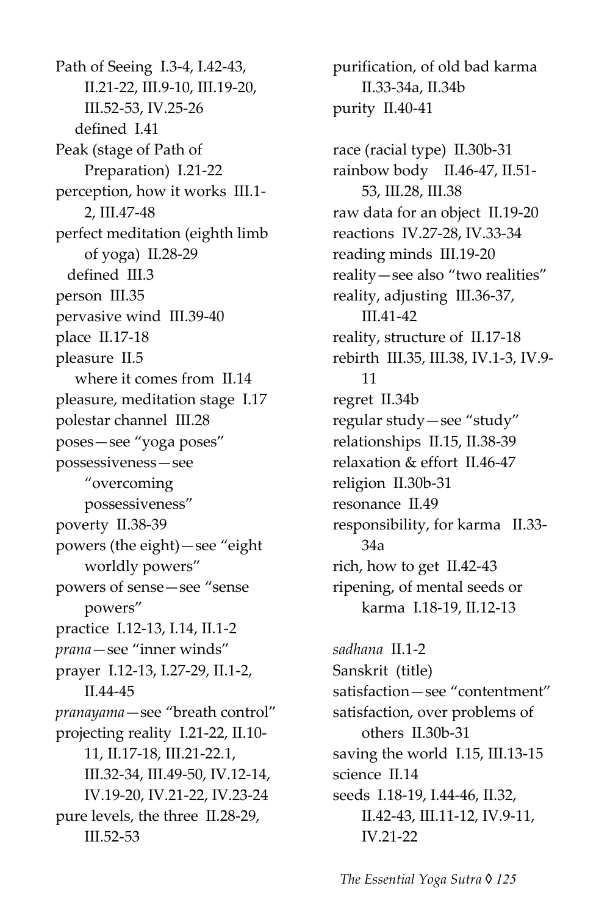Path of Seeing I.3-4, I.42-43, II.21-22, III.9-10, III.19-20, III.52-53, IV.25-26
  defined I.41
Peak (stage of Path of Preparation) I.21-22
perception, how it works III.1-2, III.47-48
perfect meditation (eighth limb of yoga) II.28-29
  defined III.3
person III.35
pervasive wind III.39-40
place II.17-18
pleasure II.5
  where it comes from II.14
pleasure, meditation stage I.17
polestar channel III.28
poses—see "yoga poses"
possessiveness—see "overcoming possessiveness"
poverty II.38-39
powers (the eight)—see "eight worldly powers"
powers of sense—see "sense powers"
practice I.12-13, I.14, II.1-2
*prana*—see "inner winds"
prayer I.12-13, I.27-29, II.1-2, II.44-45
*pranayama*—see "breath control"
projecting reality I.21-22, II.10-11, II.17-18, III.21-22.1, III.32-34, III.49-50, IV.12-14, IV.19-20, IV.21-22, IV.23-24
pure levels, the three II.28-29, III.52-53
purification, of old bad karma II.33-34a, II.34b
purity II.40-41

race (racial type) II.30b-31
rainbow body II.46-47, II.51-53, III.28, III.38
raw data for an object II.19-20
reactions IV.27-28, IV.33-34
reading minds III.19-20
reality—see also "two realities"
reality, adjusting III.36-37, III.41-42
reality, structure of II.17-18
rebirth III.35, III.38, IV.1-3, IV.9-11
regret II.34b
regular study—see "study"
relationships II.15, II.38-39
relaxation & effort II.46-47
religion II.30b-31
resonance II.49
responsibility, for karma II.33-34a
rich, how to get II.42-43
ripening, of mental seeds or karma I.18-19, II.12-13

*sadhana* II.1-2
Sanskrit (title)
satisfaction—see "contentment"
satisfaction, over problems of others II.30b-31
saving the world I.15, III.13-15
science II.14
seeds I.18-19, I.44-46, II.32, II.42-43, III.11-12, IV.9-11, IV.21-22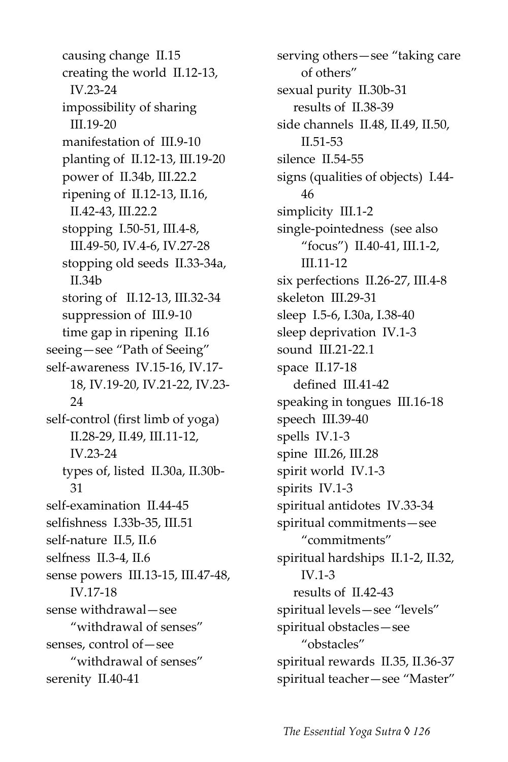causing change II.15
creating the world II.12-13, IV.23-24
impossibility of sharing III.19-20
manifestation of III.9-10
planting of II.12-13, III.19-20
power of II.34b, III.22.2
ripening of II.12-13, II.16, II.42-43, III.22.2
stopping I.50-51, III.4-8, III.49-50, IV.4-6, IV.27-28
stopping old seeds II.33-34a, II.34b
storing of II.12-13, III.32-34
suppression of III.9-10
time gap in ripening II.16

seeing—see "Path of Seeing"
self-awareness IV.15-16, IV.17-18, IV.19-20, IV.21-22, IV.23-24
self-control (first limb of yoga) II.28-29, II.49, III.11-12, IV.23-24
types of, listed II.30a, II.30b-31
self-examination II.44-45
selfishness I.33b-35, III.51
self-nature II.5, II.6
selfness II.3-4, II.6
sense powers III.13-15, III.47-48, IV.17-18
sense withdrawal—see "withdrawal of senses"
senses, control of—see "withdrawal of senses"
serenity II.40-41
serving others—see "taking care of others"
sexual purity II.30b-31
results of II.38-39
side channels II.48, II.49, II.50, II.51-53
silence II.54-55
signs (qualities of objects) I.44-46
simplicity III.1-2
single-pointedness (see also "focus") II.40-41, III.1-2, III.11-12
six perfections II.26-27, III.4-8
skeleton III.29-31
sleep I.5-6, I.30a, I.38-40
sleep deprivation IV.1-3
sound III.21-22.1
space II.17-18
defined III.41-42
speaking in tongues III.16-18
speech III.39-40
spells IV.1-3
spine III.26, III.28
spirit world IV.1-3
spirits IV.1-3
spiritual antidotes IV.33-34
spiritual commitments—see "commitments"
spiritual hardships II.1-2, II.32, IV.1-3
results of II.42-43
spiritual levels—see "levels"
spiritual obstacles—see "obstacles"
spiritual rewards II.35, II.36-37
spiritual teacher—see "Master"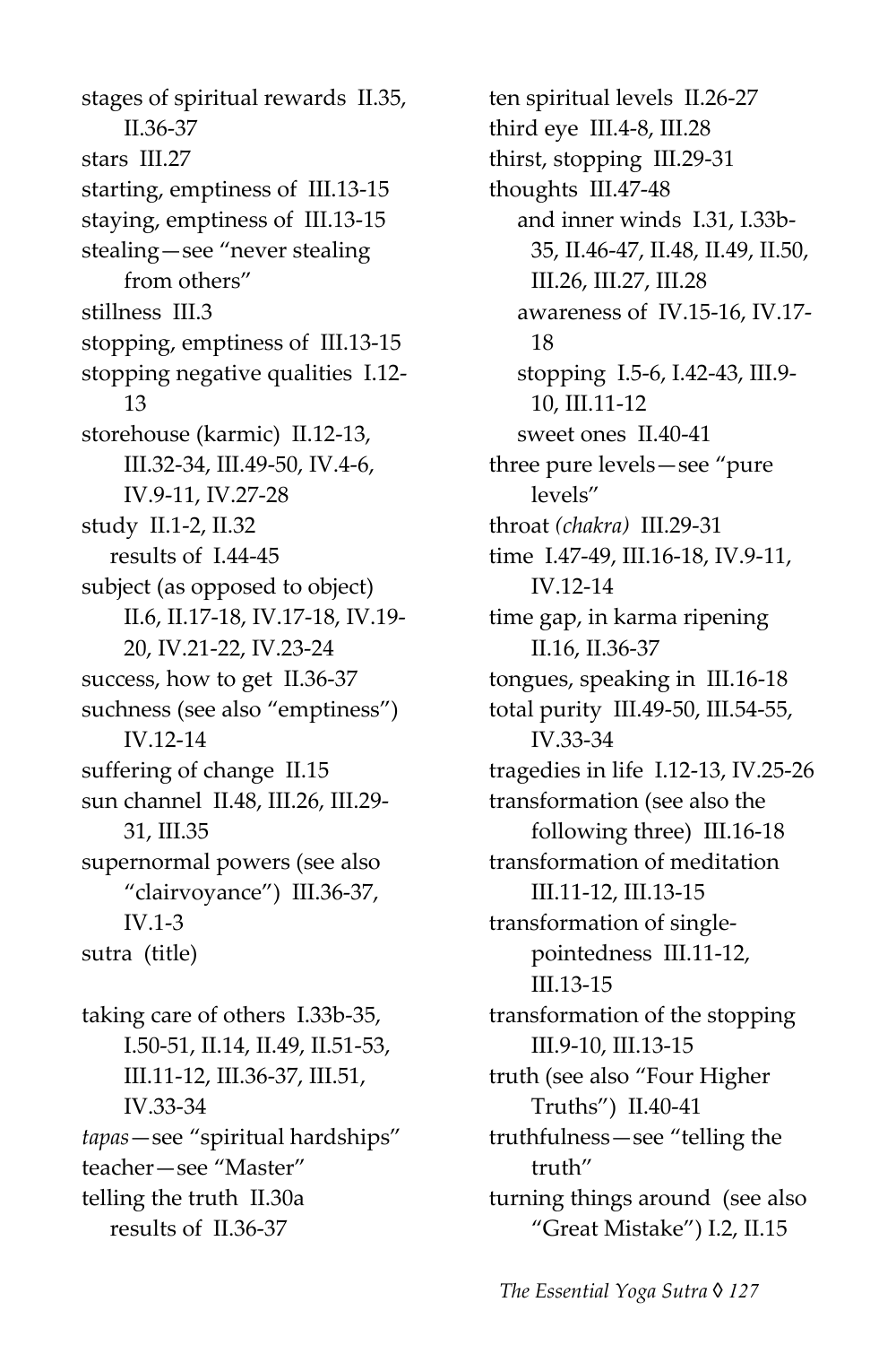stages of spiritual rewards II.35, II.36-37
stars III.27
starting, emptiness of III.13-15
staying, emptiness of III.13-15
stealing—see "never stealing from others"
stillness III.3
stopping, emptiness of III.13-15
stopping negative qualities I.12-13
storehouse (karmic) II.12-13, III.32-34, III.49-50, IV.4-6, IV.9-11, IV.27-28
study II.1-2, II.32
  results of I.44-45
subject (as opposed to object) II.6, II.17-18, IV.17-18, IV.19-20, IV.21-22, IV.23-24
success, how to get II.36-37
suchness (see also "emptiness") IV.12-14
suffering of change II.15
sun channel II.48, III.26, III.29-31, III.35
supernormal powers (see also "clairvoyance") III.36-37, IV.1-3
sutra (title)

taking care of others I.33b-35, I.50-51, II.14, II.49, II.51-53, III.11-12, III.36-37, III.51, IV.33-34
*tapas*—see "spiritual hardships"
teacher—see "Master"
telling the truth II.30a
  results of II.36-37
ten spiritual levels II.26-27
third eye III.4-8, III.28
thirst, stopping III.29-31
thoughts III.47-48
  and inner winds I.31, I.33b-35, II.46-47, II.48, II.49, II.50, III.26, III.27, III.28
  awareness of IV.15-16, IV.17-18
  stopping I.5-6, I.42-43, III.9-10, III.11-12
  sweet ones II.40-41
three pure levels—see "pure levels"
throat *(chakra)* III.29-31
time I.47-49, III.16-18, IV.9-11, IV.12-14
time gap, in karma ripening II.16, II.36-37
tongues, speaking in III.16-18
total purity III.49-50, III.54-55, IV.33-34
tragedies in life I.12-13, IV.25-26
transformation (see also the following three) III.16-18
transformation of meditation III.11-12, III.13-15
transformation of single-pointedness III.11-12, III.13-15
transformation of the stopping III.9-10, III.13-15
truth (see also "Four Higher Truths") II.40-41
truthfulness—see "telling the truth"
turning things around (see also "Great Mistake") I.2, II.15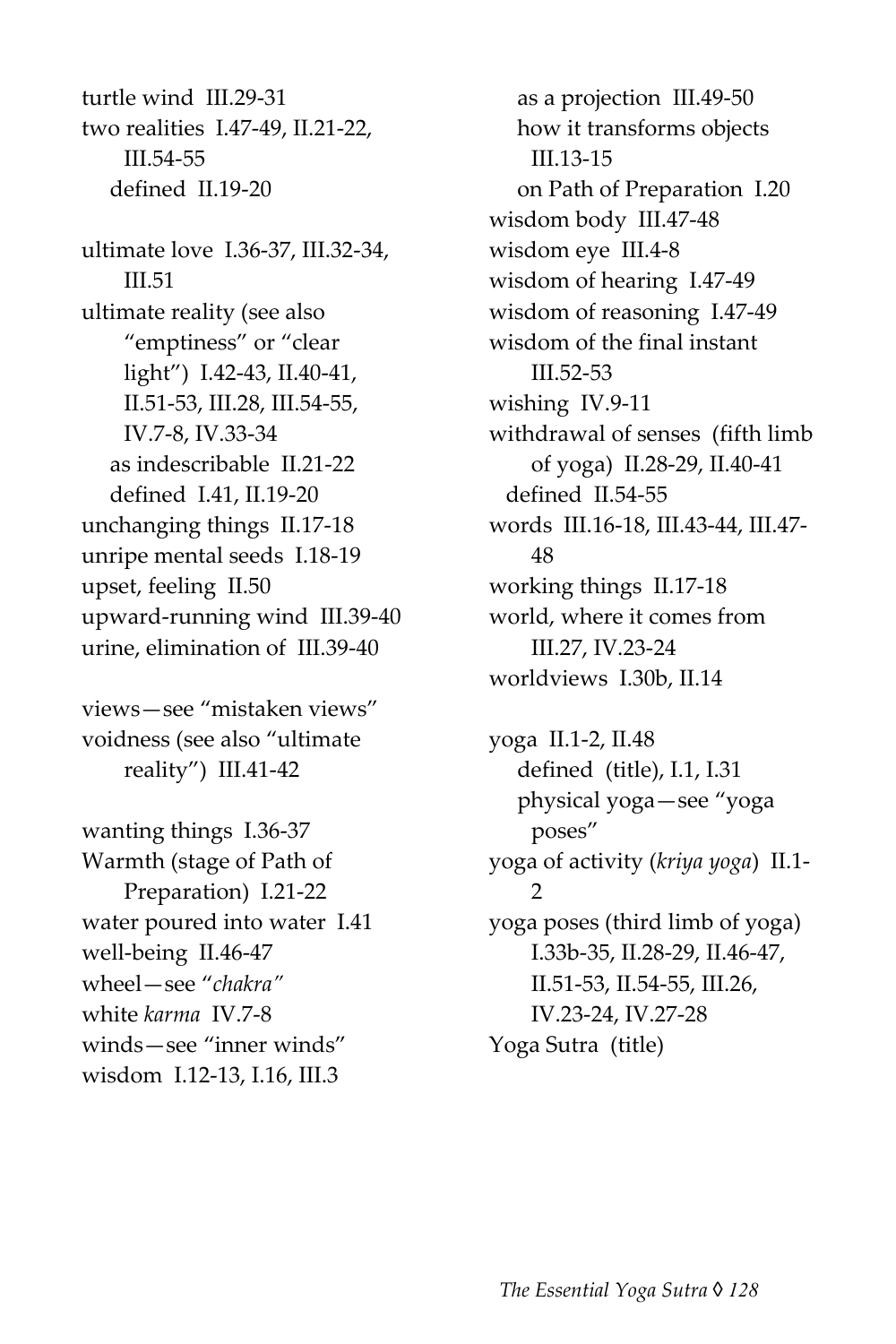turtle wind III.29-31
two realities I.47-49, II.21-22, III.54-55
  defined II.19-20

ultimate love I.36-37, III.32-34, III.51
ultimate reality (see also "emptiness" or "clear light") I.42-43, II.40-41, II.51-53, III.28, III.54-55, IV.7-8, IV.33-34
  as indescribable II.21-22
  defined I.41, II.19-20
unchanging things II.17-18
unripe mental seeds I.18-19
upset, feeling II.50
upward-running wind III.39-40
urine, elimination of III.39-40

views—see "mistaken views"
voidness (see also "ultimate reality") III.41-42

wanting things I.36-37
Warmth (stage of Path of Preparation) I.21-22
water poured into water I.41
well-being II.46-47
wheel—see "*chakra"*
white *karma* IV.7-8
winds—see "inner winds"
wisdom I.12-13, I.16, III.3
  as a projection III.49-50
  how it transforms objects III.13-15
  on Path of Preparation I.20
wisdom body III.47-48
wisdom eye III.4-8
wisdom of hearing I.47-49
wisdom of reasoning I.47-49
wisdom of the final instant III.52-53
wishing IV.9-11
withdrawal of senses (fifth limb of yoga) II.28-29, II.40-41
  defined II.54-55
words III.16-18, III.43-44, III.47-48
working things II.17-18
world, where it comes from III.27, IV.23-24
worldviews I.30b, II.14

yoga II.1-2, II.48
  defined (title), I.1, I.31
  physical yoga—see "yoga poses"
yoga of activity (*kriya yoga*) II.1-2
yoga poses (third limb of yoga) I.33b-35, II.28-29, II.46-47, II.51-53, II.54-55, III.26, IV.23-24, IV.27-28
Yoga Sutra (title)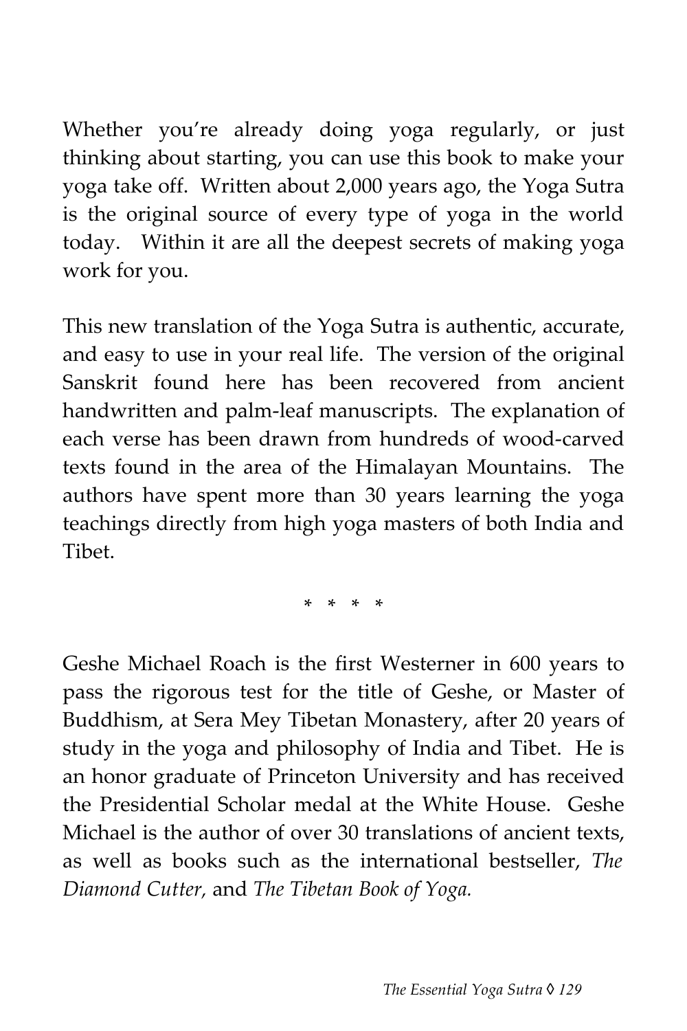Whether you're already doing yoga regularly, or just thinking about starting, you can use this book to make your yoga take off. Written about 2,000 years ago, the Yoga Sutra is the original source of every type of yoga in the world today. Within it are all the deepest secrets of making yoga work for you.

This new translation of the Yoga Sutra is authentic, accurate, and easy to use in your real life. The version of the original Sanskrit found here has been recovered from ancient handwritten and palm-leaf manuscripts. The explanation of each verse has been drawn from hundreds of wood-carved texts found in the area of the Himalayan Mountains. The authors have spent more than 30 years learning the yoga teachings directly from high yoga masters of both India and Tibet.

\* \* \* \*

Geshe Michael Roach is the first Westerner in 600 years to pass the rigorous test for the title of Geshe, or Master of Buddhism, at Sera Mey Tibetan Monastery, after 20 years of study in the yoga and philosophy of India and Tibet. He is an honor graduate of Princeton University and has received the Presidential Scholar medal at the White House. Geshe Michael is the author of over 30 translations of ancient texts, as well as books such as the international bestseller, *The Diamond Cutter,* and *The Tibetan Book of Yoga.*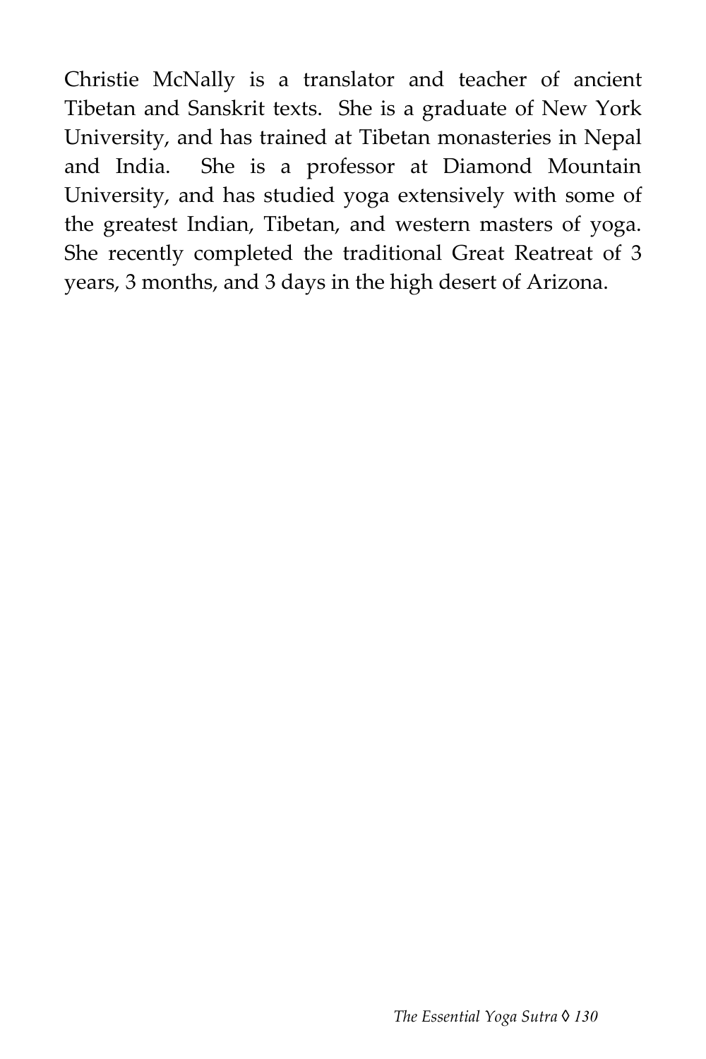Christie McNally is a translator and teacher of ancient Tibetan and Sanskrit texts. She is a graduate of New York University, and has trained at Tibetan monasteries in Nepal and India. She is a professor at Diamond Mountain University, and has studied yoga extensively with some of the greatest Indian, Tibetan, and western masters of yoga. She recently completed the traditional Great Reatreat of 3 years, 3 months, and 3 days in the high desert of Arizona.